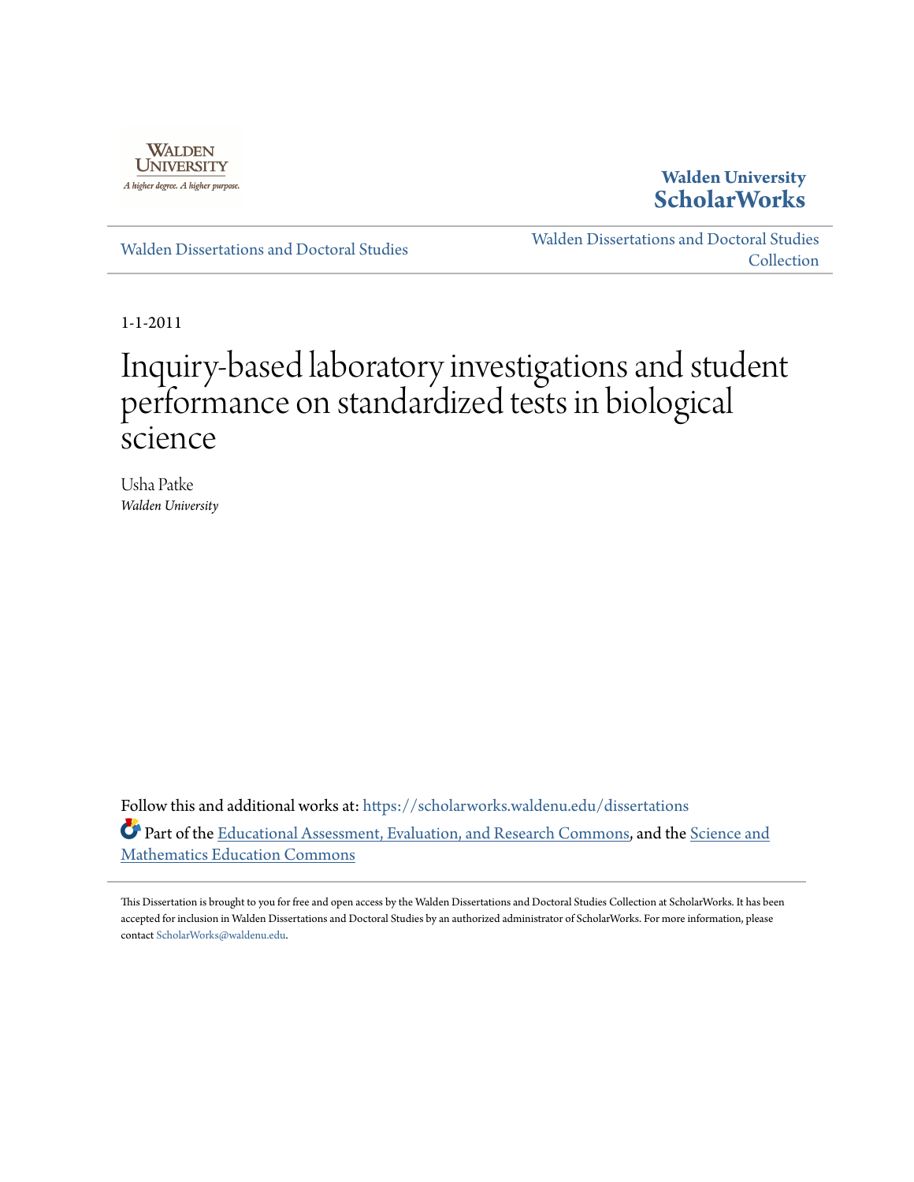Walden University

A higher degree. A higher purpose.

**Walden University ScholarWorks**

Walden Dissertations and Doctoral Studies

Walden Dissertations and Doctoral Studies Collection

1-1-2011

# Inquiry-based laboratory investigations and student performance on standardized tests in biological science

Usha Patke
*Walden University*

Follow this and additional works at: https://scholarworks.waldenu.edu/dissertations

Part of the Educational Assessment, Evaluation, and Research Commons, and the Science and Mathematics Education Commons

This Dissertation is brought to you for free and open access by the Walden Dissertations and Doctoral Studies Collection at ScholarWorks. It has been accepted for inclusion in Walden Dissertations and Doctoral Studies by an authorized administrator of ScholarWorks. For more information, please contact ScholarWorks@waldenu.edu.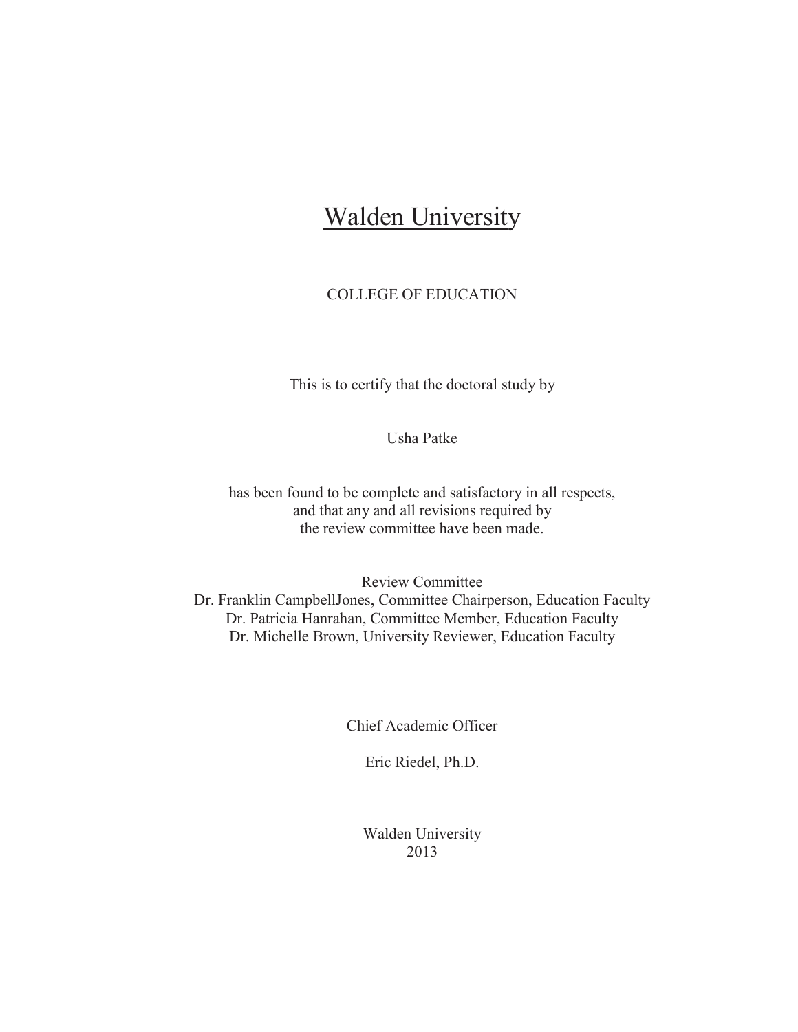# Walden University

COLLEGE OF EDUCATION

This is to certify that the doctoral study by

Usha Patke

has been found to be complete and satisfactory in all respects,
and that any and all revisions required by
the review committee have been made.

Review Committee
Dr. Franklin CampbellJones, Committee Chairperson, Education Faculty
Dr. Patricia Hanrahan, Committee Member, Education Faculty
Dr. Michelle Brown, University Reviewer, Education Faculty

Chief Academic Officer

Eric Riedel, Ph.D.

Walden University
2013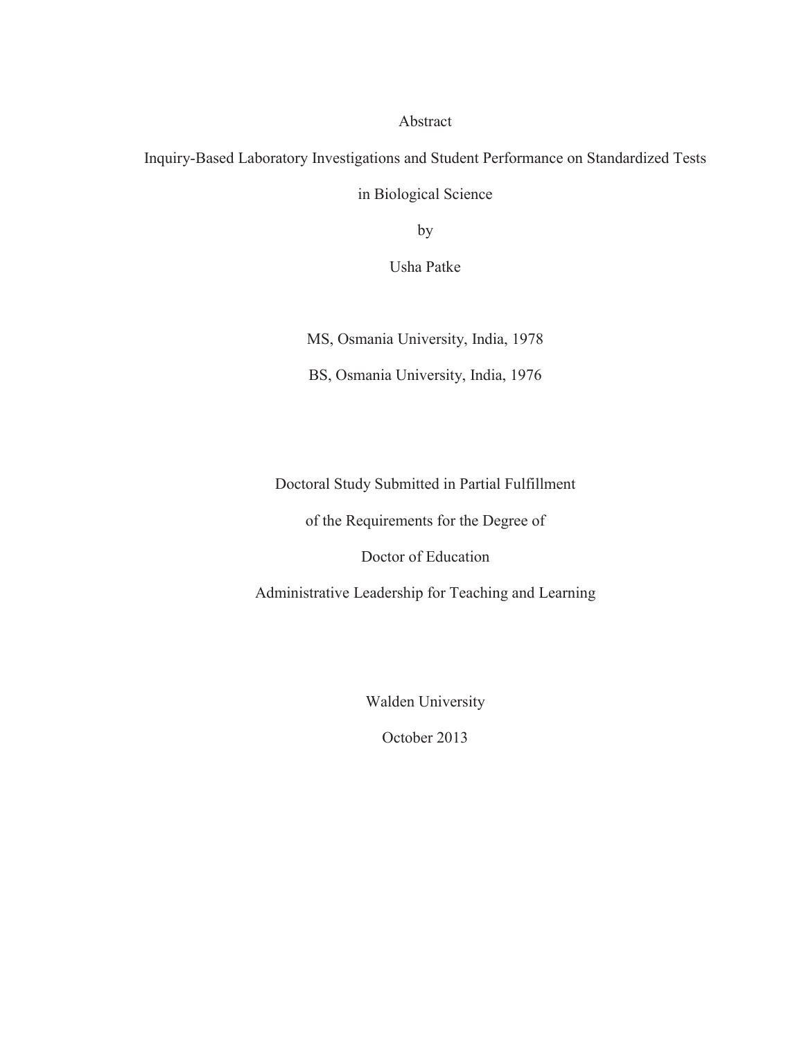Abstract

Inquiry-Based Laboratory Investigations and Student Performance on Standardized Tests

in Biological Science

by

Usha Patke

MS, Osmania University, India, 1978

BS, Osmania University, India, 1976

Doctoral Study Submitted in Partial Fulfillment

of the Requirements for the Degree of

Doctor of Education

Administrative Leadership for Teaching and Learning

Walden University

October 2013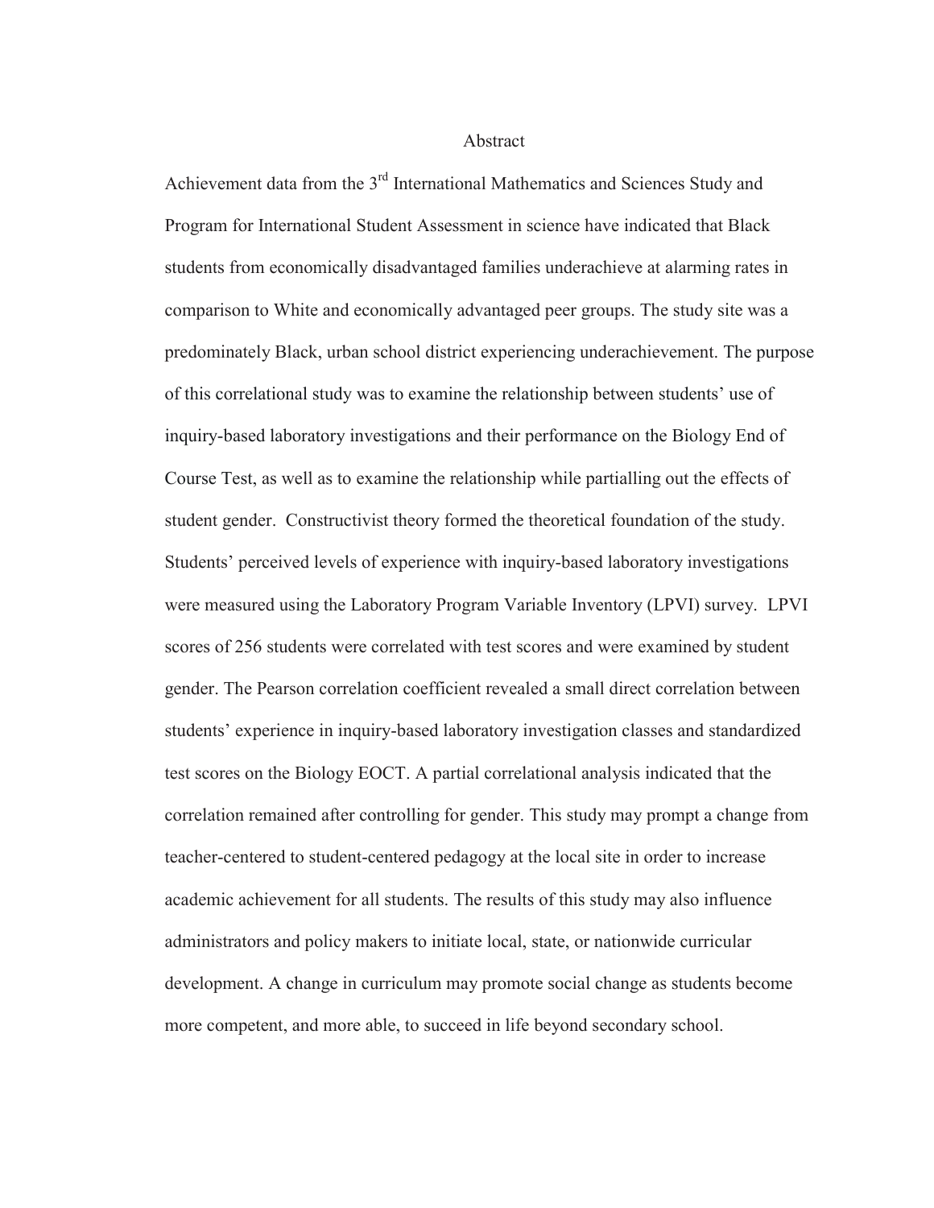# Abstract

Achievement data from the 3rd International Mathematics and Sciences Study and Program for International Student Assessment in science have indicated that Black students from economically disadvantaged families underachieve at alarming rates in comparison to White and economically advantaged peer groups. The study site was a predominately Black, urban school district experiencing underachievement. The purpose of this correlational study was to examine the relationship between students' use of inquiry-based laboratory investigations and their performance on the Biology End of Course Test, as well as to examine the relationship while partialling out the effects of student gender. Constructivist theory formed the theoretical foundation of the study. Students' perceived levels of experience with inquiry-based laboratory investigations were measured using the Laboratory Program Variable Inventory (LPVI) survey. LPVI scores of 256 students were correlated with test scores and were examined by student gender. The Pearson correlation coefficient revealed a small direct correlation between students' experience in inquiry-based laboratory investigation classes and standardized test scores on the Biology EOCT. A partial correlational analysis indicated that the correlation remained after controlling for gender. This study may prompt a change from teacher-centered to student-centered pedagogy at the local site in order to increase academic achievement for all students. The results of this study may also influence administrators and policy makers to initiate local, state, or nationwide curricular development. A change in curriculum may promote social change as students become more competent, and more able, to succeed in life beyond secondary school.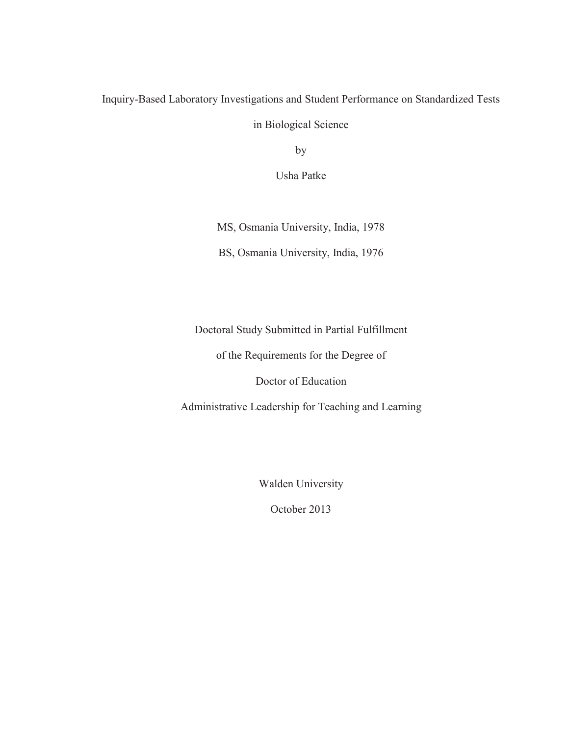Inquiry-Based Laboratory Investigations and Student Performance on Standardized Tests

in Biological Science

by

Usha Patke

MS, Osmania University, India, 1978

BS, Osmania University, India, 1976

Doctoral Study Submitted in Partial Fulfillment

of the Requirements for the Degree of

Doctor of Education

Administrative Leadership for Teaching and Learning

Walden University

October 2013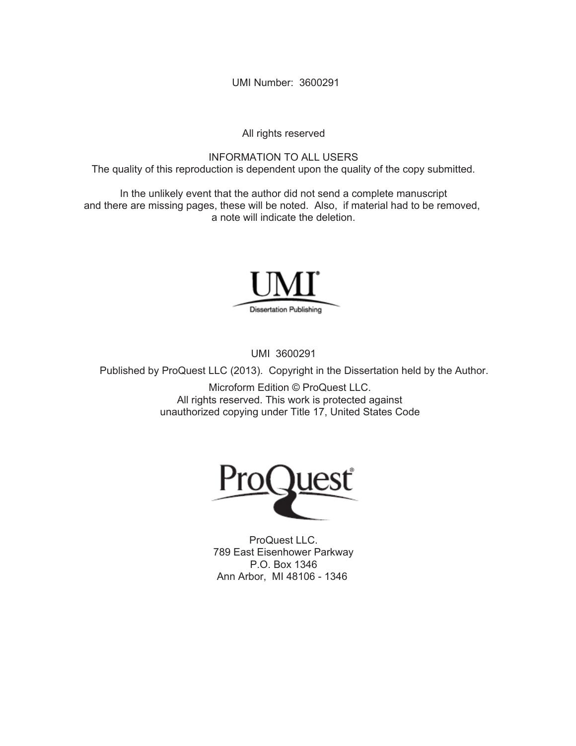UMI Number: 3600291

All rights reserved

INFORMATION TO ALL USERS
The quality of this reproduction is dependent upon the quality of the copy submitted.

In the unlikely event that the author did not send a complete manuscript
and there are missing pages, these will be noted. Also, if material had to be removed,
a note will indicate the deletion.

UMI
Dissertation Publishing

UMI 3600291

Published by ProQuest LLC (2013). Copyright in the Dissertation held by the Author.

Microform Edition © ProQuest LLC.
All rights reserved. This work is protected against
unauthorized copying under Title 17, United States Code

ProQuest

ProQuest LLC.
789 East Eisenhower Parkway
P.O. Box 1346
Ann Arbor, MI 48106 - 1346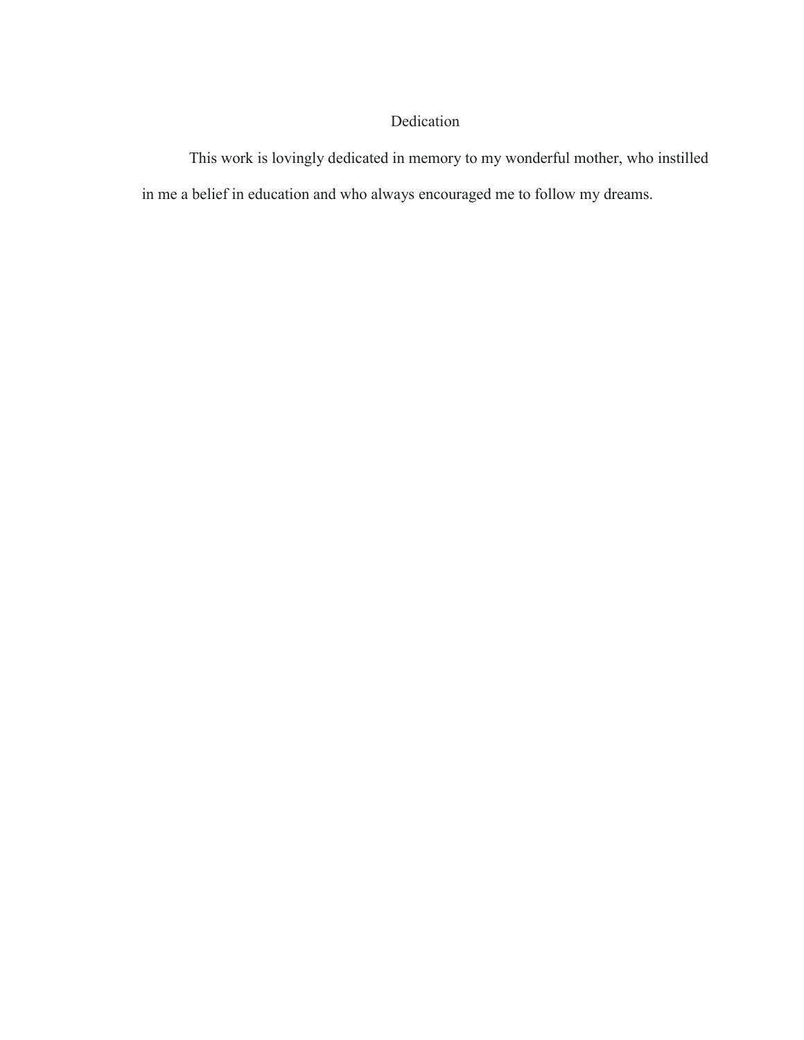# Dedication

This work is lovingly dedicated in memory to my wonderful mother, who instilled in me a belief in education and who always encouraged me to follow my dreams.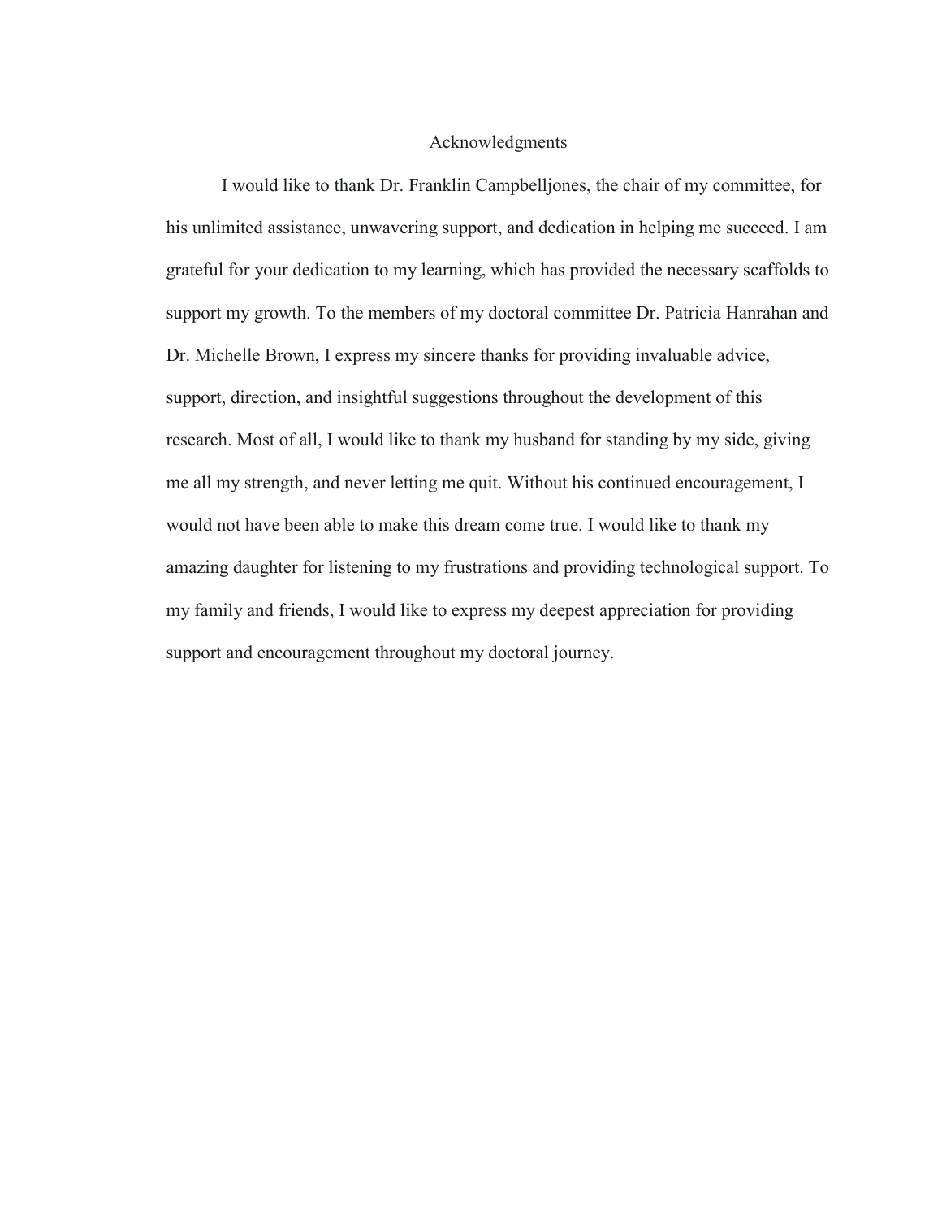# Acknowledgments

I would like to thank Dr. Franklin Campbelljones, the chair of my committee, for his unlimited assistance, unwavering support, and dedication in helping me succeed. I am grateful for your dedication to my learning, which has provided the necessary scaffolds to support my growth. To the members of my doctoral committee Dr. Patricia Hanrahan and Dr. Michelle Brown, I express my sincere thanks for providing invaluable advice, support, direction, and insightful suggestions throughout the development of this research. Most of all, I would like to thank my husband for standing by my side, giving me all my strength, and never letting me quit. Without his continued encouragement, I would not have been able to make this dream come true. I would like to thank my amazing daughter for listening to my frustrations and providing technological support. To my family and friends, I would like to express my deepest appreciation for providing support and encouragement throughout my doctoral journey.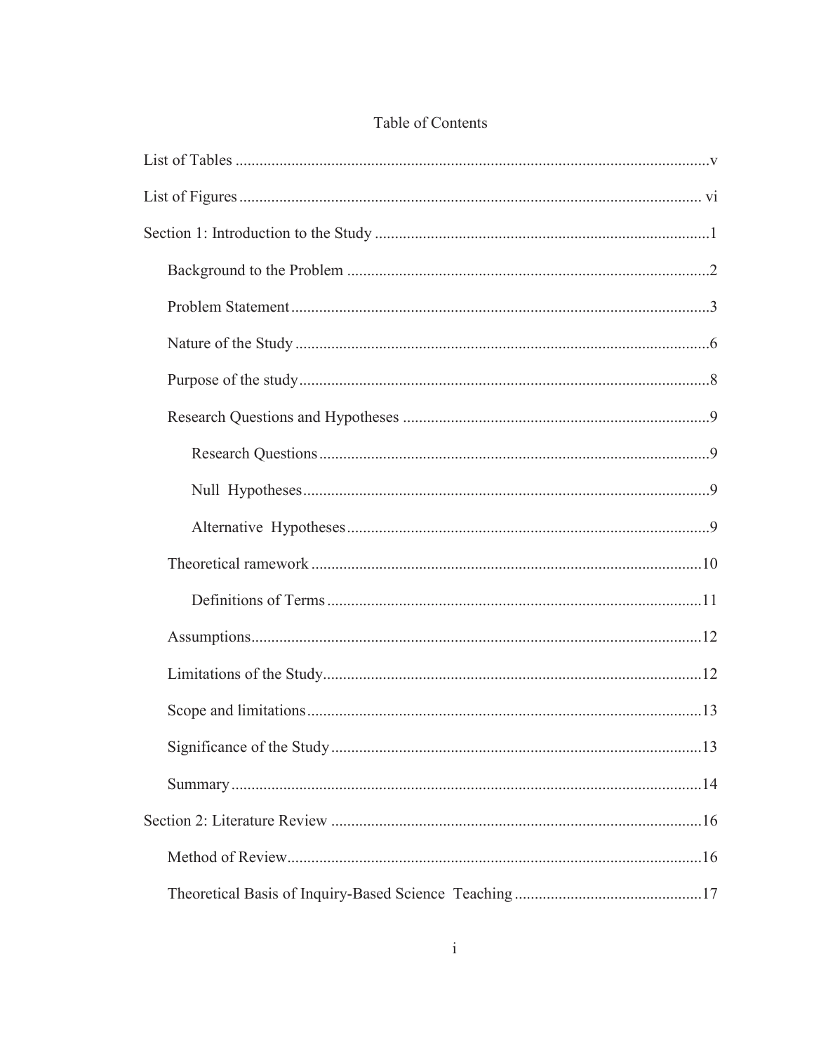# Table of Contents

List of Tables ..... v

List of Figures ..... vi

Section 1: Introduction to the Study ..... 1

- Background to the Problem ..... 2
- Problem Statement ..... 3
- Nature of the Study ..... 6
- Purpose of the study ..... 8
- Research Questions and Hypotheses ..... 9
  - Research Questions ..... 9
  - Null Hypotheses ..... 9
  - Alternative Hypotheses ..... 9
- Theoretical ramework ..... 10
  - Definitions of Terms ..... 11
- Assumptions ..... 12
- Limitations of the Study ..... 12
- Scope and limitations ..... 13
- Significance of the Study ..... 13
- Summary ..... 14

Section 2: Literature Review ..... 16

- Method of Review ..... 16
- Theoretical Basis of Inquiry-Based Science Teaching ..... 17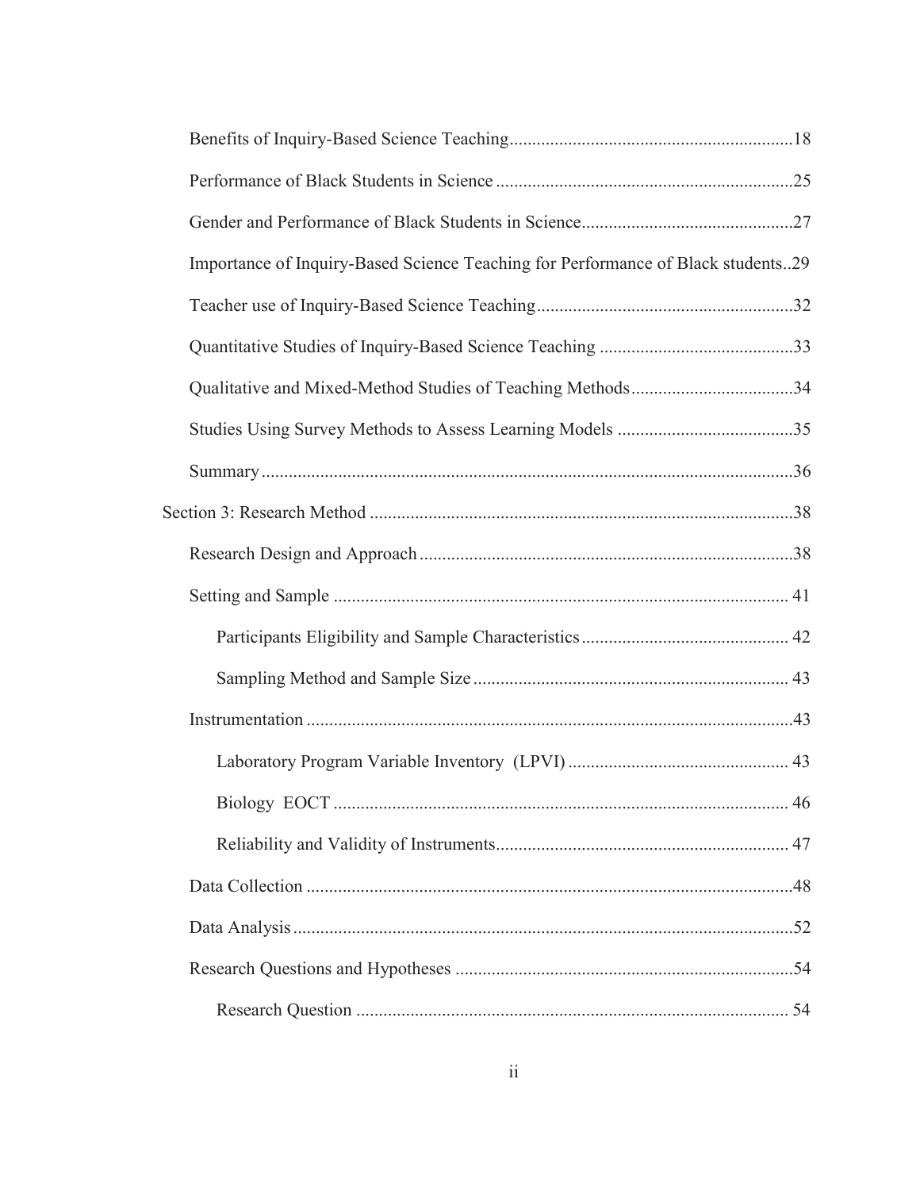Benefits of Inquiry-Based Science Teaching..............................................................18

Performance of Black Students in Science .................................................................25

Gender and Performance of Black Students in Science...............................................27

Importance of Inquiry-Based Science Teaching for Performance of Black students..29

Teacher use of Inquiry-Based Science Teaching.........................................................32

Quantitative Studies of Inquiry-Based Science Teaching ...........................................33

Qualitative and Mixed-Method Studies of Teaching Methods....................................34

Studies Using Survey Methods to Assess Learning Models .......................................35

Summary.....................................................................................................................36

Section 3: Research Method .............................................................................................38

Research Design and Approach...................................................................................38

Setting and Sample ..................................................................................................... 41

Participants Eligibility and Sample Characteristics............................................. 42

Sampling Method and Sample Size ..................................................................... 43

Instrumentation...........................................................................................................43

Laboratory Program Variable Inventory (LPVI) ................................................ 43

Biology EOCT .................................................................................................... 46

Reliability and Validity of Instruments................................................................ 47

Data Collection ...........................................................................................................48

Data Analysis..............................................................................................................52

Research Questions and Hypotheses ..........................................................................54

Research Question ............................................................................................... 54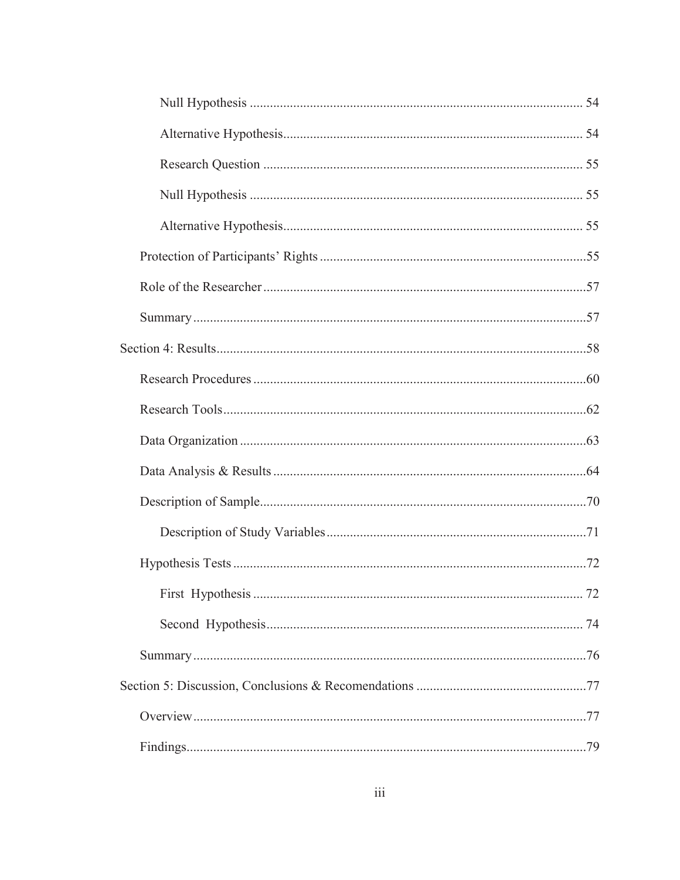Null Hypothesis .......... 54

Alternative Hypothesis.......... 54

Research Question .......... 55

Null Hypothesis .......... 55

Alternative Hypothesis.......... 55

Protection of Participants' Rights .......... 55

Role of the Researcher .......... 57

Summary .......... 57

Section 4: Results.......... 58

Research Procedures .......... 60

Research Tools.......... 62

Data Organization .......... 63

Data Analysis & Results .......... 64

Description of Sample.......... 70

Description of Study Variables .......... 71

Hypothesis Tests .......... 72

First Hypothesis .......... 72

Second Hypothesis.......... 74

Summary .......... 76

Section 5: Discussion, Conclusions & Recomendations .......... 77

Overview .......... 77

Findings.......... 79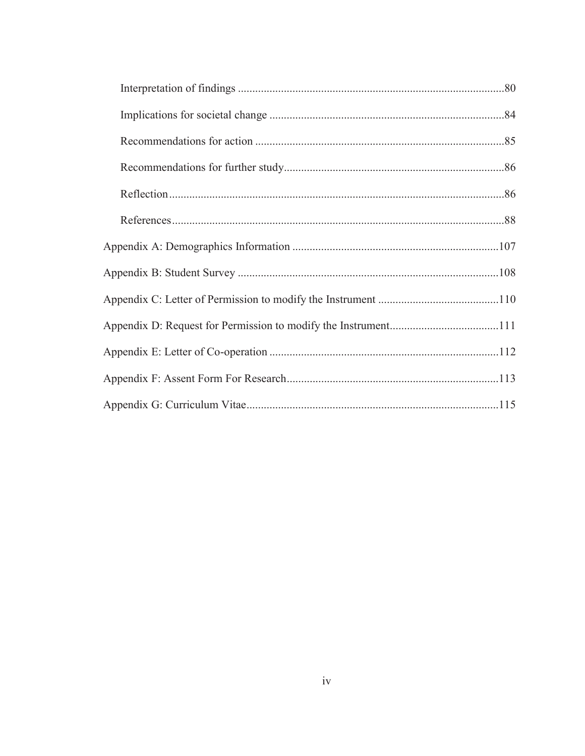Interpretation of findings ....................................................................................80

Implications for societal change ...........................................................................84

Recommendations for action .................................................................................85

Recommendations for further study......................................................................86

Reflection ..............................................................................................................86

References..............................................................................................................88

Appendix A: Demographics Information ..................................................................107

Appendix B: Student Survey .....................................................................................108

Appendix C: Letter of Permission to modify the Instrument ....................................110

Appendix D: Request for Permission to modify the Instrument.................................111

Appendix E: Letter of Co-operation ..........................................................................112

Appendix F: Assent Form For Research....................................................................113

Appendix G: Curriculum Vitae..................................................................................115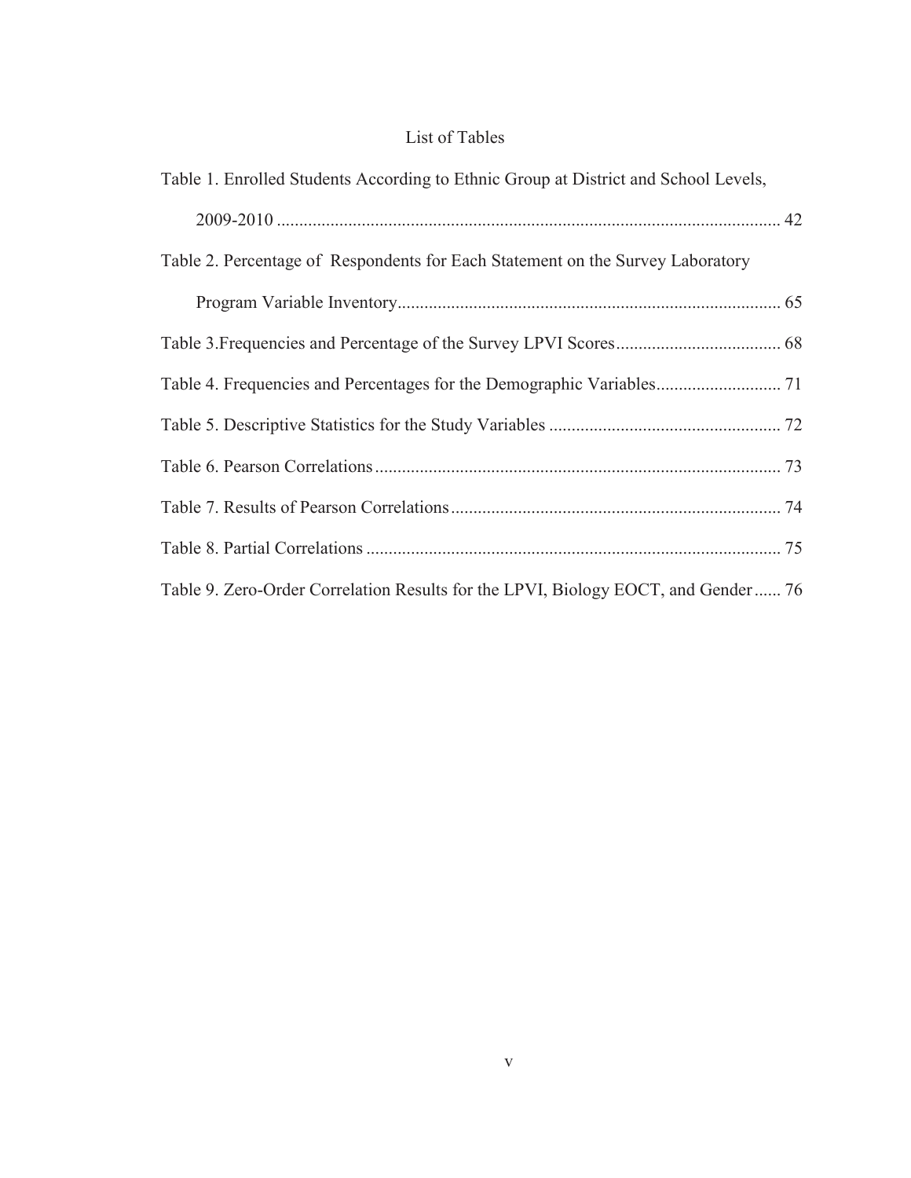# List of Tables

Table 1. Enrolled Students According to Ethnic Group at District and School Levels, 2009-2010 ................................................................................................................ 42

Table 2. Percentage of Respondents for Each Statement on the Survey Laboratory Program Variable Inventory..................................................................................... 65

Table 3.Frequencies and Percentage of the Survey LPVI Scores..................................... 68

Table 4. Frequencies and Percentages for the Demographic Variables............................ 71

Table 5. Descriptive Statistics for the Study Variables .................................................... 72

Table 6. Pearson Correlations........................................................................................... 73

Table 7. Results of Pearson Correlations.......................................................................... 74

Table 8. Partial Correlations ............................................................................................. 75

Table 9. Zero-Order Correlation Results for the LPVI, Biology EOCT, and Gender...... 76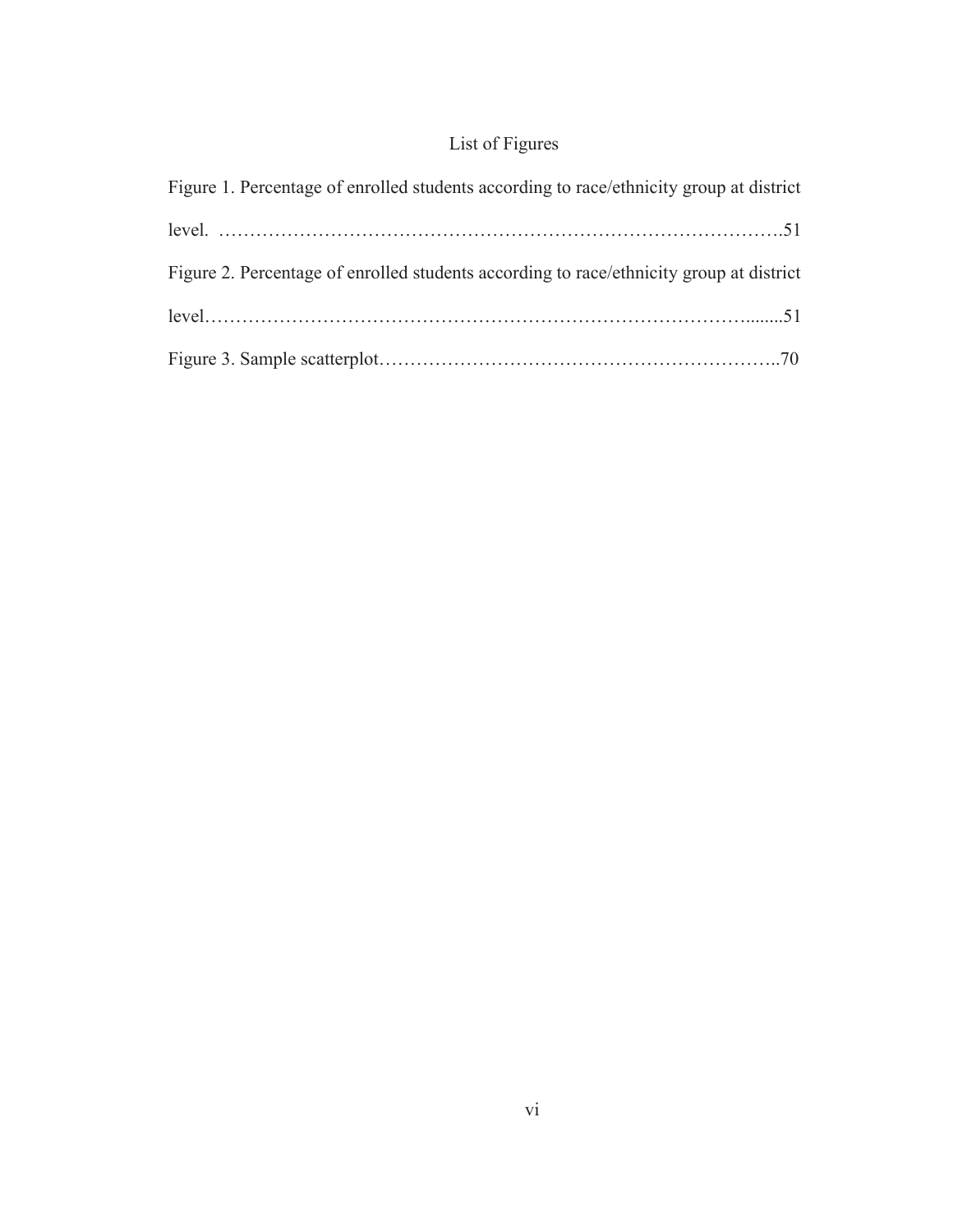# List of Figures

Figure 1. Percentage of enrolled students according to race/ethnicity group at district level. ……………………………………………………………………………….51

Figure 2. Percentage of enrolled students according to race/ethnicity group at district level……………………………………………………………………………........51

Figure 3. Sample scatterplot………………………………………………………..70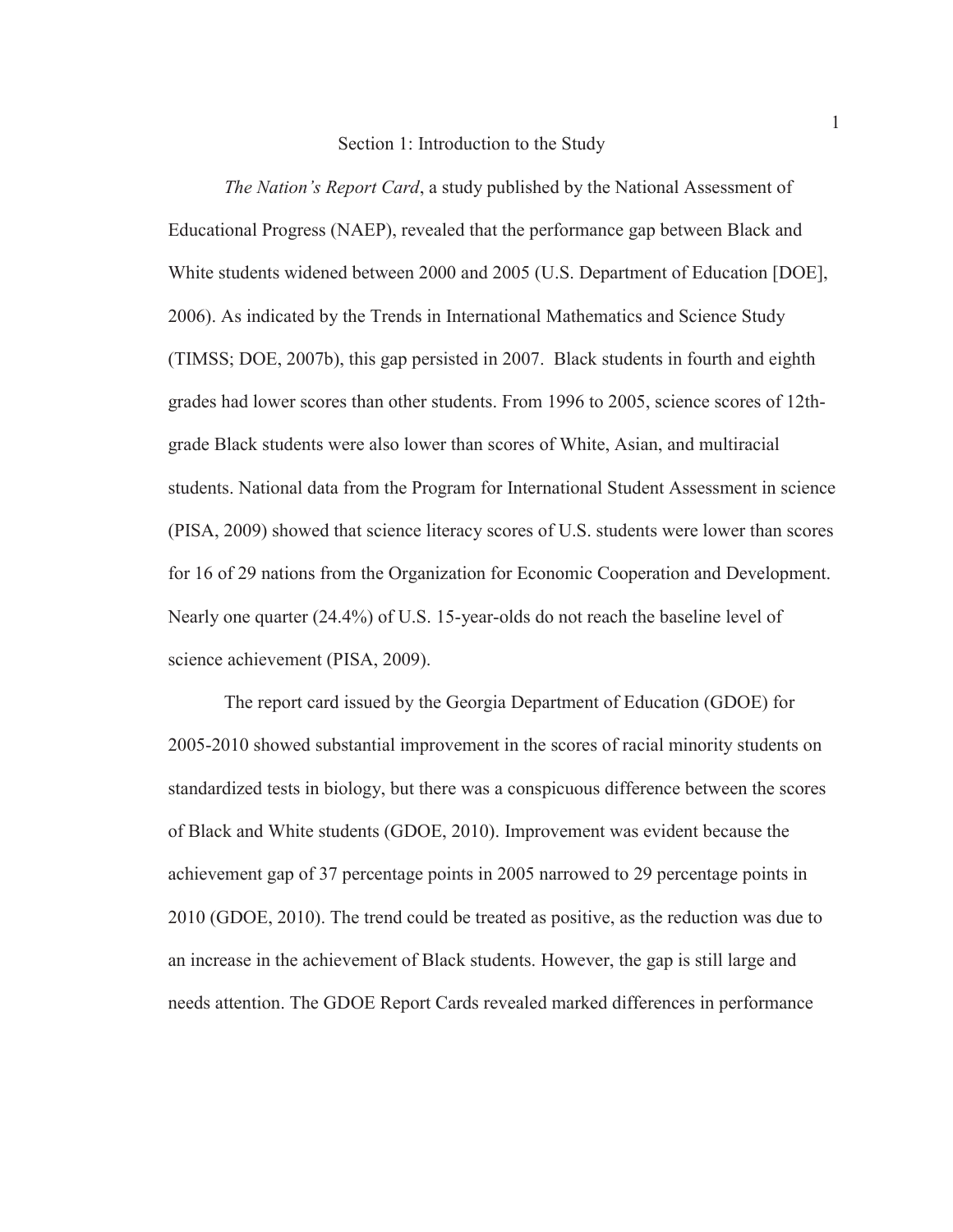# Section 1: Introduction to the Study

*The Nation's Report Card*, a study published by the National Assessment of Educational Progress (NAEP), revealed that the performance gap between Black and White students widened between 2000 and 2005 (U.S. Department of Education [DOE], 2006). As indicated by the Trends in International Mathematics and Science Study (TIMSS; DOE, 2007b), this gap persisted in 2007. Black students in fourth and eighth grades had lower scores than other students. From 1996 to 2005, science scores of 12th-grade Black students were also lower than scores of White, Asian, and multiracial students. National data from the Program for International Student Assessment in science (PISA, 2009) showed that science literacy scores of U.S. students were lower than scores for 16 of 29 nations from the Organization for Economic Cooperation and Development. Nearly one quarter (24.4%) of U.S. 15-year-olds do not reach the baseline level of science achievement (PISA, 2009).

The report card issued by the Georgia Department of Education (GDOE) for 2005-2010 showed substantial improvement in the scores of racial minority students on standardized tests in biology, but there was a conspicuous difference between the scores of Black and White students (GDOE, 2010). Improvement was evident because the achievement gap of 37 percentage points in 2005 narrowed to 29 percentage points in 2010 (GDOE, 2010). The trend could be treated as positive, as the reduction was due to an increase in the achievement of Black students. However, the gap is still large and needs attention. The GDOE Report Cards revealed marked differences in performance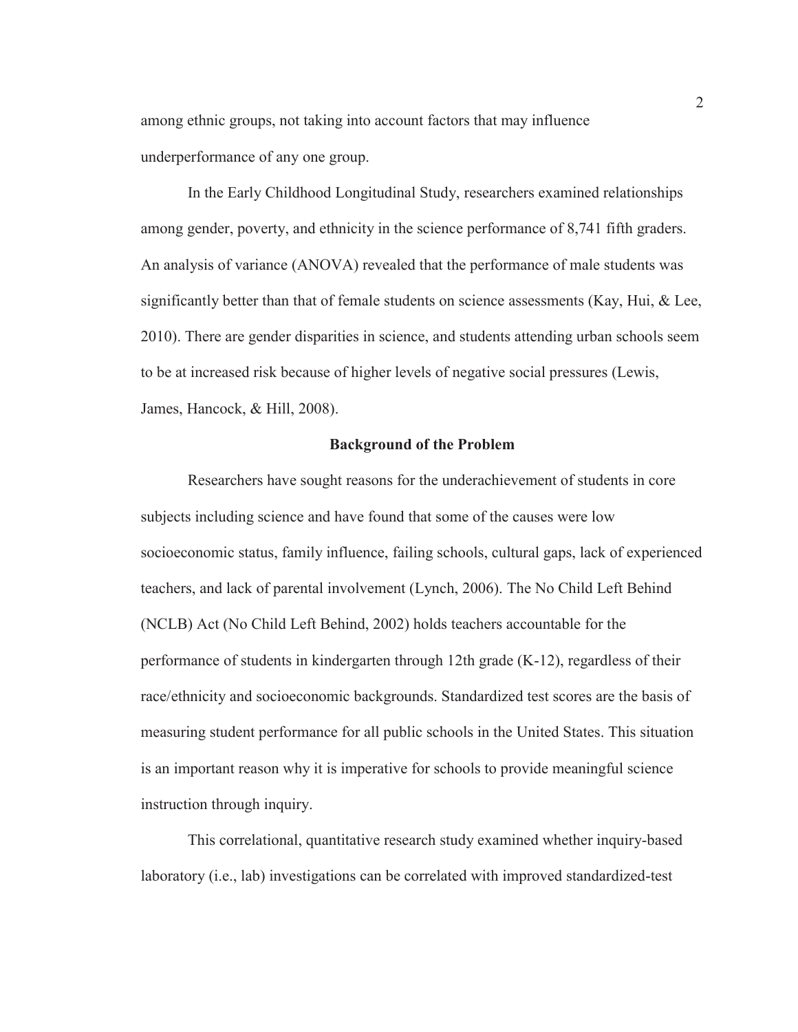among ethnic groups, not taking into account factors that may influence underperformance of any one group.

In the Early Childhood Longitudinal Study, researchers examined relationships among gender, poverty, and ethnicity in the science performance of 8,741 fifth graders. An analysis of variance (ANOVA) revealed that the performance of male students was significantly better than that of female students on science assessments (Kay, Hui, & Lee, 2010). There are gender disparities in science, and students attending urban schools seem to be at increased risk because of higher levels of negative social pressures (Lewis, James, Hancock, & Hill, 2008).

## Background of the Problem

Researchers have sought reasons for the underachievement of students in core subjects including science and have found that some of the causes were low socioeconomic status, family influence, failing schools, cultural gaps, lack of experienced teachers, and lack of parental involvement (Lynch, 2006). The No Child Left Behind (NCLB) Act (No Child Left Behind, 2002) holds teachers accountable for the performance of students in kindergarten through 12th grade (K-12), regardless of their race/ethnicity and socioeconomic backgrounds. Standardized test scores are the basis of measuring student performance for all public schools in the United States. This situation is an important reason why it is imperative for schools to provide meaningful science instruction through inquiry.

This correlational, quantitative research study examined whether inquiry-based laboratory (i.e., lab) investigations can be correlated with improved standardized-test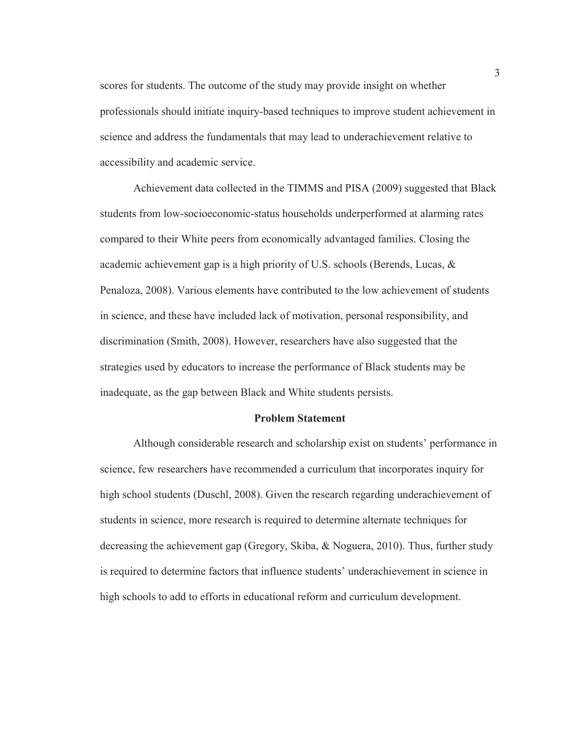scores for students. The outcome of the study may provide insight on whether professionals should initiate inquiry-based techniques to improve student achievement in science and address the fundamentals that may lead to underachievement relative to accessibility and academic service.

Achievement data collected in the TIMMS and PISA (2009) suggested that Black students from low-socioeconomic-status households underperformed at alarming rates compared to their White peers from economically advantaged families. Closing the academic achievement gap is a high priority of U.S. schools (Berends, Lucas, & Penaloza, 2008). Various elements have contributed to the low achievement of students in science, and these have included lack of motivation, personal responsibility, and discrimination (Smith, 2008). However, researchers have also suggested that the strategies used by educators to increase the performance of Black students may be inadequate, as the gap between Black and White students persists.

## Problem Statement

Although considerable research and scholarship exist on students' performance in science, few researchers have recommended a curriculum that incorporates inquiry for high school students (Duschl, 2008). Given the research regarding underachievement of students in science, more research is required to determine alternate techniques for decreasing the achievement gap (Gregory, Skiba, & Noguera, 2010). Thus, further study is required to determine factors that influence students' underachievement in science in high schools to add to efforts in educational reform and curriculum development.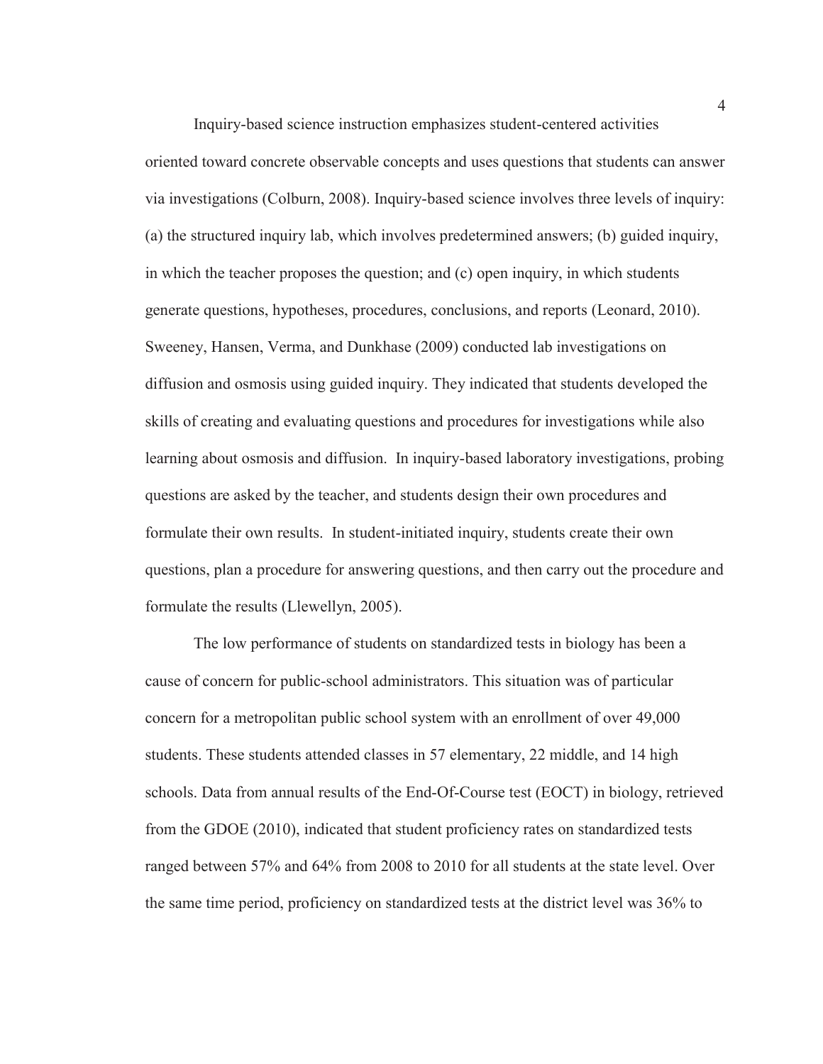Inquiry-based science instruction emphasizes student-centered activities oriented toward concrete observable concepts and uses questions that students can answer via investigations (Colburn, 2008). Inquiry-based science involves three levels of inquiry: (a) the structured inquiry lab, which involves predetermined answers; (b) guided inquiry, in which the teacher proposes the question; and (c) open inquiry, in which students generate questions, hypotheses, procedures, conclusions, and reports (Leonard, 2010). Sweeney, Hansen, Verma, and Dunkhase (2009) conducted lab investigations on diffusion and osmosis using guided inquiry. They indicated that students developed the skills of creating and evaluating questions and procedures for investigations while also learning about osmosis and diffusion. In inquiry-based laboratory investigations, probing questions are asked by the teacher, and students design their own procedures and formulate their own results. In student-initiated inquiry, students create their own questions, plan a procedure for answering questions, and then carry out the procedure and formulate the results (Llewellyn, 2005).

The low performance of students on standardized tests in biology has been a cause of concern for public-school administrators. This situation was of particular concern for a metropolitan public school system with an enrollment of over 49,000 students. These students attended classes in 57 elementary, 22 middle, and 14 high schools. Data from annual results of the End-Of-Course test (EOCT) in biology, retrieved from the GDOE (2010), indicated that student proficiency rates on standardized tests ranged between 57% and 64% from 2008 to 2010 for all students at the state level. Over the same time period, proficiency on standardized tests at the district level was 36% to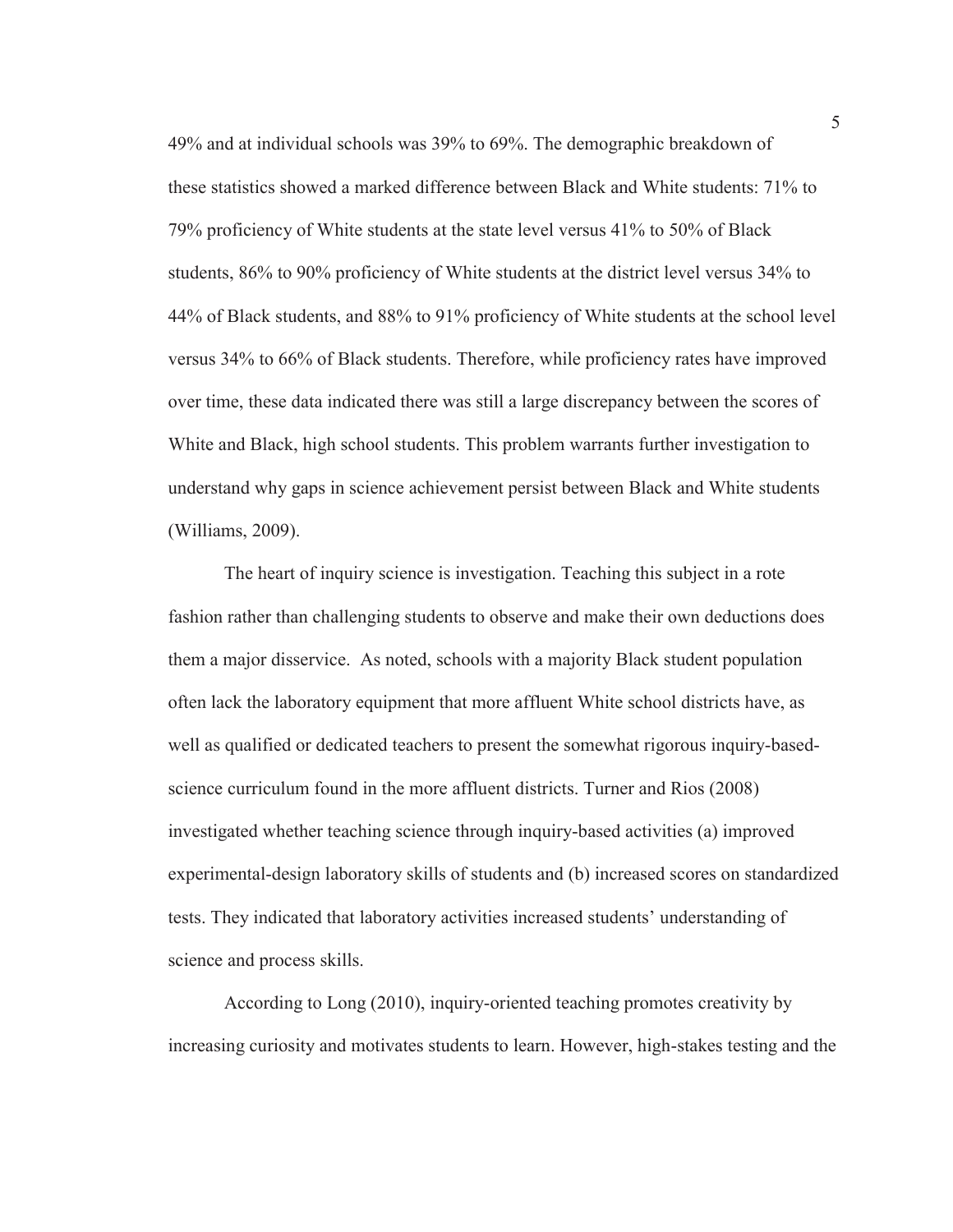49% and at individual schools was 39% to 69%. The demographic breakdown of these statistics showed a marked difference between Black and White students: 71% to 79% proficiency of White students at the state level versus 41% to 50% of Black students, 86% to 90% proficiency of White students at the district level versus 34% to 44% of Black students, and 88% to 91% proficiency of White students at the school level versus 34% to 66% of Black students. Therefore, while proficiency rates have improved over time, these data indicated there was still a large discrepancy between the scores of White and Black, high school students. This problem warrants further investigation to understand why gaps in science achievement persist between Black and White students (Williams, 2009).

The heart of inquiry science is investigation. Teaching this subject in a rote fashion rather than challenging students to observe and make their own deductions does them a major disservice. As noted, schools with a majority Black student population often lack the laboratory equipment that more affluent White school districts have, as well as qualified or dedicated teachers to present the somewhat rigorous inquiry-based-science curriculum found in the more affluent districts. Turner and Rios (2008) investigated whether teaching science through inquiry-based activities (a) improved experimental-design laboratory skills of students and (b) increased scores on standardized tests. They indicated that laboratory activities increased students' understanding of science and process skills.

According to Long (2010), inquiry-oriented teaching promotes creativity by increasing curiosity and motivates students to learn. However, high-stakes testing and the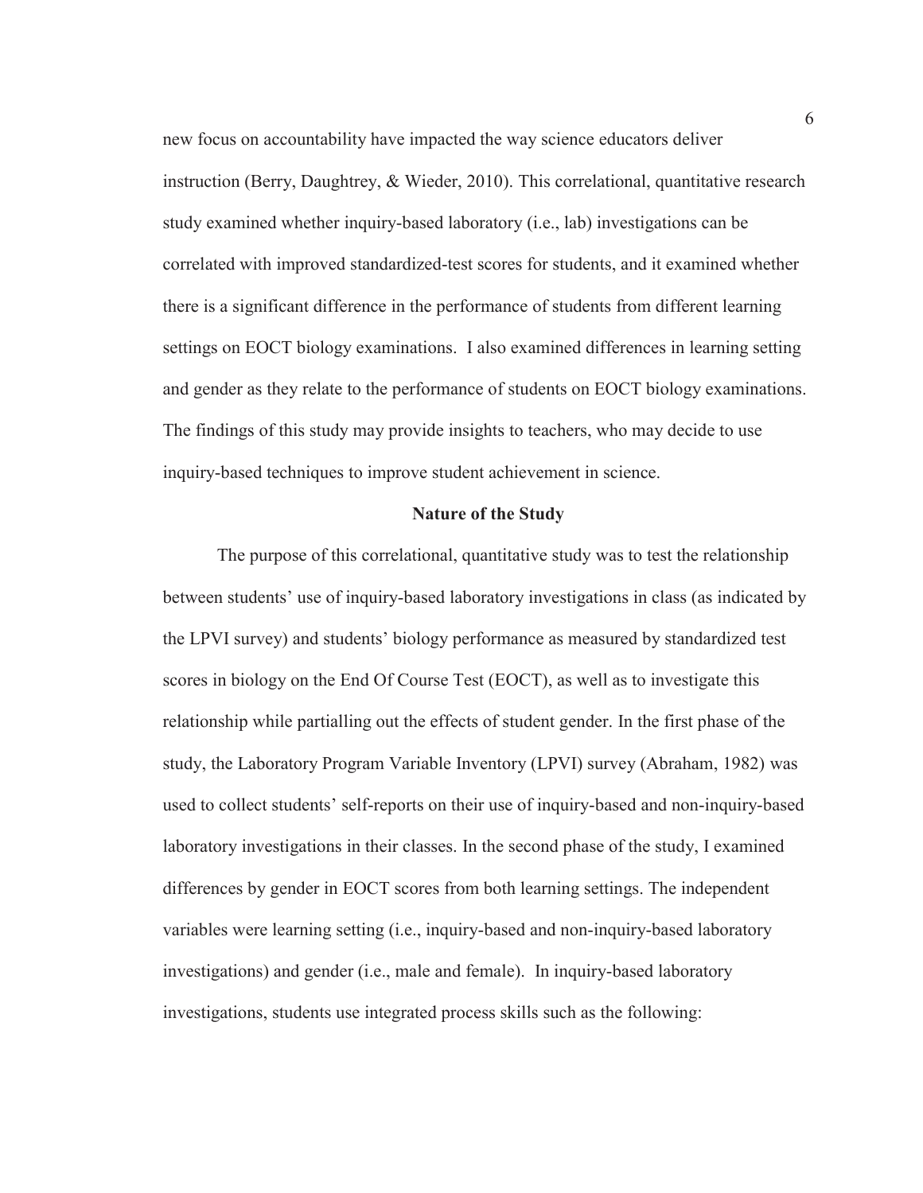new focus on accountability have impacted the way science educators deliver instruction (Berry, Daughtrey, & Wieder, 2010). This correlational, quantitative research study examined whether inquiry-based laboratory (i.e., lab) investigations can be correlated with improved standardized-test scores for students, and it examined whether there is a significant difference in the performance of students from different learning settings on EOCT biology examinations.  I also examined differences in learning setting and gender as they relate to the performance of students on EOCT biology examinations. The findings of this study may provide insights to teachers, who may decide to use inquiry-based techniques to improve student achievement in science.

## Nature of the Study

The purpose of this correlational, quantitative study was to test the relationship between students' use of inquiry-based laboratory investigations in class (as indicated by the LPVI survey) and students' biology performance as measured by standardized test scores in biology on the End Of Course Test (EOCT), as well as to investigate this relationship while partialling out the effects of student gender. In the first phase of the study, the Laboratory Program Variable Inventory (LPVI) survey (Abraham, 1982) was used to collect students' self-reports on their use of inquiry-based and non-inquiry-based laboratory investigations in their classes. In the second phase of the study, I examined differences by gender in EOCT scores from both learning settings. The independent variables were learning setting (i.e., inquiry-based and non-inquiry-based laboratory investigations) and gender (i.e., male and female).  In inquiry-based laboratory investigations, students use integrated process skills such as the following: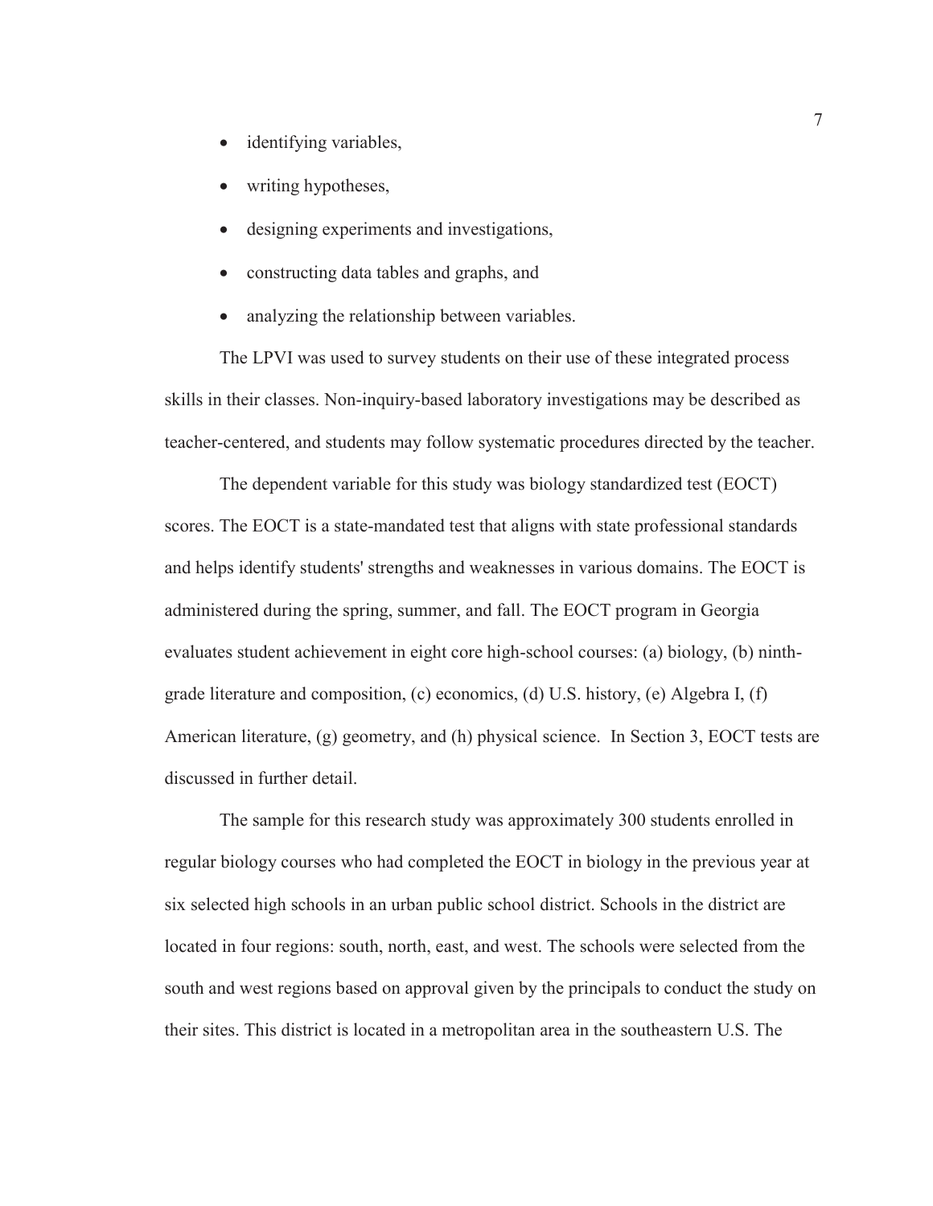- identifying variables,
- writing hypotheses,
- designing experiments and investigations,
- constructing data tables and graphs, and
- analyzing the relationship between variables.

The LPVI was used to survey students on their use of these integrated process skills in their classes. Non-inquiry-based laboratory investigations may be described as teacher-centered, and students may follow systematic procedures directed by the teacher.

The dependent variable for this study was biology standardized test (EOCT) scores. The EOCT is a state-mandated test that aligns with state professional standards and helps identify students' strengths and weaknesses in various domains. The EOCT is administered during the spring, summer, and fall. The EOCT program in Georgia evaluates student achievement in eight core high-school courses: (a) biology, (b) ninth-grade literature and composition, (c) economics, (d) U.S. history, (e) Algebra I, (f) American literature, (g) geometry, and (h) physical science. In Section 3, EOCT tests are discussed in further detail.

The sample for this research study was approximately 300 students enrolled in regular biology courses who had completed the EOCT in biology in the previous year at six selected high schools in an urban public school district. Schools in the district are located in four regions: south, north, east, and west. The schools were selected from the south and west regions based on approval given by the principals to conduct the study on their sites. This district is located in a metropolitan area in the southeastern U.S. The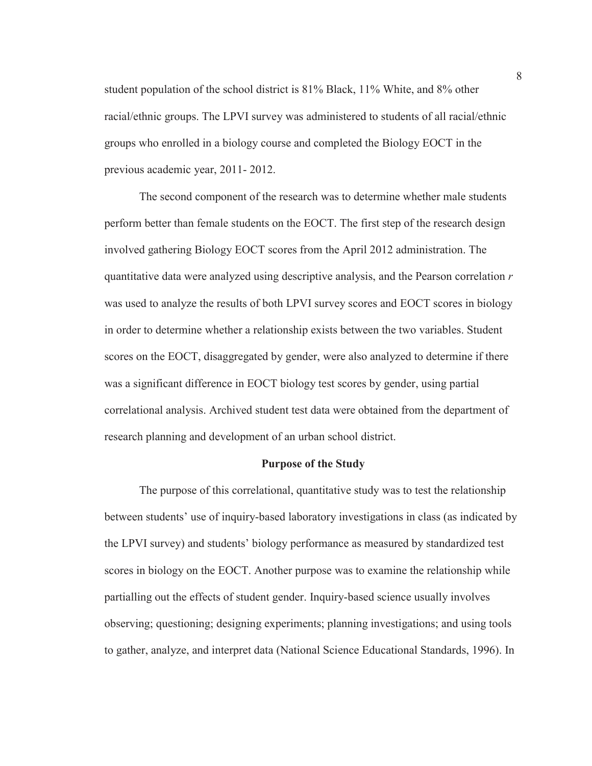student population of the school district is 81% Black, 11% White, and 8% other racial/ethnic groups. The LPVI survey was administered to students of all racial/ethnic groups who enrolled in a biology course and completed the Biology EOCT in the previous academic year, 2011- 2012.

The second component of the research was to determine whether male students perform better than female students on the EOCT. The first step of the research design involved gathering Biology EOCT scores from the April 2012 administration. The quantitative data were analyzed using descriptive analysis, and the Pearson correlation $r$ was used to analyze the results of both LPVI survey scores and EOCT scores in biology in order to determine whether a relationship exists between the two variables. Student scores on the EOCT, disaggregated by gender, were also analyzed to determine if there was a significant difference in EOCT biology test scores by gender, using partial correlational analysis. Archived student test data were obtained from the department of research planning and development of an urban school district.

## Purpose of the Study

The purpose of this correlational, quantitative study was to test the relationship between students' use of inquiry-based laboratory investigations in class (as indicated by the LPVI survey) and students' biology performance as measured by standardized test scores in biology on the EOCT. Another purpose was to examine the relationship while partialling out the effects of student gender. Inquiry-based science usually involves observing; questioning; designing experiments; planning investigations; and using tools to gather, analyze, and interpret data (National Science Educational Standards, 1996). In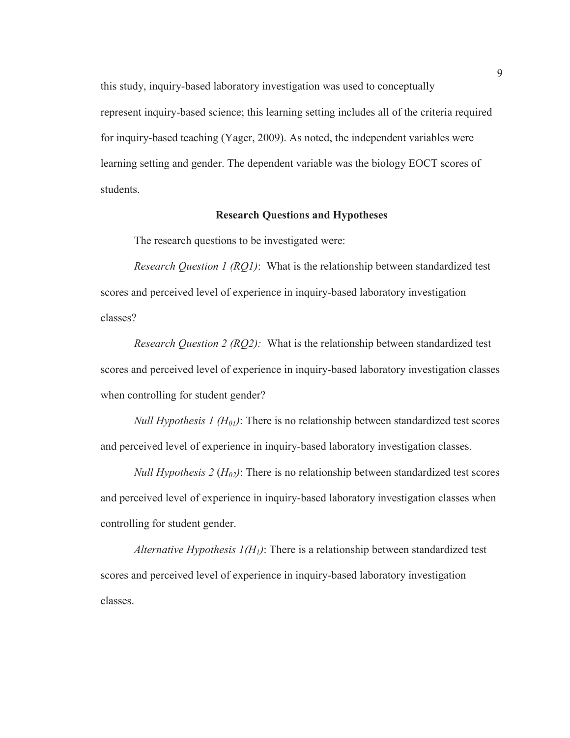this study, inquiry-based laboratory investigation was used to conceptually represent inquiry-based science; this learning setting includes all of the criteria required for inquiry-based teaching (Yager, 2009). As noted, the independent variables were learning setting and gender. The dependent variable was the biology EOCT scores of students.

## Research Questions and Hypotheses

The research questions to be investigated were:

*Research Question 1 (RQ1)*: What is the relationship between standardized test scores and perceived level of experience in inquiry-based laboratory investigation classes?

*Research Question 2 (RQ2):* What is the relationship between standardized test scores and perceived level of experience in inquiry-based laboratory investigation classes when controlling for student gender?

*Null Hypothesis 1 ($H_{01}$)*: There is no relationship between standardized test scores and perceived level of experience in inquiry-based laboratory investigation classes.

*Null Hypothesis 2* ($H_{02}$): There is no relationship between standardized test scores and perceived level of experience in inquiry-based laboratory investigation classes when controlling for student gender.

*Alternative Hypothesis 1($H_1$)*: There is a relationship between standardized test scores and perceived level of experience in inquiry-based laboratory investigation classes.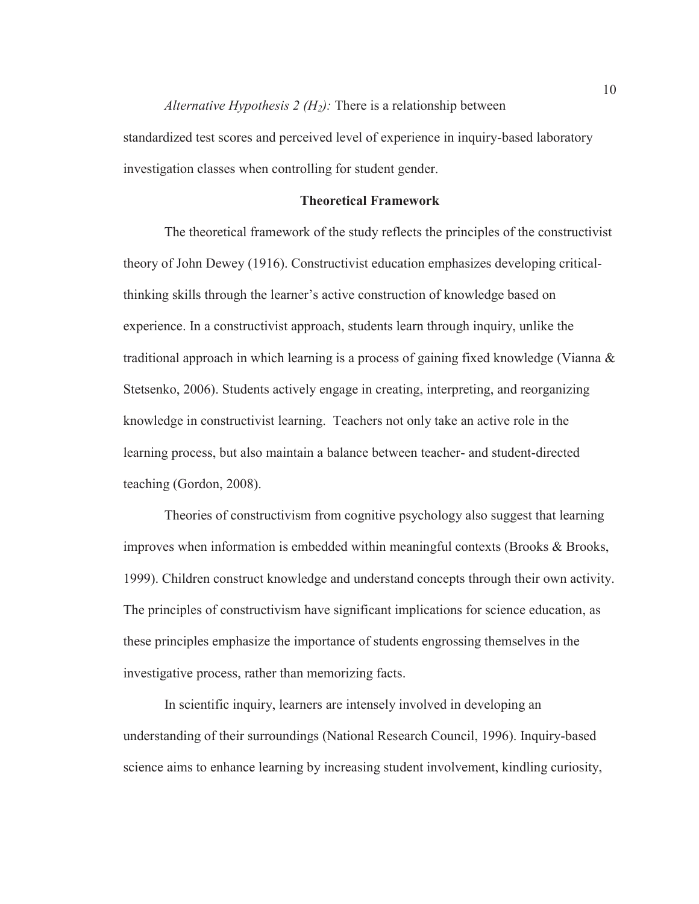*Alternative Hypothesis 2 ($H_2$):* There is a relationship between standardized test scores and perceived level of experience in inquiry-based laboratory investigation classes when controlling for student gender.

## Theoretical Framework

The theoretical framework of the study reflects the principles of the constructivist theory of John Dewey (1916). Constructivist education emphasizes developing critical-thinking skills through the learner's active construction of knowledge based on experience. In a constructivist approach, students learn through inquiry, unlike the traditional approach in which learning is a process of gaining fixed knowledge (Vianna & Stetsenko, 2006). Students actively engage in creating, interpreting, and reorganizing knowledge in constructivist learning. Teachers not only take an active role in the learning process, but also maintain a balance between teacher- and student-directed teaching (Gordon, 2008).

Theories of constructivism from cognitive psychology also suggest that learning improves when information is embedded within meaningful contexts (Brooks & Brooks, 1999). Children construct knowledge and understand concepts through their own activity. The principles of constructivism have significant implications for science education, as these principles emphasize the importance of students engrossing themselves in the investigative process, rather than memorizing facts.

In scientific inquiry, learners are intensely involved in developing an understanding of their surroundings (National Research Council, 1996). Inquiry-based science aims to enhance learning by increasing student involvement, kindling curiosity,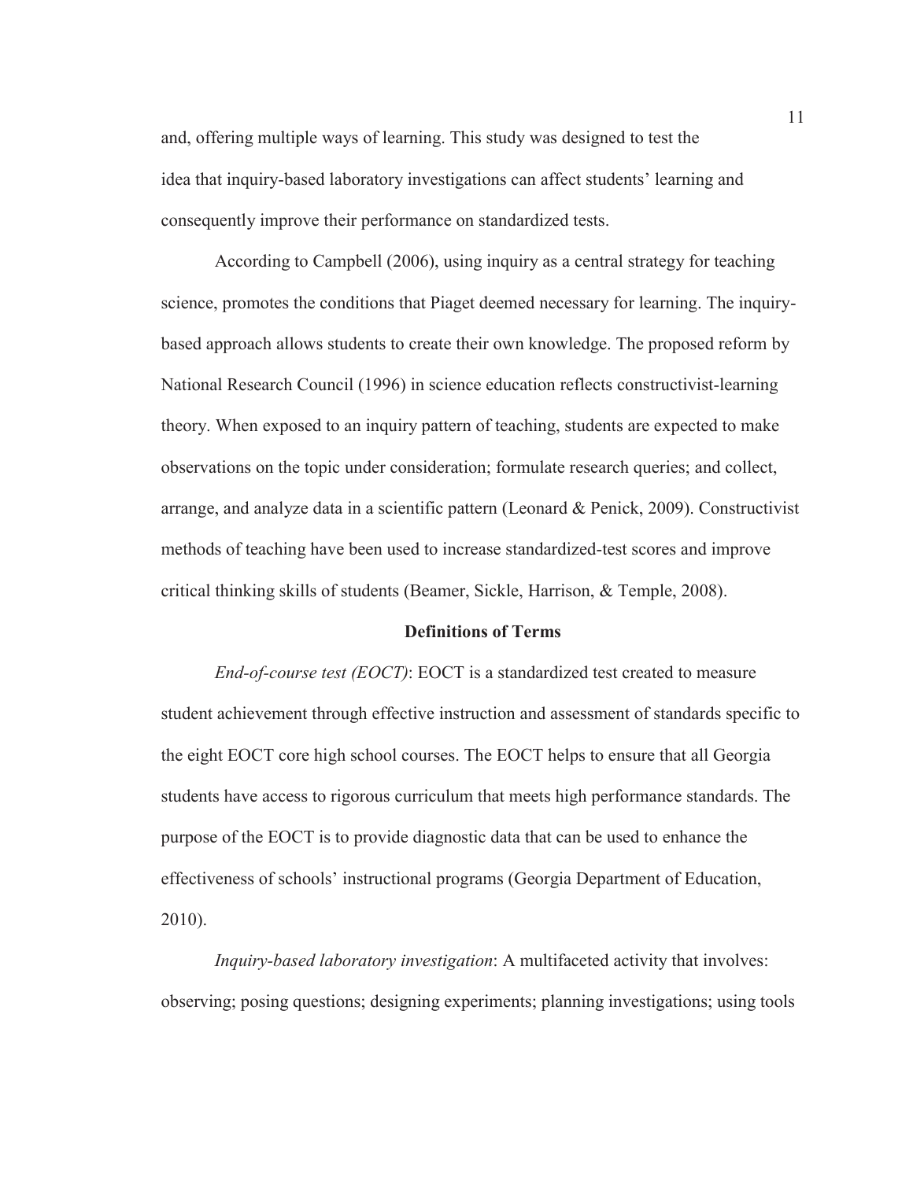and, offering multiple ways of learning. This study was designed to test the idea that inquiry-based laboratory investigations can affect students' learning and consequently improve their performance on standardized tests.

According to Campbell (2006), using inquiry as a central strategy for teaching science, promotes the conditions that Piaget deemed necessary for learning. The inquiry-based approach allows students to create their own knowledge. The proposed reform by National Research Council (1996) in science education reflects constructivist-learning theory. When exposed to an inquiry pattern of teaching, students are expected to make observations on the topic under consideration; formulate research queries; and collect, arrange, and analyze data in a scientific pattern (Leonard & Penick, 2009). Constructivist methods of teaching have been used to increase standardized-test scores and improve critical thinking skills of students (Beamer, Sickle, Harrison, & Temple, 2008).

## Definitions of Terms

*End-of-course test (EOCT)*: EOCT is a standardized test created to measure student achievement through effective instruction and assessment of standards specific to the eight EOCT core high school courses. The EOCT helps to ensure that all Georgia students have access to rigorous curriculum that meets high performance standards. The purpose of the EOCT is to provide diagnostic data that can be used to enhance the effectiveness of schools' instructional programs (Georgia Department of Education, 2010).

*Inquiry-based laboratory investigation*: A multifaceted activity that involves: observing; posing questions; designing experiments; planning investigations; using tools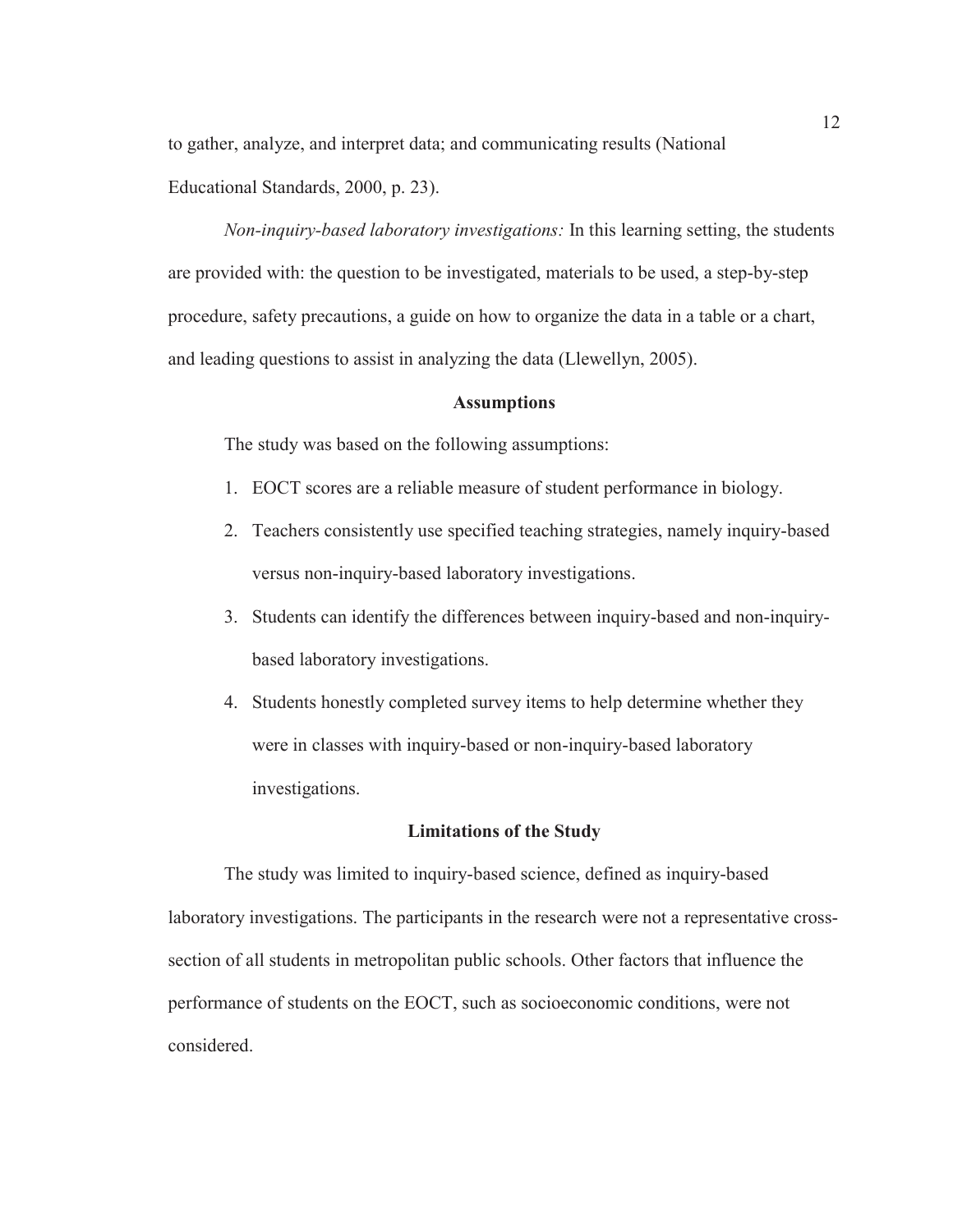to gather, analyze, and interpret data; and communicating results (National Educational Standards, 2000, p. 23).

*Non-inquiry-based laboratory investigations:* In this learning setting, the students are provided with: the question to be investigated, materials to be used, a step-by-step procedure, safety precautions, a guide on how to organize the data in a table or a chart, and leading questions to assist in analyzing the data (Llewellyn, 2005).

## Assumptions

The study was based on the following assumptions:

1. EOCT scores are a reliable measure of student performance in biology.
2. Teachers consistently use specified teaching strategies, namely inquiry-based versus non-inquiry-based laboratory investigations.
3. Students can identify the differences between inquiry-based and non-inquiry-based laboratory investigations.
4. Students honestly completed survey items to help determine whether they were in classes with inquiry-based or non-inquiry-based laboratory investigations.

## Limitations of the Study

The study was limited to inquiry-based science, defined as inquiry-based laboratory investigations. The participants in the research were not a representative cross-section of all students in metropolitan public schools. Other factors that influence the performance of students on the EOCT, such as socioeconomic conditions, were not considered.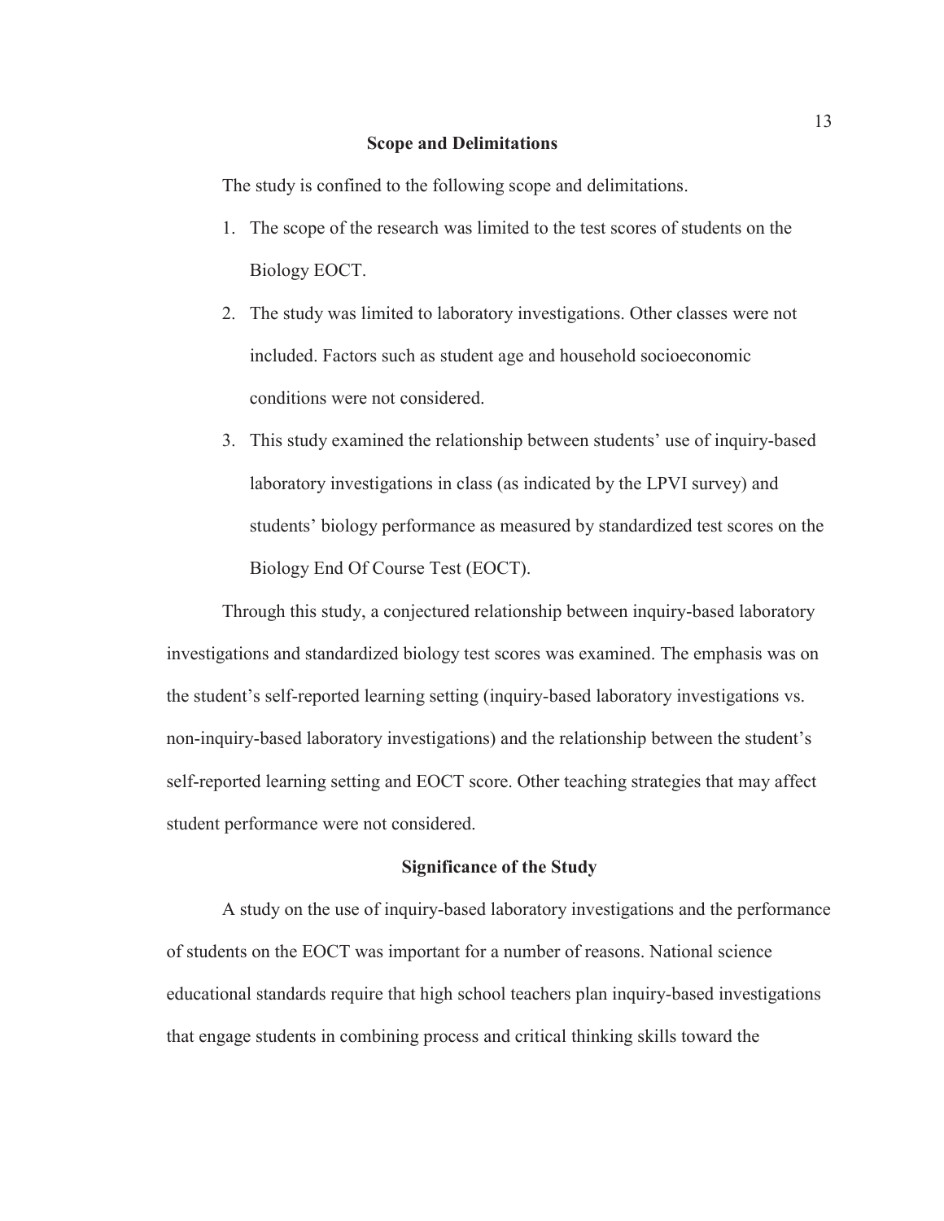## Scope and Delimitations

The study is confined to the following scope and delimitations.

1. The scope of the research was limited to the test scores of students on the Biology EOCT.
2. The study was limited to laboratory investigations. Other classes were not included. Factors such as student age and household socioeconomic conditions were not considered.
3. This study examined the relationship between students' use of inquiry-based laboratory investigations in class (as indicated by the LPVI survey) and students' biology performance as measured by standardized test scores on the Biology End Of Course Test (EOCT).

Through this study, a conjectured relationship between inquiry-based laboratory investigations and standardized biology test scores was examined. The emphasis was on the student's self-reported learning setting (inquiry-based laboratory investigations vs. non-inquiry-based laboratory investigations) and the relationship between the student's self-reported learning setting and EOCT score. Other teaching strategies that may affect student performance were not considered.

## Significance of the Study

A study on the use of inquiry-based laboratory investigations and the performance of students on the EOCT was important for a number of reasons. National science educational standards require that high school teachers plan inquiry-based investigations that engage students in combining process and critical thinking skills toward the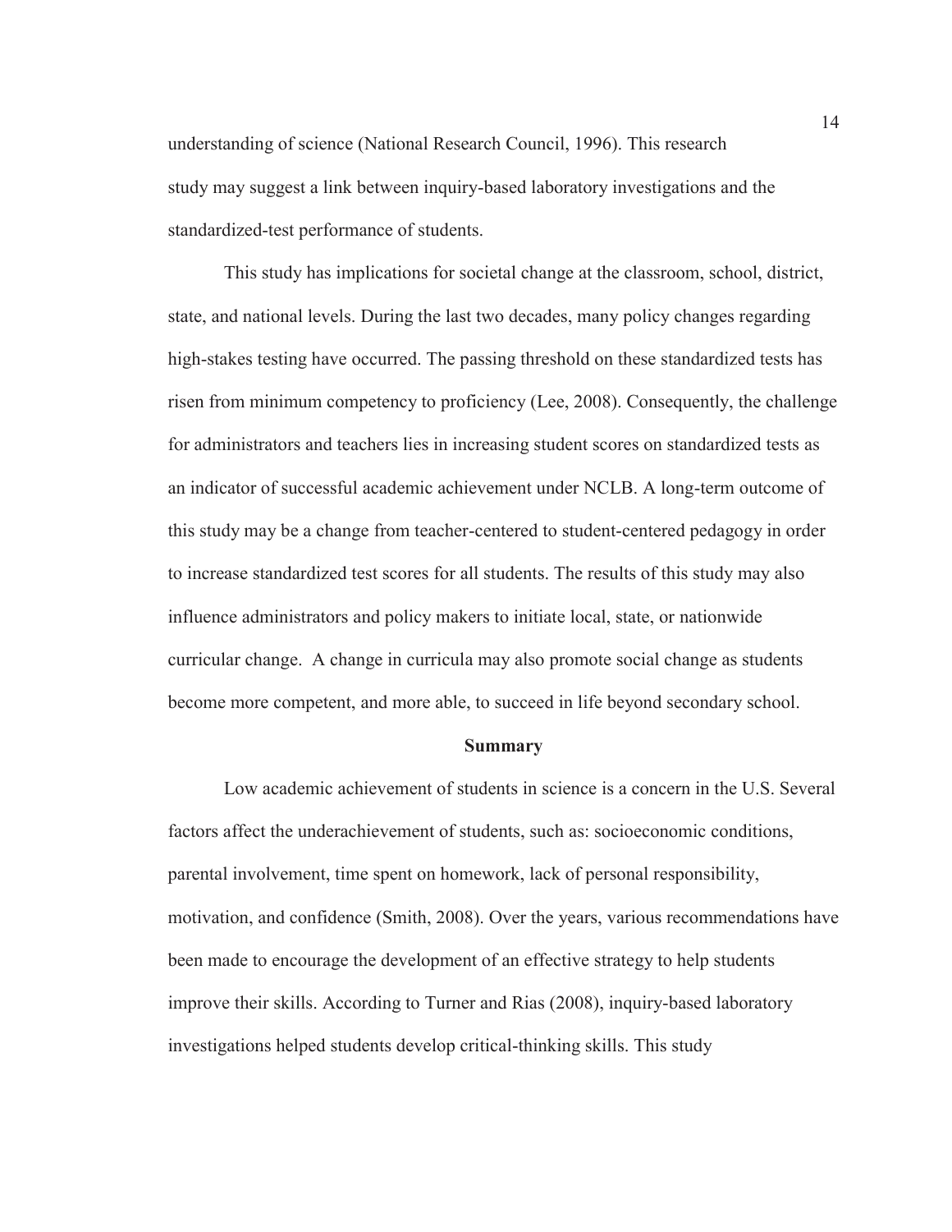understanding of science (National Research Council, 1996). This research study may suggest a link between inquiry-based laboratory investigations and the standardized-test performance of students.

This study has implications for societal change at the classroom, school, district, state, and national levels. During the last two decades, many policy changes regarding high-stakes testing have occurred. The passing threshold on these standardized tests has risen from minimum competency to proficiency (Lee, 2008). Consequently, the challenge for administrators and teachers lies in increasing student scores on standardized tests as an indicator of successful academic achievement under NCLB. A long-term outcome of this study may be a change from teacher-centered to student-centered pedagogy in order to increase standardized test scores for all students. The results of this study may also influence administrators and policy makers to initiate local, state, or nationwide curricular change. A change in curricula may also promote social change as students become more competent, and more able, to succeed in life beyond secondary school.

## Summary

Low academic achievement of students in science is a concern in the U.S. Several factors affect the underachievement of students, such as: socioeconomic conditions, parental involvement, time spent on homework, lack of personal responsibility, motivation, and confidence (Smith, 2008). Over the years, various recommendations have been made to encourage the development of an effective strategy to help students improve their skills. According to Turner and Rias (2008), inquiry-based laboratory investigations helped students develop critical-thinking skills. This study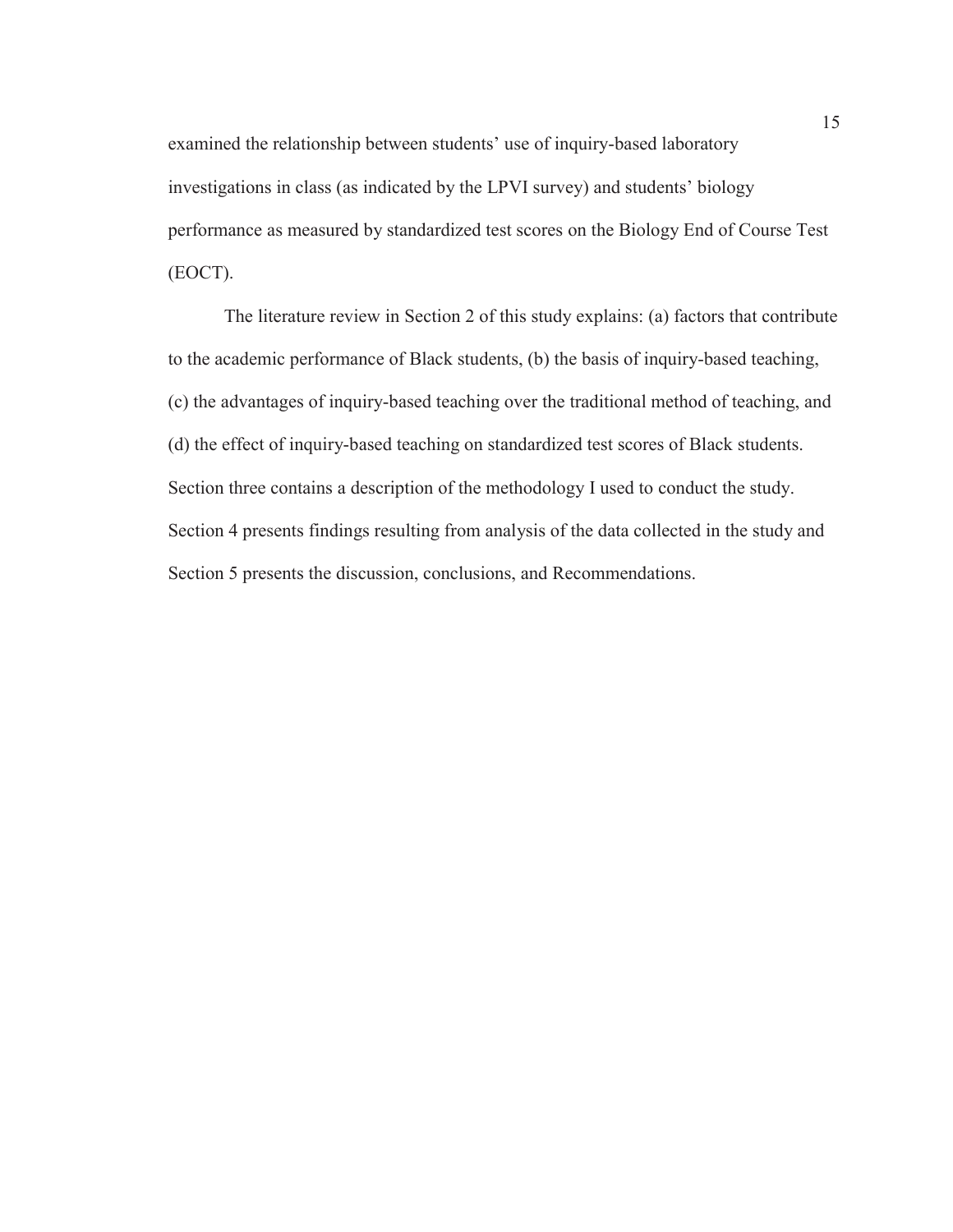examined the relationship between students' use of inquiry-based laboratory investigations in class (as indicated by the LPVI survey) and students' biology performance as measured by standardized test scores on the Biology End of Course Test (EOCT).

The literature review in Section 2 of this study explains: (a) factors that contribute to the academic performance of Black students, (b) the basis of inquiry-based teaching, (c) the advantages of inquiry-based teaching over the traditional method of teaching, and (d) the effect of inquiry-based teaching on standardized test scores of Black students. Section three contains a description of the methodology I used to conduct the study. Section 4 presents findings resulting from analysis of the data collected in the study and Section 5 presents the discussion, conclusions, and Recommendations.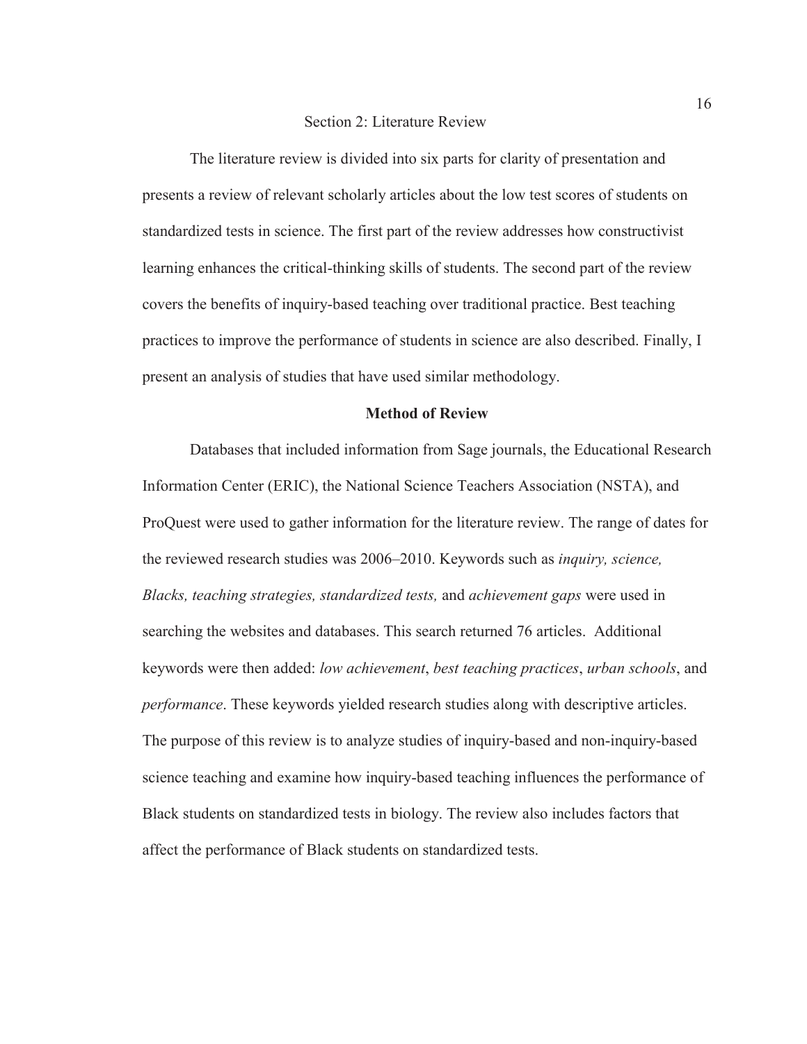# Section 2: Literature Review

The literature review is divided into six parts for clarity of presentation and presents a review of relevant scholarly articles about the low test scores of students on standardized tests in science. The first part of the review addresses how constructivist learning enhances the critical-thinking skills of students. The second part of the review covers the benefits of inquiry-based teaching over traditional practice. Best teaching practices to improve the performance of students in science are also described. Finally, I present an analysis of studies that have used similar methodology.

## Method of Review

Databases that included information from Sage journals, the Educational Research Information Center (ERIC), the National Science Teachers Association (NSTA), and ProQuest were used to gather information for the literature review. The range of dates for the reviewed research studies was 2006–2010. Keywords such as *inquiry, science, Blacks, teaching strategies, standardized tests,* and *achievement gaps* were used in searching the websites and databases. This search returned 76 articles. Additional keywords were then added: *low achievement*, *best teaching practices*, *urban schools*, and *performance*. These keywords yielded research studies along with descriptive articles. The purpose of this review is to analyze studies of inquiry-based and non-inquiry-based science teaching and examine how inquiry-based teaching influences the performance of Black students on standardized tests in biology. The review also includes factors that affect the performance of Black students on standardized tests.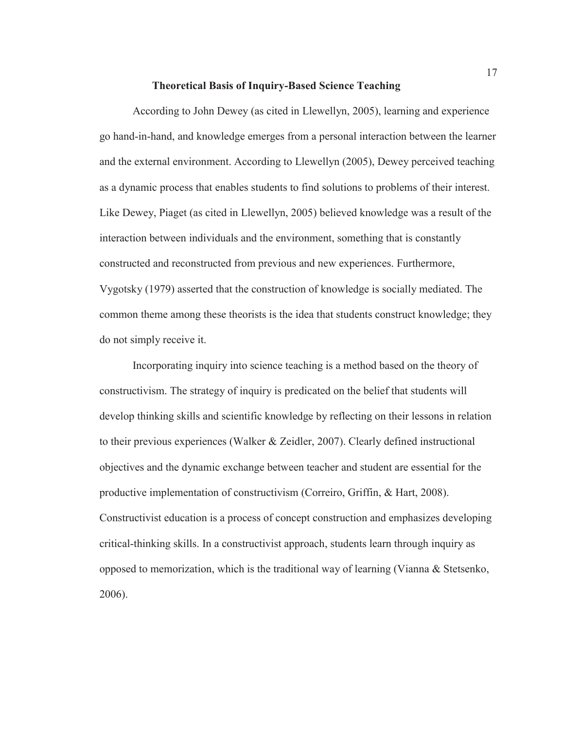## Theoretical Basis of Inquiry-Based Science Teaching

According to John Dewey (as cited in Llewellyn, 2005), learning and experience go hand-in-hand, and knowledge emerges from a personal interaction between the learner and the external environment. According to Llewellyn (2005), Dewey perceived teaching as a dynamic process that enables students to find solutions to problems of their interest. Like Dewey, Piaget (as cited in Llewellyn, 2005) believed knowledge was a result of the interaction between individuals and the environment, something that is constantly constructed and reconstructed from previous and new experiences. Furthermore, Vygotsky (1979) asserted that the construction of knowledge is socially mediated. The common theme among these theorists is the idea that students construct knowledge; they do not simply receive it.

Incorporating inquiry into science teaching is a method based on the theory of constructivism. The strategy of inquiry is predicated on the belief that students will develop thinking skills and scientific knowledge by reflecting on their lessons in relation to their previous experiences (Walker & Zeidler, 2007). Clearly defined instructional objectives and the dynamic exchange between teacher and student are essential for the productive implementation of constructivism (Correiro, Griffin, & Hart, 2008). Constructivist education is a process of concept construction and emphasizes developing critical-thinking skills. In a constructivist approach, students learn through inquiry as opposed to memorization, which is the traditional way of learning (Vianna & Stetsenko, 2006).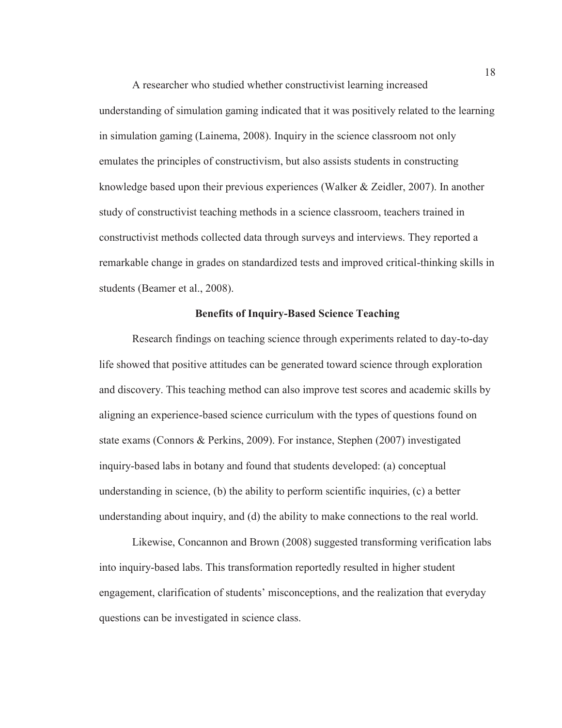A researcher who studied whether constructivist learning increased understanding of simulation gaming indicated that it was positively related to the learning in simulation gaming (Lainema, 2008). Inquiry in the science classroom not only emulates the principles of constructivism, but also assists students in constructing knowledge based upon their previous experiences (Walker & Zeidler, 2007). In another study of constructivist teaching methods in a science classroom, teachers trained in constructivist methods collected data through surveys and interviews. They reported a remarkable change in grades on standardized tests and improved critical-thinking skills in students (Beamer et al., 2008).

## Benefits of Inquiry-Based Science Teaching

Research findings on teaching science through experiments related to day-to-day life showed that positive attitudes can be generated toward science through exploration and discovery. This teaching method can also improve test scores and academic skills by aligning an experience-based science curriculum with the types of questions found on state exams (Connors & Perkins, 2009). For instance, Stephen (2007) investigated inquiry-based labs in botany and found that students developed: (a) conceptual understanding in science, (b) the ability to perform scientific inquiries, (c) a better understanding about inquiry, and (d) the ability to make connections to the real world.

Likewise, Concannon and Brown (2008) suggested transforming verification labs into inquiry-based labs. This transformation reportedly resulted in higher student engagement, clarification of students' misconceptions, and the realization that everyday questions can be investigated in science class.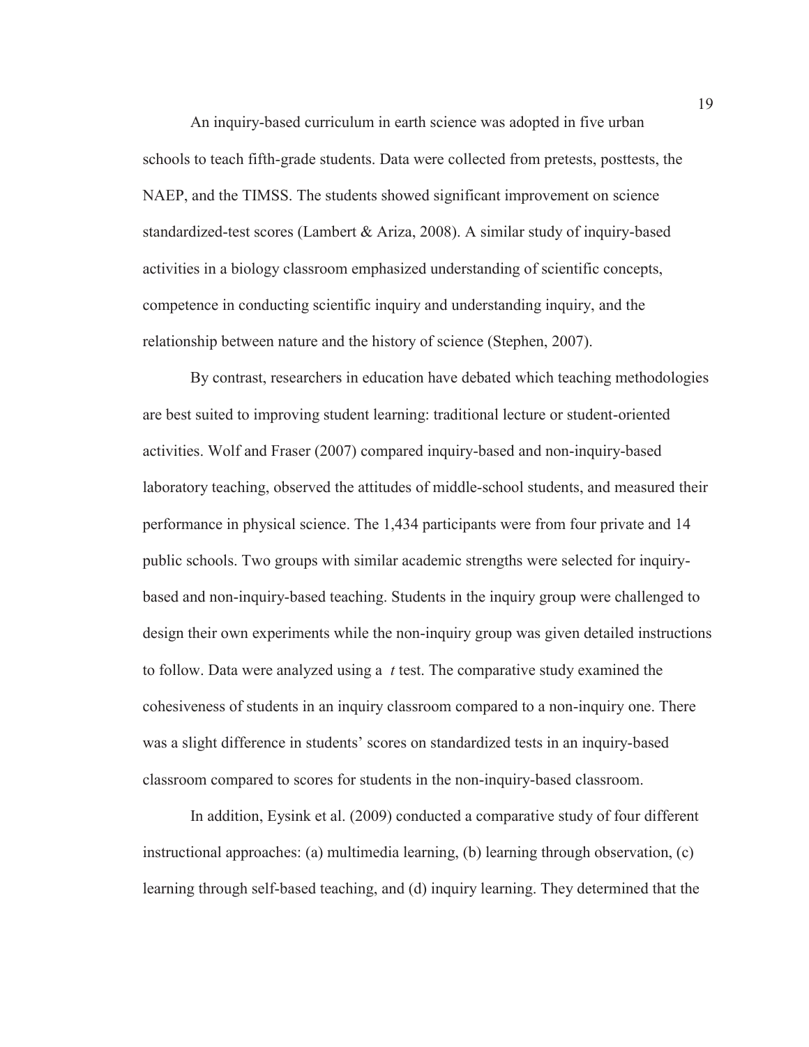An inquiry-based curriculum in earth science was adopted in five urban schools to teach fifth-grade students. Data were collected from pretests, posttests, the NAEP, and the TIMSS. The students showed significant improvement on science standardized-test scores (Lambert & Ariza, 2008). A similar study of inquiry-based activities in a biology classroom emphasized understanding of scientific concepts, competence in conducting scientific inquiry and understanding inquiry, and the relationship between nature and the history of science (Stephen, 2007).

By contrast, researchers in education have debated which teaching methodologies are best suited to improving student learning: traditional lecture or student-oriented activities. Wolf and Fraser (2007) compared inquiry-based and non-inquiry-based laboratory teaching, observed the attitudes of middle-school students, and measured their performance in physical science. The 1,434 participants were from four private and 14 public schools. Two groups with similar academic strengths were selected for inquiry-based and non-inquiry-based teaching. Students in the inquiry group were challenged to design their own experiments while the non-inquiry group was given detailed instructions to follow. Data were analyzed using a *t* test. The comparative study examined the cohesiveness of students in an inquiry classroom compared to a non-inquiry one. There was a slight difference in students' scores on standardized tests in an inquiry-based classroom compared to scores for students in the non-inquiry-based classroom.

In addition, Eysink et al. (2009) conducted a comparative study of four different instructional approaches: (a) multimedia learning, (b) learning through observation, (c) learning through self-based teaching, and (d) inquiry learning. They determined that the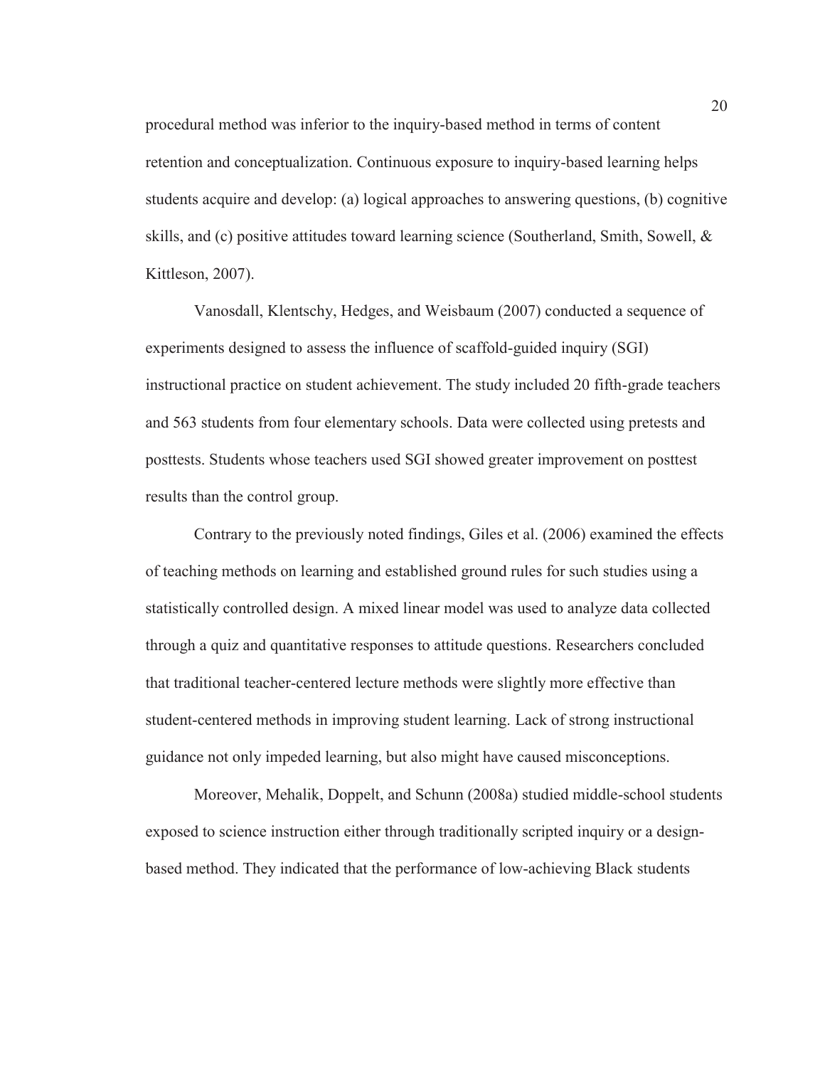procedural method was inferior to the inquiry-based method in terms of content retention and conceptualization. Continuous exposure to inquiry-based learning helps students acquire and develop: (a) logical approaches to answering questions, (b) cognitive skills, and (c) positive attitudes toward learning science (Southerland, Smith, Sowell, & Kittleson, 2007).

Vanosdall, Klentschy, Hedges, and Weisbaum (2007) conducted a sequence of experiments designed to assess the influence of scaffold-guided inquiry (SGI) instructional practice on student achievement. The study included 20 fifth-grade teachers and 563 students from four elementary schools. Data were collected using pretests and posttests. Students whose teachers used SGI showed greater improvement on posttest results than the control group.

Contrary to the previously noted findings, Giles et al. (2006) examined the effects of teaching methods on learning and established ground rules for such studies using a statistically controlled design. A mixed linear model was used to analyze data collected through a quiz and quantitative responses to attitude questions. Researchers concluded that traditional teacher-centered lecture methods were slightly more effective than student-centered methods in improving student learning. Lack of strong instructional guidance not only impeded learning, but also might have caused misconceptions.

Moreover, Mehalik, Doppelt, and Schunn (2008a) studied middle-school students exposed to science instruction either through traditionally scripted inquiry or a design-based method. They indicated that the performance of low-achieving Black students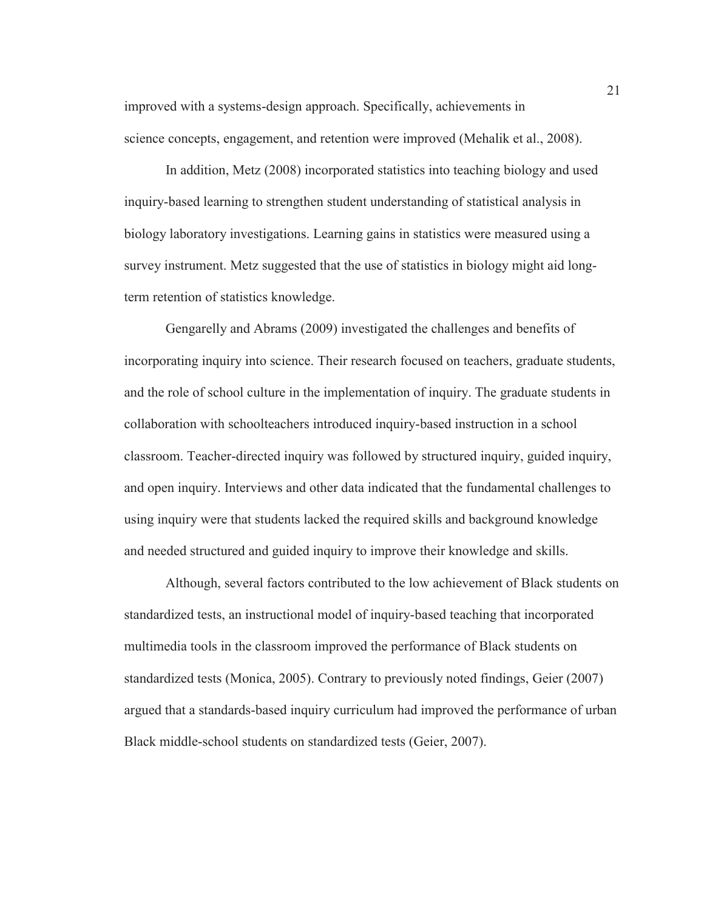improved with a systems-design approach. Specifically, achievements in science concepts, engagement, and retention were improved (Mehalik et al., 2008).

In addition, Metz (2008) incorporated statistics into teaching biology and used inquiry-based learning to strengthen student understanding of statistical analysis in biology laboratory investigations. Learning gains in statistics were measured using a survey instrument. Metz suggested that the use of statistics in biology might aid long-term retention of statistics knowledge.

Gengarelly and Abrams (2009) investigated the challenges and benefits of incorporating inquiry into science. Their research focused on teachers, graduate students, and the role of school culture in the implementation of inquiry. The graduate students in collaboration with schoolteachers introduced inquiry-based instruction in a school classroom. Teacher-directed inquiry was followed by structured inquiry, guided inquiry, and open inquiry. Interviews and other data indicated that the fundamental challenges to using inquiry were that students lacked the required skills and background knowledge and needed structured and guided inquiry to improve their knowledge and skills.

Although, several factors contributed to the low achievement of Black students on standardized tests, an instructional model of inquiry-based teaching that incorporated multimedia tools in the classroom improved the performance of Black students on standardized tests (Monica, 2005). Contrary to previously noted findings, Geier (2007) argued that a standards-based inquiry curriculum had improved the performance of urban Black middle-school students on standardized tests (Geier, 2007).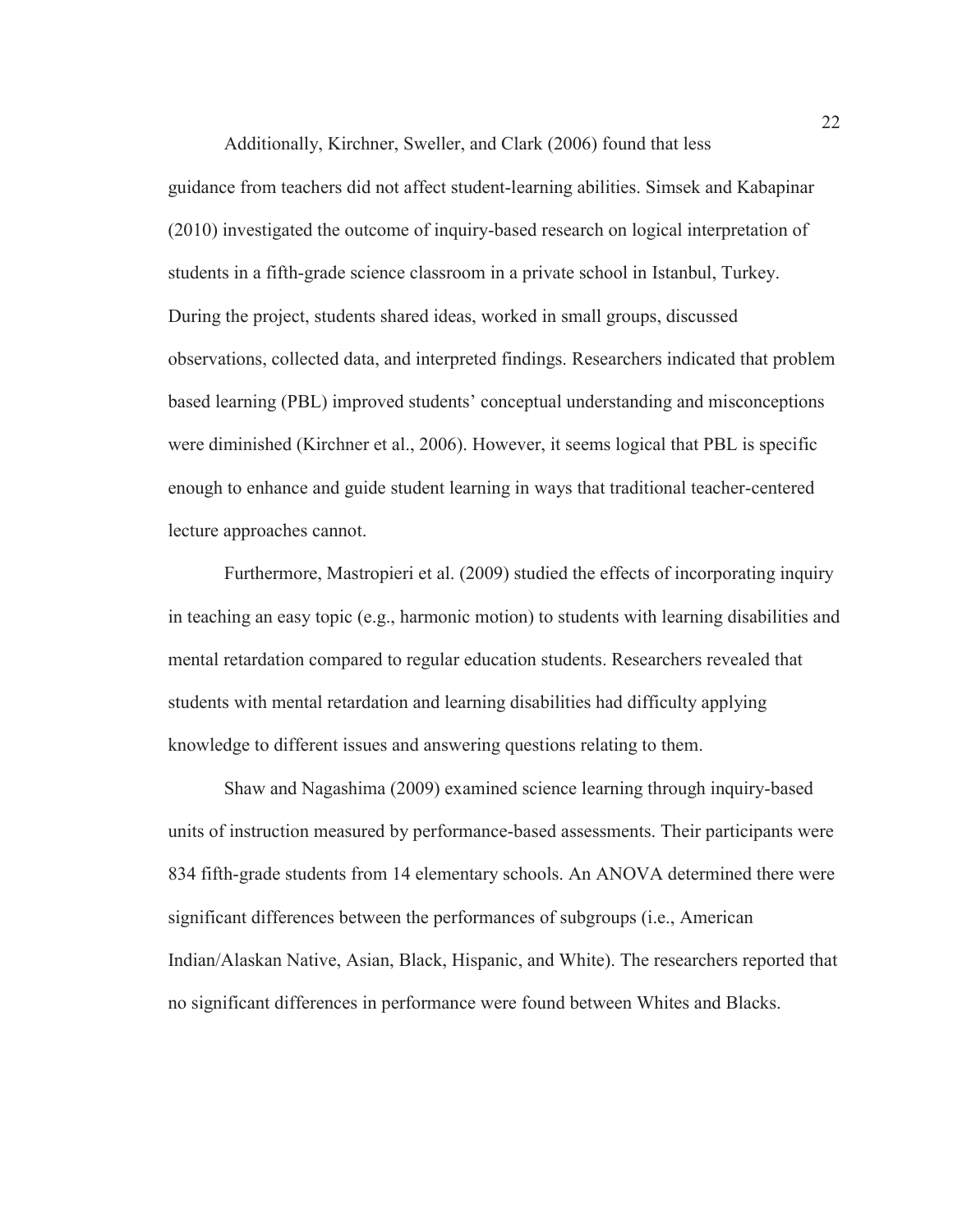Additionally, Kirchner, Sweller, and Clark (2006) found that less guidance from teachers did not affect student-learning abilities. Simsek and Kabapinar (2010) investigated the outcome of inquiry-based research on logical interpretation of students in a fifth-grade science classroom in a private school in Istanbul, Turkey. During the project, students shared ideas, worked in small groups, discussed observations, collected data, and interpreted findings. Researchers indicated that problem based learning (PBL) improved students' conceptual understanding and misconceptions were diminished (Kirchner et al., 2006). However, it seems logical that PBL is specific enough to enhance and guide student learning in ways that traditional teacher-centered lecture approaches cannot.

Furthermore, Mastropieri et al. (2009) studied the effects of incorporating inquiry in teaching an easy topic (e.g., harmonic motion) to students with learning disabilities and mental retardation compared to regular education students. Researchers revealed that students with mental retardation and learning disabilities had difficulty applying knowledge to different issues and answering questions relating to them.

Shaw and Nagashima (2009) examined science learning through inquiry-based units of instruction measured by performance-based assessments. Their participants were 834 fifth-grade students from 14 elementary schools. An ANOVA determined there were significant differences between the performances of subgroups (i.e., American Indian/Alaskan Native, Asian, Black, Hispanic, and White). The researchers reported that no significant differences in performance were found between Whites and Blacks.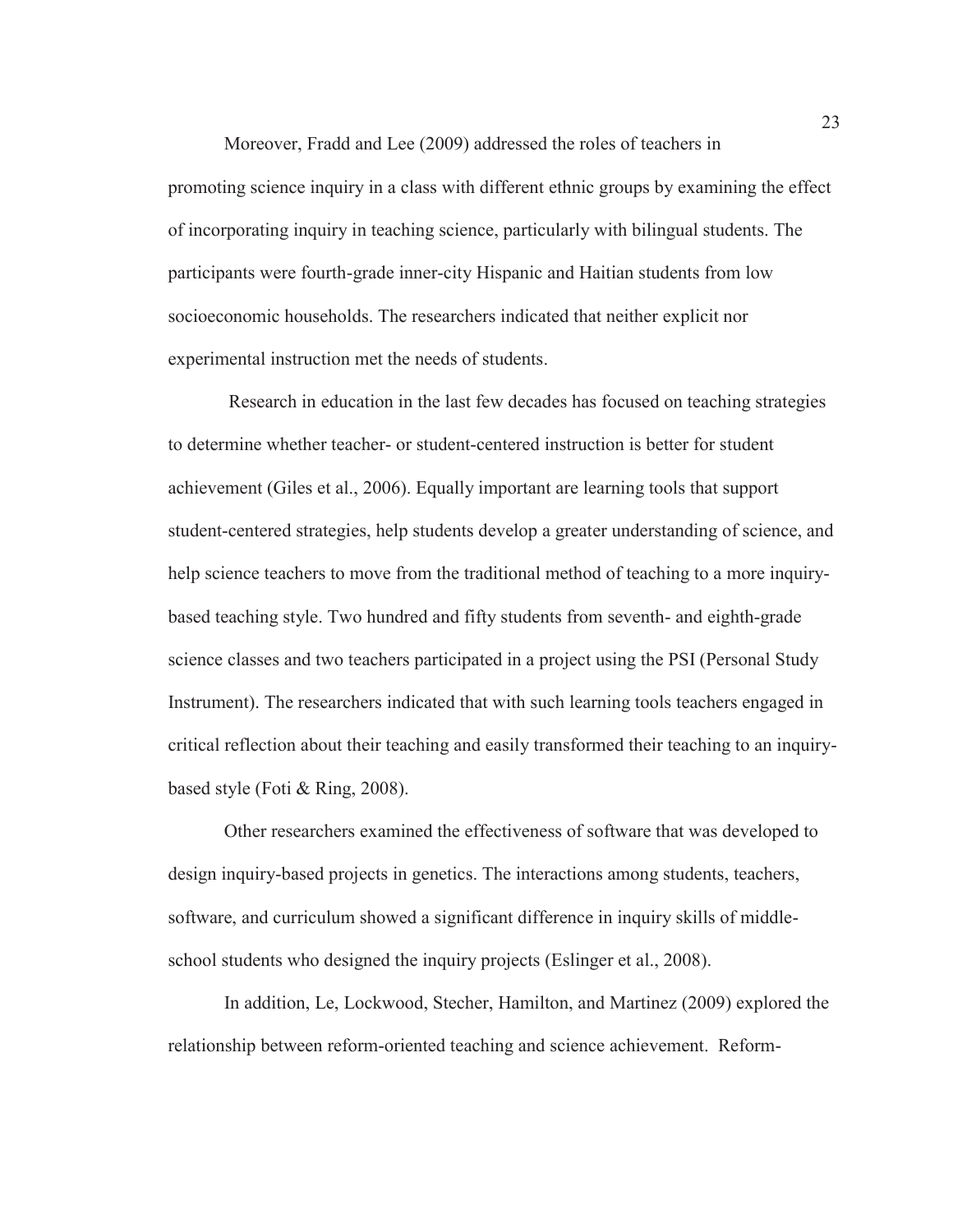Moreover, Fradd and Lee (2009) addressed the roles of teachers in promoting science inquiry in a class with different ethnic groups by examining the effect of incorporating inquiry in teaching science, particularly with bilingual students. The participants were fourth-grade inner-city Hispanic and Haitian students from low socioeconomic households. The researchers indicated that neither explicit nor experimental instruction met the needs of students.

Research in education in the last few decades has focused on teaching strategies to determine whether teacher- or student-centered instruction is better for student achievement (Giles et al., 2006). Equally important are learning tools that support student-centered strategies, help students develop a greater understanding of science, and help science teachers to move from the traditional method of teaching to a more inquiry-based teaching style. Two hundred and fifty students from seventh- and eighth-grade science classes and two teachers participated in a project using the PSI (Personal Study Instrument). The researchers indicated that with such learning tools teachers engaged in critical reflection about their teaching and easily transformed their teaching to an inquiry-based style (Foti & Ring, 2008).

Other researchers examined the effectiveness of software that was developed to design inquiry-based projects in genetics. The interactions among students, teachers, software, and curriculum showed a significant difference in inquiry skills of middle-school students who designed the inquiry projects (Eslinger et al., 2008).

In addition, Le, Lockwood, Stecher, Hamilton, and Martinez (2009) explored the relationship between reform-oriented teaching and science achievement. Reform-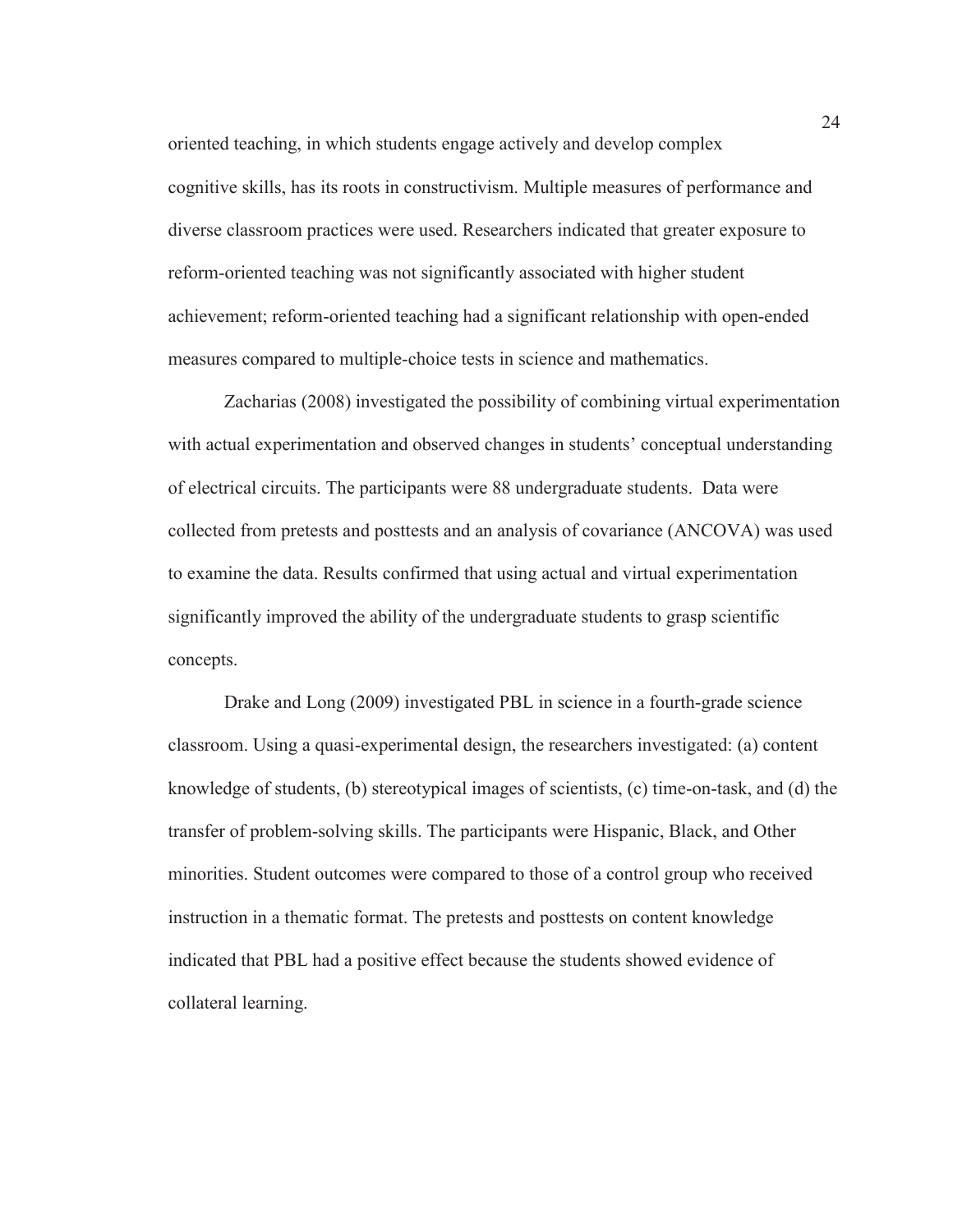oriented teaching, in which students engage actively and develop complex cognitive skills, has its roots in constructivism. Multiple measures of performance and diverse classroom practices were used. Researchers indicated that greater exposure to reform-oriented teaching was not significantly associated with higher student achievement; reform-oriented teaching had a significant relationship with open-ended measures compared to multiple-choice tests in science and mathematics.

Zacharias (2008) investigated the possibility of combining virtual experimentation with actual experimentation and observed changes in students' conceptual understanding of electrical circuits. The participants were 88 undergraduate students. Data were collected from pretests and posttests and an analysis of covariance (ANCOVA) was used to examine the data. Results confirmed that using actual and virtual experimentation significantly improved the ability of the undergraduate students to grasp scientific concepts.

Drake and Long (2009) investigated PBL in science in a fourth-grade science classroom. Using a quasi-experimental design, the researchers investigated: (a) content knowledge of students, (b) stereotypical images of scientists, (c) time-on-task, and (d) the transfer of problem-solving skills. The participants were Hispanic, Black, and Other minorities. Student outcomes were compared to those of a control group who received instruction in a thematic format. The pretests and posttests on content knowledge indicated that PBL had a positive effect because the students showed evidence of collateral learning.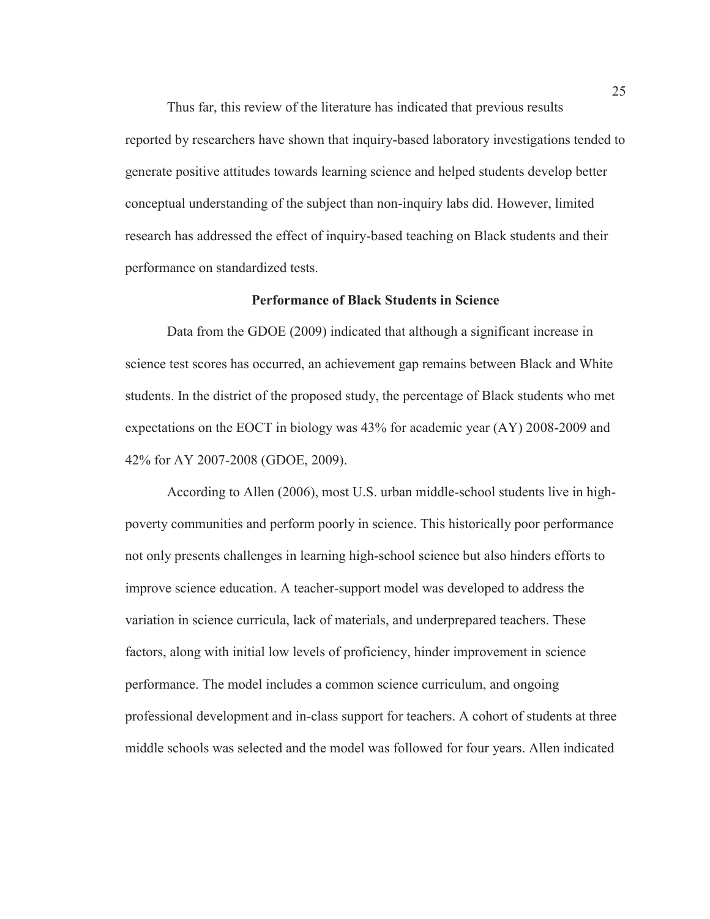Thus far, this review of the literature has indicated that previous results reported by researchers have shown that inquiry-based laboratory investigations tended to generate positive attitudes towards learning science and helped students develop better conceptual understanding of the subject than non-inquiry labs did. However, limited research has addressed the effect of inquiry-based teaching on Black students and their performance on standardized tests.

## Performance of Black Students in Science

Data from the GDOE (2009) indicated that although a significant increase in science test scores has occurred, an achievement gap remains between Black and White students. In the district of the proposed study, the percentage of Black students who met expectations on the EOCT in biology was 43% for academic year (AY) 2008-2009 and 42% for AY 2007-2008 (GDOE, 2009).

According to Allen (2006), most U.S. urban middle-school students live in high-poverty communities and perform poorly in science. This historically poor performance not only presents challenges in learning high-school science but also hinders efforts to improve science education. A teacher-support model was developed to address the variation in science curricula, lack of materials, and underprepared teachers. These factors, along with initial low levels of proficiency, hinder improvement in science performance. The model includes a common science curriculum, and ongoing professional development and in-class support for teachers. A cohort of students at three middle schools was selected and the model was followed for four years. Allen indicated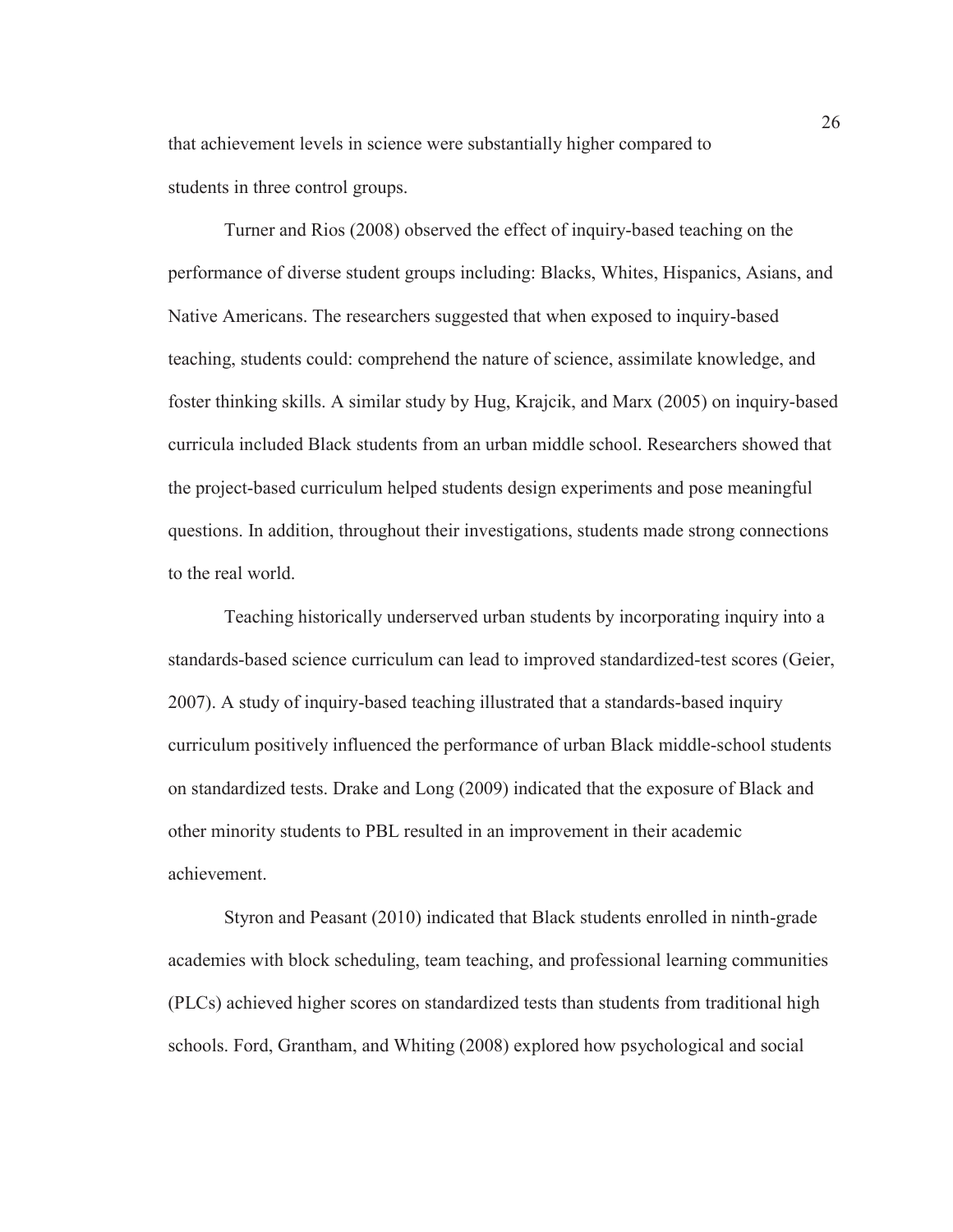that achievement levels in science were substantially higher compared to students in three control groups.

Turner and Rios (2008) observed the effect of inquiry-based teaching on the performance of diverse student groups including: Blacks, Whites, Hispanics, Asians, and Native Americans. The researchers suggested that when exposed to inquiry-based teaching, students could: comprehend the nature of science, assimilate knowledge, and foster thinking skills. A similar study by Hug, Krajcik, and Marx (2005) on inquiry-based curricula included Black students from an urban middle school. Researchers showed that the project-based curriculum helped students design experiments and pose meaningful questions. In addition, throughout their investigations, students made strong connections to the real world.

Teaching historically underserved urban students by incorporating inquiry into a standards-based science curriculum can lead to improved standardized-test scores (Geier, 2007). A study of inquiry-based teaching illustrated that a standards-based inquiry curriculum positively influenced the performance of urban Black middle-school students on standardized tests. Drake and Long (2009) indicated that the exposure of Black and other minority students to PBL resulted in an improvement in their academic achievement.

Styron and Peasant (2010) indicated that Black students enrolled in ninth-grade academies with block scheduling, team teaching, and professional learning communities (PLCs) achieved higher scores on standardized tests than students from traditional high schools. Ford, Grantham, and Whiting (2008) explored how psychological and social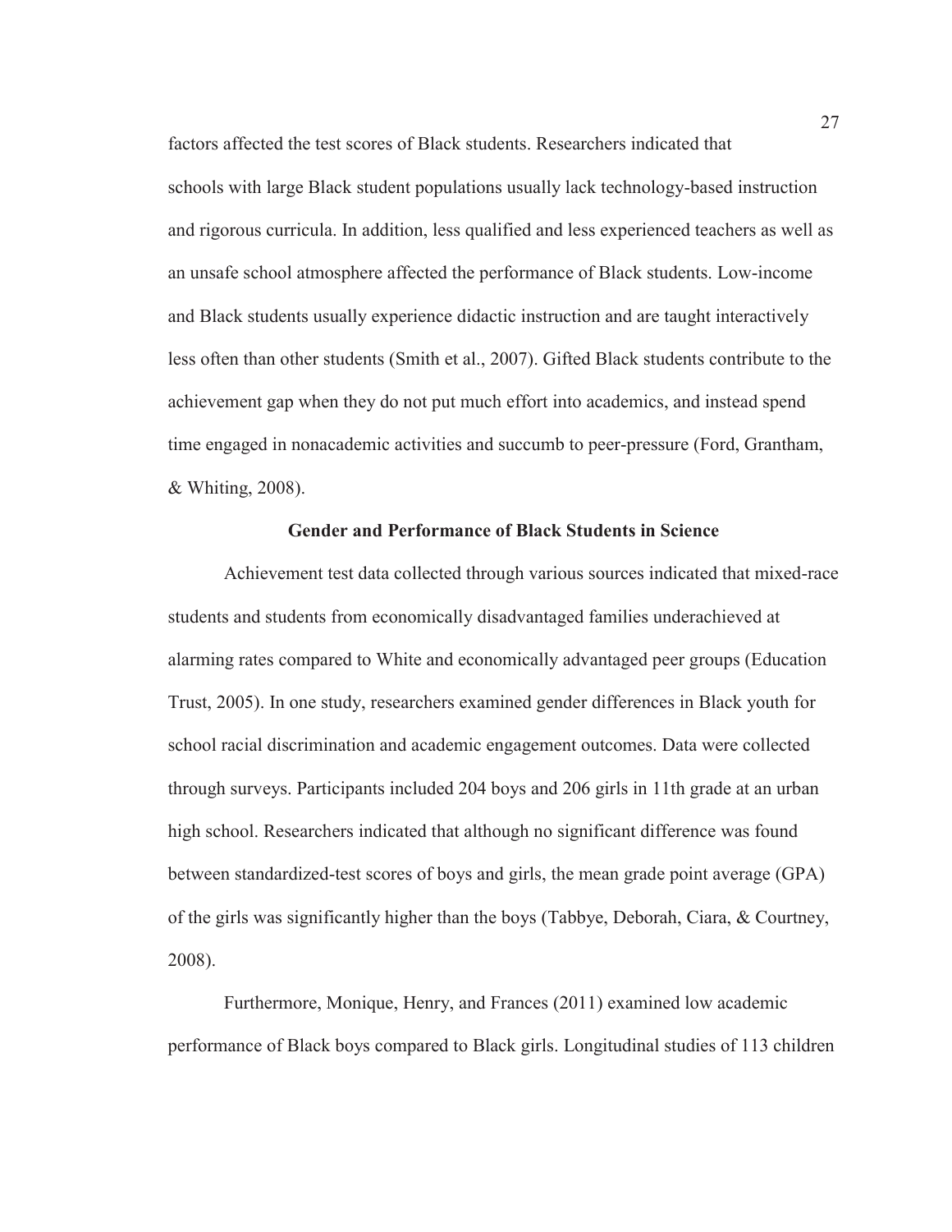factors affected the test scores of Black students. Researchers indicated that schools with large Black student populations usually lack technology-based instruction and rigorous curricula. In addition, less qualified and less experienced teachers as well as an unsafe school atmosphere affected the performance of Black students. Low-income and Black students usually experience didactic instruction and are taught interactively less often than other students (Smith et al., 2007). Gifted Black students contribute to the achievement gap when they do not put much effort into academics, and instead spend time engaged in nonacademic activities and succumb to peer-pressure (Ford, Grantham, & Whiting, 2008).

## Gender and Performance of Black Students in Science

Achievement test data collected through various sources indicated that mixed-race students and students from economically disadvantaged families underachieved at alarming rates compared to White and economically advantaged peer groups (Education Trust, 2005). In one study, researchers examined gender differences in Black youth for school racial discrimination and academic engagement outcomes. Data were collected through surveys. Participants included 204 boys and 206 girls in 11th grade at an urban high school. Researchers indicated that although no significant difference was found between standardized-test scores of boys and girls, the mean grade point average (GPA) of the girls was significantly higher than the boys (Tabbye, Deborah, Ciara, & Courtney, 2008).

Furthermore, Monique, Henry, and Frances (2011) examined low academic performance of Black boys compared to Black girls. Longitudinal studies of 113 children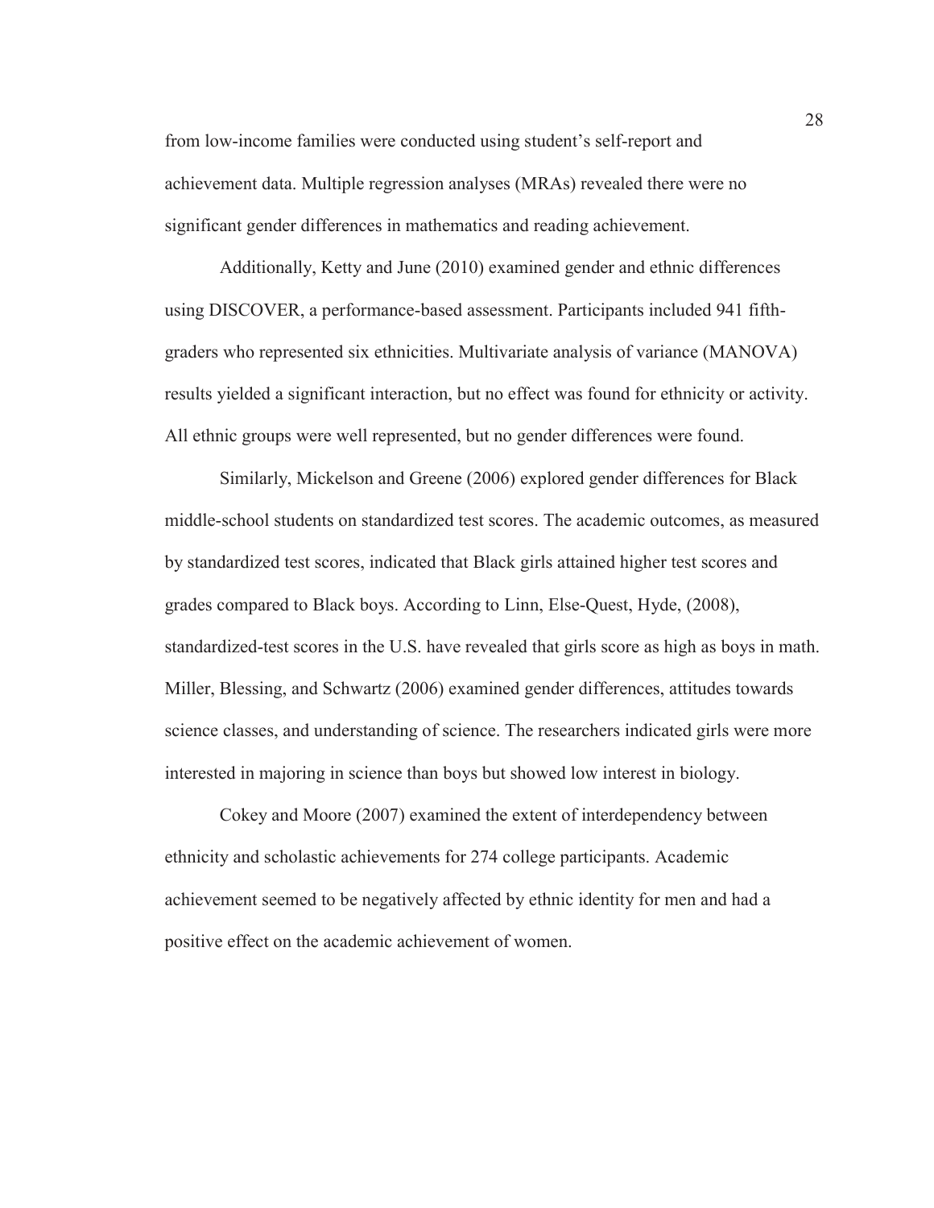from low-income families were conducted using student's self-report and achievement data. Multiple regression analyses (MRAs) revealed there were no significant gender differences in mathematics and reading achievement.

Additionally, Ketty and June (2010) examined gender and ethnic differences using DISCOVER, a performance-based assessment. Participants included 941 fifth-graders who represented six ethnicities. Multivariate analysis of variance (MANOVA) results yielded a significant interaction, but no effect was found for ethnicity or activity. All ethnic groups were well represented, but no gender differences were found.

Similarly, Mickelson and Greene (2006) explored gender differences for Black middle-school students on standardized test scores. The academic outcomes, as measured by standardized test scores, indicated that Black girls attained higher test scores and grades compared to Black boys. According to Linn, Else-Quest, Hyde, (2008), standardized-test scores in the U.S. have revealed that girls score as high as boys in math. Miller, Blessing, and Schwartz (2006) examined gender differences, attitudes towards science classes, and understanding of science. The researchers indicated girls were more interested in majoring in science than boys but showed low interest in biology.

Cokey and Moore (2007) examined the extent of interdependency between ethnicity and scholastic achievements for 274 college participants. Academic achievement seemed to be negatively affected by ethnic identity for men and had a positive effect on the academic achievement of women.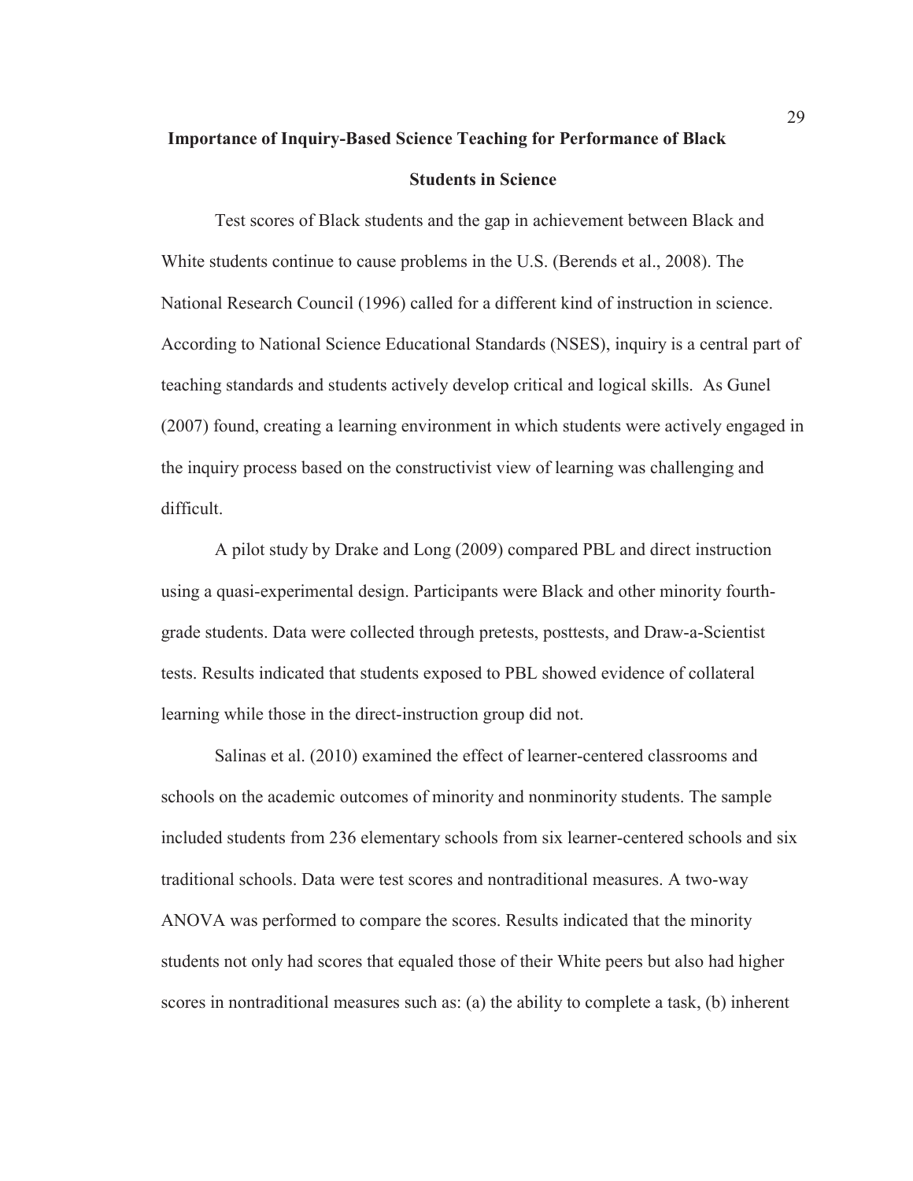## Importance of Inquiry-Based Science Teaching for Performance of Black Students in Science

Test scores of Black students and the gap in achievement between Black and White students continue to cause problems in the U.S. (Berends et al., 2008). The National Research Council (1996) called for a different kind of instruction in science. According to National Science Educational Standards (NSES), inquiry is a central part of teaching standards and students actively develop critical and logical skills. As Gunel (2007) found, creating a learning environment in which students were actively engaged in the inquiry process based on the constructivist view of learning was challenging and difficult.

A pilot study by Drake and Long (2009) compared PBL and direct instruction using a quasi-experimental design. Participants were Black and other minority fourth-grade students. Data were collected through pretests, posttests, and Draw-a-Scientist tests. Results indicated that students exposed to PBL showed evidence of collateral learning while those in the direct-instruction group did not.

Salinas et al. (2010) examined the effect of learner-centered classrooms and schools on the academic outcomes of minority and nonminority students. The sample included students from 236 elementary schools from six learner-centered schools and six traditional schools. Data were test scores and nontraditional measures. A two-way ANOVA was performed to compare the scores. Results indicated that the minority students not only had scores that equaled those of their White peers but also had higher scores in nontraditional measures such as: (a) the ability to complete a task, (b) inherent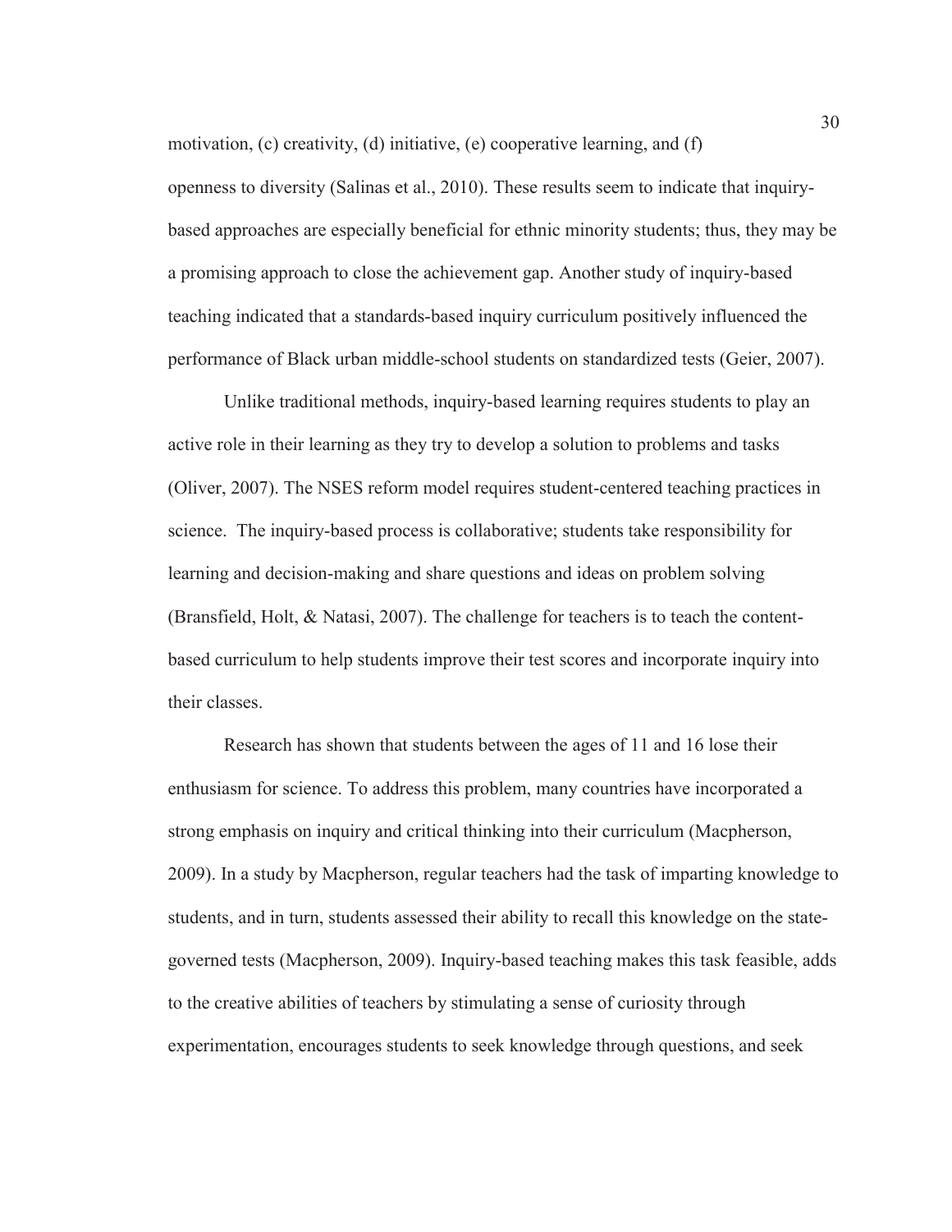motivation, (c) creativity, (d) initiative, (e) cooperative learning, and (f) openness to diversity (Salinas et al., 2010). These results seem to indicate that inquiry-based approaches are especially beneficial for ethnic minority students; thus, they may be a promising approach to close the achievement gap. Another study of inquiry-based teaching indicated that a standards-based inquiry curriculum positively influenced the performance of Black urban middle-school students on standardized tests (Geier, 2007).

Unlike traditional methods, inquiry-based learning requires students to play an active role in their learning as they try to develop a solution to problems and tasks (Oliver, 2007). The NSES reform model requires student-centered teaching practices in science. The inquiry-based process is collaborative; students take responsibility for learning and decision-making and share questions and ideas on problem solving (Bransfield, Holt, & Natasi, 2007). The challenge for teachers is to teach the content-based curriculum to help students improve their test scores and incorporate inquiry into their classes.

Research has shown that students between the ages of 11 and 16 lose their enthusiasm for science. To address this problem, many countries have incorporated a strong emphasis on inquiry and critical thinking into their curriculum (Macpherson, 2009). In a study by Macpherson, regular teachers had the task of imparting knowledge to students, and in turn, students assessed their ability to recall this knowledge on the state-governed tests (Macpherson, 2009). Inquiry-based teaching makes this task feasible, adds to the creative abilities of teachers by stimulating a sense of curiosity through experimentation, encourages students to seek knowledge through questions, and seek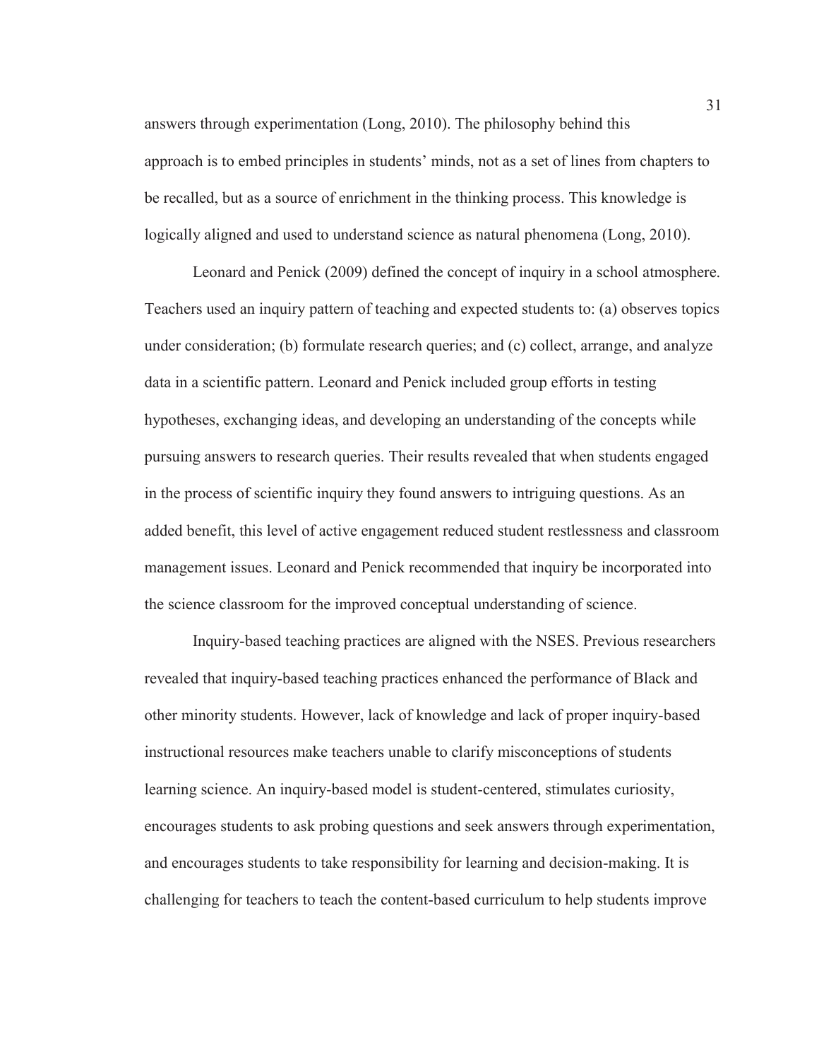answers through experimentation (Long, 2010). The philosophy behind this approach is to embed principles in students' minds, not as a set of lines from chapters to be recalled, but as a source of enrichment in the thinking process. This knowledge is logically aligned and used to understand science as natural phenomena (Long, 2010).

Leonard and Penick (2009) defined the concept of inquiry in a school atmosphere. Teachers used an inquiry pattern of teaching and expected students to: (a) observes topics under consideration; (b) formulate research queries; and (c) collect, arrange, and analyze data in a scientific pattern. Leonard and Penick included group efforts in testing hypotheses, exchanging ideas, and developing an understanding of the concepts while pursuing answers to research queries. Their results revealed that when students engaged in the process of scientific inquiry they found answers to intriguing questions. As an added benefit, this level of active engagement reduced student restlessness and classroom management issues. Leonard and Penick recommended that inquiry be incorporated into the science classroom for the improved conceptual understanding of science.

Inquiry-based teaching practices are aligned with the NSES. Previous researchers revealed that inquiry-based teaching practices enhanced the performance of Black and other minority students. However, lack of knowledge and lack of proper inquiry-based instructional resources make teachers unable to clarify misconceptions of students learning science. An inquiry-based model is student-centered, stimulates curiosity, encourages students to ask probing questions and seek answers through experimentation, and encourages students to take responsibility for learning and decision-making. It is challenging for teachers to teach the content-based curriculum to help students improve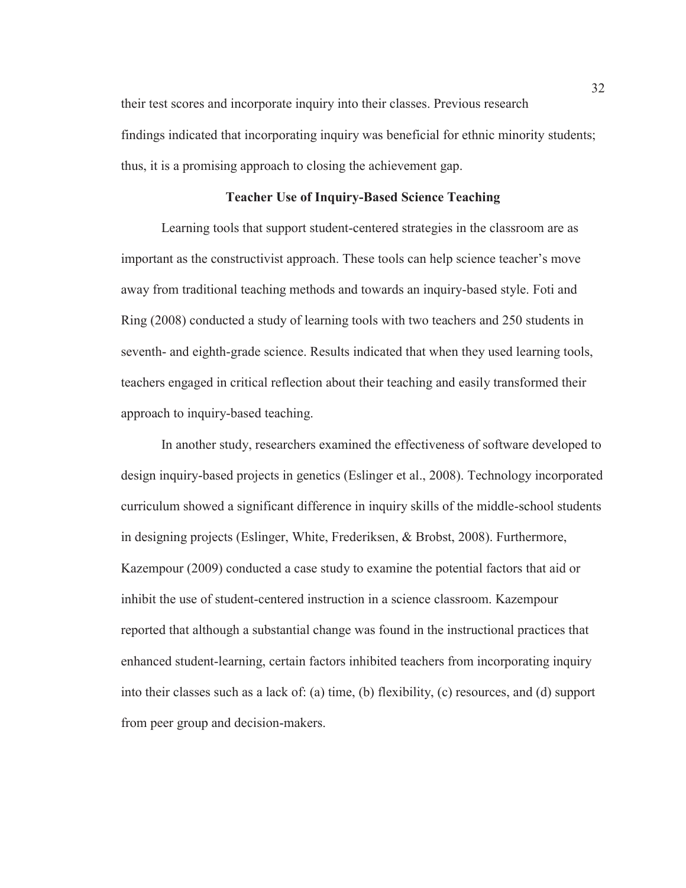their test scores and incorporate inquiry into their classes. Previous research findings indicated that incorporating inquiry was beneficial for ethnic minority students; thus, it is a promising approach to closing the achievement gap.

## Teacher Use of Inquiry-Based Science Teaching

Learning tools that support student-centered strategies in the classroom are as important as the constructivist approach. These tools can help science teacher's move away from traditional teaching methods and towards an inquiry-based style. Foti and Ring (2008) conducted a study of learning tools with two teachers and 250 students in seventh- and eighth-grade science. Results indicated that when they used learning tools, teachers engaged in critical reflection about their teaching and easily transformed their approach to inquiry-based teaching.

In another study, researchers examined the effectiveness of software developed to design inquiry-based projects in genetics (Eslinger et al., 2008). Technology incorporated curriculum showed a significant difference in inquiry skills of the middle-school students in designing projects (Eslinger, White, Frederiksen, & Brobst, 2008). Furthermore, Kazempour (2009) conducted a case study to examine the potential factors that aid or inhibit the use of student-centered instruction in a science classroom. Kazempour reported that although a substantial change was found in the instructional practices that enhanced student-learning, certain factors inhibited teachers from incorporating inquiry into their classes such as a lack of: (a) time, (b) flexibility, (c) resources, and (d) support from peer group and decision-makers.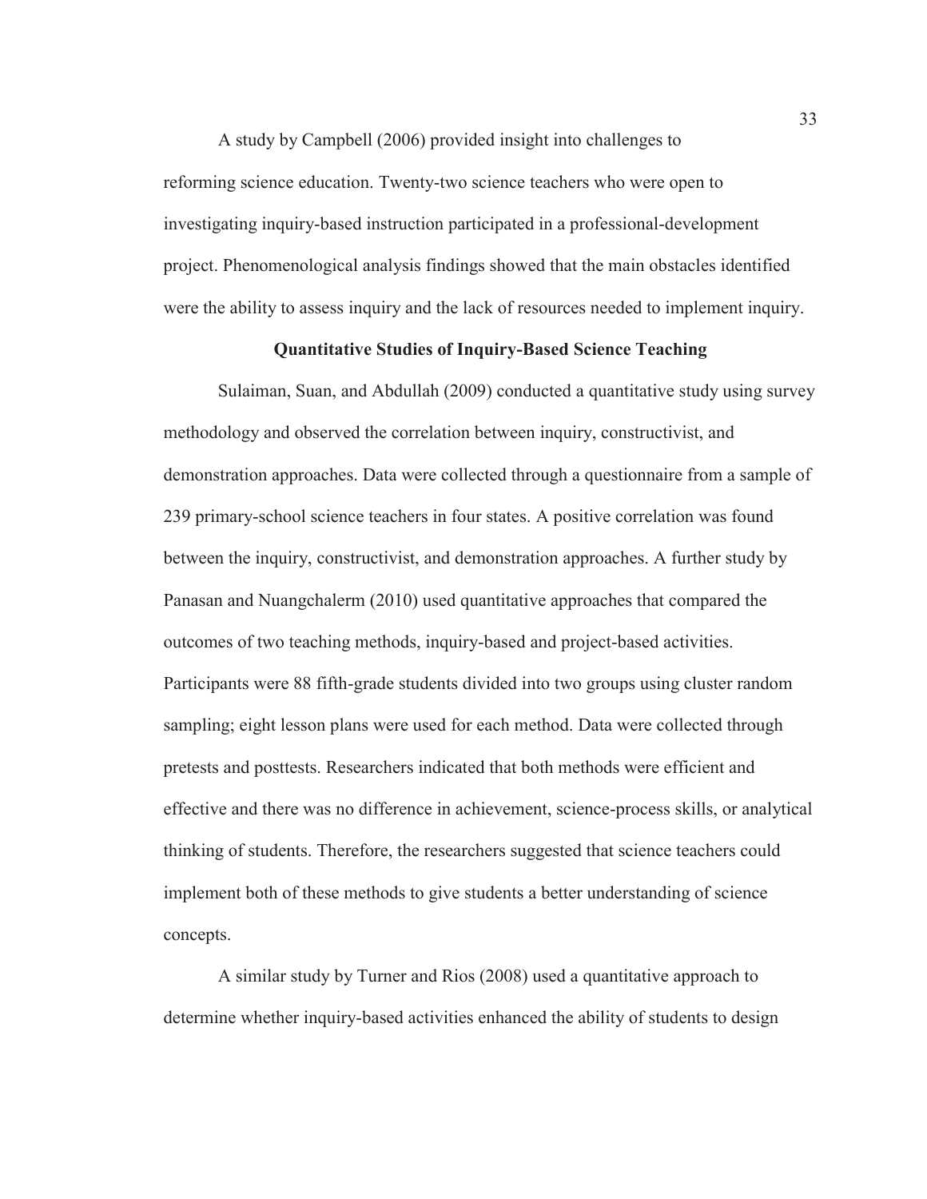A study by Campbell (2006) provided insight into challenges to reforming science education. Twenty-two science teachers who were open to investigating inquiry-based instruction participated in a professional-development project. Phenomenological analysis findings showed that the main obstacles identified were the ability to assess inquiry and the lack of resources needed to implement inquiry.

## Quantitative Studies of Inquiry-Based Science Teaching

Sulaiman, Suan, and Abdullah (2009) conducted a quantitative study using survey methodology and observed the correlation between inquiry, constructivist, and demonstration approaches. Data were collected through a questionnaire from a sample of 239 primary-school science teachers in four states. A positive correlation was found between the inquiry, constructivist, and demonstration approaches. A further study by Panasan and Nuangchalerm (2010) used quantitative approaches that compared the outcomes of two teaching methods, inquiry-based and project-based activities. Participants were 88 fifth-grade students divided into two groups using cluster random sampling; eight lesson plans were used for each method. Data were collected through pretests and posttests. Researchers indicated that both methods were efficient and effective and there was no difference in achievement, science-process skills, or analytical thinking of students. Therefore, the researchers suggested that science teachers could implement both of these methods to give students a better understanding of science concepts.

A similar study by Turner and Rios (2008) used a quantitative approach to determine whether inquiry-based activities enhanced the ability of students to design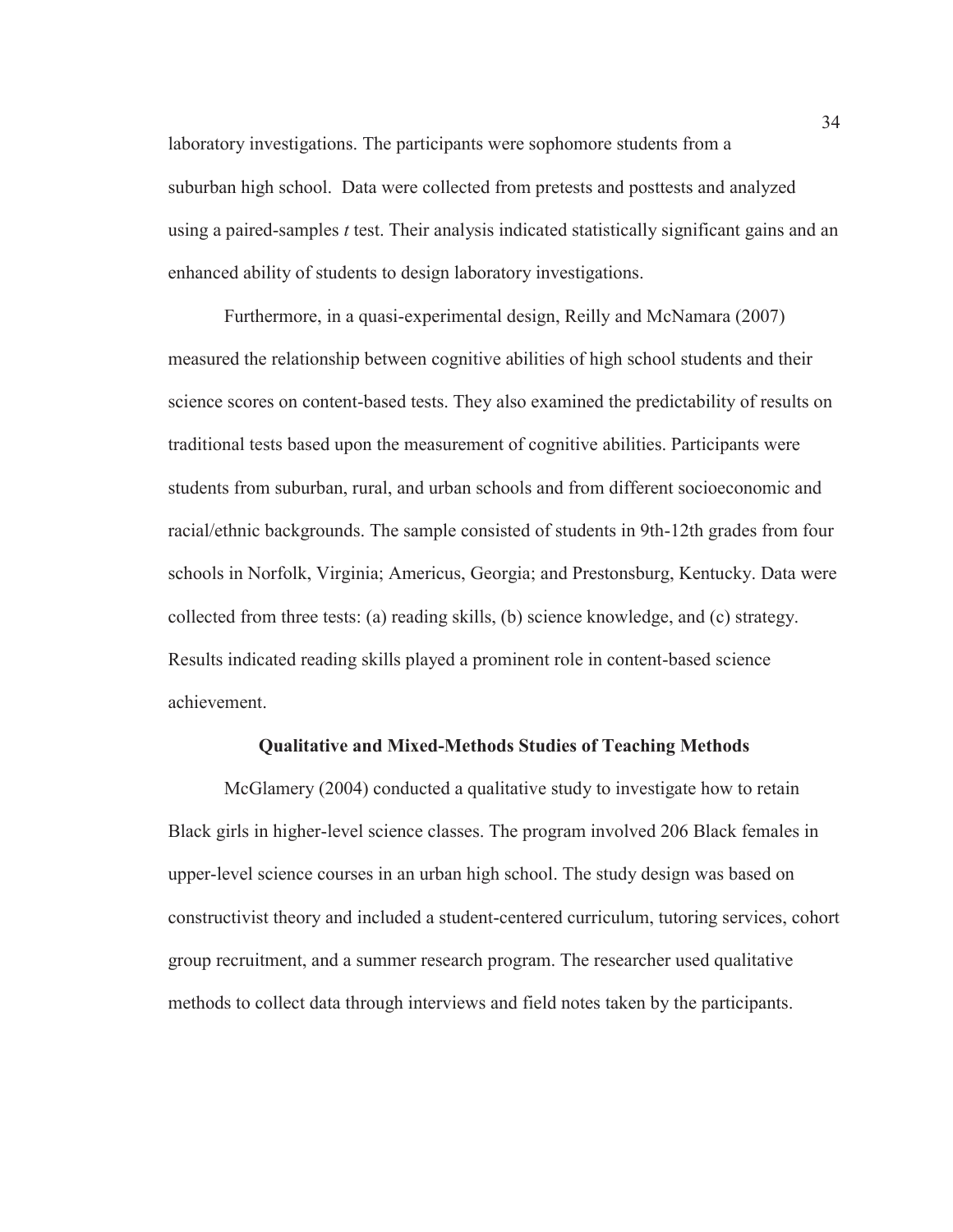laboratory investigations. The participants were sophomore students from a suburban high school. Data were collected from pretests and posttests and analyzed using a paired-samples *t* test. Their analysis indicated statistically significant gains and an enhanced ability of students to design laboratory investigations.

Furthermore, in a quasi-experimental design, Reilly and McNamara (2007) measured the relationship between cognitive abilities of high school students and their science scores on content-based tests. They also examined the predictability of results on traditional tests based upon the measurement of cognitive abilities. Participants were students from suburban, rural, and urban schools and from different socioeconomic and racial/ethnic backgrounds. The sample consisted of students in 9th-12th grades from four schools in Norfolk, Virginia; Americus, Georgia; and Prestonsburg, Kentucky. Data were collected from three tests: (a) reading skills, (b) science knowledge, and (c) strategy. Results indicated reading skills played a prominent role in content-based science achievement.

## Qualitative and Mixed-Methods Studies of Teaching Methods

McGlamery (2004) conducted a qualitative study to investigate how to retain Black girls in higher-level science classes. The program involved 206 Black females in upper-level science courses in an urban high school. The study design was based on constructivist theory and included a student-centered curriculum, tutoring services, cohort group recruitment, and a summer research program. The researcher used qualitative methods to collect data through interviews and field notes taken by the participants.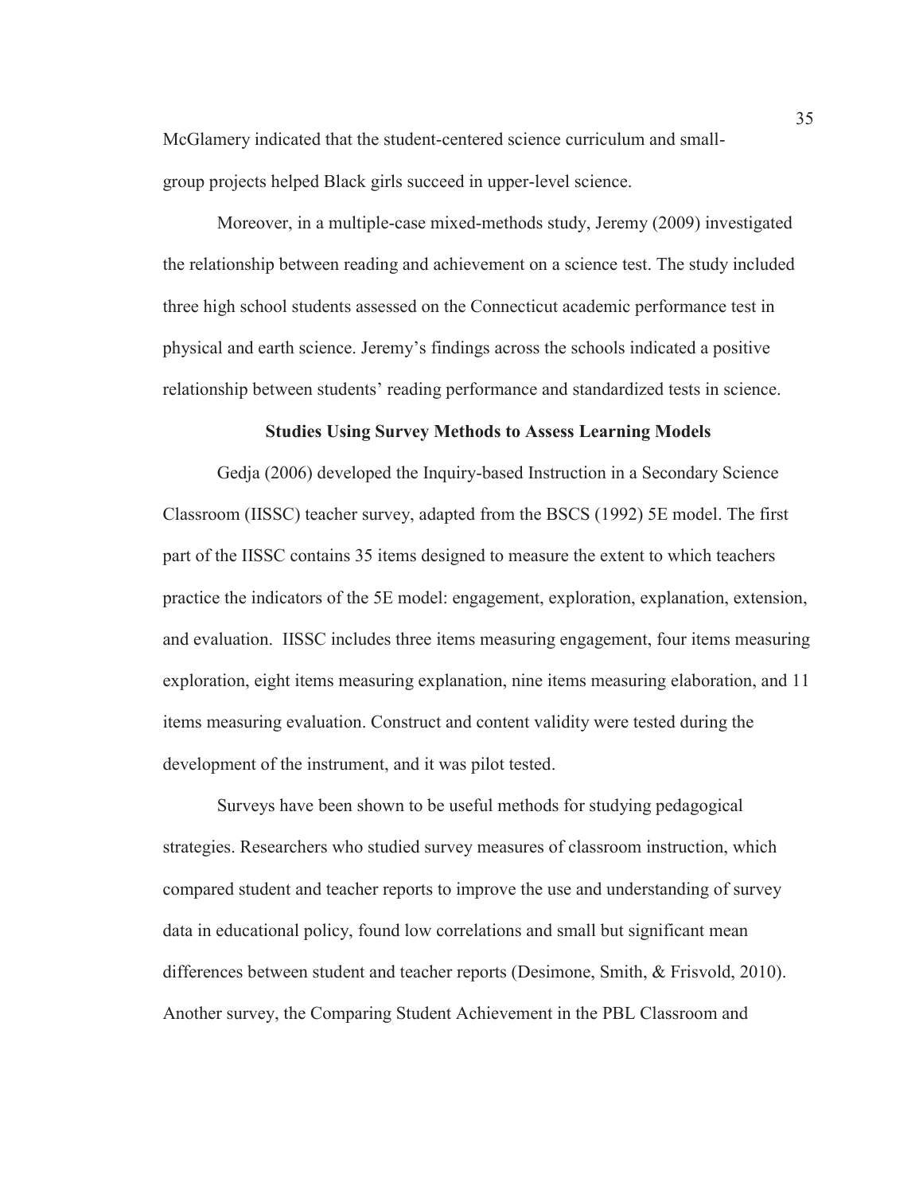McGlamery indicated that the student-centered science curriculum and small-group projects helped Black girls succeed in upper-level science.

Moreover, in a multiple-case mixed-methods study, Jeremy (2009) investigated the relationship between reading and achievement on a science test. The study included three high school students assessed on the Connecticut academic performance test in physical and earth science. Jeremy's findings across the schools indicated a positive relationship between students' reading performance and standardized tests in science.

### Studies Using Survey Methods to Assess Learning Models

Gedja (2006) developed the Inquiry-based Instruction in a Secondary Science Classroom (IISSC) teacher survey, adapted from the BSCS (1992) 5E model. The first part of the IISSC contains 35 items designed to measure the extent to which teachers practice the indicators of the 5E model: engagement, exploration, explanation, extension, and evaluation. IISSC includes three items measuring engagement, four items measuring exploration, eight items measuring explanation, nine items measuring elaboration, and 11 items measuring evaluation. Construct and content validity were tested during the development of the instrument, and it was pilot tested.

Surveys have been shown to be useful methods for studying pedagogical strategies. Researchers who studied survey measures of classroom instruction, which compared student and teacher reports to improve the use and understanding of survey data in educational policy, found low correlations and small but significant mean differences between student and teacher reports (Desimone, Smith, & Frisvold, 2010). Another survey, the Comparing Student Achievement in the PBL Classroom and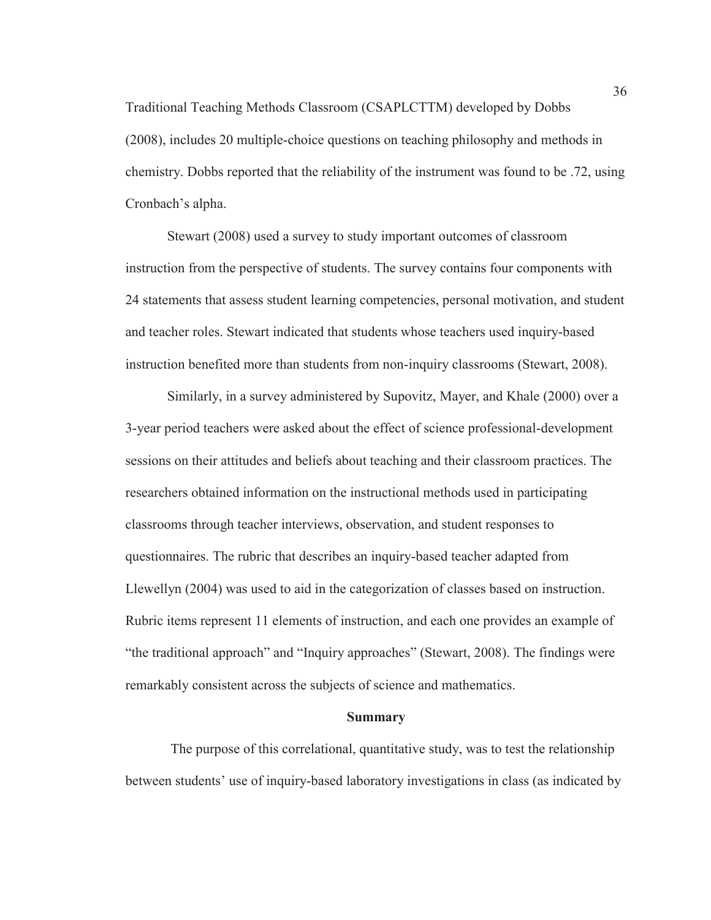Traditional Teaching Methods Classroom (CSAPLCTTM) developed by Dobbs (2008), includes 20 multiple-choice questions on teaching philosophy and methods in chemistry. Dobbs reported that the reliability of the instrument was found to be .72, using Cronbach's alpha.

Stewart (2008) used a survey to study important outcomes of classroom instruction from the perspective of students. The survey contains four components with 24 statements that assess student learning competencies, personal motivation, and student and teacher roles. Stewart indicated that students whose teachers used inquiry-based instruction benefited more than students from non-inquiry classrooms (Stewart, 2008).

Similarly, in a survey administered by Supovitz, Mayer, and Khale (2000) over a 3-year period teachers were asked about the effect of science professional-development sessions on their attitudes and beliefs about teaching and their classroom practices. The researchers obtained information on the instructional methods used in participating classrooms through teacher interviews, observation, and student responses to questionnaires. The rubric that describes an inquiry-based teacher adapted from Llewellyn (2004) was used to aid in the categorization of classes based on instruction. Rubric items represent 11 elements of instruction, and each one provides an example of "the traditional approach" and "Inquiry approaches" (Stewart, 2008). The findings were remarkably consistent across the subjects of science and mathematics.

## Summary

The purpose of this correlational, quantitative study, was to test the relationship between students' use of inquiry-based laboratory investigations in class (as indicated by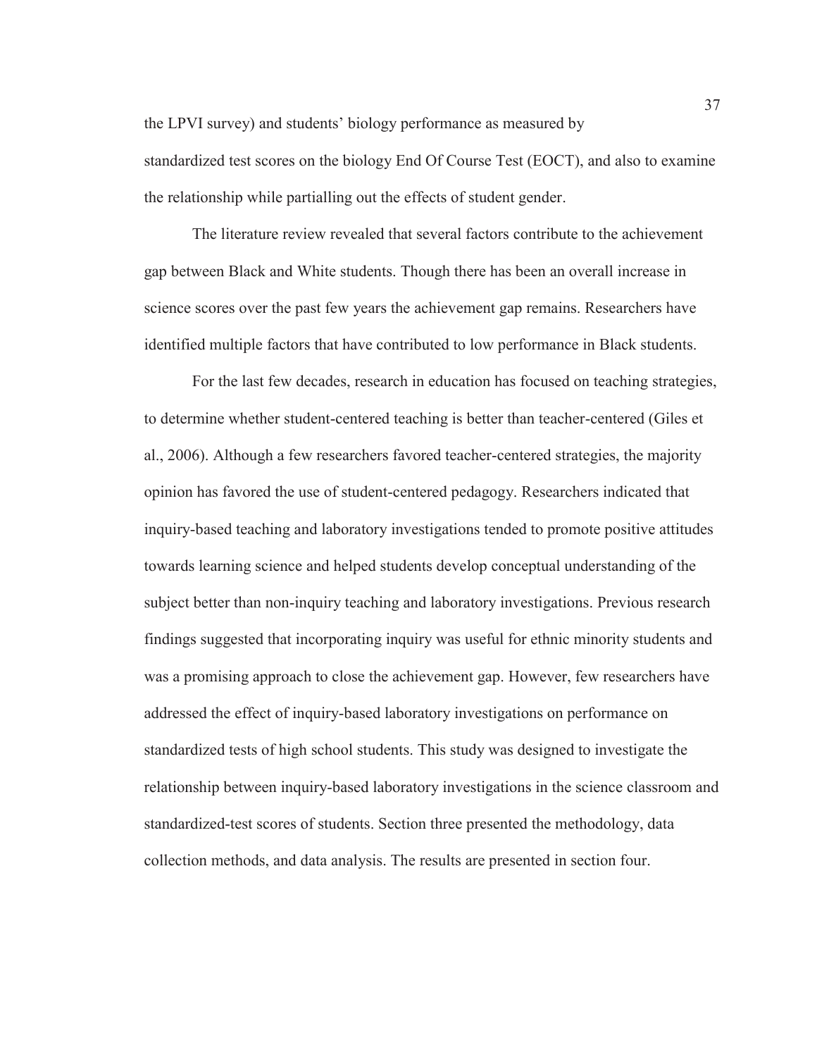the LPVI survey) and students' biology performance as measured by standardized test scores on the biology End Of Course Test (EOCT), and also to examine the relationship while partialling out the effects of student gender.

The literature review revealed that several factors contribute to the achievement gap between Black and White students. Though there has been an overall increase in science scores over the past few years the achievement gap remains. Researchers have identified multiple factors that have contributed to low performance in Black students.

For the last few decades, research in education has focused on teaching strategies, to determine whether student-centered teaching is better than teacher-centered (Giles et al., 2006). Although a few researchers favored teacher-centered strategies, the majority opinion has favored the use of student-centered pedagogy. Researchers indicated that inquiry-based teaching and laboratory investigations tended to promote positive attitudes towards learning science and helped students develop conceptual understanding of the subject better than non-inquiry teaching and laboratory investigations. Previous research findings suggested that incorporating inquiry was useful for ethnic minority students and was a promising approach to close the achievement gap. However, few researchers have addressed the effect of inquiry-based laboratory investigations on performance on standardized tests of high school students. This study was designed to investigate the relationship between inquiry-based laboratory investigations in the science classroom and standardized-test scores of students. Section three presented the methodology, data collection methods, and data analysis. The results are presented in section four.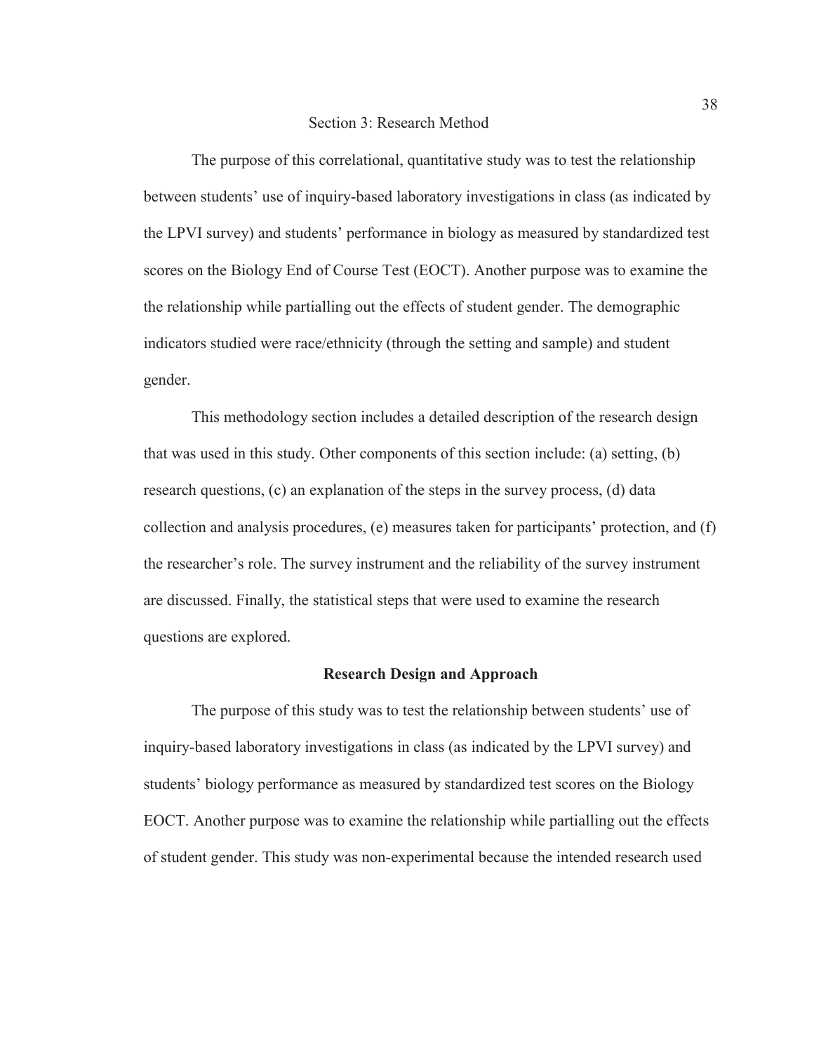# Section 3: Research Method

The purpose of this correlational, quantitative study was to test the relationship between students' use of inquiry-based laboratory investigations in class (as indicated by the LPVI survey) and students' performance in biology as measured by standardized test scores on the Biology End of Course Test (EOCT). Another purpose was to examine the the relationship while partialling out the effects of student gender. The demographic indicators studied were race/ethnicity (through the setting and sample) and student gender.

This methodology section includes a detailed description of the research design that was used in this study. Other components of this section include: (a) setting, (b) research questions, (c) an explanation of the steps in the survey process, (d) data collection and analysis procedures, (e) measures taken for participants' protection, and (f) the researcher's role. The survey instrument and the reliability of the survey instrument are discussed. Finally, the statistical steps that were used to examine the research questions are explored.

## Research Design and Approach

The purpose of this study was to test the relationship between students' use of inquiry-based laboratory investigations in class (as indicated by the LPVI survey) and students' biology performance as measured by standardized test scores on the Biology EOCT. Another purpose was to examine the relationship while partialling out the effects of student gender. This study was non-experimental because the intended research used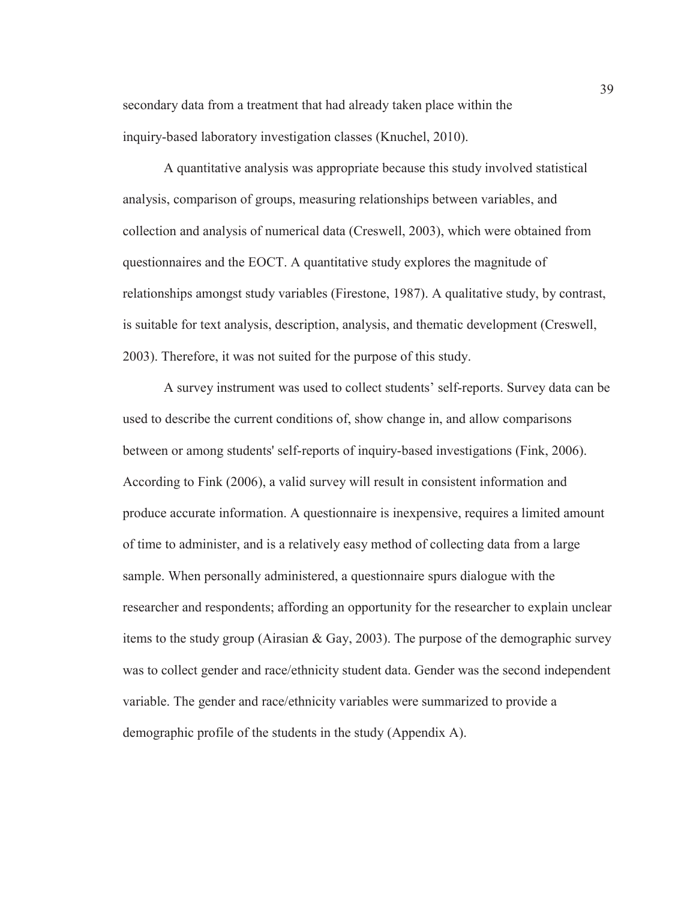secondary data from a treatment that had already taken place within the inquiry-based laboratory investigation classes (Knuchel, 2010).

A quantitative analysis was appropriate because this study involved statistical analysis, comparison of groups, measuring relationships between variables, and collection and analysis of numerical data (Creswell, 2003), which were obtained from questionnaires and the EOCT. A quantitative study explores the magnitude of relationships amongst study variables (Firestone, 1987). A qualitative study, by contrast, is suitable for text analysis, description, analysis, and thematic development (Creswell, 2003). Therefore, it was not suited for the purpose of this study.

A survey instrument was used to collect students' self-reports. Survey data can be used to describe the current conditions of, show change in, and allow comparisons between or among students' self-reports of inquiry-based investigations (Fink, 2006). According to Fink (2006), a valid survey will result in consistent information and produce accurate information. A questionnaire is inexpensive, requires a limited amount of time to administer, and is a relatively easy method of collecting data from a large sample. When personally administered, a questionnaire spurs dialogue with the researcher and respondents; affording an opportunity for the researcher to explain unclear items to the study group (Airasian & Gay, 2003). The purpose of the demographic survey was to collect gender and race/ethnicity student data. Gender was the second independent variable. The gender and race/ethnicity variables were summarized to provide a demographic profile of the students in the study (Appendix A).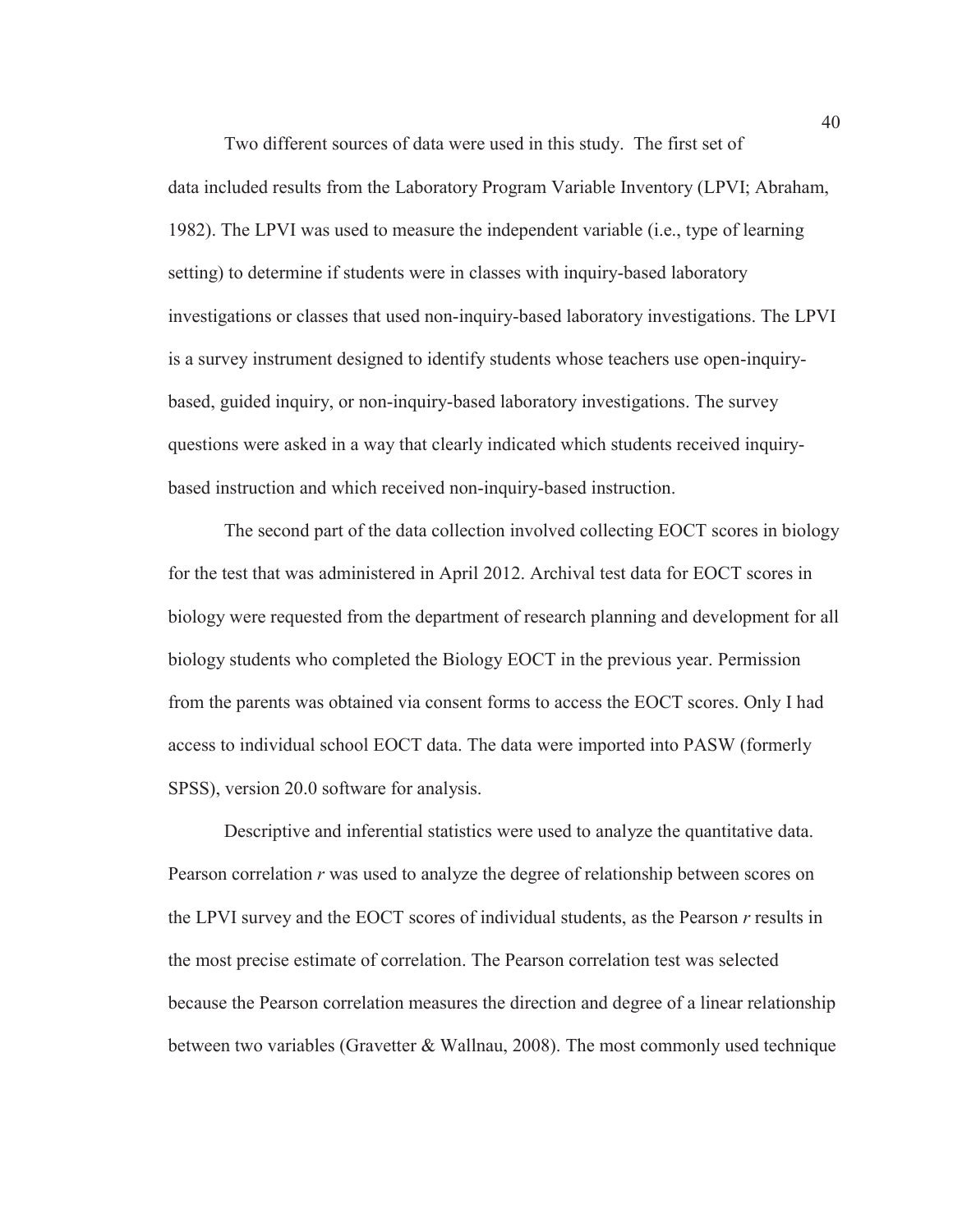Two different sources of data were used in this study. The first set of data included results from the Laboratory Program Variable Inventory (LPVI; Abraham, 1982). The LPVI was used to measure the independent variable (i.e., type of learning setting) to determine if students were in classes with inquiry-based laboratory investigations or classes that used non-inquiry-based laboratory investigations. The LPVI is a survey instrument designed to identify students whose teachers use open-inquiry-based, guided inquiry, or non-inquiry-based laboratory investigations. The survey questions were asked in a way that clearly indicated which students received inquiry-based instruction and which received non-inquiry-based instruction.

The second part of the data collection involved collecting EOCT scores in biology for the test that was administered in April 2012. Archival test data for EOCT scores in biology were requested from the department of research planning and development for all biology students who completed the Biology EOCT in the previous year. Permission from the parents was obtained via consent forms to access the EOCT scores. Only I had access to individual school EOCT data. The data were imported into PASW (formerly SPSS), version 20.0 software for analysis.

Descriptive and inferential statistics were used to analyze the quantitative data. Pearson correlation *r* was used to analyze the degree of relationship between scores on the LPVI survey and the EOCT scores of individual students, as the Pearson *r* results in the most precise estimate of correlation. The Pearson correlation test was selected because the Pearson correlation measures the direction and degree of a linear relationship between two variables (Gravetter & Wallnau, 2008). The most commonly used technique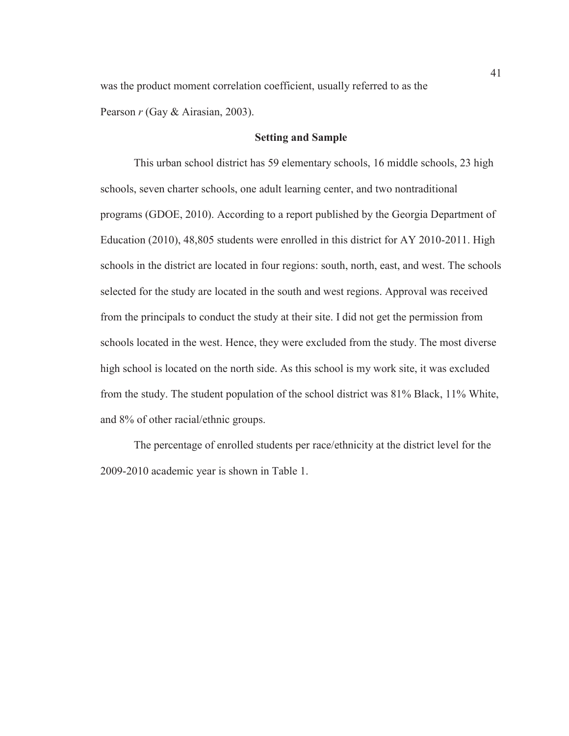was the product moment correlation coefficient, usually referred to as the Pearson *r* (Gay & Airasian, 2003).

## Setting and Sample

This urban school district has 59 elementary schools, 16 middle schools, 23 high schools, seven charter schools, one adult learning center, and two nontraditional programs (GDOE, 2010). According to a report published by the Georgia Department of Education (2010), 48,805 students were enrolled in this district for AY 2010-2011. High schools in the district are located in four regions: south, north, east, and west. The schools selected for the study are located in the south and west regions. Approval was received from the principals to conduct the study at their site. I did not get the permission from schools located in the west. Hence, they were excluded from the study. The most diverse high school is located on the north side. As this school is my work site, it was excluded from the study. The student population of the school district was 81% Black, 11% White, and 8% of other racial/ethnic groups.

The percentage of enrolled students per race/ethnicity at the district level for the 2009-2010 academic year is shown in Table 1.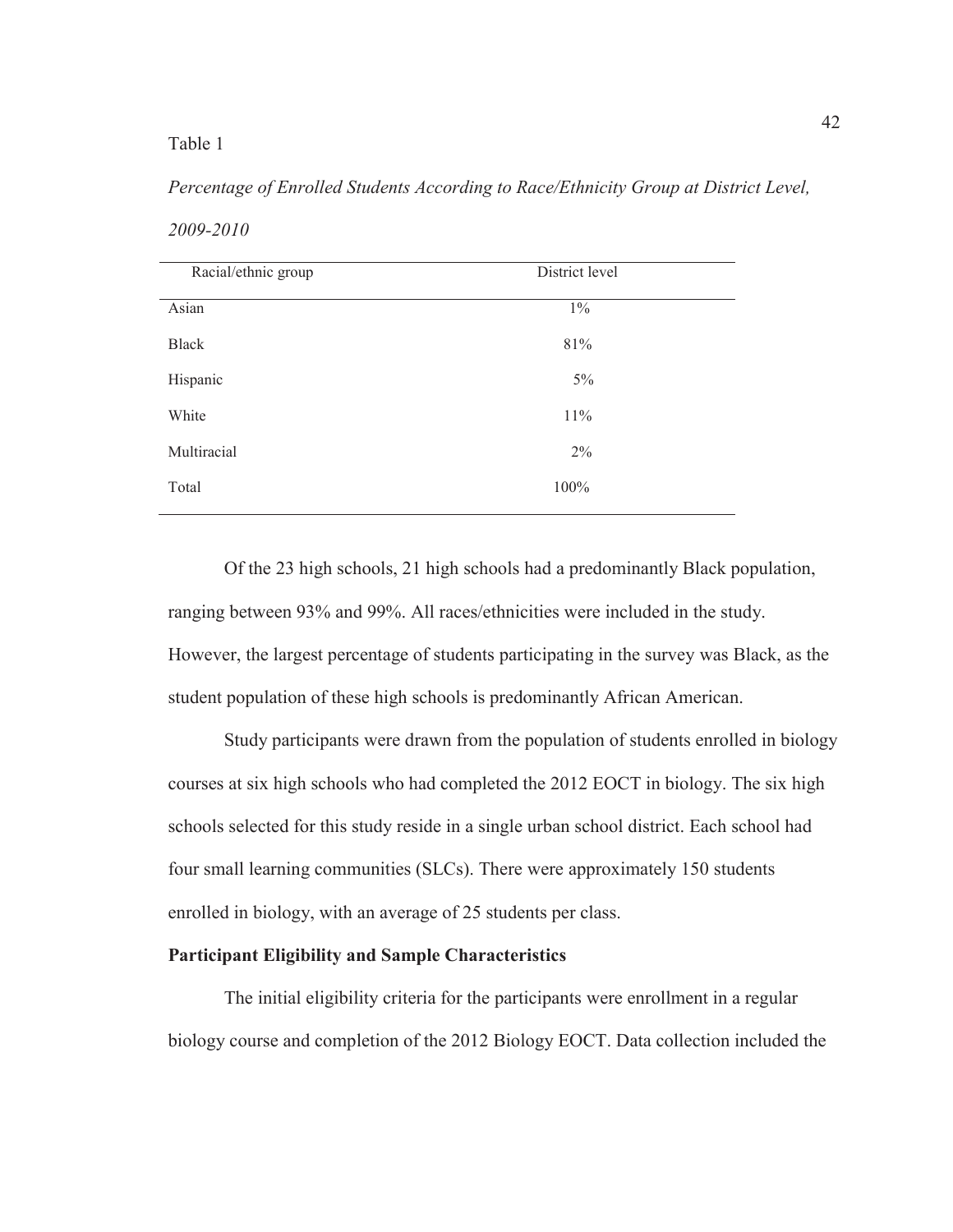Table 1

*Percentage of Enrolled Students According to Race/Ethnicity Group at District Level, 2009-2010*

| Racial/ethnic group | District level |
|---|---|
| Asian | 1% |
| Black | 81% |
| Hispanic | 5% |
| White | 11% |
| Multiracial | 2% |
| Total | 100% |

Of the 23 high schools, 21 high schools had a predominantly Black population, ranging between 93% and 99%. All races/ethnicities were included in the study. However, the largest percentage of students participating in the survey was Black, as the student population of these high schools is predominantly African American.

Study participants were drawn from the population of students enrolled in biology courses at six high schools who had completed the 2012 EOCT in biology. The six high schools selected for this study reside in a single urban school district. Each school had four small learning communities (SLCs). There were approximately 150 students enrolled in biology, with an average of 25 students per class.

**Participant Eligibility and Sample Characteristics**

The initial eligibility criteria for the participants were enrollment in a regular biology course and completion of the 2012 Biology EOCT. Data collection included the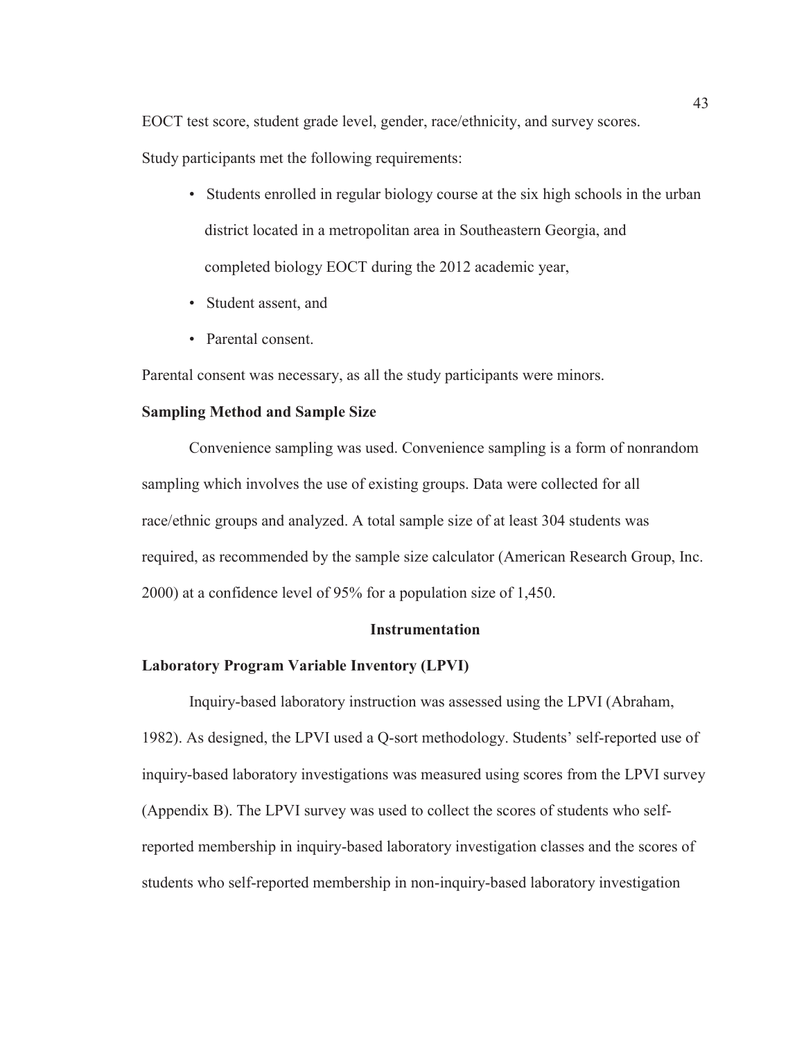EOCT test score, student grade level, gender, race/ethnicity, and survey scores.

Study participants met the following requirements:

- Students enrolled in regular biology course at the six high schools in the urban district located in a metropolitan area in Southeastern Georgia, and completed biology EOCT during the 2012 academic year,
- Student assent, and
- Parental consent.

Parental consent was necessary, as all the study participants were minors.

**Sampling Method and Sample Size**

Convenience sampling was used. Convenience sampling is a form of nonrandom sampling which involves the use of existing groups. Data were collected for all race/ethnic groups and analyzed. A total sample size of at least 304 students was required, as recommended by the sample size calculator (American Research Group, Inc. 2000) at a confidence level of 95% for a population size of 1,450.

## Instrumentation

**Laboratory Program Variable Inventory (LPVI)**

Inquiry-based laboratory instruction was assessed using the LPVI (Abraham, 1982). As designed, the LPVI used a Q-sort methodology. Students' self-reported use of inquiry-based laboratory investigations was measured using scores from the LPVI survey (Appendix B). The LPVI survey was used to collect the scores of students who self-reported membership in inquiry-based laboratory investigation classes and the scores of students who self-reported membership in non-inquiry-based laboratory investigation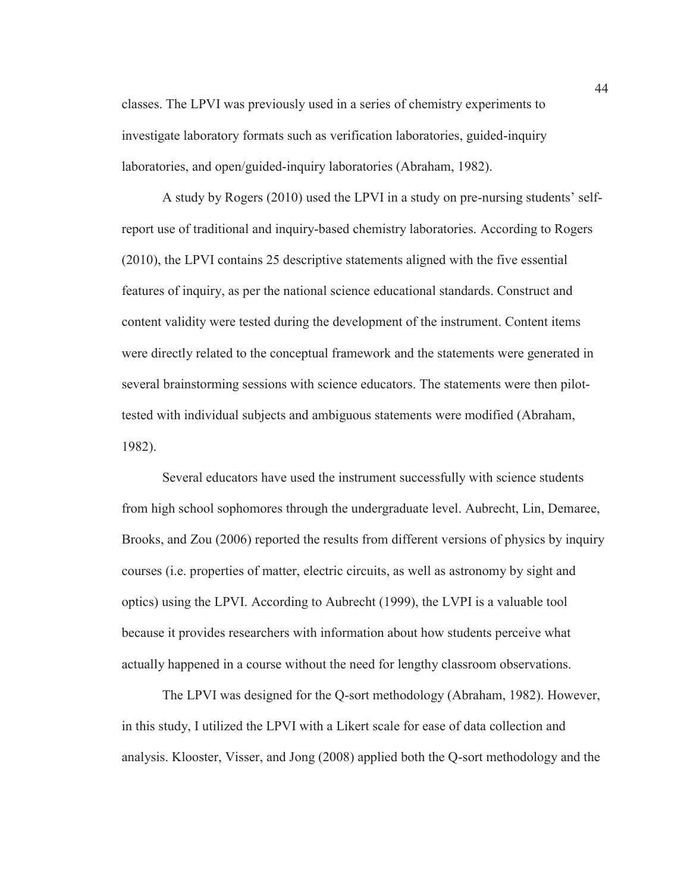classes. The LPVI was previously used in a series of chemistry experiments to investigate laboratory formats such as verification laboratories, guided-inquiry laboratories, and open/guided-inquiry laboratories (Abraham, 1982).

A study by Rogers (2010) used the LPVI in a study on pre-nursing students' self-report use of traditional and inquiry-based chemistry laboratories. According to Rogers (2010), the LPVI contains 25 descriptive statements aligned with the five essential features of inquiry, as per the national science educational standards. Construct and content validity were tested during the development of the instrument. Content items were directly related to the conceptual framework and the statements were generated in several brainstorming sessions with science educators. The statements were then pilot-tested with individual subjects and ambiguous statements were modified (Abraham, 1982).

Several educators have used the instrument successfully with science students from high school sophomores through the undergraduate level. Aubrecht, Lin, Demaree, Brooks, and Zou (2006) reported the results from different versions of physics by inquiry courses (i.e. properties of matter, electric circuits, as well as astronomy by sight and optics) using the LPVI. According to Aubrecht (1999), the LVPI is a valuable tool because it provides researchers with information about how students perceive what actually happened in a course without the need for lengthy classroom observations.

The LPVI was designed for the Q-sort methodology (Abraham, 1982). However, in this study, I utilized the LPVI with a Likert scale for ease of data collection and analysis. Klooster, Visser, and Jong (2008) applied both the Q-sort methodology and the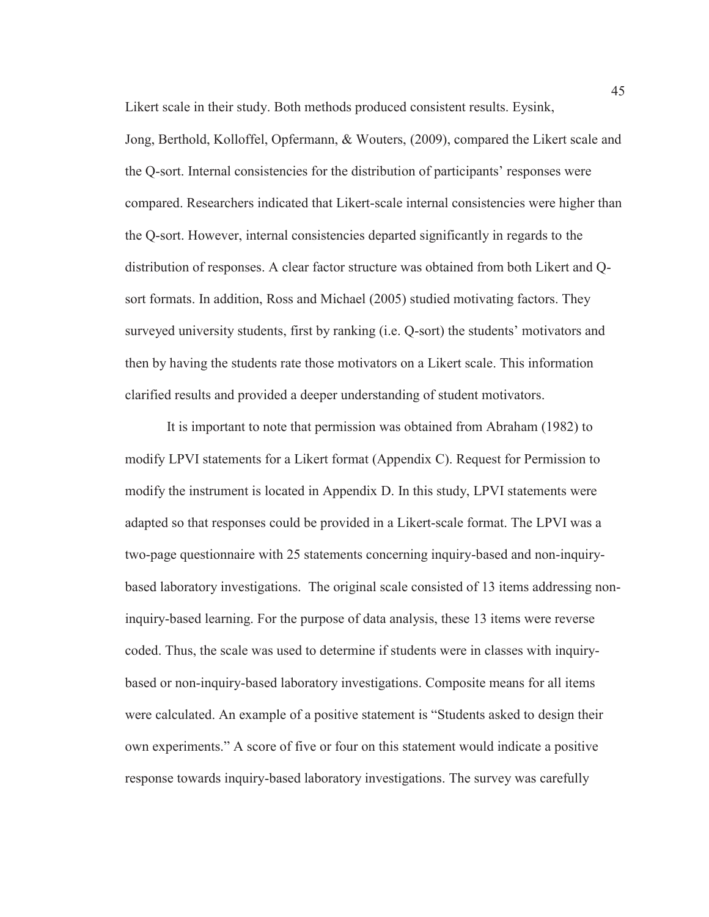Likert scale in their study. Both methods produced consistent results. Eysink, Jong, Berthold, Kolloffel, Opfermann, & Wouters, (2009), compared the Likert scale and the Q-sort. Internal consistencies for the distribution of participants' responses were compared. Researchers indicated that Likert-scale internal consistencies were higher than the Q-sort. However, internal consistencies departed significantly in regards to the distribution of responses. A clear factor structure was obtained from both Likert and Q-sort formats. In addition, Ross and Michael (2005) studied motivating factors. They surveyed university students, first by ranking (i.e. Q-sort) the students' motivators and then by having the students rate those motivators on a Likert scale. This information clarified results and provided a deeper understanding of student motivators.

It is important to note that permission was obtained from Abraham (1982) to modify LPVI statements for a Likert format (Appendix C). Request for Permission to modify the instrument is located in Appendix D. In this study, LPVI statements were adapted so that responses could be provided in a Likert-scale format. The LPVI was a two-page questionnaire with 25 statements concerning inquiry-based and non-inquiry-based laboratory investigations. The original scale consisted of 13 items addressing non-inquiry-based learning. For the purpose of data analysis, these 13 items were reverse coded. Thus, the scale was used to determine if students were in classes with inquiry-based or non-inquiry-based laboratory investigations. Composite means for all items were calculated. An example of a positive statement is "Students asked to design their own experiments." A score of five or four on this statement would indicate a positive response towards inquiry-based laboratory investigations. The survey was carefully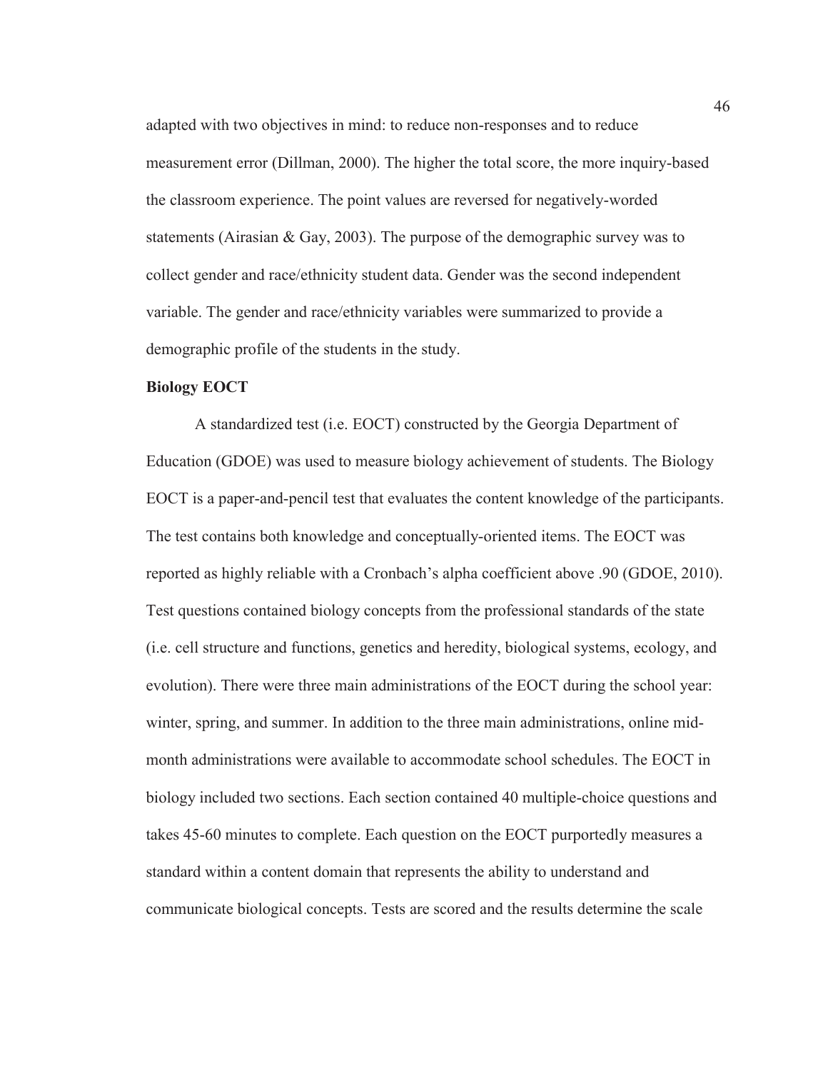adapted with two objectives in mind: to reduce non-responses and to reduce measurement error (Dillman, 2000). The higher the total score, the more inquiry-based the classroom experience. The point values are reversed for negatively-worded statements (Airasian & Gay, 2003). The purpose of the demographic survey was to collect gender and race/ethnicity student data. Gender was the second independent variable. The gender and race/ethnicity variables were summarized to provide a demographic profile of the students in the study.

**Biology EOCT**

A standardized test (i.e. EOCT) constructed by the Georgia Department of Education (GDOE) was used to measure biology achievement of students. The Biology EOCT is a paper-and-pencil test that evaluates the content knowledge of the participants. The test contains both knowledge and conceptually-oriented items. The EOCT was reported as highly reliable with a Cronbach's alpha coefficient above .90 (GDOE, 2010). Test questions contained biology concepts from the professional standards of the state (i.e. cell structure and functions, genetics and heredity, biological systems, ecology, and evolution). There were three main administrations of the EOCT during the school year: winter, spring, and summer. In addition to the three main administrations, online mid-month administrations were available to accommodate school schedules. The EOCT in biology included two sections. Each section contained 40 multiple-choice questions and takes 45-60 minutes to complete. Each question on the EOCT purportedly measures a standard within a content domain that represents the ability to understand and communicate biological concepts. Tests are scored and the results determine the scale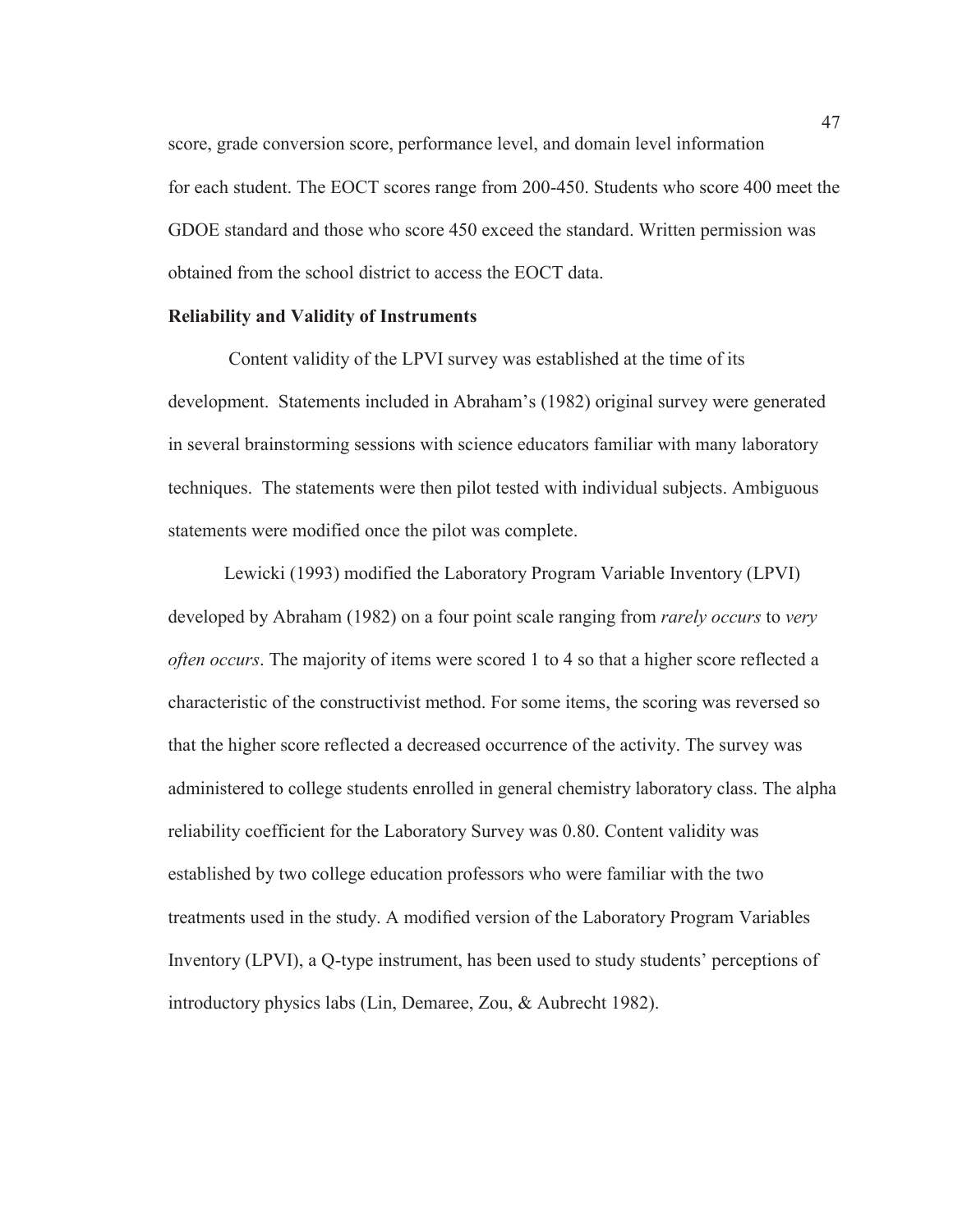score, grade conversion score, performance level, and domain level information for each student. The EOCT scores range from 200-450. Students who score 400 meet the GDOE standard and those who score 450 exceed the standard. Written permission was obtained from the school district to access the EOCT data.

**Reliability and Validity of Instruments**

Content validity of the LPVI survey was established at the time of its development. Statements included in Abraham's (1982) original survey were generated in several brainstorming sessions with science educators familiar with many laboratory techniques. The statements were then pilot tested with individual subjects. Ambiguous statements were modified once the pilot was complete.

Lewicki (1993) modified the Laboratory Program Variable Inventory (LPVI) developed by Abraham (1982) on a four point scale ranging from *rarely occurs* to *very often occurs*. The majority of items were scored 1 to 4 so that a higher score reflected a characteristic of the constructivist method. For some items, the scoring was reversed so that the higher score reflected a decreased occurrence of the activity. The survey was administered to college students enrolled in general chemistry laboratory class. The alpha reliability coefficient for the Laboratory Survey was 0.80. Content validity was established by two college education professors who were familiar with the two treatments used in the study. A modified version of the Laboratory Program Variables Inventory (LPVI), a Q-type instrument, has been used to study students' perceptions of introductory physics labs (Lin, Demaree, Zou, & Aubrecht 1982).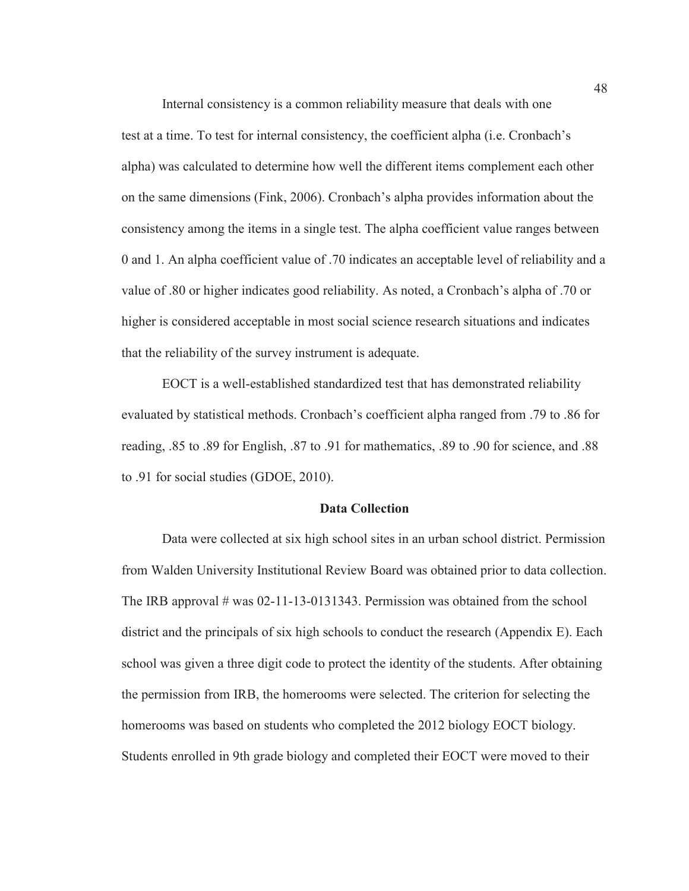Internal consistency is a common reliability measure that deals with one test at a time. To test for internal consistency, the coefficient alpha (i.e. Cronbach's alpha) was calculated to determine how well the different items complement each other on the same dimensions (Fink, 2006). Cronbach's alpha provides information about the consistency among the items in a single test. The alpha coefficient value ranges between 0 and 1. An alpha coefficient value of .70 indicates an acceptable level of reliability and a value of .80 or higher indicates good reliability. As noted, a Cronbach's alpha of .70 or higher is considered acceptable in most social science research situations and indicates that the reliability of the survey instrument is adequate.

EOCT is a well-established standardized test that has demonstrated reliability evaluated by statistical methods. Cronbach's coefficient alpha ranged from .79 to .86 for reading, .85 to .89 for English, .87 to .91 for mathematics, .89 to .90 for science, and .88 to .91 for social studies (GDOE, 2010).

## Data Collection

Data were collected at six high school sites in an urban school district. Permission from Walden University Institutional Review Board was obtained prior to data collection. The IRB approval # was 02-11-13-0131343. Permission was obtained from the school district and the principals of six high schools to conduct the research (Appendix E). Each school was given a three digit code to protect the identity of the students. After obtaining the permission from IRB, the homerooms were selected. The criterion for selecting the homerooms was based on students who completed the 2012 biology EOCT biology. Students enrolled in 9th grade biology and completed their EOCT were moved to their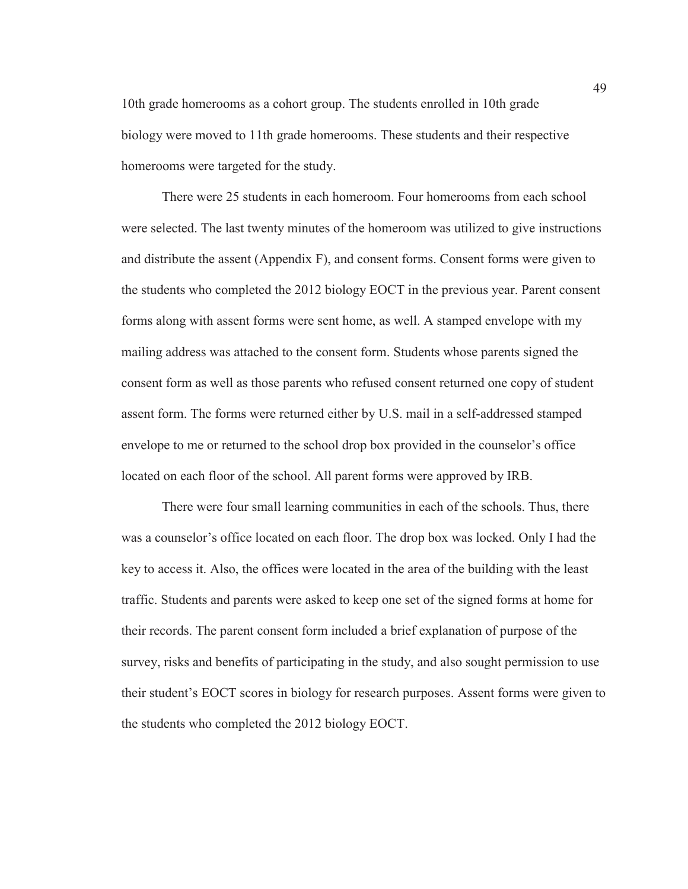10th grade homerooms as a cohort group. The students enrolled in 10th grade biology were moved to 11th grade homerooms. These students and their respective homerooms were targeted for the study.

There were 25 students in each homeroom. Four homerooms from each school were selected. The last twenty minutes of the homeroom was utilized to give instructions and distribute the assent (Appendix F), and consent forms. Consent forms were given to the students who completed the 2012 biology EOCT in the previous year. Parent consent forms along with assent forms were sent home, as well. A stamped envelope with my mailing address was attached to the consent form. Students whose parents signed the consent form as well as those parents who refused consent returned one copy of student assent form. The forms were returned either by U.S. mail in a self-addressed stamped envelope to me or returned to the school drop box provided in the counselor's office located on each floor of the school. All parent forms were approved by IRB.

There were four small learning communities in each of the schools. Thus, there was a counselor's office located on each floor. The drop box was locked. Only I had the key to access it. Also, the offices were located in the area of the building with the least traffic. Students and parents were asked to keep one set of the signed forms at home for their records. The parent consent form included a brief explanation of purpose of the survey, risks and benefits of participating in the study, and also sought permission to use their student's EOCT scores in biology for research purposes. Assent forms were given to the students who completed the 2012 biology EOCT.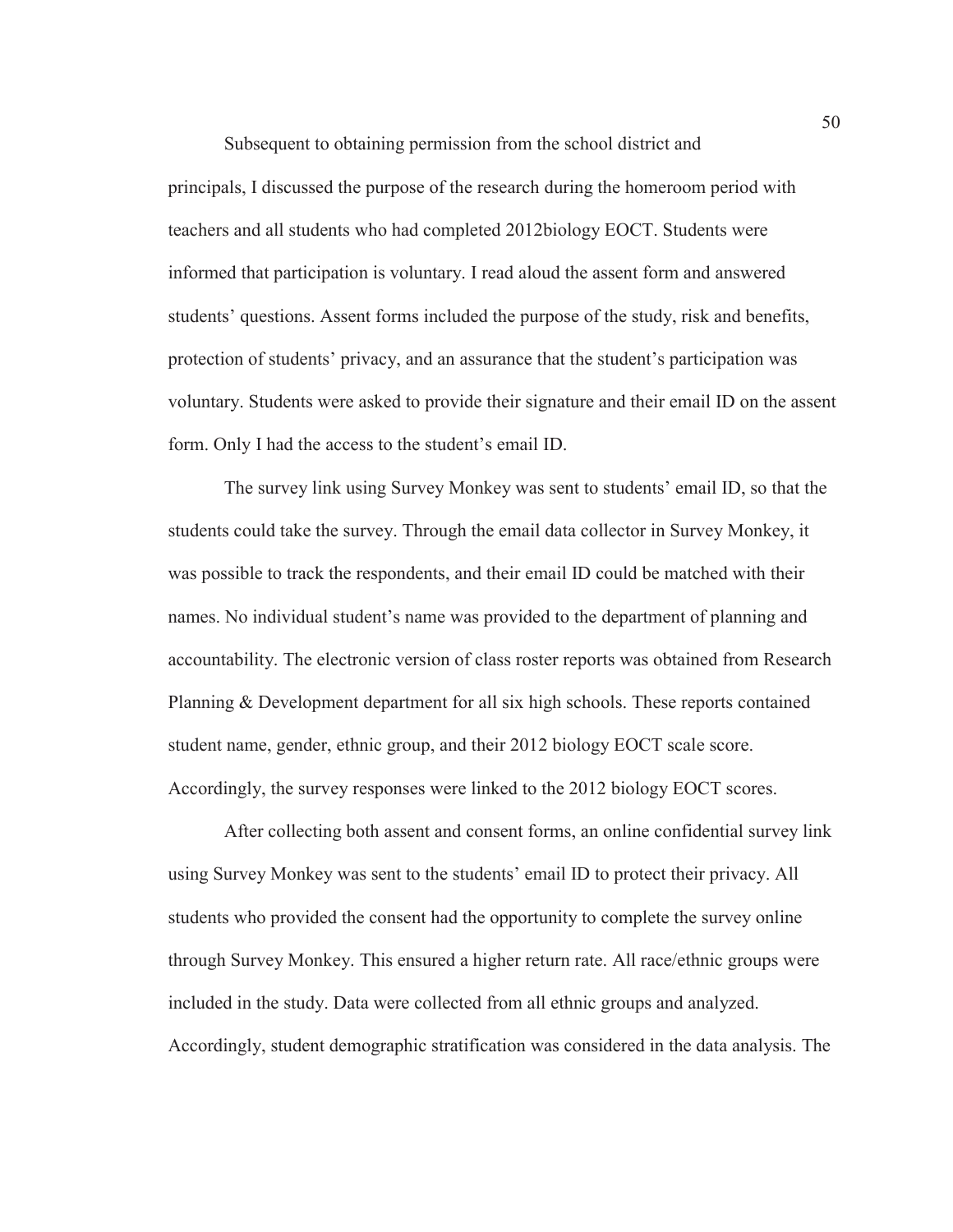Subsequent to obtaining permission from the school district and principals, I discussed the purpose of the research during the homeroom period with teachers and all students who had completed 2012biology EOCT. Students were informed that participation is voluntary. I read aloud the assent form and answered students' questions. Assent forms included the purpose of the study, risk and benefits, protection of students' privacy, and an assurance that the student's participation was voluntary. Students were asked to provide their signature and their email ID on the assent form. Only I had the access to the student's email ID.

The survey link using Survey Monkey was sent to students' email ID, so that the students could take the survey. Through the email data collector in Survey Monkey, it was possible to track the respondents, and their email ID could be matched with their names. No individual student's name was provided to the department of planning and accountability. The electronic version of class roster reports was obtained from Research Planning & Development department for all six high schools. These reports contained student name, gender, ethnic group, and their 2012 biology EOCT scale score. Accordingly, the survey responses were linked to the 2012 biology EOCT scores.

After collecting both assent and consent forms, an online confidential survey link using Survey Monkey was sent to the students' email ID to protect their privacy. All students who provided the consent had the opportunity to complete the survey online through Survey Monkey. This ensured a higher return rate. All race/ethnic groups were included in the study. Data were collected from all ethnic groups and analyzed. Accordingly, student demographic stratification was considered in the data analysis. The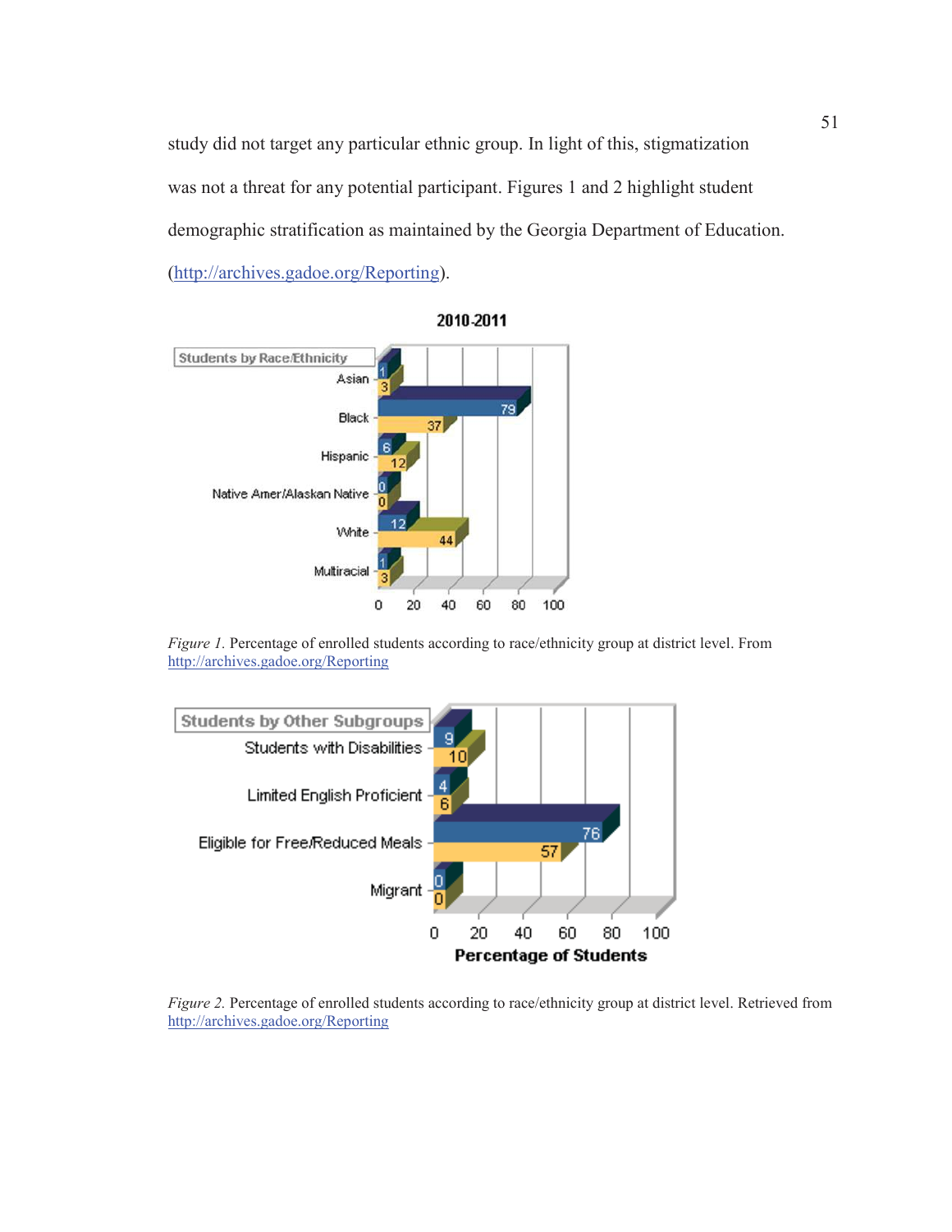study did not target any particular ethnic group. In light of this, stigmatization was not a threat for any potential participant. Figures 1 and 2 highlight student demographic stratification as maintained by the Georgia Department of Education. (http://archives.gadoe.org/Reporting).

*Figure 1.* Percentage of enrolled students according to race/ethnicity group at district level. From http://archives.gadoe.org/Reporting

*Figure 2.* Percentage of enrolled students according to race/ethnicity group at district level. Retrieved from http://archives.gadoe.org/Reporting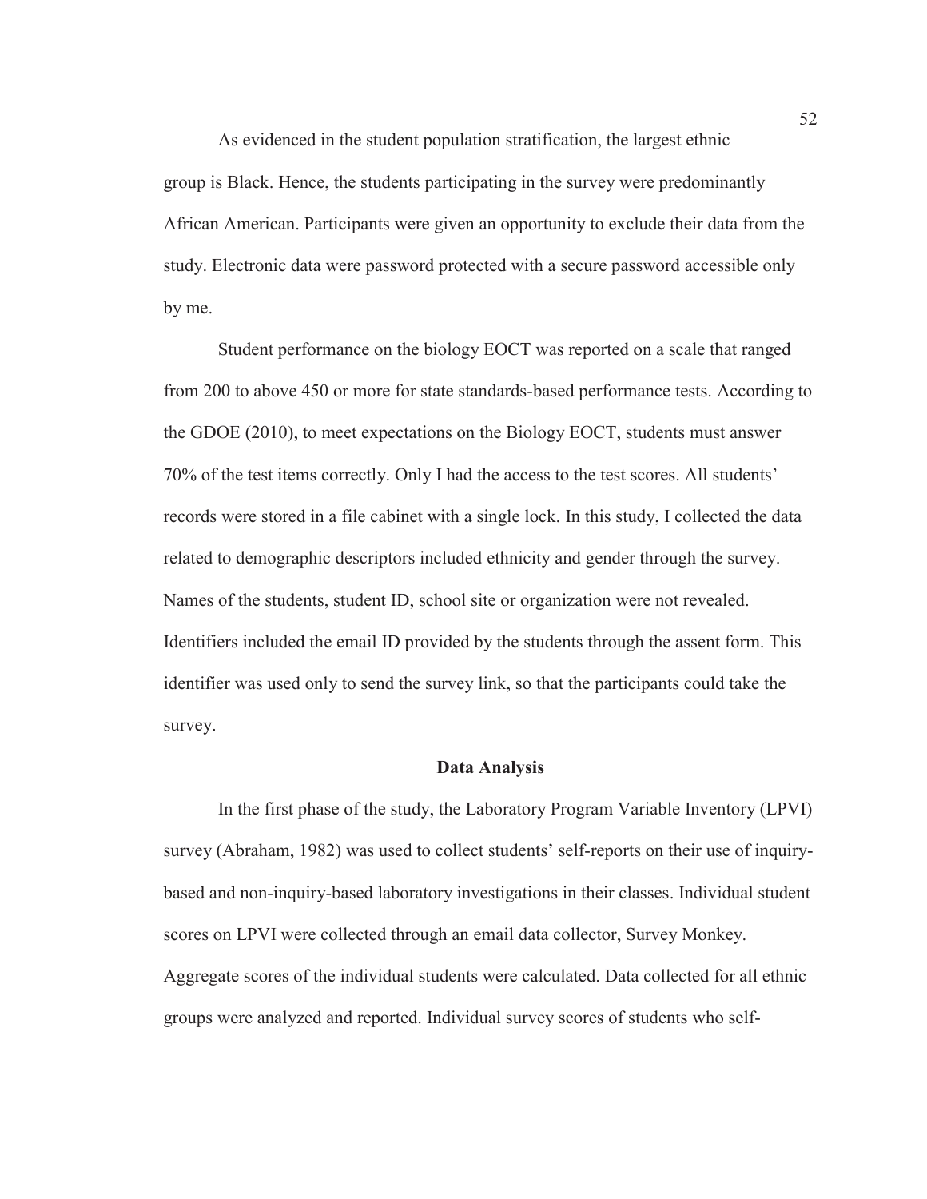As evidenced in the student population stratification, the largest ethnic group is Black. Hence, the students participating in the survey were predominantly African American. Participants were given an opportunity to exclude their data from the study. Electronic data were password protected with a secure password accessible only by me.

Student performance on the biology EOCT was reported on a scale that ranged from 200 to above 450 or more for state standards-based performance tests. According to the GDOE (2010), to meet expectations on the Biology EOCT, students must answer 70% of the test items correctly. Only I had the access to the test scores. All students' records were stored in a file cabinet with a single lock. In this study, I collected the data related to demographic descriptors included ethnicity and gender through the survey. Names of the students, student ID, school site or organization were not revealed. Identifiers included the email ID provided by the students through the assent form. This identifier was used only to send the survey link, so that the participants could take the survey.

## Data Analysis

In the first phase of the study, the Laboratory Program Variable Inventory (LPVI) survey (Abraham, 1982) was used to collect students' self-reports on their use of inquiry-based and non-inquiry-based laboratory investigations in their classes. Individual student scores on LPVI were collected through an email data collector, Survey Monkey. Aggregate scores of the individual students were calculated. Data collected for all ethnic groups were analyzed and reported. Individual survey scores of students who self-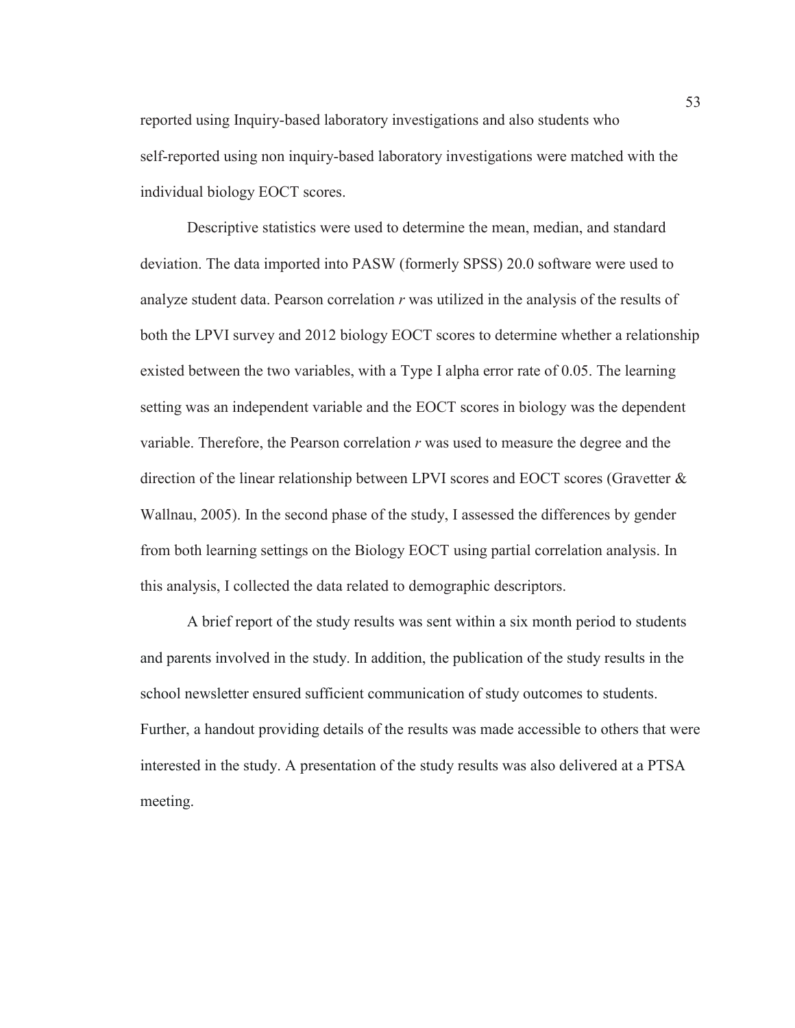reported using Inquiry-based laboratory investigations and also students who self-reported using non inquiry-based laboratory investigations were matched with the individual biology EOCT scores.

Descriptive statistics were used to determine the mean, median, and standard deviation. The data imported into PASW (formerly SPSS) 20.0 software were used to analyze student data. Pearson correlation $r$ was utilized in the analysis of the results of both the LPVI survey and 2012 biology EOCT scores to determine whether a relationship existed between the two variables, with a Type I alpha error rate of 0.05. The learning setting was an independent variable and the EOCT scores in biology was the dependent variable. Therefore, the Pearson correlation $r$ was used to measure the degree and the direction of the linear relationship between LPVI scores and EOCT scores (Gravetter & Wallnau, 2005). In the second phase of the study, I assessed the differences by gender from both learning settings on the Biology EOCT using partial correlation analysis. In this analysis, I collected the data related to demographic descriptors.

A brief report of the study results was sent within a six month period to students and parents involved in the study. In addition, the publication of the study results in the school newsletter ensured sufficient communication of study outcomes to students. Further, a handout providing details of the results was made accessible to others that were interested in the study. A presentation of the study results was also delivered at a PTSA meeting.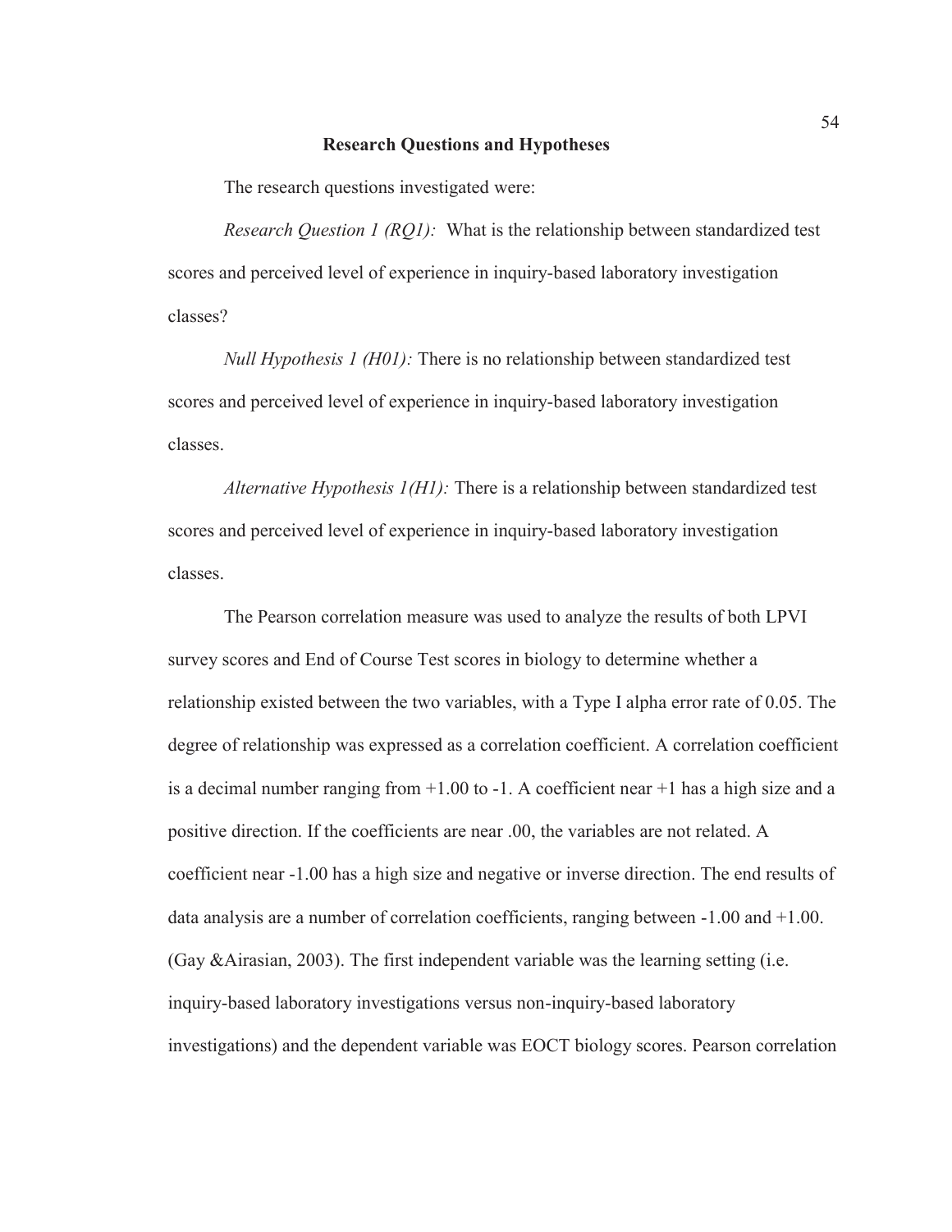## Research Questions and Hypotheses

The research questions investigated were:

*Research Question 1 (RQ1):* What is the relationship between standardized test scores and perceived level of experience in inquiry-based laboratory investigation classes?

*Null Hypothesis 1 (H01):* There is no relationship between standardized test scores and perceived level of experience in inquiry-based laboratory investigation classes.

*Alternative Hypothesis 1(H1):* There is a relationship between standardized test scores and perceived level of experience in inquiry-based laboratory investigation classes.

The Pearson correlation measure was used to analyze the results of both LPVI survey scores and End of Course Test scores in biology to determine whether a relationship existed between the two variables, with a Type I alpha error rate of 0.05. The degree of relationship was expressed as a correlation coefficient. A correlation coefficient is a decimal number ranging from +1.00 to -1. A coefficient near +1 has a high size and a positive direction. If the coefficients are near .00, the variables are not related. A coefficient near -1.00 has a high size and negative or inverse direction. The end results of data analysis are a number of correlation coefficients, ranging between -1.00 and +1.00. (Gay &Airasian, 2003). The first independent variable was the learning setting (i.e. inquiry-based laboratory investigations versus non-inquiry-based laboratory investigations) and the dependent variable was EOCT biology scores. Pearson correlation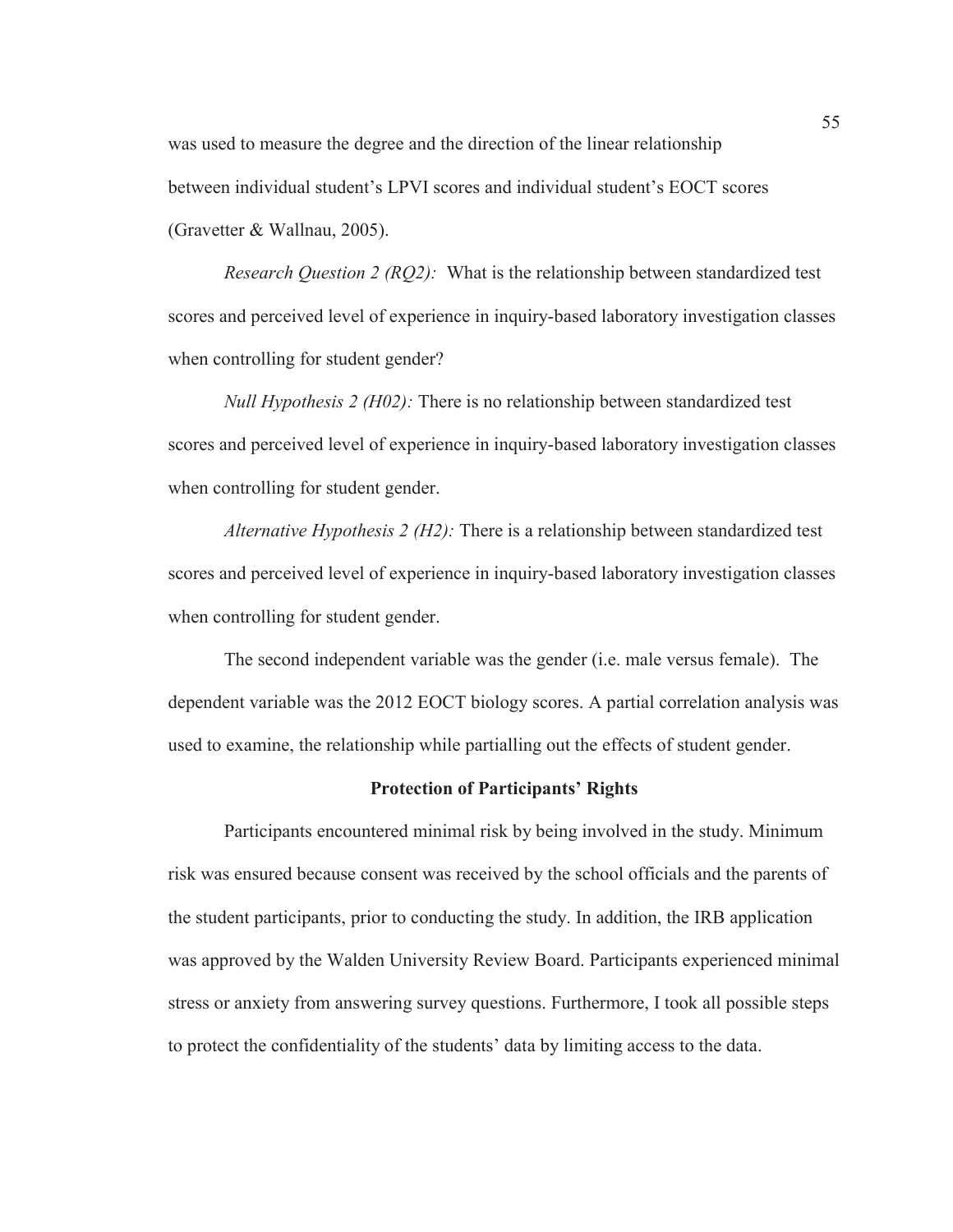was used to measure the degree and the direction of the linear relationship between individual student's LPVI scores and individual student's EOCT scores (Gravetter & Wallnau, 2005).

*Research Question 2 (RQ2):* What is the relationship between standardized test scores and perceived level of experience in inquiry-based laboratory investigation classes when controlling for student gender?

*Null Hypothesis 2 (H02):* There is no relationship between standardized test scores and perceived level of experience in inquiry-based laboratory investigation classes when controlling for student gender.

*Alternative Hypothesis 2 (H2):* There is a relationship between standardized test scores and perceived level of experience in inquiry-based laboratory investigation classes when controlling for student gender.

The second independent variable was the gender (i.e. male versus female). The dependent variable was the 2012 EOCT biology scores. A partial correlation analysis was used to examine, the relationship while partialling out the effects of student gender.

### Protection of Participants' Rights

Participants encountered minimal risk by being involved in the study. Minimum risk was ensured because consent was received by the school officials and the parents of the student participants, prior to conducting the study. In addition, the IRB application was approved by the Walden University Review Board. Participants experienced minimal stress or anxiety from answering survey questions. Furthermore, I took all possible steps to protect the confidentiality of the students' data by limiting access to the data.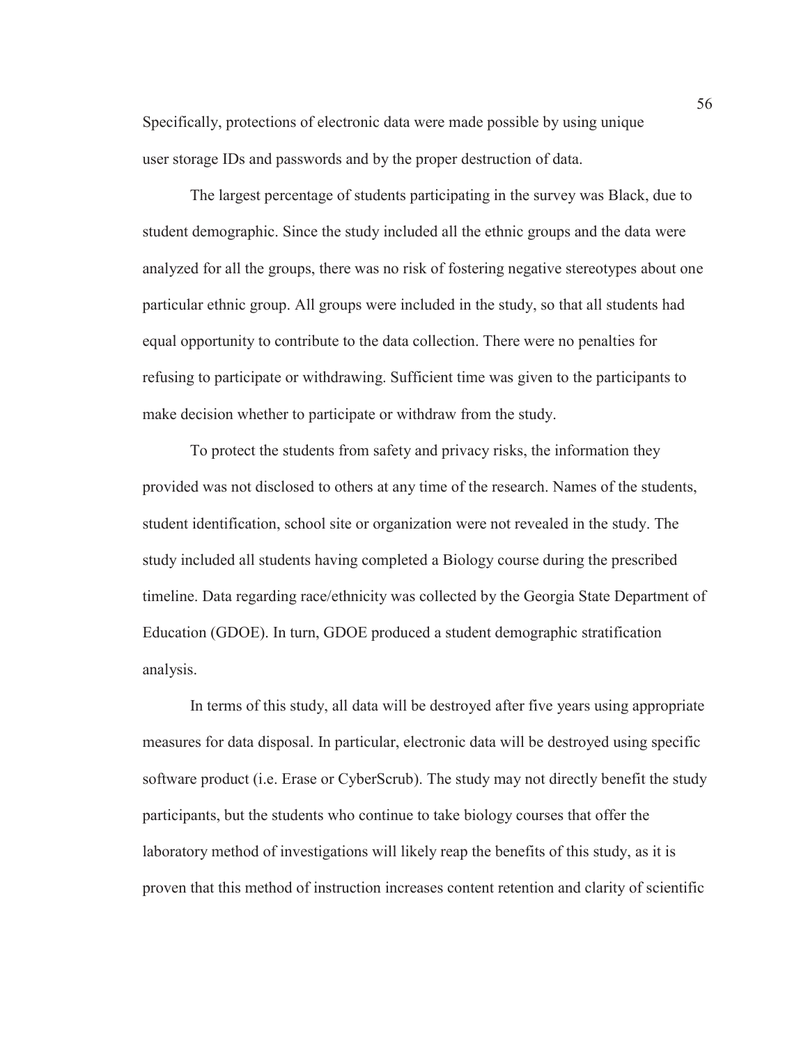Specifically, protections of electronic data were made possible by using unique user storage IDs and passwords and by the proper destruction of data.

The largest percentage of students participating in the survey was Black, due to student demographic. Since the study included all the ethnic groups and the data were analyzed for all the groups, there was no risk of fostering negative stereotypes about one particular ethnic group. All groups were included in the study, so that all students had equal opportunity to contribute to the data collection. There were no penalties for refusing to participate or withdrawing. Sufficient time was given to the participants to make decision whether to participate or withdraw from the study.

To protect the students from safety and privacy risks, the information they provided was not disclosed to others at any time of the research. Names of the students, student identification, school site or organization were not revealed in the study. The study included all students having completed a Biology course during the prescribed timeline. Data regarding race/ethnicity was collected by the Georgia State Department of Education (GDOE). In turn, GDOE produced a student demographic stratification analysis.

In terms of this study, all data will be destroyed after five years using appropriate measures for data disposal. In particular, electronic data will be destroyed using specific software product (i.e. Erase or CyberScrub). The study may not directly benefit the study participants, but the students who continue to take biology courses that offer the laboratory method of investigations will likely reap the benefits of this study, as it is proven that this method of instruction increases content retention and clarity of scientific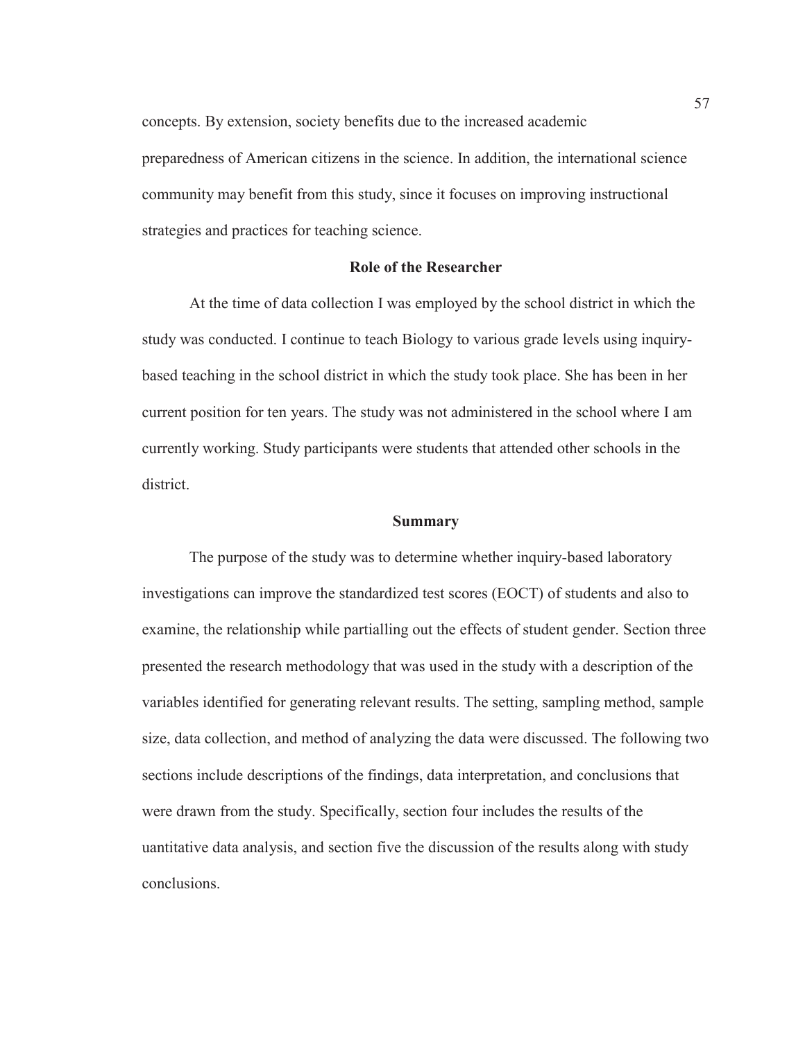concepts. By extension, society benefits due to the increased academic preparedness of American citizens in the science. In addition, the international science community may benefit from this study, since it focuses on improving instructional strategies and practices for teaching science.

## Role of the Researcher

At the time of data collection I was employed by the school district in which the study was conducted. I continue to teach Biology to various grade levels using inquiry-based teaching in the school district in which the study took place. She has been in her current position for ten years. The study was not administered in the school where I am currently working. Study participants were students that attended other schools in the district.

## Summary

The purpose of the study was to determine whether inquiry-based laboratory investigations can improve the standardized test scores (EOCT) of students and also to examine, the relationship while partialling out the effects of student gender. Section three presented the research methodology that was used in the study with a description of the variables identified for generating relevant results. The setting, sampling method, sample size, data collection, and method of analyzing the data were discussed. The following two sections include descriptions of the findings, data interpretation, and conclusions that were drawn from the study. Specifically, section four includes the results of the uantitative data analysis, and section five the discussion of the results along with study conclusions.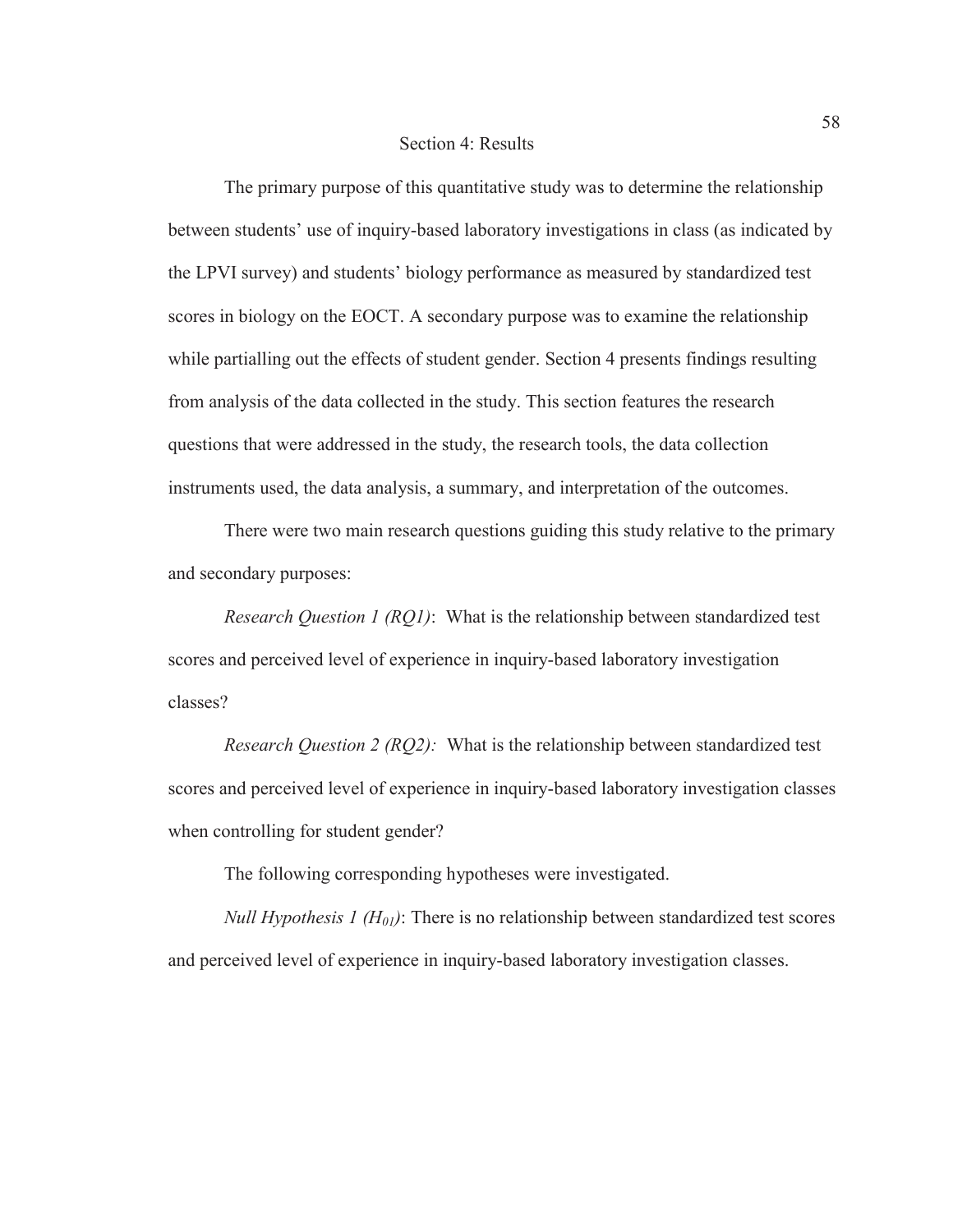# Section 4: Results

The primary purpose of this quantitative study was to determine the relationship between students' use of inquiry-based laboratory investigations in class (as indicated by the LPVI survey) and students' biology performance as measured by standardized test scores in biology on the EOCT. A secondary purpose was to examine the relationship while partialling out the effects of student gender. Section 4 presents findings resulting from analysis of the data collected in the study. This section features the research questions that were addressed in the study, the research tools, the data collection instruments used, the data analysis, a summary, and interpretation of the outcomes.

There were two main research questions guiding this study relative to the primary and secondary purposes:

*Research Question 1 (RQ1)*: What is the relationship between standardized test scores and perceived level of experience in inquiry-based laboratory investigation classes?

*Research Question 2 (RQ2):* What is the relationship between standardized test scores and perceived level of experience in inquiry-based laboratory investigation classes when controlling for student gender?

The following corresponding hypotheses were investigated.

*Null Hypothesis 1 ($H_{01}$)*: There is no relationship between standardized test scores and perceived level of experience in inquiry-based laboratory investigation classes.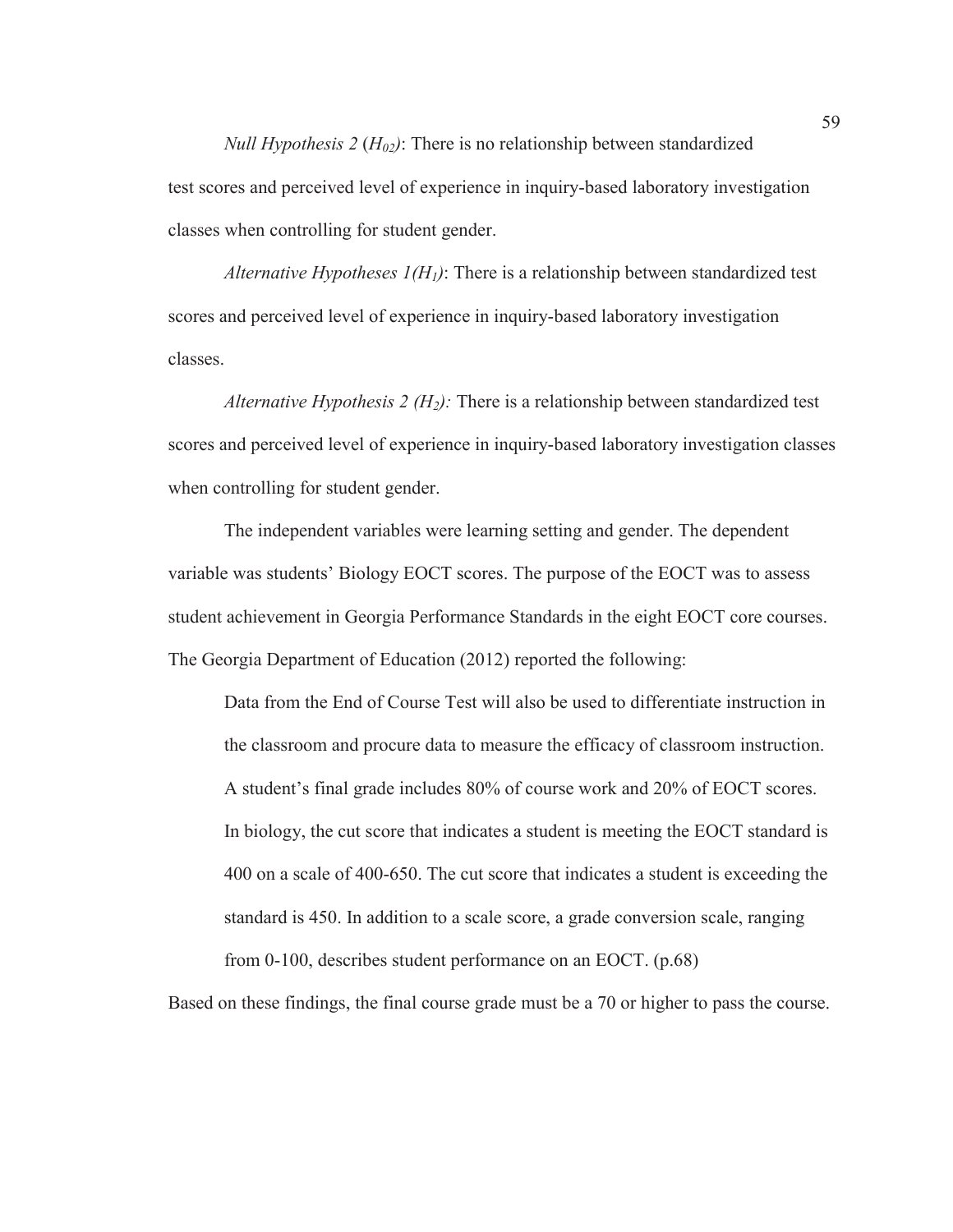*Null Hypothesis 2* (*$H_{02}$*): There is no relationship between standardized test scores and perceived level of experience in inquiry-based laboratory investigation classes when controlling for student gender.

*Alternative Hypotheses 1($H_1$)*: There is a relationship between standardized test scores and perceived level of experience in inquiry-based laboratory investigation classes.

*Alternative Hypothesis 2 ($H_2$):* There is a relationship between standardized test scores and perceived level of experience in inquiry-based laboratory investigation classes when controlling for student gender.

The independent variables were learning setting and gender. The dependent variable was students' Biology EOCT scores. The purpose of the EOCT was to assess student achievement in Georgia Performance Standards in the eight EOCT core courses. The Georgia Department of Education (2012) reported the following:

> Data from the End of Course Test will also be used to differentiate instruction in the classroom and procure data to measure the efficacy of classroom instruction. A student's final grade includes 80% of course work and 20% of EOCT scores. In biology, the cut score that indicates a student is meeting the EOCT standard is 400 on a scale of 400-650. The cut score that indicates a student is exceeding the standard is 450. In addition to a scale score, a grade conversion scale, ranging from 0-100, describes student performance on an EOCT. (p.68)

Based on these findings, the final course grade must be a 70 or higher to pass the course.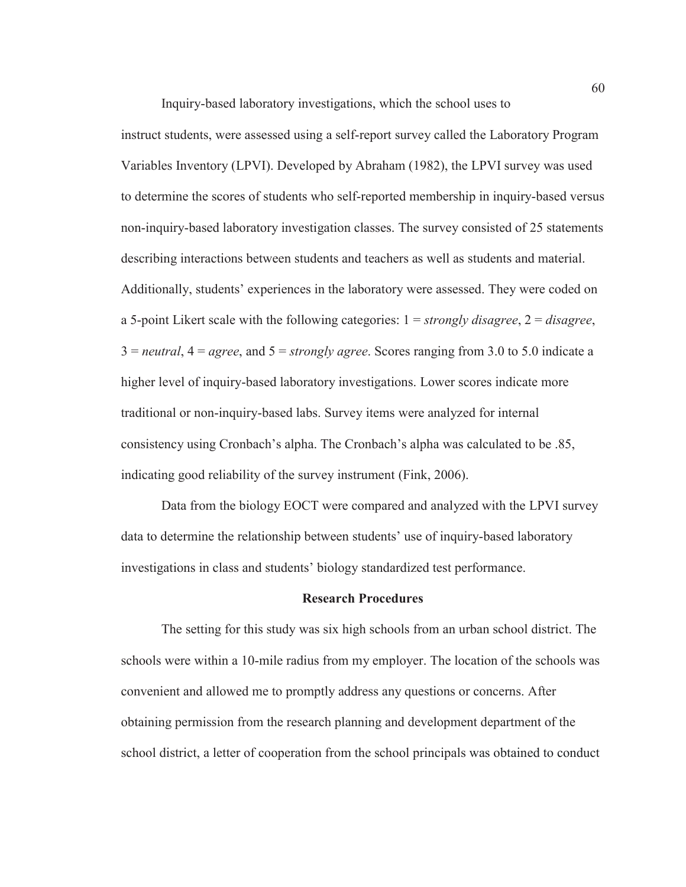Inquiry-based laboratory investigations, which the school uses to instruct students, were assessed using a self-report survey called the Laboratory Program Variables Inventory (LPVI). Developed by Abraham (1982), the LPVI survey was used to determine the scores of students who self-reported membership in inquiry-based versus non-inquiry-based laboratory investigation classes. The survey consisted of 25 statements describing interactions between students and teachers as well as students and material. Additionally, students' experiences in the laboratory were assessed. They were coded on a 5-point Likert scale with the following categories: 1 = *strongly disagree*, 2 = *disagree*, 3 = *neutral*, 4 = *agree*, and 5 = *strongly agree*. Scores ranging from 3.0 to 5.0 indicate a higher level of inquiry-based laboratory investigations. Lower scores indicate more traditional or non-inquiry-based labs. Survey items were analyzed for internal consistency using Cronbach's alpha. The Cronbach's alpha was calculated to be .85, indicating good reliability of the survey instrument (Fink, 2006).

Data from the biology EOCT were compared and analyzed with the LPVI survey data to determine the relationship between students' use of inquiry-based laboratory investigations in class and students' biology standardized test performance.

## Research Procedures

The setting for this study was six high schools from an urban school district. The schools were within a 10-mile radius from my employer. The location of the schools was convenient and allowed me to promptly address any questions or concerns. After obtaining permission from the research planning and development department of the school district, a letter of cooperation from the school principals was obtained to conduct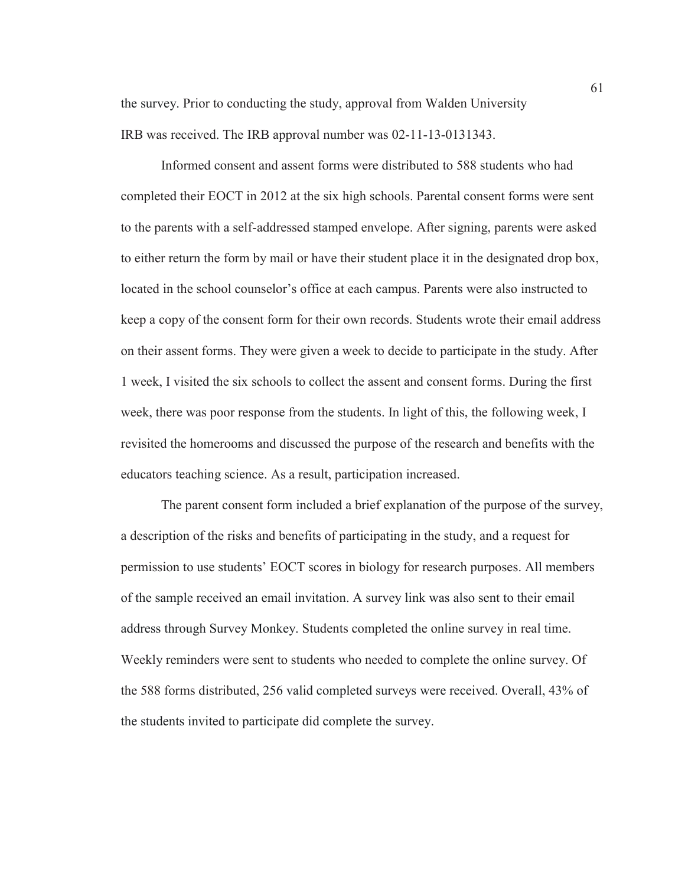the survey. Prior to conducting the study, approval from Walden University IRB was received. The IRB approval number was 02-11-13-0131343.

Informed consent and assent forms were distributed to 588 students who had completed their EOCT in 2012 at the six high schools. Parental consent forms were sent to the parents with a self-addressed stamped envelope. After signing, parents were asked to either return the form by mail or have their student place it in the designated drop box, located in the school counselor's office at each campus. Parents were also instructed to keep a copy of the consent form for their own records. Students wrote their email address on their assent forms. They were given a week to decide to participate in the study. After 1 week, I visited the six schools to collect the assent and consent forms. During the first week, there was poor response from the students. In light of this, the following week, I revisited the homerooms and discussed the purpose of the research and benefits with the educators teaching science. As a result, participation increased.

The parent consent form included a brief explanation of the purpose of the survey, a description of the risks and benefits of participating in the study, and a request for permission to use students' EOCT scores in biology for research purposes. All members of the sample received an email invitation. A survey link was also sent to their email address through Survey Monkey. Students completed the online survey in real time. Weekly reminders were sent to students who needed to complete the online survey. Of the 588 forms distributed, 256 valid completed surveys were received. Overall, 43% of the students invited to participate did complete the survey.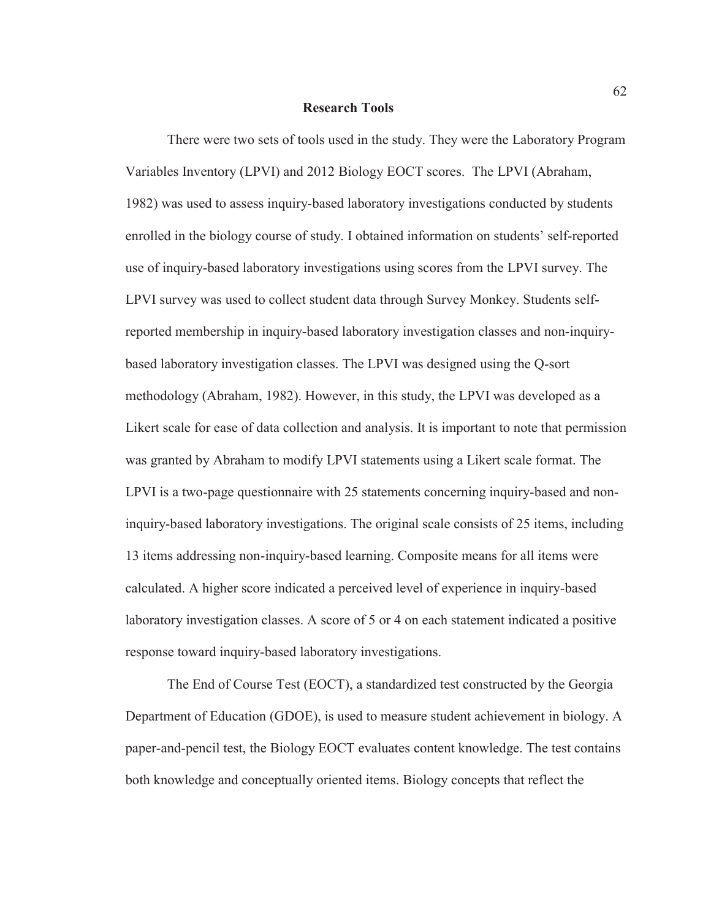## Research Tools

There were two sets of tools used in the study. They were the Laboratory Program Variables Inventory (LPVI) and 2012 Biology EOCT scores. The LPVI (Abraham, 1982) was used to assess inquiry-based laboratory investigations conducted by students enrolled in the biology course of study. I obtained information on students' self-reported use of inquiry-based laboratory investigations using scores from the LPVI survey. The LPVI survey was used to collect student data through Survey Monkey. Students self-reported membership in inquiry-based laboratory investigation classes and non-inquiry-based laboratory investigation classes. The LPVI was designed using the Q-sort methodology (Abraham, 1982). However, in this study, the LPVI was developed as a Likert scale for ease of data collection and analysis. It is important to note that permission was granted by Abraham to modify LPVI statements using a Likert scale format. The LPVI is a two-page questionnaire with 25 statements concerning inquiry-based and non-inquiry-based laboratory investigations. The original scale consists of 25 items, including 13 items addressing non-inquiry-based learning. Composite means for all items were calculated. A higher score indicated a perceived level of experience in inquiry-based laboratory investigation classes. A score of 5 or 4 on each statement indicated a positive response toward inquiry-based laboratory investigations.

The End of Course Test (EOCT), a standardized test constructed by the Georgia Department of Education (GDOE), is used to measure student achievement in biology. A paper-and-pencil test, the Biology EOCT evaluates content knowledge. The test contains both knowledge and conceptually oriented items. Biology concepts that reflect the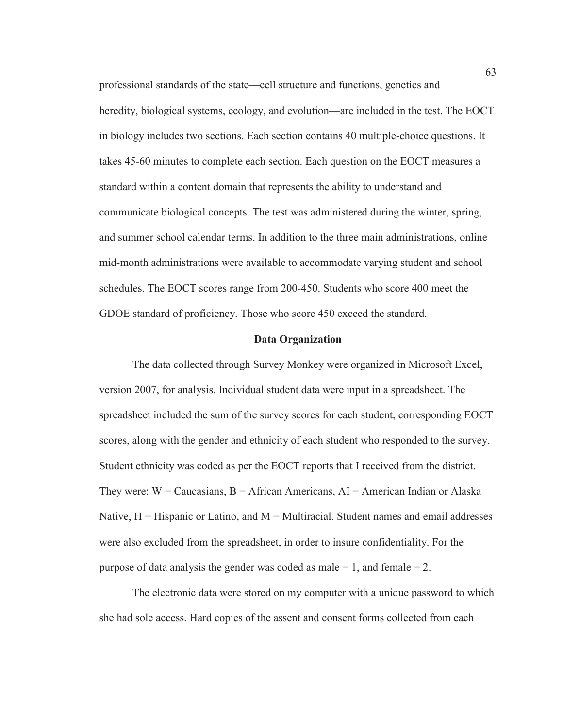professional standards of the state—cell structure and functions, genetics and heredity, biological systems, ecology, and evolution—are included in the test. The EOCT in biology includes two sections. Each section contains 40 multiple-choice questions. It takes 45-60 minutes to complete each section. Each question on the EOCT measures a standard within a content domain that represents the ability to understand and communicate biological concepts. The test was administered during the winter, spring, and summer school calendar terms. In addition to the three main administrations, online mid-month administrations were available to accommodate varying student and school schedules. The EOCT scores range from 200-450. Students who score 400 meet the GDOE standard of proficiency. Those who score 450 exceed the standard.

**Data Organization**

The data collected through Survey Monkey were organized in Microsoft Excel, version 2007, for analysis. Individual student data were input in a spreadsheet. The spreadsheet included the sum of the survey scores for each student, corresponding EOCT scores, along with the gender and ethnicity of each student who responded to the survey. Student ethnicity was coded as per the EOCT reports that I received from the district. They were: W = Caucasians, B = African Americans, AI = American Indian or Alaska Native, H = Hispanic or Latino, and M = Multiracial. Student names and email addresses were also excluded from the spreadsheet, in order to insure confidentiality. For the purpose of data analysis the gender was coded as male = 1, and female = 2.

The electronic data were stored on my computer with a unique password to which she had sole access. Hard copies of the assent and consent forms collected from each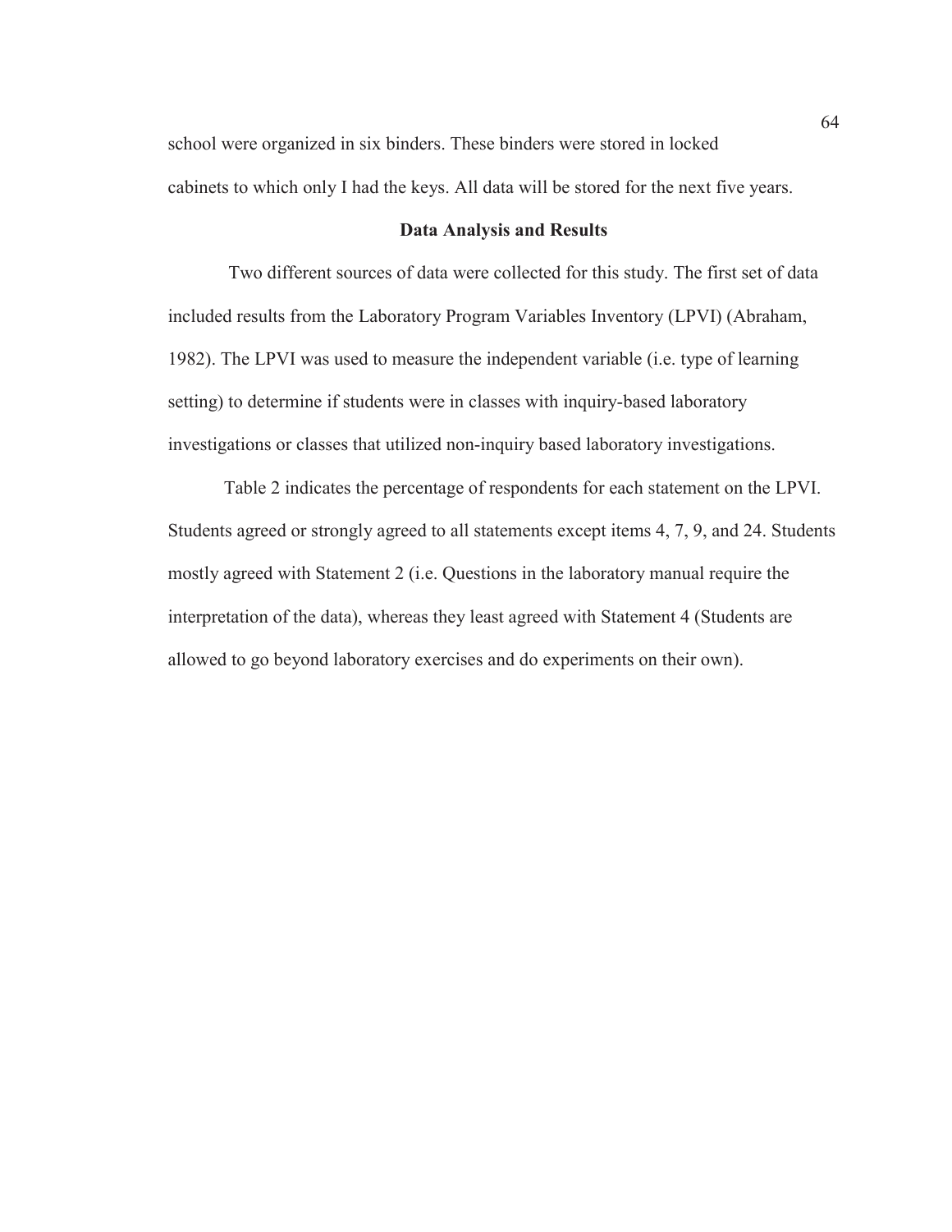school were organized in six binders. These binders were stored in locked cabinets to which only I had the keys. All data will be stored for the next five years.

## Data Analysis and Results

Two different sources of data were collected for this study. The first set of data included results from the Laboratory Program Variables Inventory (LPVI) (Abraham, 1982). The LPVI was used to measure the independent variable (i.e. type of learning setting) to determine if students were in classes with inquiry-based laboratory investigations or classes that utilized non-inquiry based laboratory investigations.

Table 2 indicates the percentage of respondents for each statement on the LPVI. Students agreed or strongly agreed to all statements except items 4, 7, 9, and 24. Students mostly agreed with Statement 2 (i.e. Questions in the laboratory manual require the interpretation of the data), whereas they least agreed with Statement 4 (Students are allowed to go beyond laboratory exercises and do experiments on their own).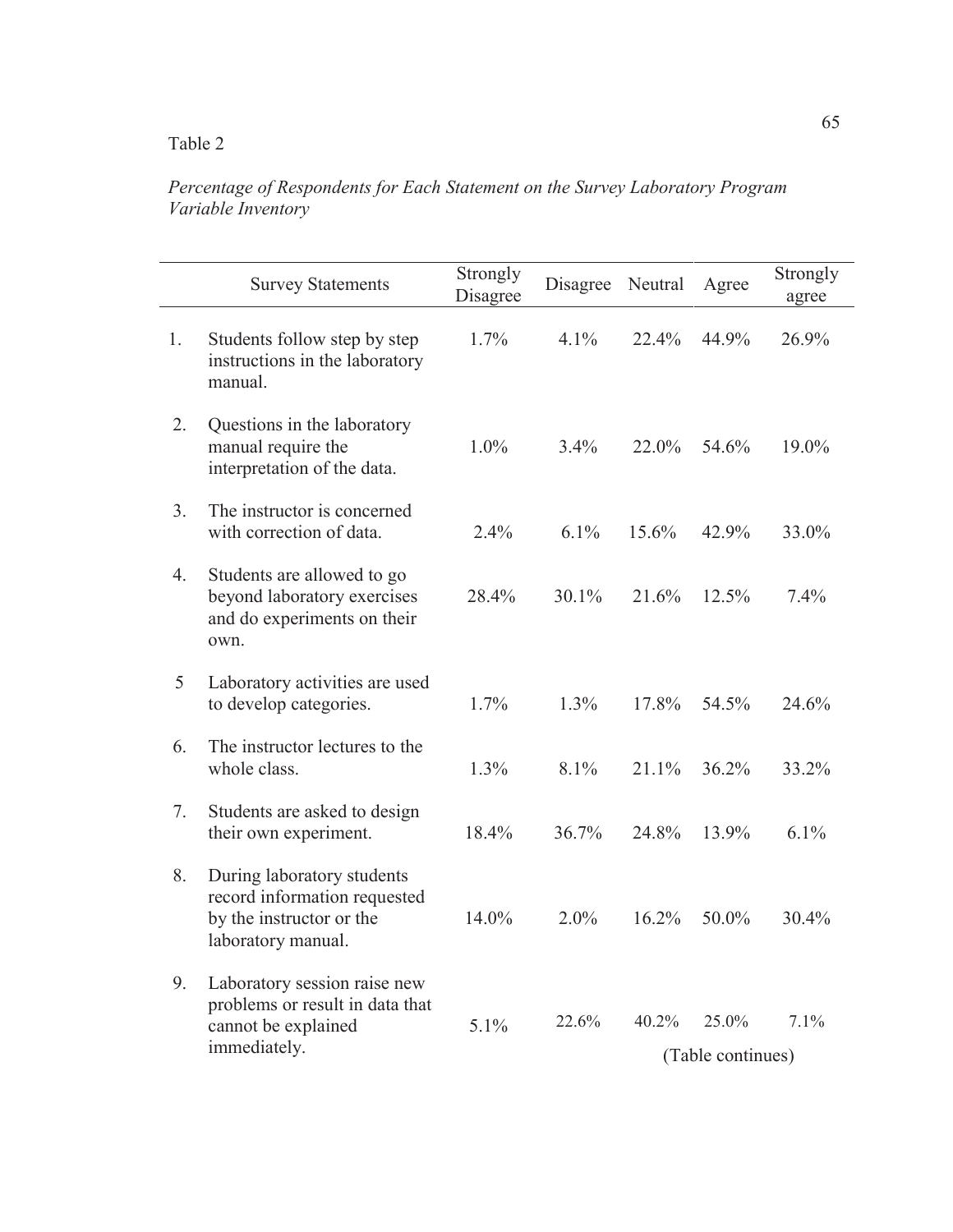Table 2

*Percentage of Respondents for Each Statement on the Survey Laboratory Program Variable Inventory*

| | Survey Statements | Strongly Disagree | Disagree | Neutral | Agree | Strongly agree |
|---|---|---|---|---|---|---|
| 1. | Students follow step by step instructions in the laboratory manual. | 1.7% | 4.1% | 22.4% | 44.9% | 26.9% |
| 2. | Questions in the laboratory manual require the interpretation of the data. | 1.0% | 3.4% | 22.0% | 54.6% | 19.0% |
| 3. | The instructor is concerned with correction of data. | 2.4% | 6.1% | 15.6% | 42.9% | 33.0% |
| 4. | Students are allowed to go beyond laboratory exercises and do experiments on their own. | 28.4% | 30.1% | 21.6% | 12.5% | 7.4% |
| 5 | Laboratory activities are used to develop categories. | 1.7% | 1.3% | 17.8% | 54.5% | 24.6% |
| 6. | The instructor lectures to the whole class. | 1.3% | 8.1% | 21.1% | 36.2% | 33.2% |
| 7. | Students are asked to design their own experiment. | 18.4% | 36.7% | 24.8% | 13.9% | 6.1% |
| 8. | During laboratory students record information requested by the instructor or the laboratory manual. | 14.0% | 2.0% | 16.2% | 50.0% | 30.4% |
| 9. | Laboratory session raise new problems or result in data that cannot be explained immediately. | 5.1% | 22.6% | 40.2% | 25.0% | 7.1% |

(Table continues)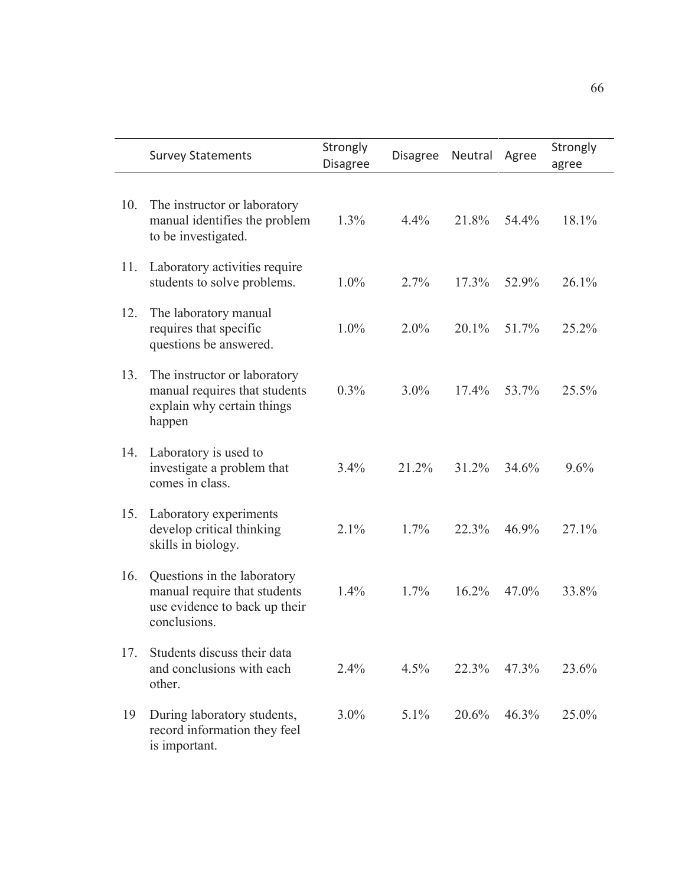| | Survey Statements | Strongly Disagree | Disagree | Neutral | Agree | Strongly agree |
|---|---|---|---|---|---|---|
| 10. | The instructor or laboratory manual identifies the problem to be investigated. | 1.3% | 4.4% | 21.8% | 54.4% | 18.1% |
| 11. | Laboratory activities require students to solve problems. | 1.0% | 2.7% | 17.3% | 52.9% | 26.1% |
| 12. | The laboratory manual requires that specific questions be answered. | 1.0% | 2.0% | 20.1% | 51.7% | 25.2% |
| 13. | The instructor or laboratory manual requires that students explain why certain things happen | 0.3% | 3.0% | 17.4% | 53.7% | 25.5% |
| 14. | Laboratory is used to investigate a problem that comes in class. | 3.4% | 21.2% | 31.2% | 34.6% | 9.6% |
| 15. | Laboratory experiments develop critical thinking skills in biology. | 2.1% | 1.7% | 22.3% | 46.9% | 27.1% |
| 16. | Questions in the laboratory manual require that students use evidence to back up their conclusions. | 1.4% | 1.7% | 16.2% | 47.0% | 33.8% |
| 17. | Students discuss their data and conclusions with each other. | 2.4% | 4.5% | 22.3% | 47.3% | 23.6% |
| 19 | During laboratory students, record information they feel is important. | 3.0% | 5.1% | 20.6% | 46.3% | 25.0% |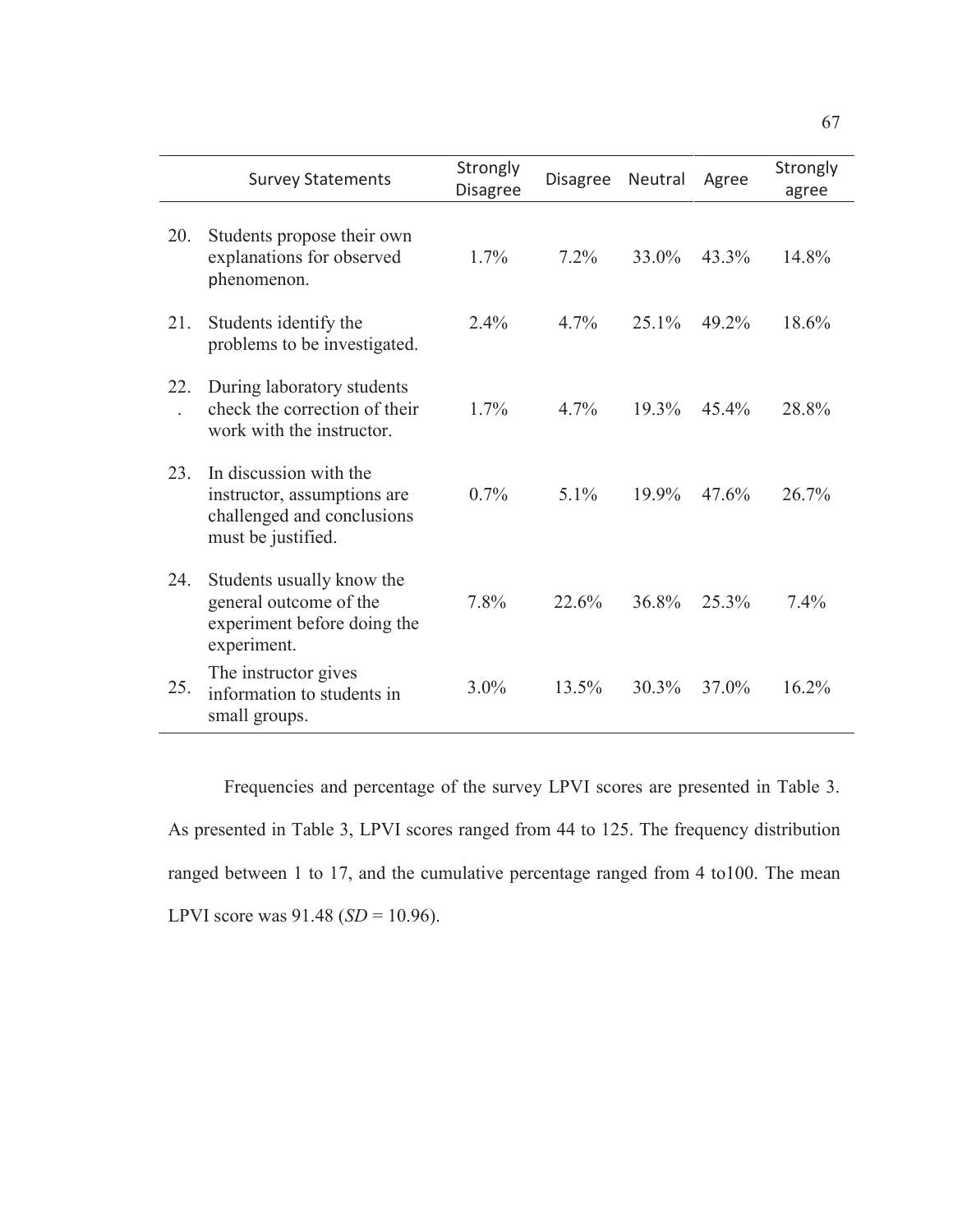| | Survey Statements | Strongly Disagree | Disagree | Neutral | Agree | Strongly agree |
|---|---|---|---|---|---|---|
| 20. | Students propose their own explanations for observed phenomenon. | 1.7% | 7.2% | 33.0% | 43.3% | 14.8% |
| 21. | Students identify the problems to be investigated. | 2.4% | 4.7% | 25.1% | 49.2% | 18.6% |
| 22. | During laboratory students check the correction of their work with the instructor. | 1.7% | 4.7% | 19.3% | 45.4% | 28.8% |
| 23. | In discussion with the instructor, assumptions are challenged and conclusions must be justified. | 0.7% | 5.1% | 19.9% | 47.6% | 26.7% |
| 24. | Students usually know the general outcome of the experiment before doing the experiment. | 7.8% | 22.6% | 36.8% | 25.3% | 7.4% |
| 25. | The instructor gives information to students in small groups. | 3.0% | 13.5% | 30.3% | 37.0% | 16.2% |

Frequencies and percentage of the survey LPVI scores are presented in Table 3. As presented in Table 3, LPVI scores ranged from 44 to 125. The frequency distribution ranged between 1 to 17, and the cumulative percentage ranged from 4 to100. The mean LPVI score was 91.48 (*SD* = 10.96).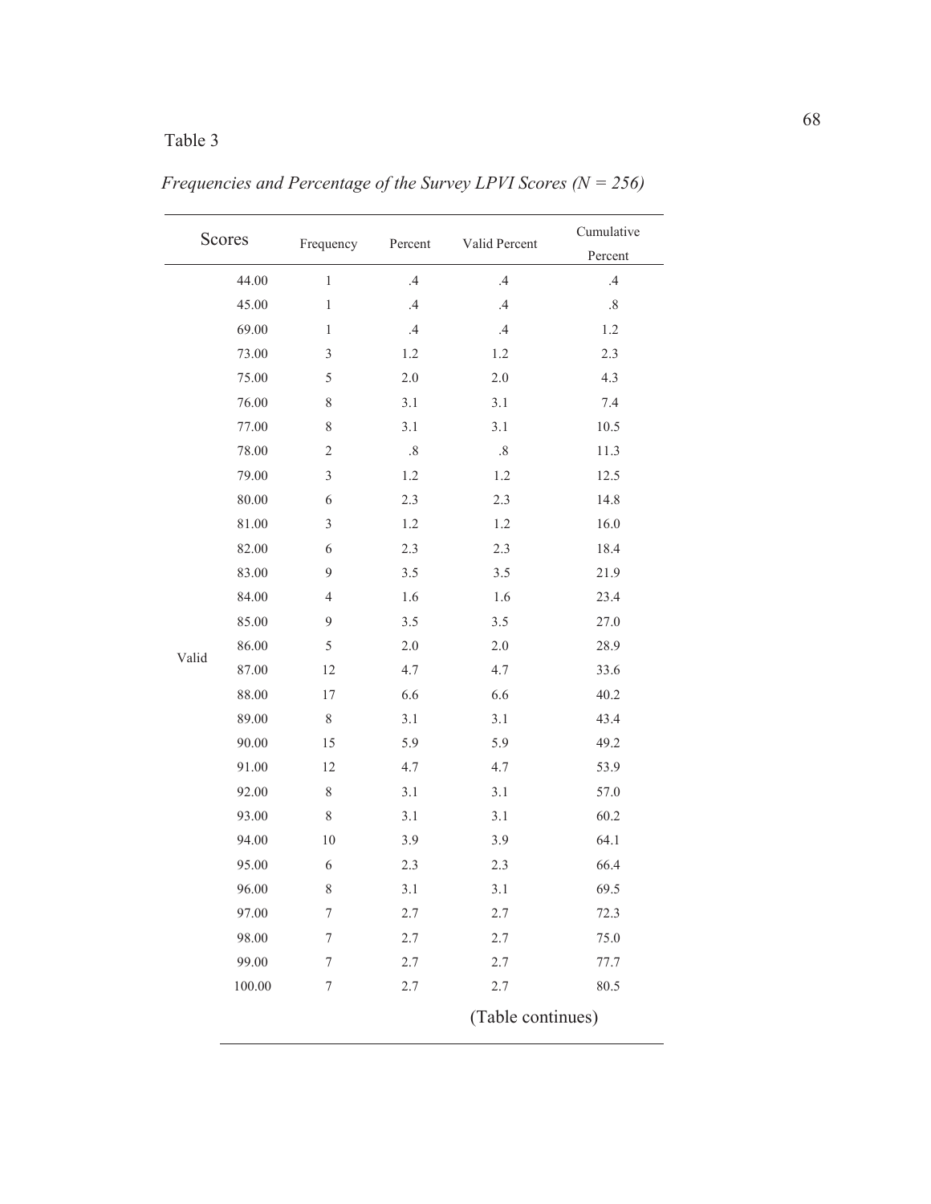Table 3

*Frequencies and Percentage of the Survey LPVI Scores (N = 256)*

| | Scores | Frequency | Percent | Valid Percent | Cumulative Percent |
|---|---|---|---|---|---|
| Valid | 44.00 | 1 | .4 | .4 | .4 |
| | 45.00 | 1 | .4 | .4 | .8 |
| | 69.00 | 1 | .4 | .4 | 1.2 |
| | 73.00 | 3 | 1.2 | 1.2 | 2.3 |
| | 75.00 | 5 | 2.0 | 2.0 | 4.3 |
| | 76.00 | 8 | 3.1 | 3.1 | 7.4 |
| | 77.00 | 8 | 3.1 | 3.1 | 10.5 |
| | 78.00 | 2 | .8 | .8 | 11.3 |
| | 79.00 | 3 | 1.2 | 1.2 | 12.5 |
| | 80.00 | 6 | 2.3 | 2.3 | 14.8 |
| | 81.00 | 3 | 1.2 | 1.2 | 16.0 |
| | 82.00 | 6 | 2.3 | 2.3 | 18.4 |
| | 83.00 | 9 | 3.5 | 3.5 | 21.9 |
| | 84.00 | 4 | 1.6 | 1.6 | 23.4 |
| | 85.00 | 9 | 3.5 | 3.5 | 27.0 |
| | 86.00 | 5 | 2.0 | 2.0 | 28.9 |
| | 87.00 | 12 | 4.7 | 4.7 | 33.6 |
| | 88.00 | 17 | 6.6 | 6.6 | 40.2 |
| | 89.00 | 8 | 3.1 | 3.1 | 43.4 |
| | 90.00 | 15 | 5.9 | 5.9 | 49.2 |
| | 91.00 | 12 | 4.7 | 4.7 | 53.9 |
| | 92.00 | 8 | 3.1 | 3.1 | 57.0 |
| | 93.00 | 8 | 3.1 | 3.1 | 60.2 |
| | 94.00 | 10 | 3.9 | 3.9 | 64.1 |
| | 95.00 | 6 | 2.3 | 2.3 | 66.4 |
| | 96.00 | 8 | 3.1 | 3.1 | 69.5 |
| | 97.00 | 7 | 2.7 | 2.7 | 72.3 |
| | 98.00 | 7 | 2.7 | 2.7 | 75.0 |
| | 99.00 | 7 | 2.7 | 2.7 | 77.7 |
| | 100.00 | 7 | 2.7 | 2.7 | 80.5 |

(Table continues)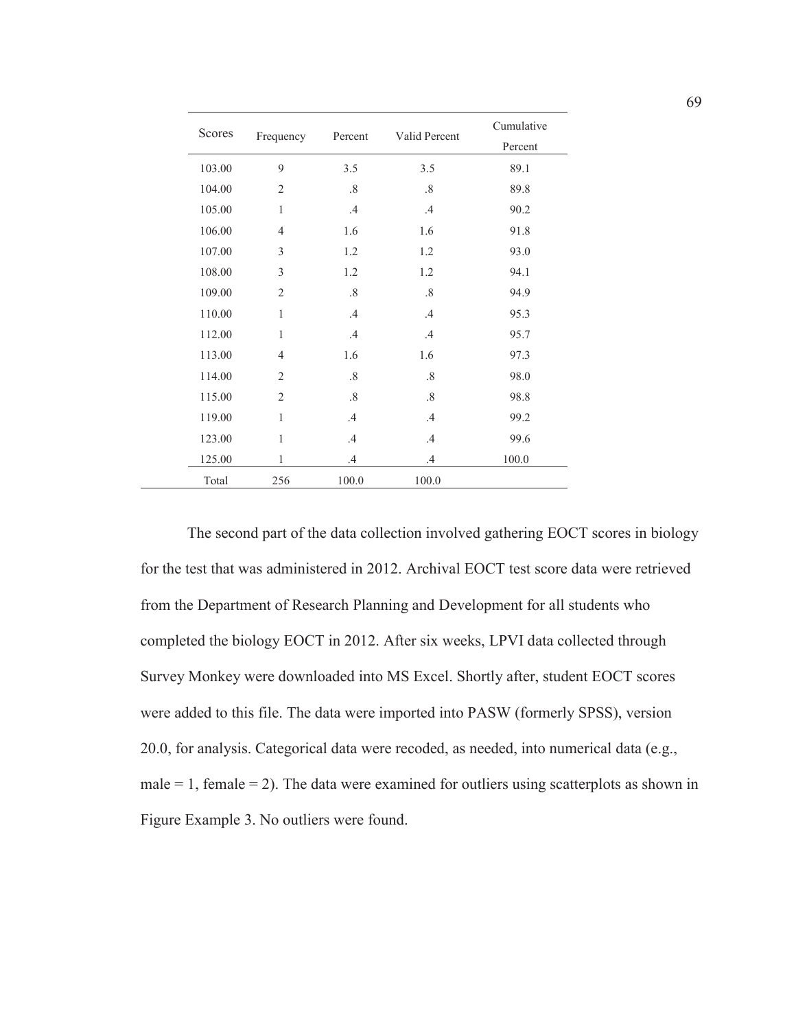| Scores | Frequency | Percent | Valid Percent | Cumulative Percent |
|---|---|---|---|---|
| 103.00 | 9 | 3.5 | 3.5 | 89.1 |
| 104.00 | 2 | .8 | .8 | 89.8 |
| 105.00 | 1 | .4 | .4 | 90.2 |
| 106.00 | 4 | 1.6 | 1.6 | 91.8 |
| 107.00 | 3 | 1.2 | 1.2 | 93.0 |
| 108.00 | 3 | 1.2 | 1.2 | 94.1 |
| 109.00 | 2 | .8 | .8 | 94.9 |
| 110.00 | 1 | .4 | .4 | 95.3 |
| 112.00 | 1 | .4 | .4 | 95.7 |
| 113.00 | 4 | 1.6 | 1.6 | 97.3 |
| 114.00 | 2 | .8 | .8 | 98.0 |
| 115.00 | 2 | .8 | .8 | 98.8 |
| 119.00 | 1 | .4 | .4 | 99.2 |
| 123.00 | 1 | .4 | .4 | 99.6 |
| 125.00 | 1 | .4 | .4 | 100.0 |
| Total | 256 | 100.0 | 100.0 | |

The second part of the data collection involved gathering EOCT scores in biology for the test that was administered in 2012. Archival EOCT test score data were retrieved from the Department of Research Planning and Development for all students who completed the biology EOCT in 2012. After six weeks, LPVI data collected through Survey Monkey were downloaded into MS Excel. Shortly after, student EOCT scores were added to this file. The data were imported into PASW (formerly SPSS), version 20.0, for analysis. Categorical data were recoded, as needed, into numerical data (e.g., male = 1, female = 2). The data were examined for outliers using scatterplots as shown in Figure Example 3. No outliers were found.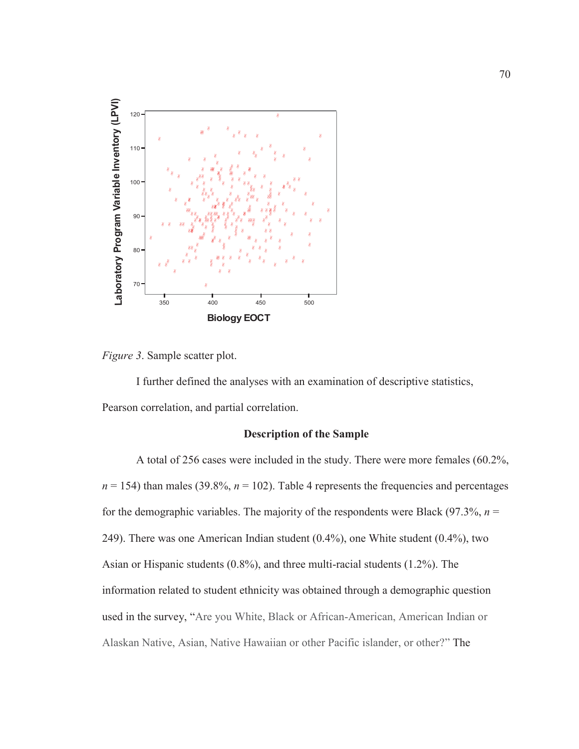*Figure 3*. Sample scatter plot.

I further defined the analyses with an examination of descriptive statistics, Pearson correlation, and partial correlation.

**Description of the Sample**

A total of 256 cases were included in the study. There were more females (60.2%, $n$ = 154) than males (39.8%, $n$ = 102). Table 4 represents the frequencies and percentages for the demographic variables. The majority of the respondents were Black (97.3%, $n$ = 249). There was one American Indian student (0.4%), one White student (0.4%), two Asian or Hispanic students (0.8%), and three multi-racial students (1.2%). The information related to student ethnicity was obtained through a demographic question used in the survey, "Are you White, Black or African-American, American Indian or Alaskan Native, Asian, Native Hawaiian or other Pacific islander, or other?" The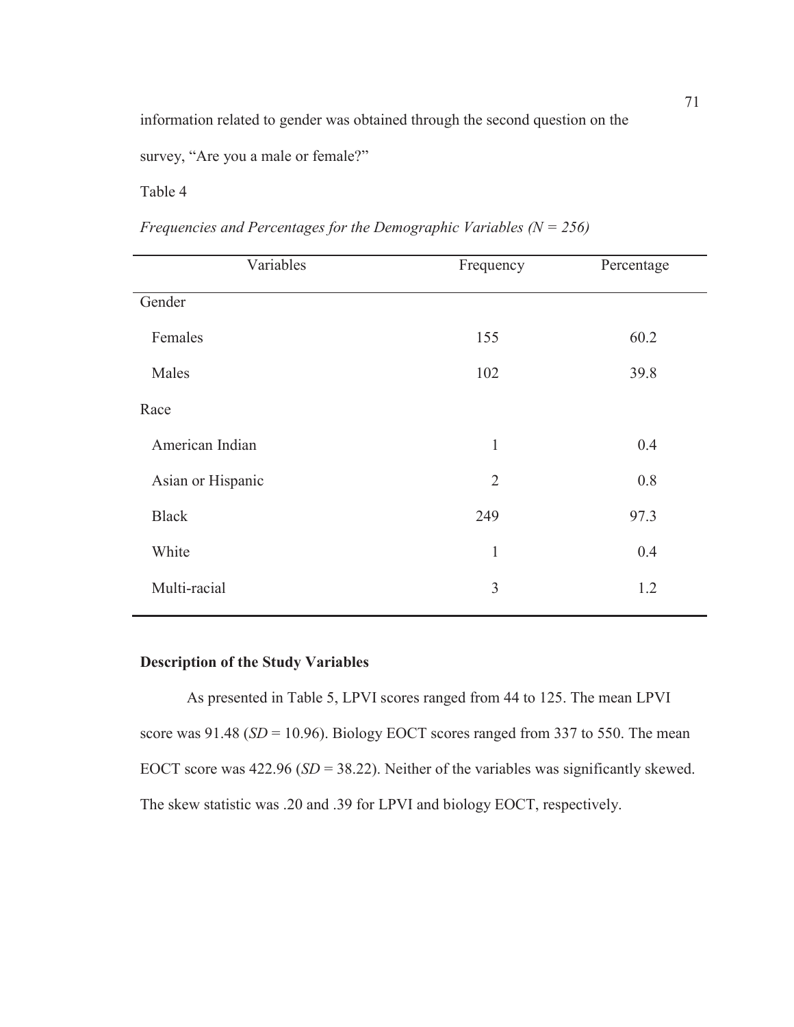information related to gender was obtained through the second question on the survey, “Are you a male or female?”

Table 4

*Frequencies and Percentages for the Demographic Variables (N = 256)*

| Variables | Frequency | Percentage |
|---|---|---|
| Gender | | |
| Females | 155 | 60.2 |
| Males | 102 | 39.8 |
| Race | | |
| American Indian | 1 | 0.4 |
| Asian or Hispanic | 2 | 0.8 |
| Black | 249 | 97.3 |
| White | 1 | 0.4 |
| Multi-racial | 3 | 1.2 |

**Description of the Study Variables**

As presented in Table 5, LPVI scores ranged from 44 to 125. The mean LPVI score was 91.48 (*SD* = 10.96). Biology EOCT scores ranged from 337 to 550. The mean EOCT score was 422.96 (*SD* = 38.22). Neither of the variables was significantly skewed. The skew statistic was .20 and .39 for LPVI and biology EOCT, respectively.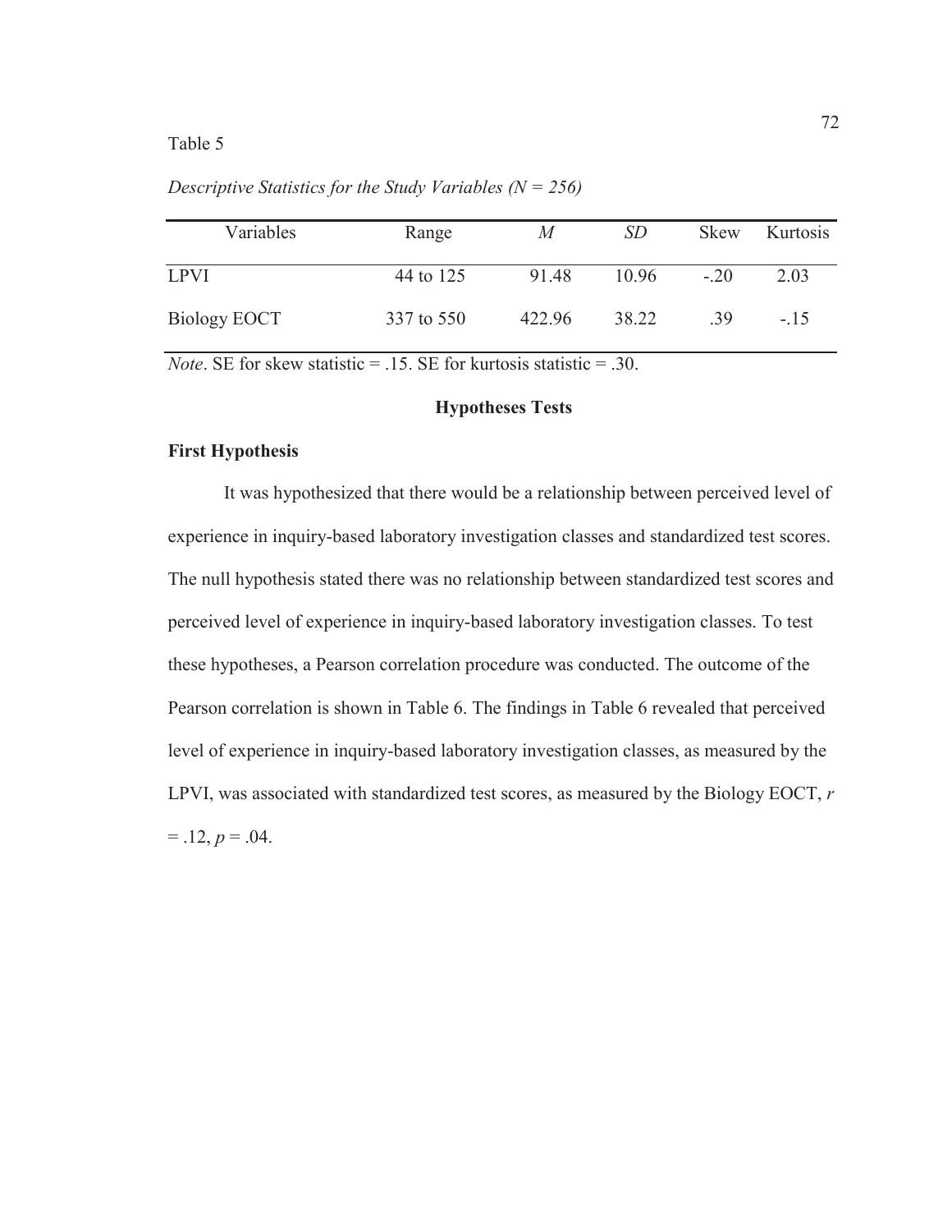Table 5

*Descriptive Statistics for the Study Variables (N = 256)*

| Variables | Range | *M* | *SD* | Skew | Kurtosis |
|---|---|---|---|---|---|
| LPVI | 44 to 125 | 91.48 | 10.96 | -.20 | 2.03 |
| Biology EOCT | 337 to 550 | 422.96 | 38.22 | .39 | -.15 |

*Note*. SE for skew statistic = .15. SE for kurtosis statistic = .30.

## Hypotheses Tests

### First Hypothesis

It was hypothesized that there would be a relationship between perceived level of experience in inquiry-based laboratory investigation classes and standardized test scores. The null hypothesis stated there was no relationship between standardized test scores and perceived level of experience in inquiry-based laboratory investigation classes. To test these hypotheses, a Pearson correlation procedure was conducted. The outcome of the Pearson correlation is shown in Table 6. The findings in Table 6 revealed that perceived level of experience in inquiry-based laboratory investigation classes, as measured by the LPVI, was associated with standardized test scores, as measured by the Biology EOCT, $r = .12$, $p = .04$.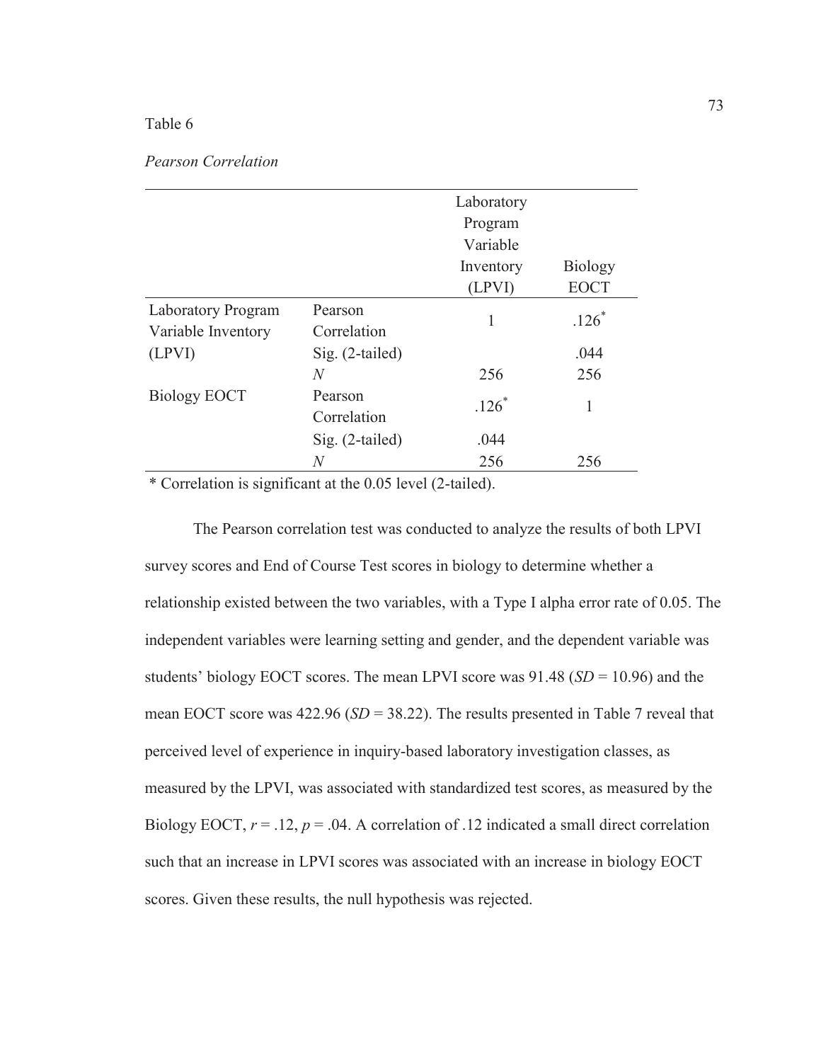Table 6

*Pearson Correlation*

| | | Laboratory Program Variable Inventory (LPVI) | Biology EOCT |
|---|---|---|---|
| Laboratory Program Variable Inventory (LPVI) | Pearson Correlation | 1 | .126* |
| | Sig. (2-tailed) | | .044 |
| | *N* | 256 | 256 |
| Biology EOCT | Pearson Correlation | .126* | 1 |
| | Sig. (2-tailed) | .044 | |
| | *N* | 256 | 256 |

* Correlation is significant at the 0.05 level (2-tailed).

The Pearson correlation test was conducted to analyze the results of both LPVI survey scores and End of Course Test scores in biology to determine whether a relationship existed between the two variables, with a Type I alpha error rate of 0.05. The independent variables were learning setting and gender, and the dependent variable was students' biology EOCT scores. The mean LPVI score was 91.48 ($SD$ = 10.96) and the mean EOCT score was 422.96 ($SD$ = 38.22). The results presented in Table 7 reveal that perceived level of experience in inquiry-based laboratory investigation classes, as measured by the LPVI, was associated with standardized test scores, as measured by the Biology EOCT, $r$ = .12, $p$ = .04. A correlation of .12 indicated a small direct correlation such that an increase in LPVI scores was associated with an increase in biology EOCT scores. Given these results, the null hypothesis was rejected.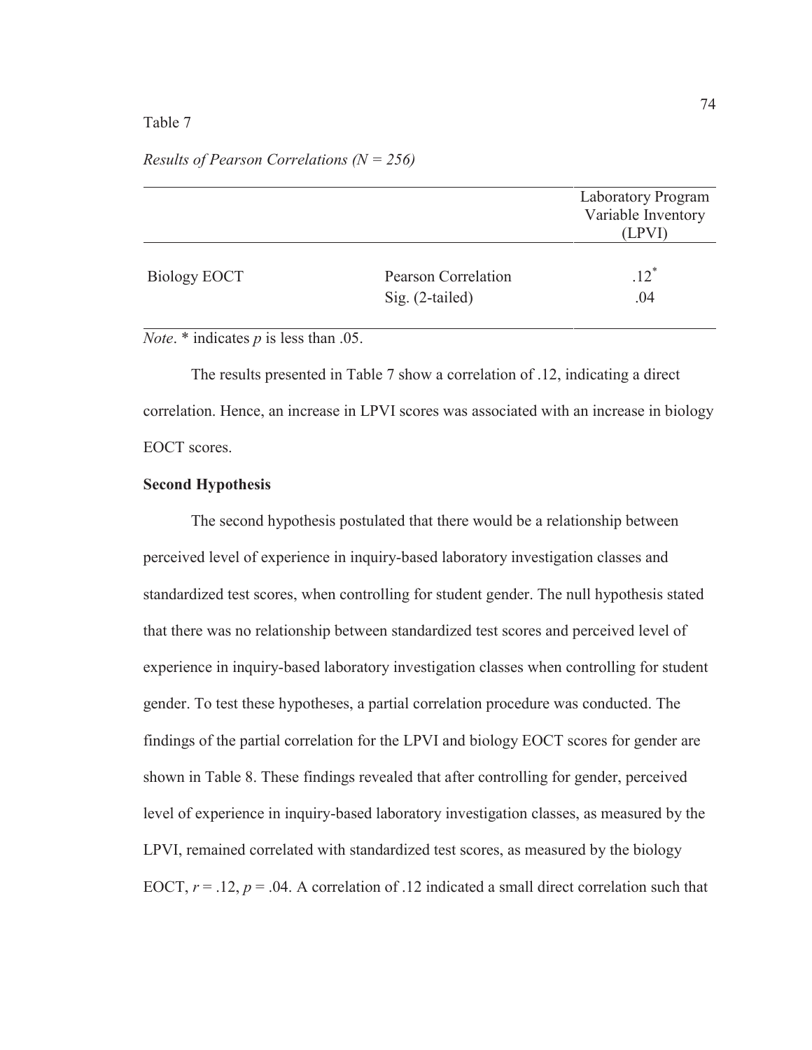Table 7

*Results of Pearson Correlations (N = 256)*

| | | Laboratory Program Variable Inventory (LPVI) |
|---|---|---|
| Biology EOCT | Pearson Correlation | .12* |
| | Sig. (2-tailed) | .04 |

*Note*. * indicates *p* is less than .05.

The results presented in Table 7 show a correlation of .12, indicating a direct correlation. Hence, an increase in LPVI scores was associated with an increase in biology EOCT scores.

**Second Hypothesis**

The second hypothesis postulated that there would be a relationship between perceived level of experience in inquiry-based laboratory investigation classes and standardized test scores, when controlling for student gender. The null hypothesis stated that there was no relationship between standardized test scores and perceived level of experience in inquiry-based laboratory investigation classes when controlling for student gender. To test these hypotheses, a partial correlation procedure was conducted. The findings of the partial correlation for the LPVI and biology EOCT scores for gender are shown in Table 8. These findings revealed that after controlling for gender, perceived level of experience in inquiry-based laboratory investigation classes, as measured by the LPVI, remained correlated with standardized test scores, as measured by the biology EOCT, $r = .12$, $p = .04$. A correlation of .12 indicated a small direct correlation such that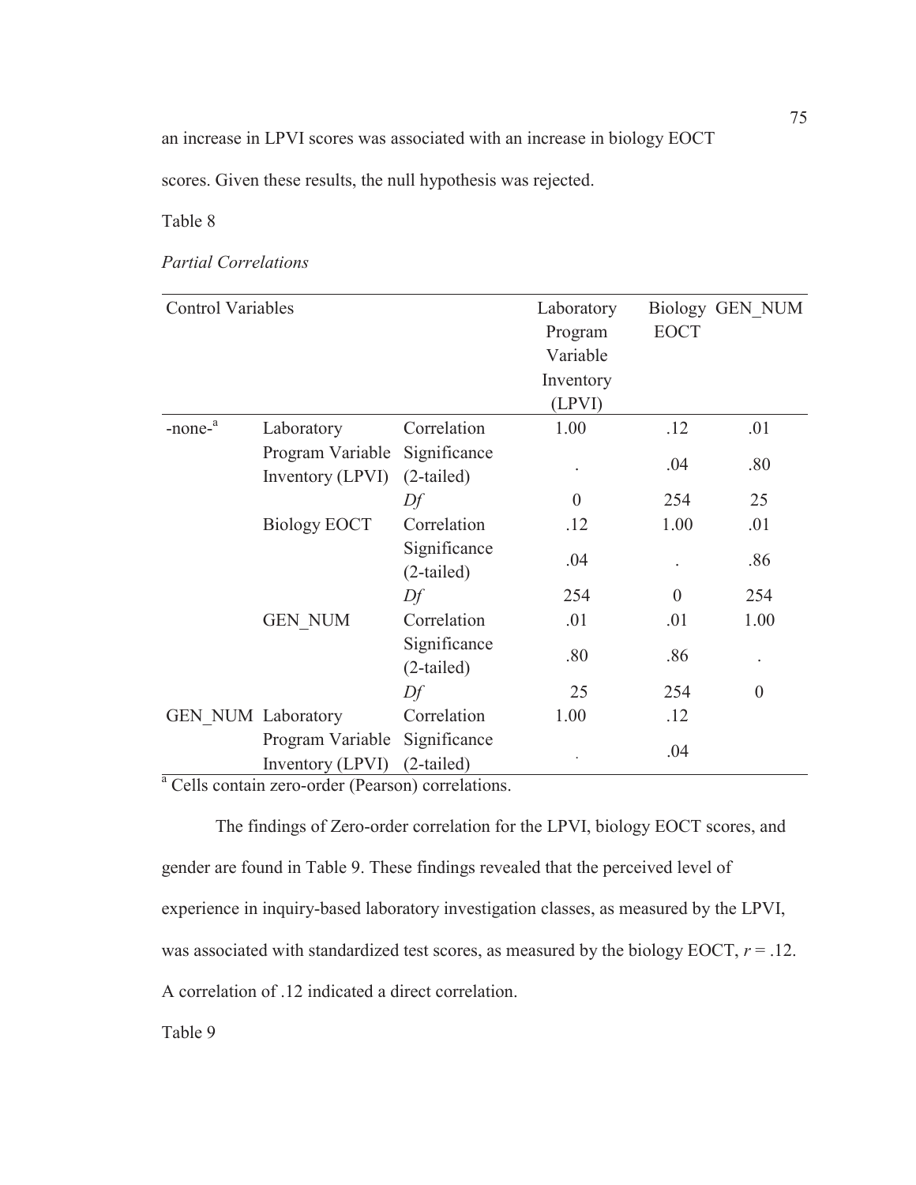an increase in LPVI scores was associated with an increase in biology EOCT scores. Given these results, the null hypothesis was rejected.

Table 8

*Partial Correlations*

| Control Variables | | | Laboratory Program Variable Inventory (LPVI) | Biology EOCT | GEN_NUM |
|---|---|---|---|---|---|
| -none-[a] | Laboratory Program Variable Inventory (LPVI) | Correlation | 1.00 | .12 | .01 |
| | | Significance (2-tailed) | . | .04 | .80 |
| | | *Df* | 0 | 254 | 25 |
| | Biology EOCT | Correlation | .12 | 1.00 | .01 |
| | | Significance (2-tailed) | .04 | . | .86 |
| | | *Df* | 254 | 0 | 254 |
| | GEN_NUM | Correlation | .01 | .01 | 1.00 |
| | | Significance (2-tailed) | .80 | .86 | . |
| | | *Df* | 25 | 254 | 0 |
| GEN_NUM | Laboratory Program Variable Inventory (LPVI) | Correlation | 1.00 | .12 | |
| | | Significance (2-tailed) | . | .04 | |

[a] Cells contain zero-order (Pearson) correlations.

The findings of Zero-order correlation for the LPVI, biology EOCT scores, and gender are found in Table 9. These findings revealed that the perceived level of experience in inquiry-based laboratory investigation classes, as measured by the LPVI, was associated with standardized test scores, as measured by the biology EOCT, $r = .12$. A correlation of .12 indicated a direct correlation.

Table 9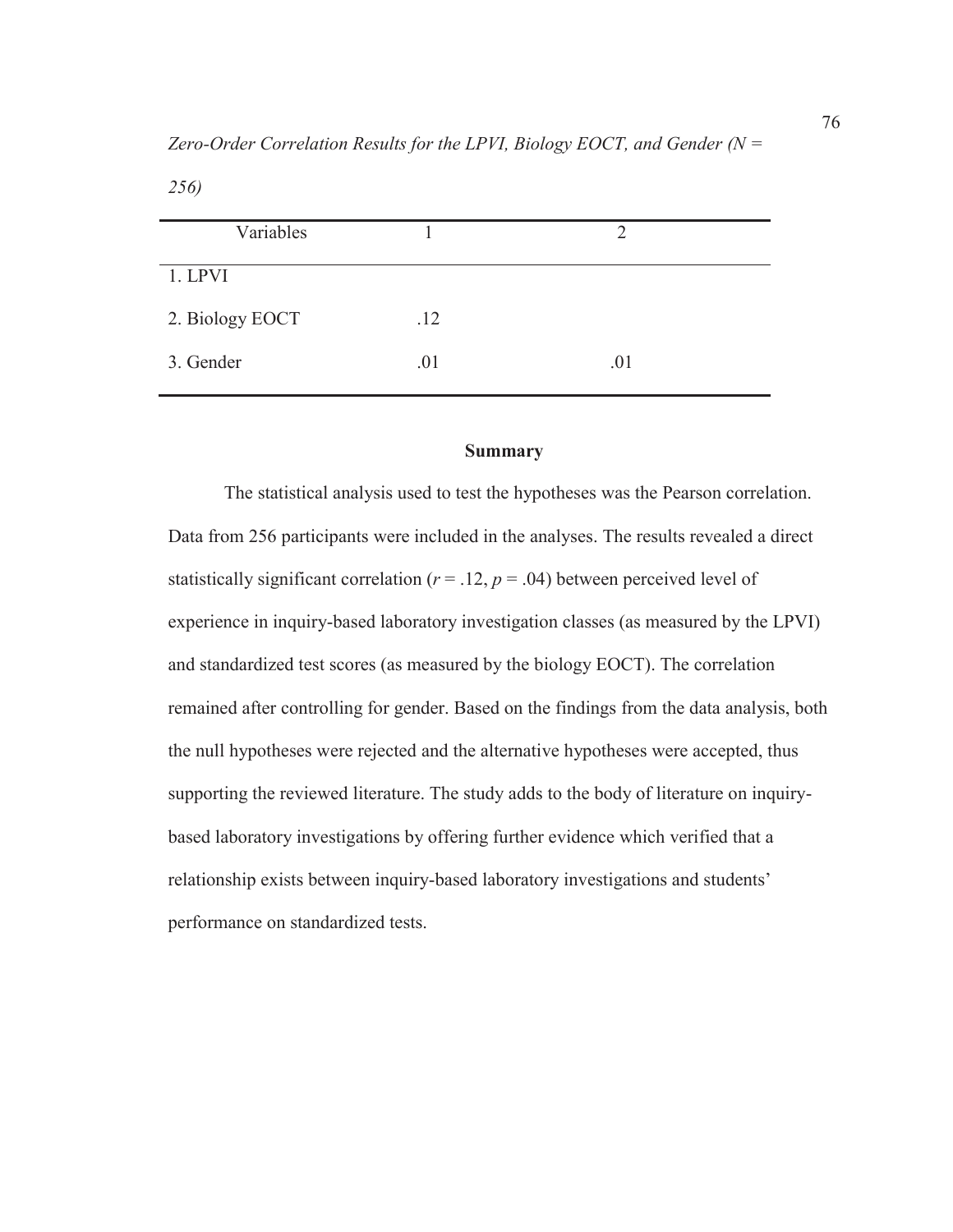*Zero-Order Correlation Results for the LPVI, Biology EOCT, and Gender (N = 256)*

| Variables | 1 | 2 |
|---|---|---|
| 1. LPVI | | |
| 2. Biology EOCT | .12 | |
| 3. Gender | .01 | .01 |

### Summary

The statistical analysis used to test the hypotheses was the Pearson correlation. Data from 256 participants were included in the analyses. The results revealed a direct statistically significant correlation ($r = .12$, $p = .04$) between perceived level of experience in inquiry-based laboratory investigation classes (as measured by the LPVI) and standardized test scores (as measured by the biology EOCT). The correlation remained after controlling for gender. Based on the findings from the data analysis, both the null hypotheses were rejected and the alternative hypotheses were accepted, thus supporting the reviewed literature. The study adds to the body of literature on inquiry-based laboratory investigations by offering further evidence which verified that a relationship exists between inquiry-based laboratory investigations and students' performance on standardized tests.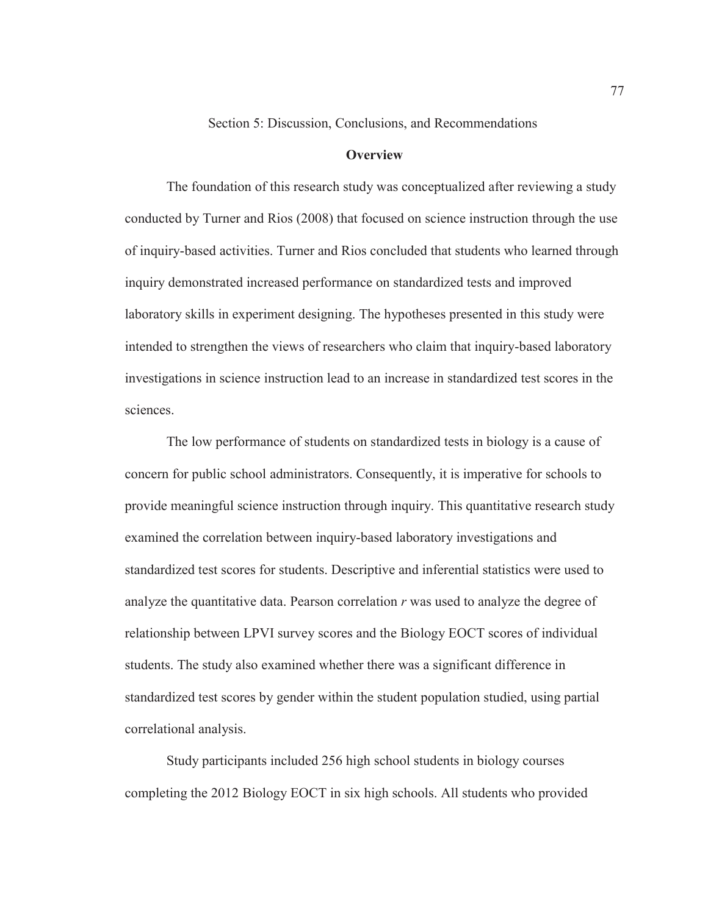## Section 5: Discussion, Conclusions, and Recommendations

### Overview

The foundation of this research study was conceptualized after reviewing a study conducted by Turner and Rios (2008) that focused on science instruction through the use of inquiry-based activities. Turner and Rios concluded that students who learned through inquiry demonstrated increased performance on standardized tests and improved laboratory skills in experiment designing. The hypotheses presented in this study were intended to strengthen the views of researchers who claim that inquiry-based laboratory investigations in science instruction lead to an increase in standardized test scores in the sciences.

The low performance of students on standardized tests in biology is a cause of concern for public school administrators. Consequently, it is imperative for schools to provide meaningful science instruction through inquiry. This quantitative research study examined the correlation between inquiry-based laboratory investigations and standardized test scores for students. Descriptive and inferential statistics were used to analyze the quantitative data. Pearson correlation $r$ was used to analyze the degree of relationship between LPVI survey scores and the Biology EOCT scores of individual students. The study also examined whether there was a significant difference in standardized test scores by gender within the student population studied, using partial correlational analysis.

Study participants included 256 high school students in biology courses completing the 2012 Biology EOCT in six high schools. All students who provided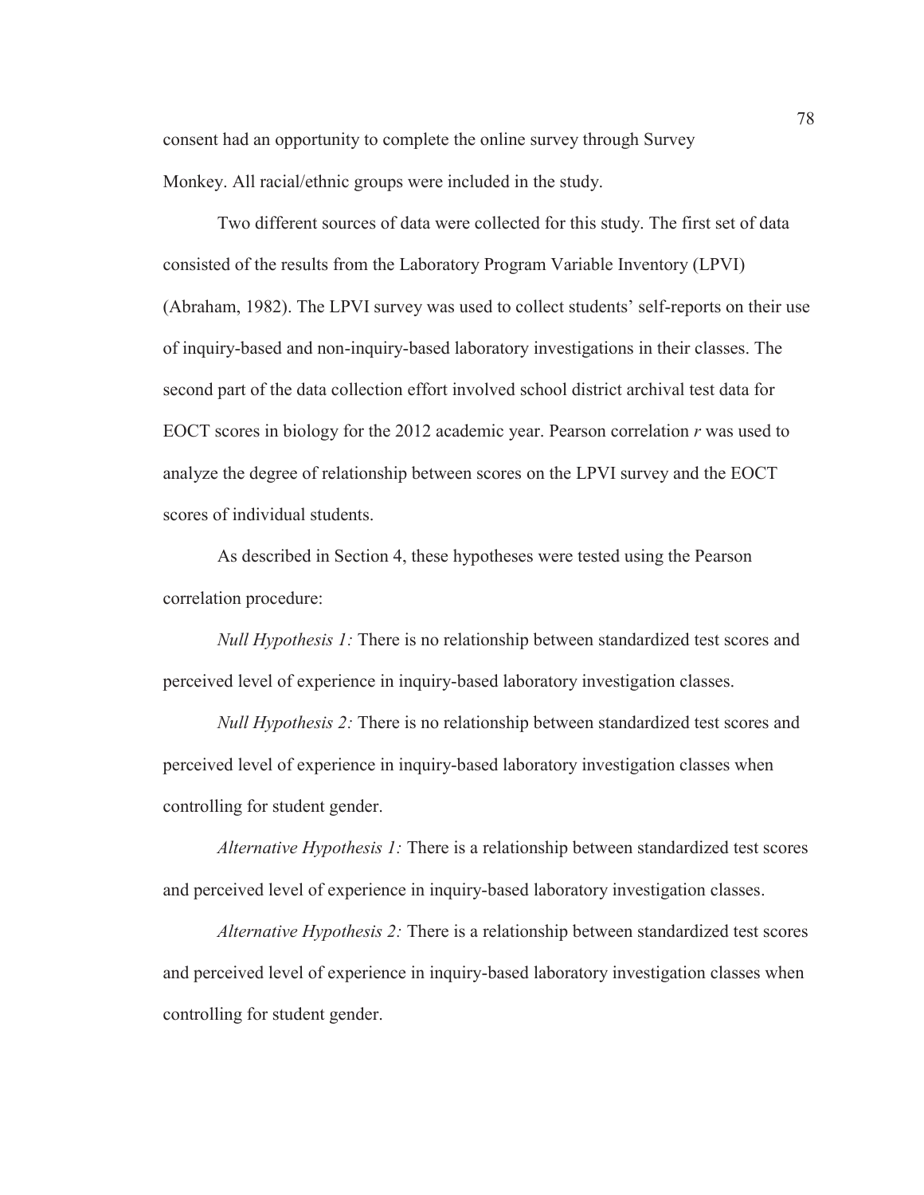consent had an opportunity to complete the online survey through Survey Monkey. All racial/ethnic groups were included in the study.

Two different sources of data were collected for this study. The first set of data consisted of the results from the Laboratory Program Variable Inventory (LPVI) (Abraham, 1982). The LPVI survey was used to collect students' self-reports on their use of inquiry-based and non-inquiry-based laboratory investigations in their classes. The second part of the data collection effort involved school district archival test data for EOCT scores in biology for the 2012 academic year. Pearson correlation $r$ was used to analyze the degree of relationship between scores on the LPVI survey and the EOCT scores of individual students.

As described in Section 4, these hypotheses were tested using the Pearson correlation procedure:

*Null Hypothesis 1:* There is no relationship between standardized test scores and perceived level of experience in inquiry-based laboratory investigation classes.

*Null Hypothesis 2:* There is no relationship between standardized test scores and perceived level of experience in inquiry-based laboratory investigation classes when controlling for student gender.

*Alternative Hypothesis 1:* There is a relationship between standardized test scores and perceived level of experience in inquiry-based laboratory investigation classes.

*Alternative Hypothesis 2:* There is a relationship between standardized test scores and perceived level of experience in inquiry-based laboratory investigation classes when controlling for student gender.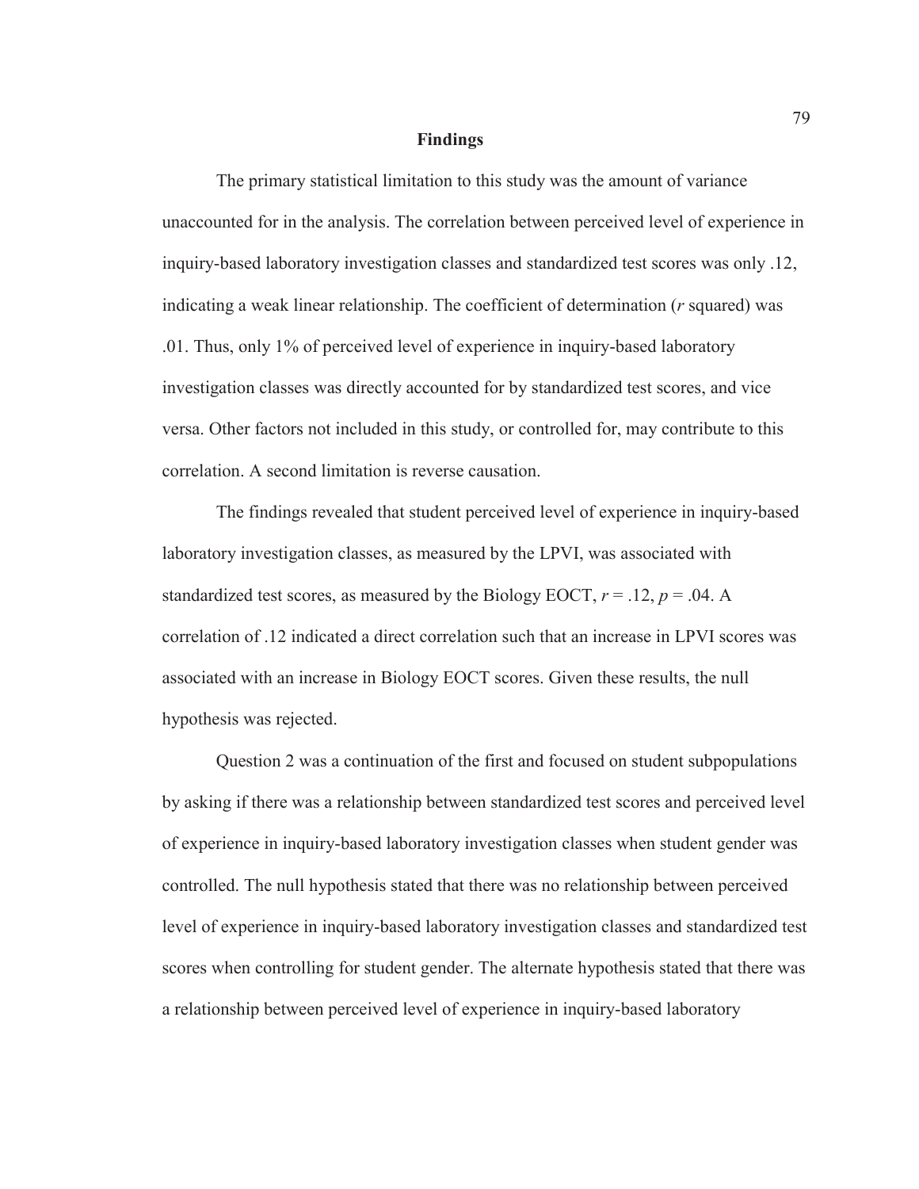## Findings

The primary statistical limitation to this study was the amount of variance unaccounted for in the analysis. The correlation between perceived level of experience in inquiry-based laboratory investigation classes and standardized test scores was only .12, indicating a weak linear relationship. The coefficient of determination (*r* squared) was .01. Thus, only 1% of perceived level of experience in inquiry-based laboratory investigation classes was directly accounted for by standardized test scores, and vice versa. Other factors not included in this study, or controlled for, may contribute to this correlation. A second limitation is reverse causation.

The findings revealed that student perceived level of experience in inquiry-based laboratory investigation classes, as measured by the LPVI, was associated with standardized test scores, as measured by the Biology EOCT, $r = .12$, $p = .04$. A correlation of .12 indicated a direct correlation such that an increase in LPVI scores was associated with an increase in Biology EOCT scores. Given these results, the null hypothesis was rejected.

Question 2 was a continuation of the first and focused on student subpopulations by asking if there was a relationship between standardized test scores and perceived level of experience in inquiry-based laboratory investigation classes when student gender was controlled. The null hypothesis stated that there was no relationship between perceived level of experience in inquiry-based laboratory investigation classes and standardized test scores when controlling for student gender. The alternate hypothesis stated that there was a relationship between perceived level of experience in inquiry-based laboratory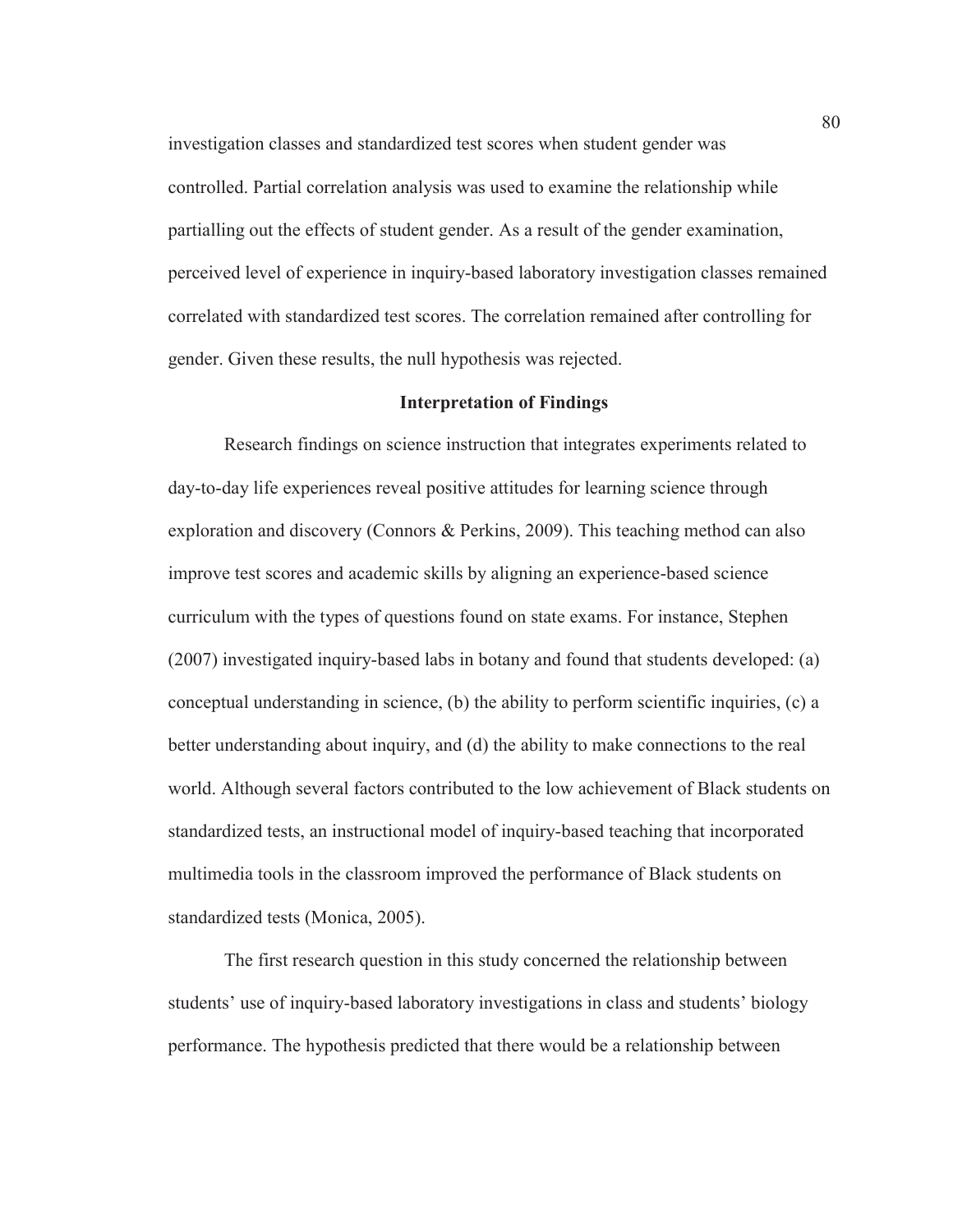investigation classes and standardized test scores when student gender was controlled. Partial correlation analysis was used to examine the relationship while partialling out the effects of student gender. As a result of the gender examination, perceived level of experience in inquiry-based laboratory investigation classes remained correlated with standardized test scores. The correlation remained after controlling for gender. Given these results, the null hypothesis was rejected.

## Interpretation of Findings

Research findings on science instruction that integrates experiments related to day-to-day life experiences reveal positive attitudes for learning science through exploration and discovery (Connors & Perkins, 2009). This teaching method can also improve test scores and academic skills by aligning an experience-based science curriculum with the types of questions found on state exams. For instance, Stephen (2007) investigated inquiry-based labs in botany and found that students developed: (a) conceptual understanding in science, (b) the ability to perform scientific inquiries, (c) a better understanding about inquiry, and (d) the ability to make connections to the real world. Although several factors contributed to the low achievement of Black students on standardized tests, an instructional model of inquiry-based teaching that incorporated multimedia tools in the classroom improved the performance of Black students on standardized tests (Monica, 2005).

The first research question in this study concerned the relationship between students' use of inquiry-based laboratory investigations in class and students' biology performance. The hypothesis predicted that there would be a relationship between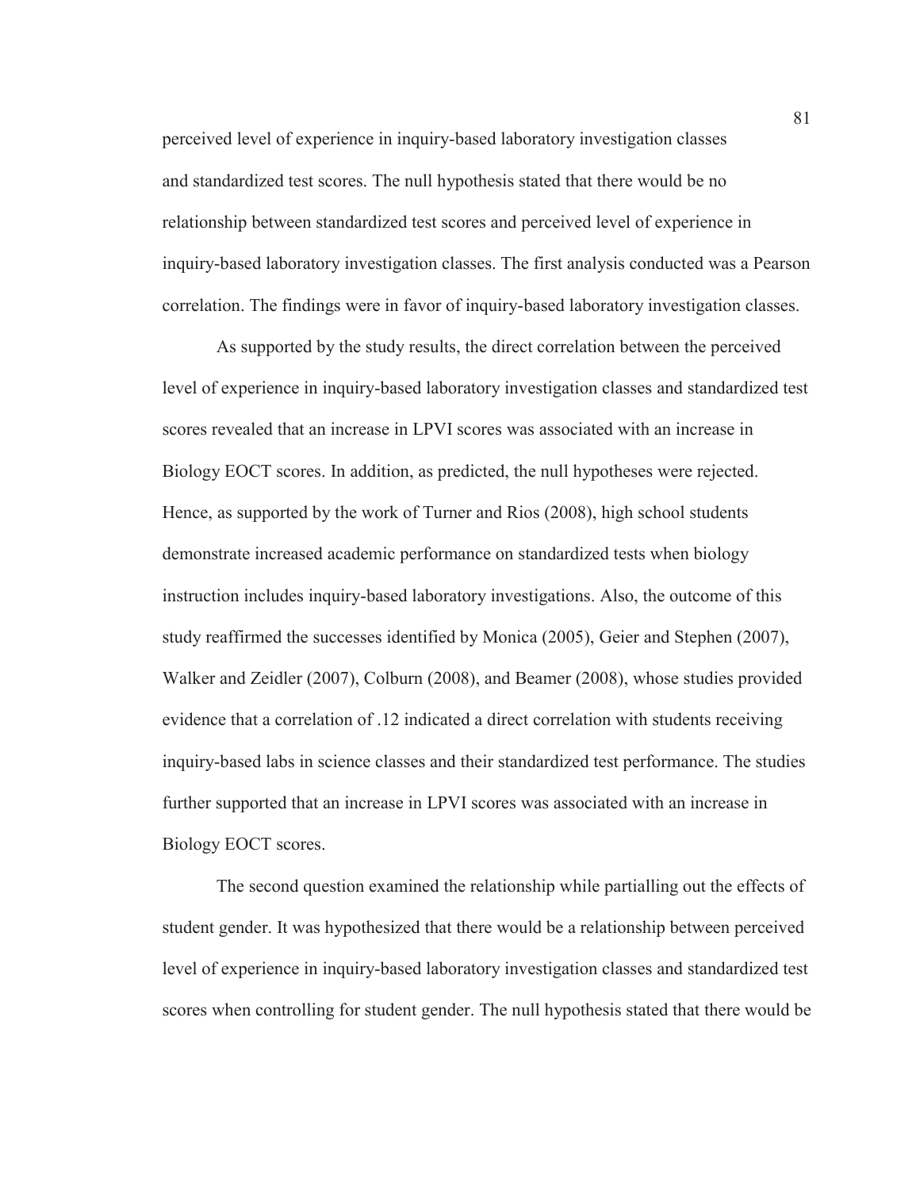perceived level of experience in inquiry-based laboratory investigation classes and standardized test scores. The null hypothesis stated that there would be no relationship between standardized test scores and perceived level of experience in inquiry-based laboratory investigation classes. The first analysis conducted was a Pearson correlation. The findings were in favor of inquiry-based laboratory investigation classes.

As supported by the study results, the direct correlation between the perceived level of experience in inquiry-based laboratory investigation classes and standardized test scores revealed that an increase in LPVI scores was associated with an increase in Biology EOCT scores. In addition, as predicted, the null hypotheses were rejected. Hence, as supported by the work of Turner and Rios (2008), high school students demonstrate increased academic performance on standardized tests when biology instruction includes inquiry-based laboratory investigations. Also, the outcome of this study reaffirmed the successes identified by Monica (2005), Geier and Stephen (2007), Walker and Zeidler (2007), Colburn (2008), and Beamer (2008), whose studies provided evidence that a correlation of .12 indicated a direct correlation with students receiving inquiry-based labs in science classes and their standardized test performance. The studies further supported that an increase in LPVI scores was associated with an increase in Biology EOCT scores.

The second question examined the relationship while partialling out the effects of student gender. It was hypothesized that there would be a relationship between perceived level of experience in inquiry-based laboratory investigation classes and standardized test scores when controlling for student gender. The null hypothesis stated that there would be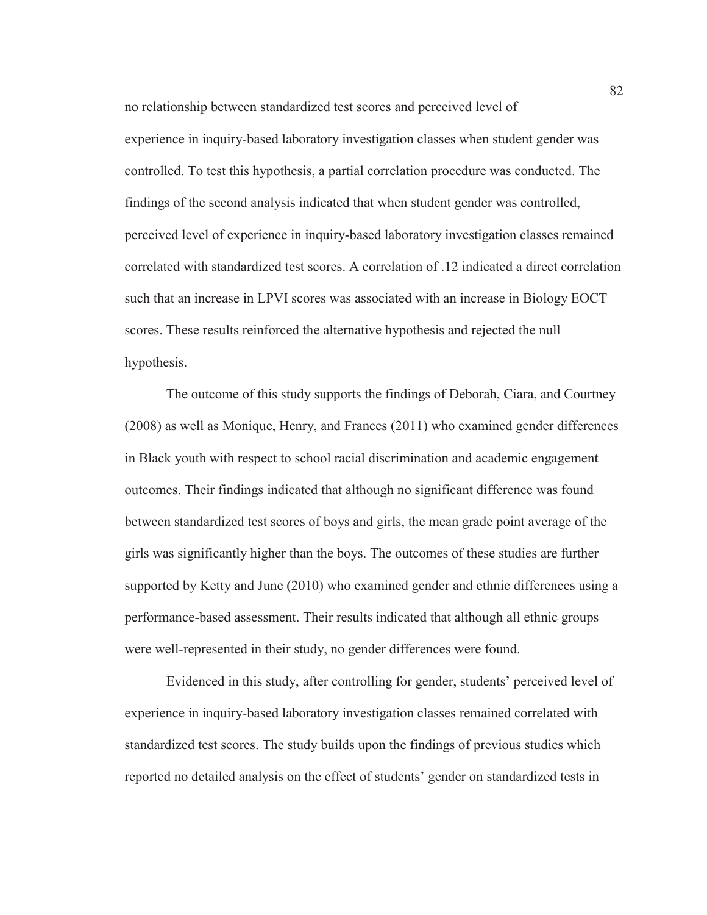no relationship between standardized test scores and perceived level of experience in inquiry-based laboratory investigation classes when student gender was controlled. To test this hypothesis, a partial correlation procedure was conducted. The findings of the second analysis indicated that when student gender was controlled, perceived level of experience in inquiry-based laboratory investigation classes remained correlated with standardized test scores. A correlation of .12 indicated a direct correlation such that an increase in LPVI scores was associated with an increase in Biology EOCT scores. These results reinforced the alternative hypothesis and rejected the null hypothesis.

The outcome of this study supports the findings of Deborah, Ciara, and Courtney (2008) as well as Monique, Henry, and Frances (2011) who examined gender differences in Black youth with respect to school racial discrimination and academic engagement outcomes. Their findings indicated that although no significant difference was found between standardized test scores of boys and girls, the mean grade point average of the girls was significantly higher than the boys. The outcomes of these studies are further supported by Ketty and June (2010) who examined gender and ethnic differences using a performance-based assessment. Their results indicated that although all ethnic groups were well-represented in their study, no gender differences were found.

Evidenced in this study, after controlling for gender, students' perceived level of experience in inquiry-based laboratory investigation classes remained correlated with standardized test scores. The study builds upon the findings of previous studies which reported no detailed analysis on the effect of students' gender on standardized tests in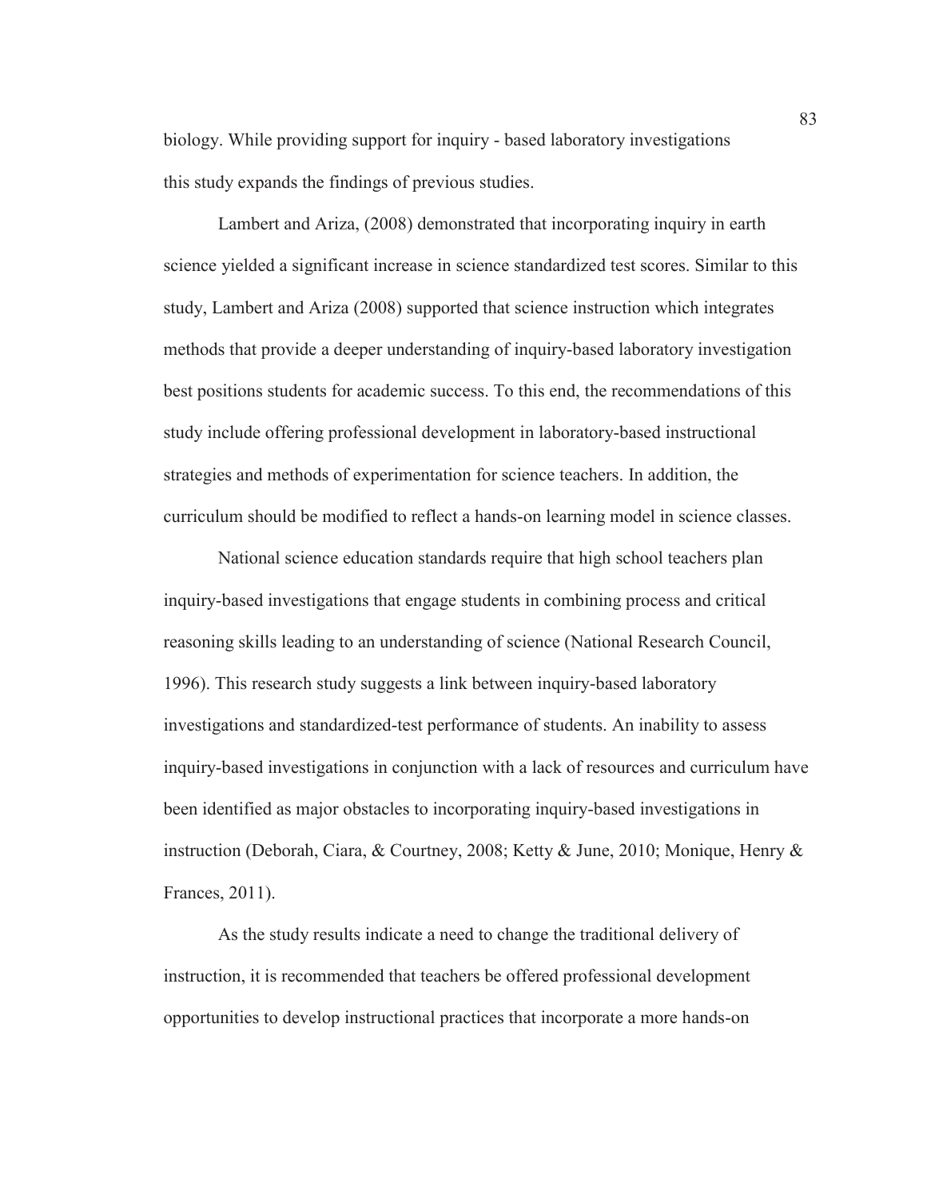biology. While providing support for inquiry - based laboratory investigations this study expands the findings of previous studies.

Lambert and Ariza, (2008) demonstrated that incorporating inquiry in earth science yielded a significant increase in science standardized test scores. Similar to this study, Lambert and Ariza (2008) supported that science instruction which integrates methods that provide a deeper understanding of inquiry-based laboratory investigation best positions students for academic success. To this end, the recommendations of this study include offering professional development in laboratory-based instructional strategies and methods of experimentation for science teachers. In addition, the curriculum should be modified to reflect a hands-on learning model in science classes.

National science education standards require that high school teachers plan inquiry-based investigations that engage students in combining process and critical reasoning skills leading to an understanding of science (National Research Council, 1996). This research study suggests a link between inquiry-based laboratory investigations and standardized-test performance of students. An inability to assess inquiry-based investigations in conjunction with a lack of resources and curriculum have been identified as major obstacles to incorporating inquiry-based investigations in instruction (Deborah, Ciara, & Courtney, 2008; Ketty & June, 2010; Monique, Henry & Frances, 2011).

As the study results indicate a need to change the traditional delivery of instruction, it is recommended that teachers be offered professional development opportunities to develop instructional practices that incorporate a more hands-on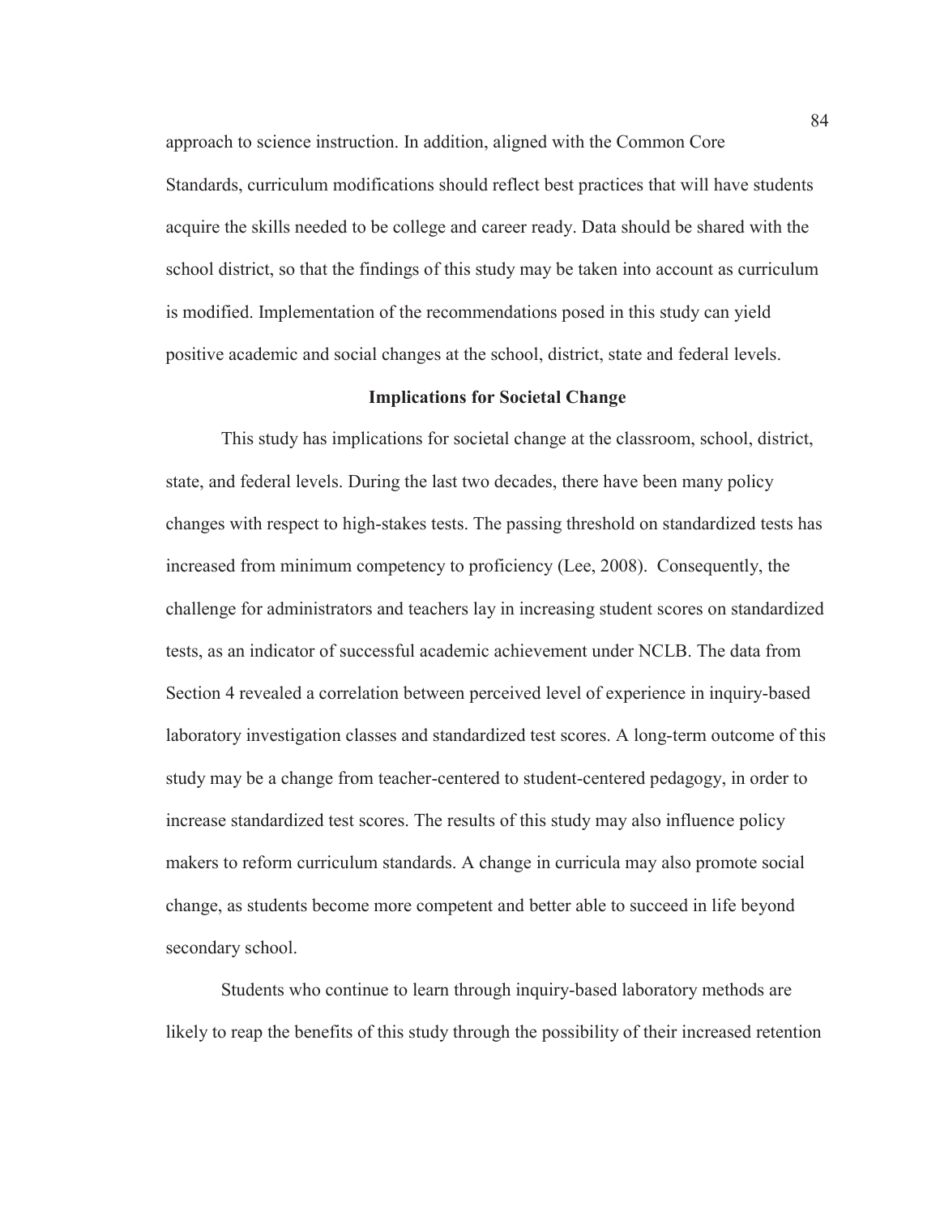approach to science instruction. In addition, aligned with the Common Core Standards, curriculum modifications should reflect best practices that will have students acquire the skills needed to be college and career ready. Data should be shared with the school district, so that the findings of this study may be taken into account as curriculum is modified. Implementation of the recommendations posed in this study can yield positive academic and social changes at the school, district, state and federal levels.

## Implications for Societal Change

This study has implications for societal change at the classroom, school, district, state, and federal levels. During the last two decades, there have been many policy changes with respect to high-stakes tests. The passing threshold on standardized tests has increased from minimum competency to proficiency (Lee, 2008). Consequently, the challenge for administrators and teachers lay in increasing student scores on standardized tests, as an indicator of successful academic achievement under NCLB. The data from Section 4 revealed a correlation between perceived level of experience in inquiry-based laboratory investigation classes and standardized test scores. A long-term outcome of this study may be a change from teacher-centered to student-centered pedagogy, in order to increase standardized test scores. The results of this study may also influence policy makers to reform curriculum standards. A change in curricula may also promote social change, as students become more competent and better able to succeed in life beyond secondary school.

Students who continue to learn through inquiry-based laboratory methods are likely to reap the benefits of this study through the possibility of their increased retention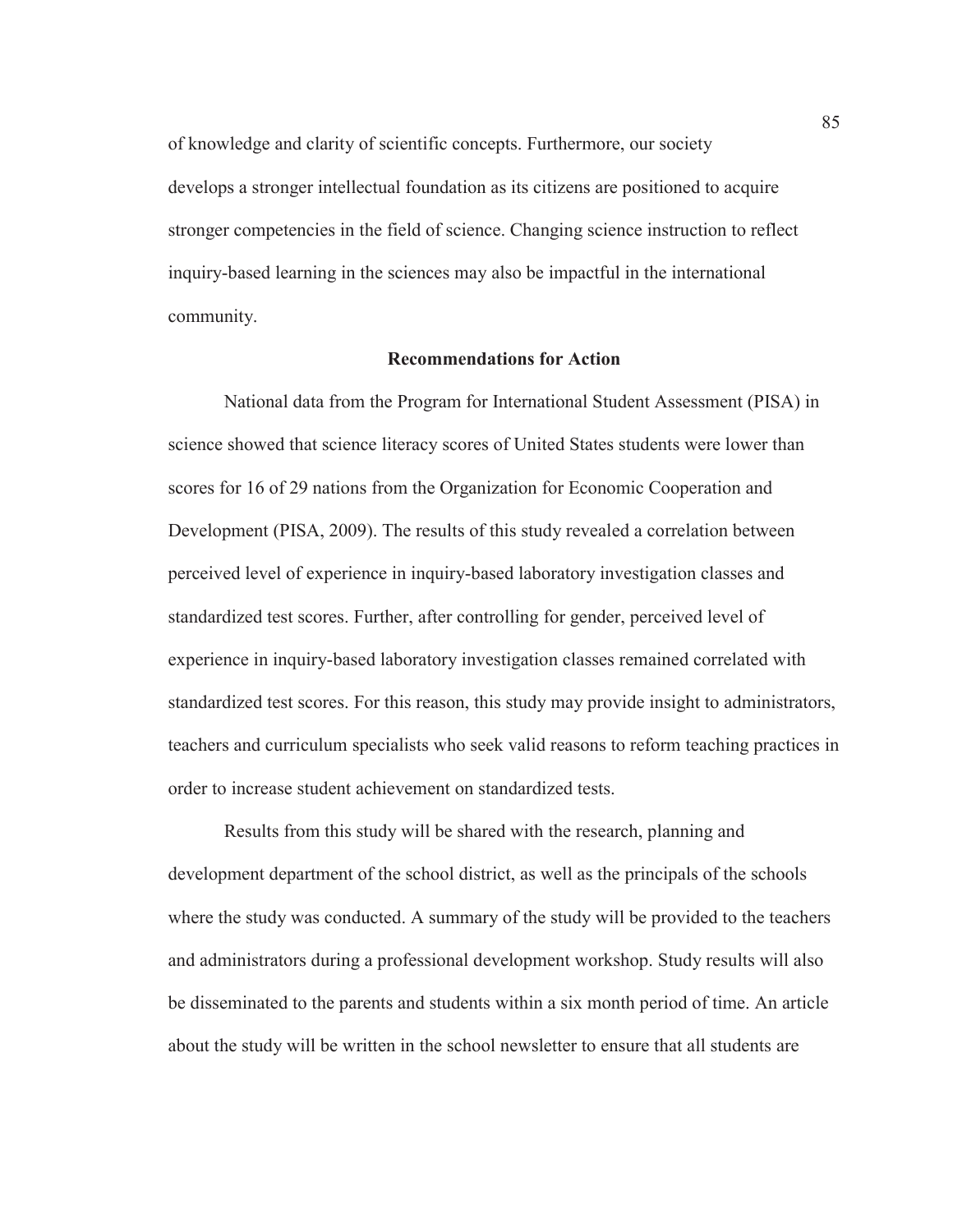of knowledge and clarity of scientific concepts. Furthermore, our society develops a stronger intellectual foundation as its citizens are positioned to acquire stronger competencies in the field of science. Changing science instruction to reflect inquiry-based learning in the sciences may also be impactful in the international community.

## Recommendations for Action

National data from the Program for International Student Assessment (PISA) in science showed that science literacy scores of United States students were lower than scores for 16 of 29 nations from the Organization for Economic Cooperation and Development (PISA, 2009). The results of this study revealed a correlation between perceived level of experience in inquiry-based laboratory investigation classes and standardized test scores. Further, after controlling for gender, perceived level of experience in inquiry-based laboratory investigation classes remained correlated with standardized test scores. For this reason, this study may provide insight to administrators, teachers and curriculum specialists who seek valid reasons to reform teaching practices in order to increase student achievement on standardized tests.

Results from this study will be shared with the research, planning and development department of the school district, as well as the principals of the schools where the study was conducted. A summary of the study will be provided to the teachers and administrators during a professional development workshop. Study results will also be disseminated to the parents and students within a six month period of time. An article about the study will be written in the school newsletter to ensure that all students are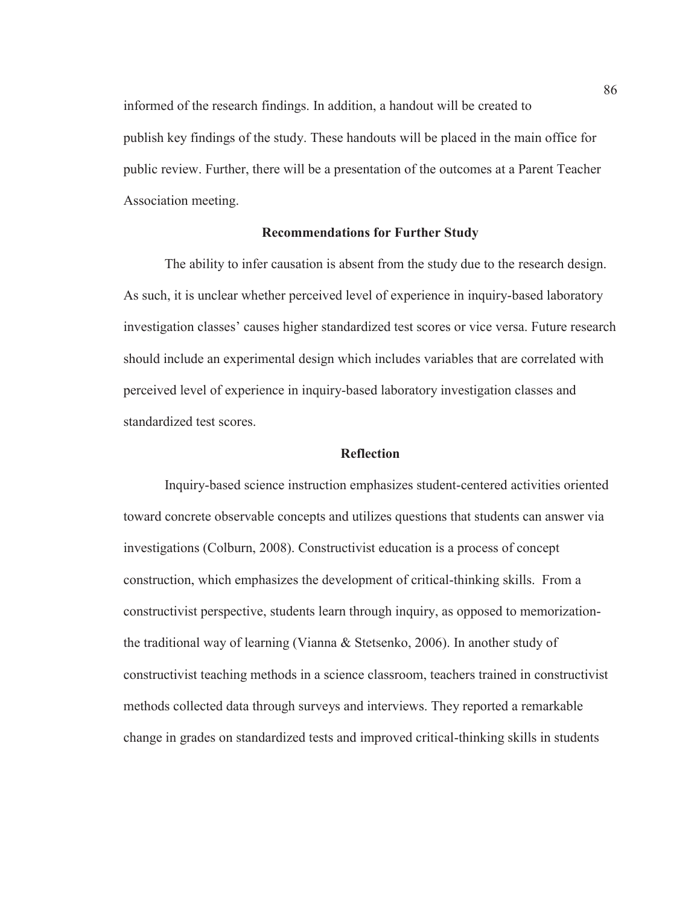informed of the research findings. In addition, a handout will be created to publish key findings of the study. These handouts will be placed in the main office for public review. Further, there will be a presentation of the outcomes at a Parent Teacher Association meeting.

## Recommendations for Further Study

The ability to infer causation is absent from the study due to the research design. As such, it is unclear whether perceived level of experience in inquiry-based laboratory investigation classes' causes higher standardized test scores or vice versa. Future research should include an experimental design which includes variables that are correlated with perceived level of experience in inquiry-based laboratory investigation classes and standardized test scores.

## Reflection

Inquiry-based science instruction emphasizes student-centered activities oriented toward concrete observable concepts and utilizes questions that students can answer via investigations (Colburn, 2008). Constructivist education is a process of concept construction, which emphasizes the development of critical-thinking skills. From a constructivist perspective, students learn through inquiry, as opposed to memorization-the traditional way of learning (Vianna & Stetsenko, 2006). In another study of constructivist teaching methods in a science classroom, teachers trained in constructivist methods collected data through surveys and interviews. They reported a remarkable change in grades on standardized tests and improved critical-thinking skills in students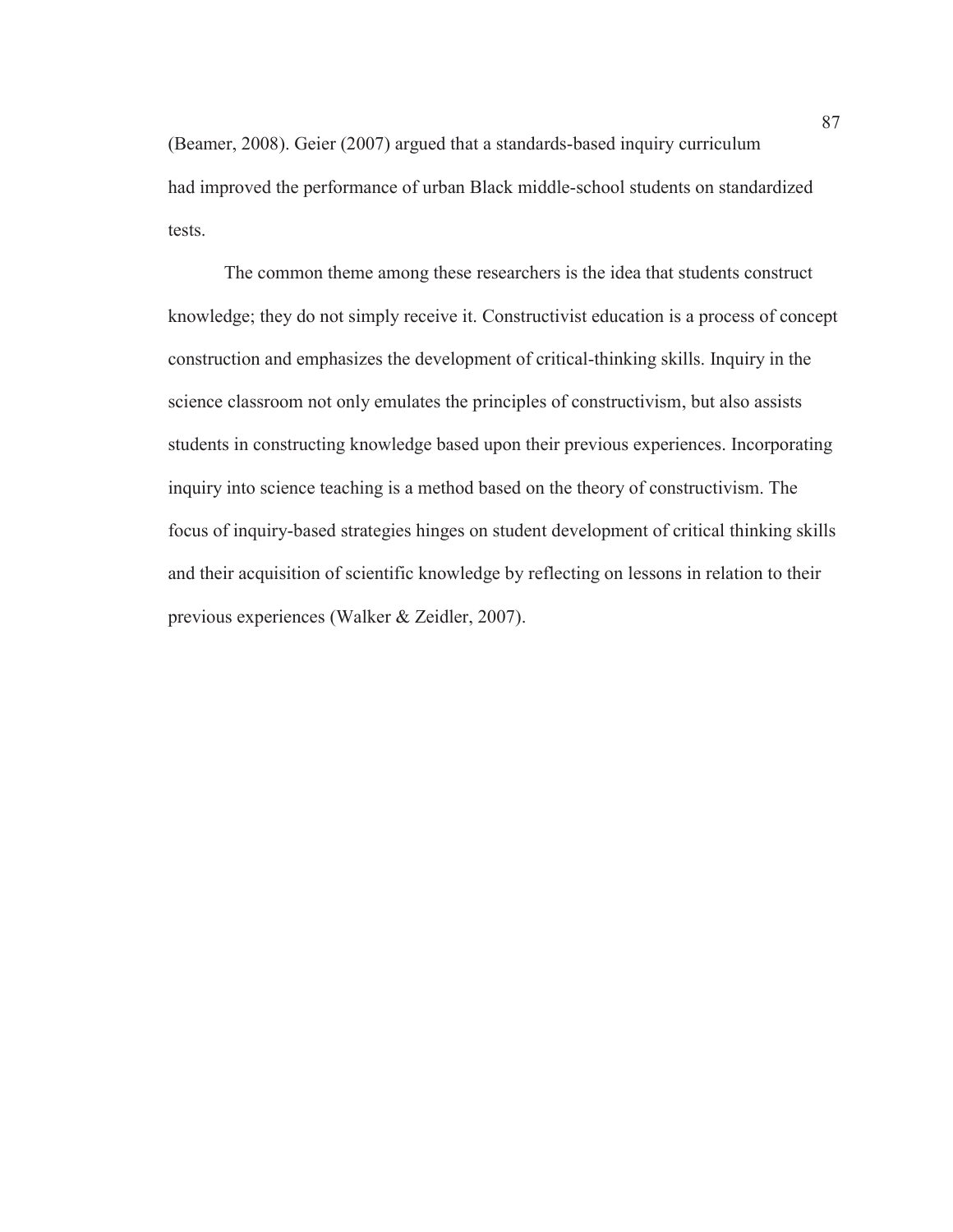(Beamer, 2008). Geier (2007) argued that a standards-based inquiry curriculum had improved the performance of urban Black middle-school students on standardized tests.

The common theme among these researchers is the idea that students construct knowledge; they do not simply receive it. Constructivist education is a process of concept construction and emphasizes the development of critical-thinking skills. Inquiry in the science classroom not only emulates the principles of constructivism, but also assists students in constructing knowledge based upon their previous experiences. Incorporating inquiry into science teaching is a method based on the theory of constructivism. The focus of inquiry-based strategies hinges on student development of critical thinking skills and their acquisition of scientific knowledge by reflecting on lessons in relation to their previous experiences (Walker & Zeidler, 2007).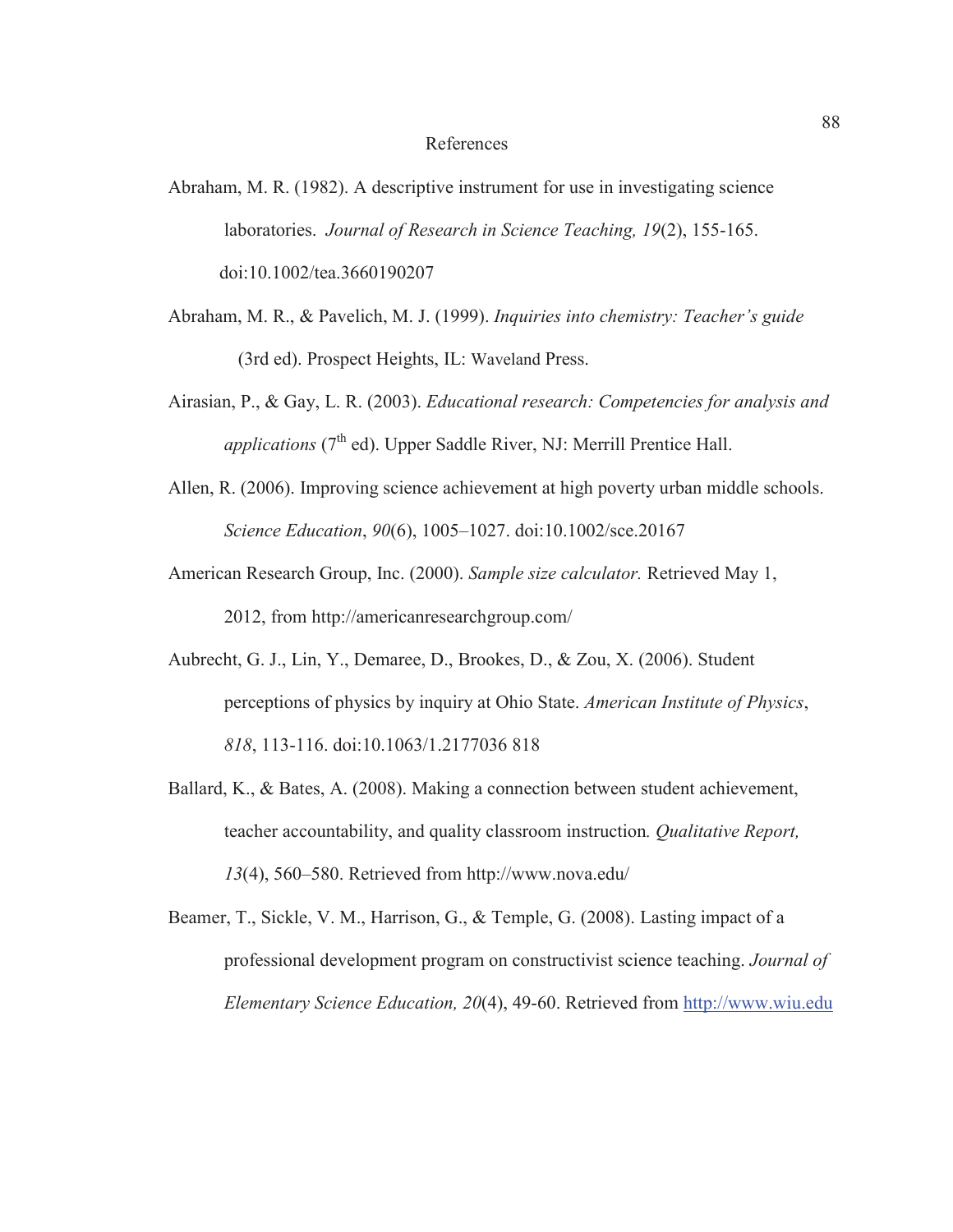# References

Abraham, M. R. (1982). A descriptive instrument for use in investigating science laboratories. *Journal of Research in Science Teaching, 19*(2), 155-165. doi:10.1002/tea.3660190207

Abraham, M. R., & Pavelich, M. J. (1999). *Inquiries into chemistry: Teacher's guide* (3rd ed). Prospect Heights, IL: Waveland Press.

Airasian, P., & Gay, L. R. (2003). *Educational research: Competencies for analysis and applications* (7th ed). Upper Saddle River, NJ: Merrill Prentice Hall.

Allen, R. (2006). Improving science achievement at high poverty urban middle schools. *Science Education*, *90*(6), 1005–1027. doi:10.1002/sce.20167

American Research Group, Inc. (2000). *Sample size calculator.* Retrieved May 1, 2012, from http://americanresearchgroup.com/

Aubrecht, G. J., Lin, Y., Demaree, D., Brookes, D., & Zou, X. (2006). Student perceptions of physics by inquiry at Ohio State. *American Institute of Physics*, *818*, 113-116. doi:10.1063/1.2177036 818

Ballard, K., & Bates, A. (2008). Making a connection between student achievement, teacher accountability, and quality classroom instruction*. Qualitative Report, 13*(4), 560–580. Retrieved from http://www.nova.edu/

Beamer, T., Sickle, V. M., Harrison, G., & Temple, G. (2008). Lasting impact of a professional development program on constructivist science teaching. *Journal of Elementary Science Education, 20*(4), 49-60. Retrieved from http://www.wiu.edu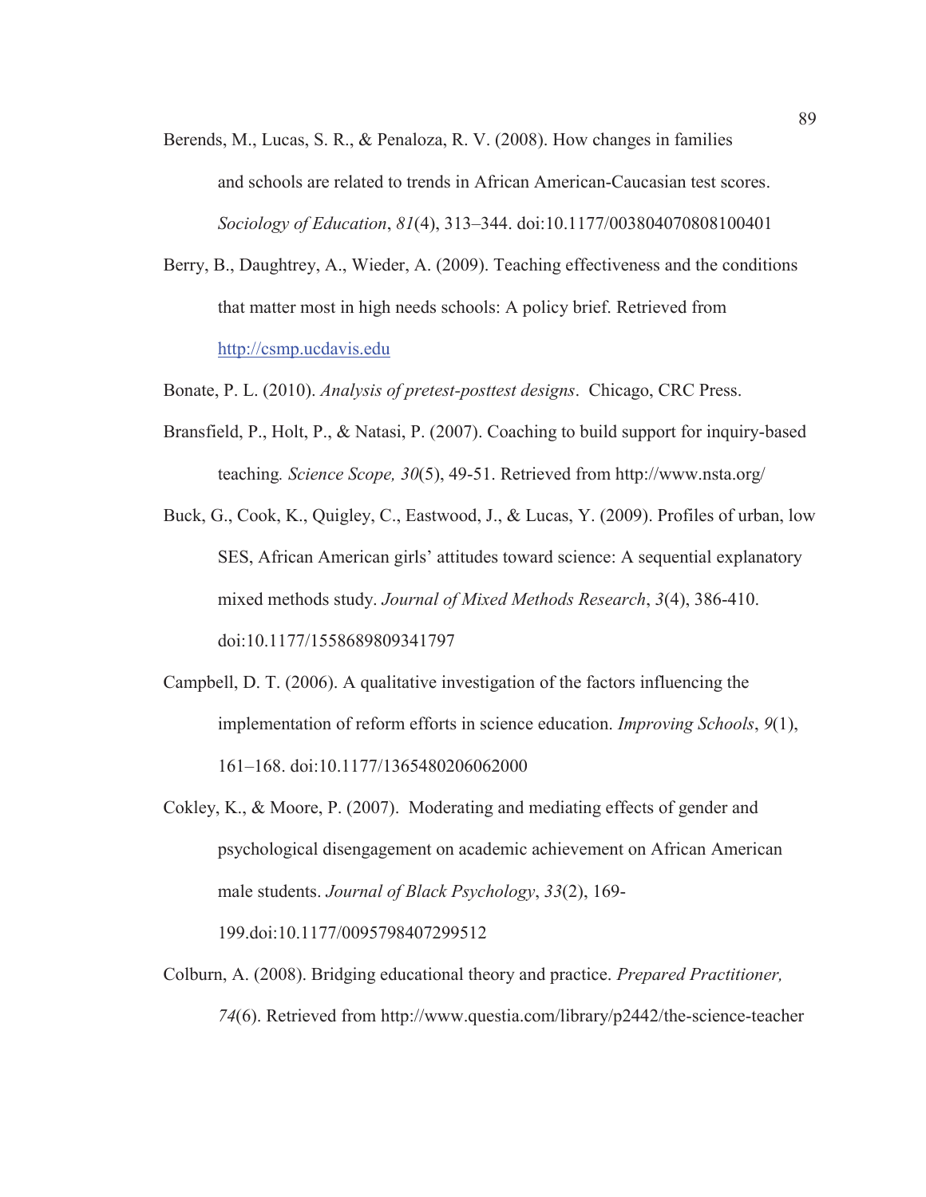Berends, M., Lucas, S. R., & Penaloza, R. V. (2008). How changes in families and schools are related to trends in African American-Caucasian test scores. *Sociology of Education*, *81*(4), 313–344. doi:10.1177/003804070808100401

Berry, B., Daughtrey, A., Wieder, A. (2009). Teaching effectiveness and the conditions that matter most in high needs schools: A policy brief. Retrieved from http://csmp.ucdavis.edu

Bonate, P. L. (2010). *Analysis of pretest-posttest designs*.  Chicago, CRC Press.

Bransfield, P., Holt, P., & Natasi, P. (2007). Coaching to build support for inquiry-based teaching*. Science Scope, 30*(5), 49-51. Retrieved from http://www.nsta.org/

Buck, G., Cook, K., Quigley, C., Eastwood, J., & Lucas, Y. (2009). Profiles of urban, low SES, African American girls' attitudes toward science: A sequential explanatory mixed methods study. *Journal of Mixed Methods Research*, *3*(4), 386-410. doi:10.1177/1558689809341797

Campbell, D. T. (2006). A qualitative investigation of the factors influencing the implementation of reform efforts in science education. *Improving Schools*, *9*(1), 161–168. doi:10.1177/1365480206062000

Cokley, K., & Moore, P. (2007).  Moderating and mediating effects of gender and psychological disengagement on academic achievement on African American male students. *Journal of Black Psychology*, *33*(2), 169-199.doi:10.1177/0095798407299512

Colburn, A. (2008). Bridging educational theory and practice. *Prepared Practitioner, 74*(6). Retrieved from http://www.questia.com/library/p2442/the-science-teacher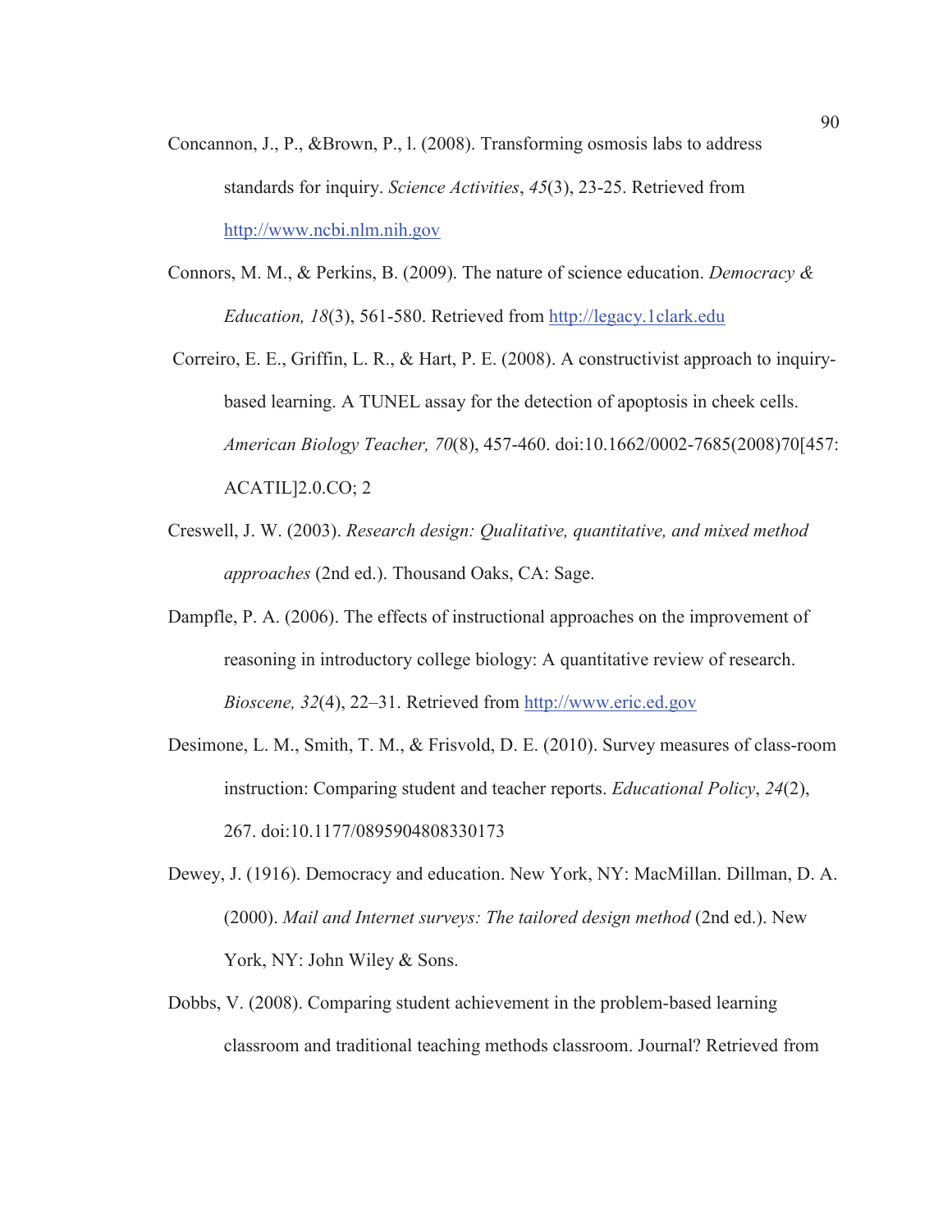Concannon, J., P., &Brown, P., l. (2008). Transforming osmosis labs to address standards for inquiry. *Science Activities*, *45*(3), 23-25. Retrieved from http://www.ncbi.nlm.nih.gov

Connors, M. M., & Perkins, B. (2009). The nature of science education. *Democracy & Education, 18*(3), 561-580. Retrieved from http://legacy.1clark.edu

Correiro, E. E., Griffin, L. R., & Hart, P. E. (2008). A constructivist approach to inquiry-based learning. A TUNEL assay for the detection of apoptosis in cheek cells. *American Biology Teacher, 70*(8), 457-460. doi:10.1662/0002-7685(2008)70[457:ACATIL]2.0.CO; 2

Creswell, J. W. (2003). *Research design: Qualitative, quantitative, and mixed method approaches* (2nd ed.). Thousand Oaks, CA: Sage.

Dampfle, P. A. (2006). The effects of instructional approaches on the improvement of reasoning in introductory college biology: A quantitative review of research. *Bioscene, 32*(4), 22–31. Retrieved from http://www.eric.ed.gov

Desimone, L. M., Smith, T. M., & Frisvold, D. E. (2010). Survey measures of class-room instruction: Comparing student and teacher reports. *Educational Policy*, *24*(2), 267. doi:10.1177/0895904808330173

Dewey, J. (1916). Democracy and education. New York, NY: MacMillan. Dillman, D. A. (2000). *Mail and Internet surveys: The tailored design method* (2nd ed.). New York, NY: John Wiley & Sons.

Dobbs, V. (2008). Comparing student achievement in the problem-based learning classroom and traditional teaching methods classroom. Journal? Retrieved from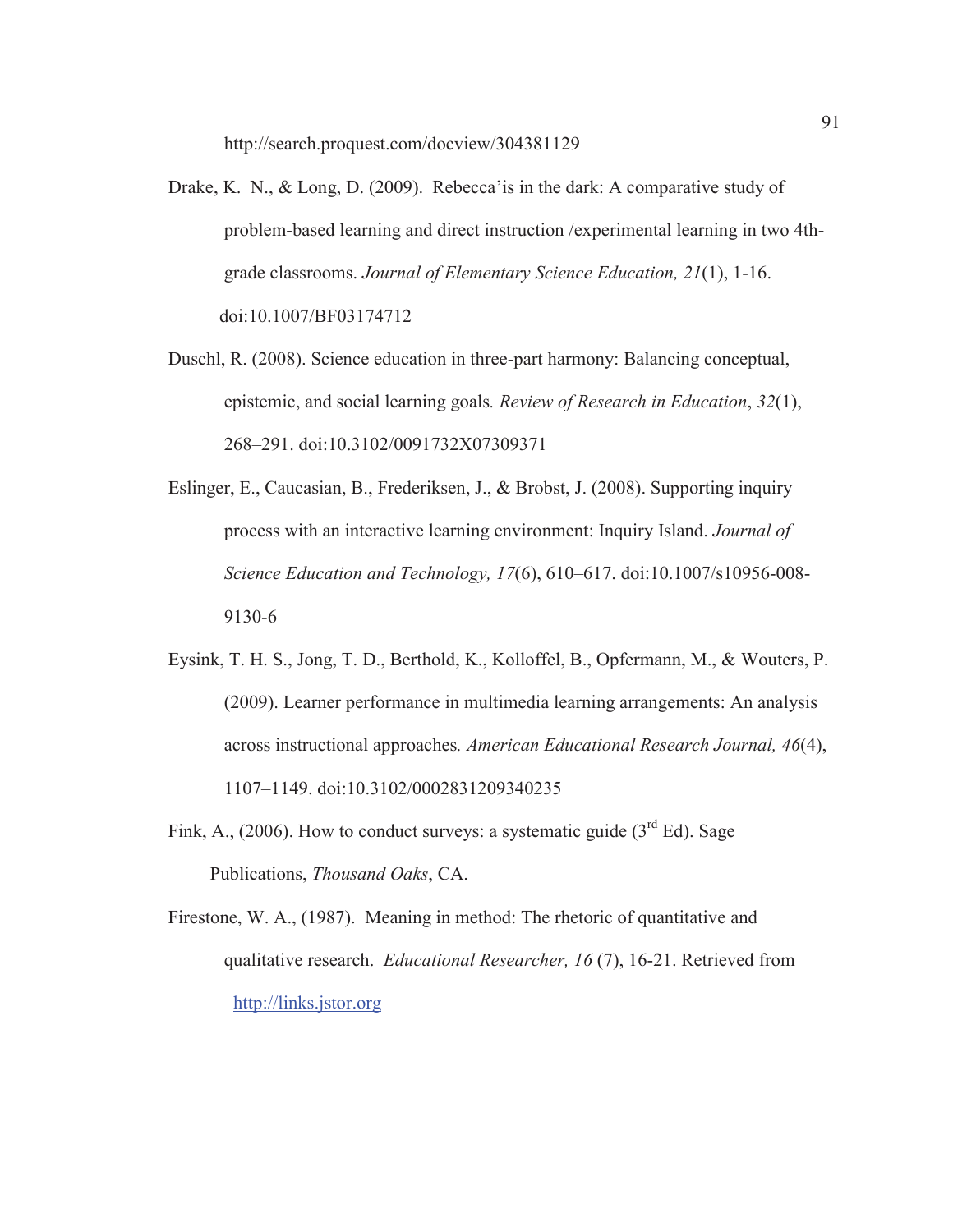http://search.proquest.com/docview/304381129

Drake, K. N., & Long, D. (2009). Rebecca'is in the dark: A comparative study of problem-based learning and direct instruction /experimental learning in two 4th-grade classrooms. *Journal of Elementary Science Education, 21*(1), 1-16. doi:10.1007/BF03174712

Duschl, R. (2008). Science education in three-part harmony: Balancing conceptual, epistemic, and social learning goals. *Review of Research in Education*, *32*(1), 268–291. doi:10.3102/0091732X07309371

Eslinger, E., Caucasian, B., Frederiksen, J., & Brobst, J. (2008). Supporting inquiry process with an interactive learning environment: Inquiry Island. *Journal of Science Education and Technology, 17*(6), 610–617. doi:10.1007/s10956-008-9130-6

Eysink, T. H. S., Jong, T. D., Berthold, K., Kolloffel, B., Opfermann, M., & Wouters, P. (2009). Learner performance in multimedia learning arrangements: An analysis across instructional approaches. *American Educational Research Journal, 46*(4), 1107–1149. doi:10.3102/0002831209340235

Fink, A., (2006). How to conduct surveys: a systematic guide (3rd Ed). Sage Publications, *Thousand Oaks*, CA.

Firestone, W. A., (1987). Meaning in method: The rhetoric of quantitative and qualitative research. *Educational Researcher, 16* (7), 16-21. Retrieved from http://links.jstor.org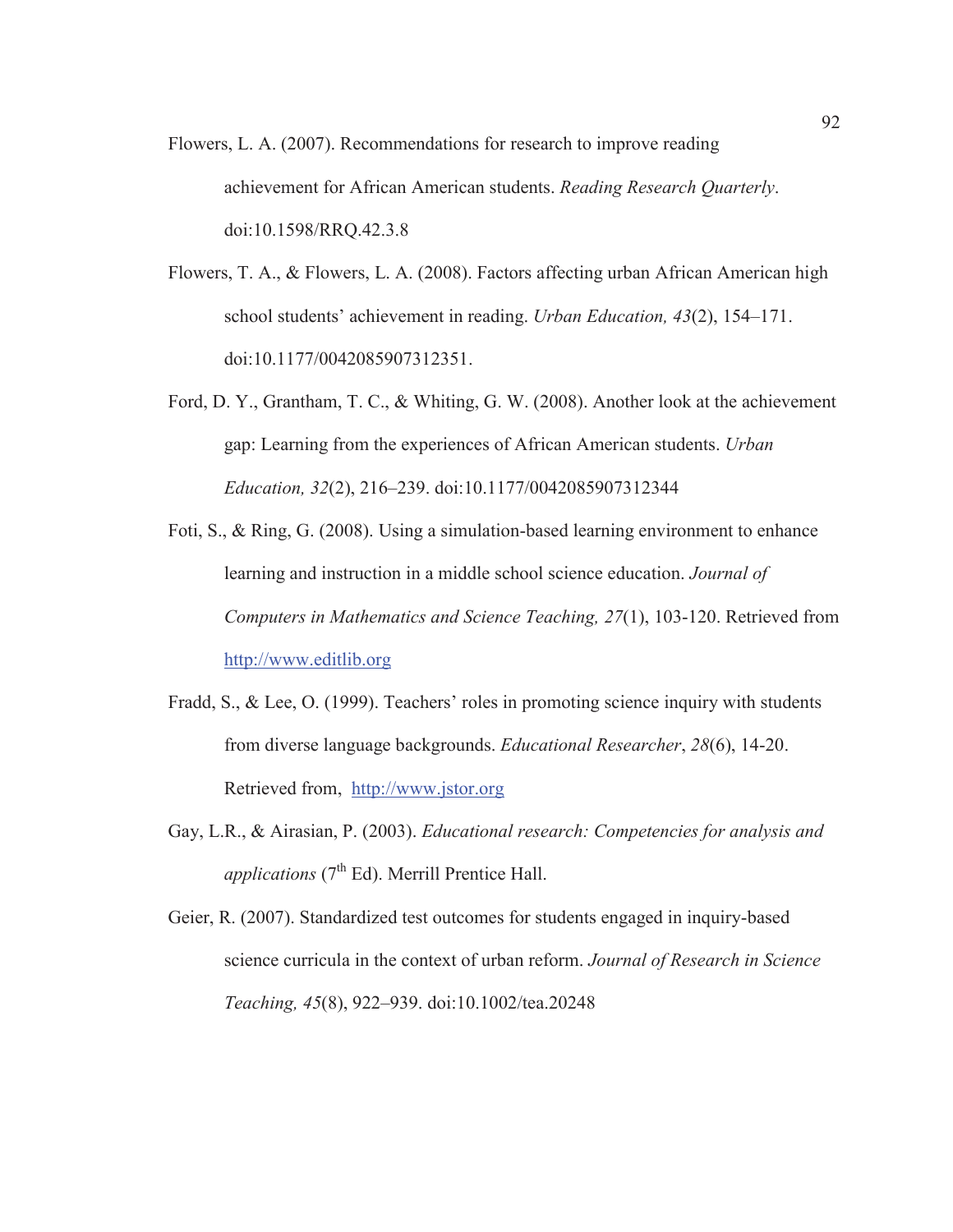Flowers, L. A. (2007). Recommendations for research to improve reading achievement for African American students. *Reading Research Quarterly*. doi:10.1598/RRQ.42.3.8

Flowers, T. A., & Flowers, L. A. (2008). Factors affecting urban African American high school students' achievement in reading. *Urban Education, 43*(2), 154–171. doi:10.1177/0042085907312351.

Ford, D. Y., Grantham, T. C., & Whiting, G. W. (2008). Another look at the achievement gap: Learning from the experiences of African American students. *Urban Education, 32*(2), 216–239. doi:10.1177/0042085907312344

Foti, S., & Ring, G. (2008). Using a simulation-based learning environment to enhance learning and instruction in a middle school science education. *Journal of Computers in Mathematics and Science Teaching, 27*(1), 103-120. Retrieved from http://www.editlib.org

Fradd, S., & Lee, O. (1999). Teachers' roles in promoting science inquiry with students from diverse language backgrounds. *Educational Researcher*, *28*(6), 14-20. Retrieved from, http://www.jstor.org

Gay, L.R., & Airasian, P. (2003). *Educational research: Competencies for analysis and applications* (7th Ed). Merrill Prentice Hall.

Geier, R. (2007). Standardized test outcomes for students engaged in inquiry-based science curricula in the context of urban reform. *Journal of Research in Science Teaching, 45*(8), 922–939. doi:10.1002/tea.20248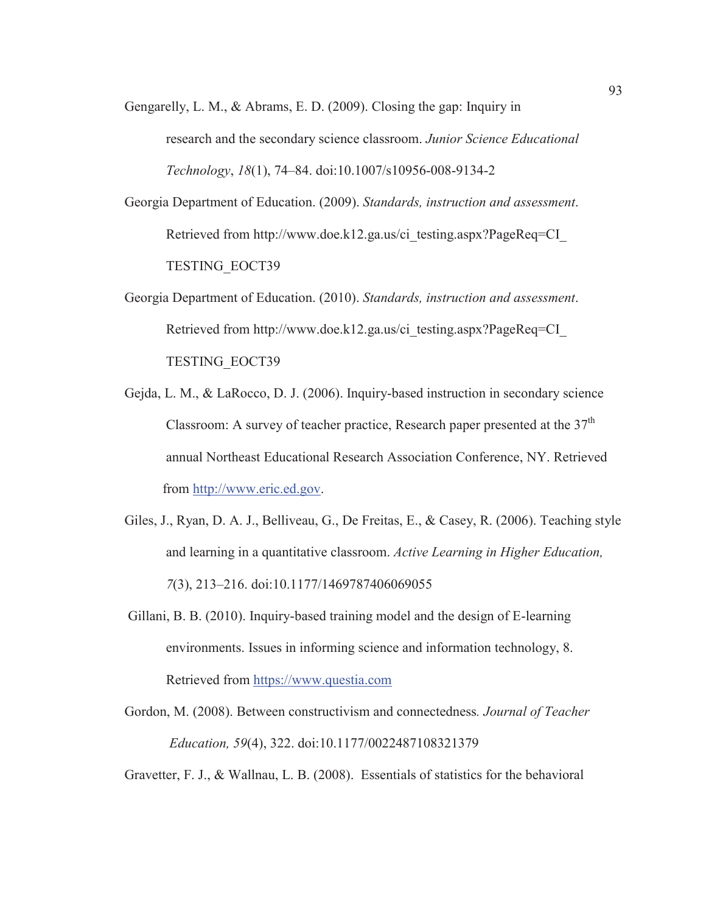Gengarelly, L. M., & Abrams, E. D. (2009). Closing the gap: Inquiry in research and the secondary science classroom. *Junior Science Educational Technology*, *18*(1), 74–84. doi:10.1007/s10956-008-9134-2

Georgia Department of Education. (2009). *Standards, instruction and assessment*. Retrieved from http://www.doe.k12.ga.us/ci_testing.aspx?PageReq=CI_TESTING_EOCT39

Georgia Department of Education. (2010). *Standards, instruction and assessment*. Retrieved from http://www.doe.k12.ga.us/ci_testing.aspx?PageReq=CI_TESTING_EOCT39

Gejda, L. M., & LaRocco, D. J. (2006). Inquiry-based instruction in secondary science Classroom: A survey of teacher practice, Research paper presented at the 37th annual Northeast Educational Research Association Conference, NY. Retrieved from http://www.eric.ed.gov.

Giles, J., Ryan, D. A. J., Belliveau, G., De Freitas, E., & Casey, R. (2006). Teaching style and learning in a quantitative classroom. *Active Learning in Higher Education, 7*(3), 213–216. doi:10.1177/1469787406069055

Gillani, B. B. (2010). Inquiry-based training model and the design of E-learning environments. Issues in informing science and information technology, 8. Retrieved from https://www.questia.com

Gordon, M. (2008). Between constructivism and connectedness*. Journal of Teacher Education, 59*(4), 322. doi:10.1177/0022487108321379

Gravetter, F. J., & Wallnau, L. B. (2008). Essentials of statistics for the behavioral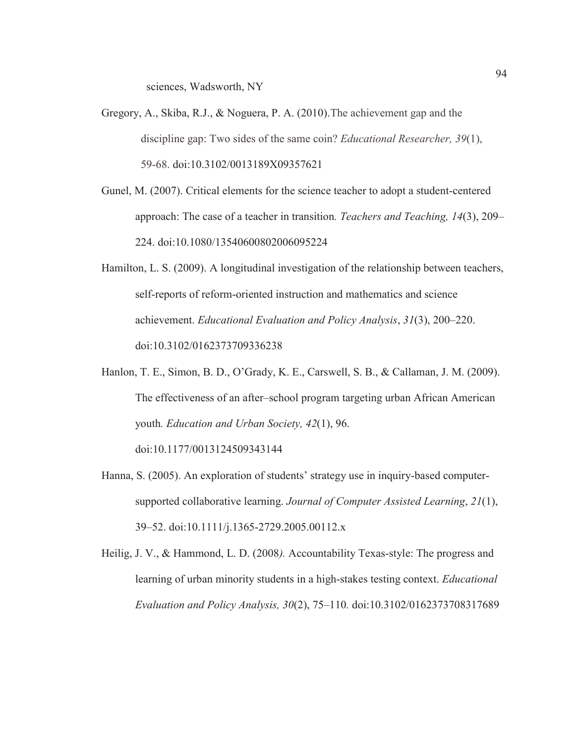sciences, Wadsworth, NY

Gregory, A., Skiba, R.J., & Noguera, P. A. (2010).The achievement gap and the discipline gap: Two sides of the same coin? *Educational Researcher, 39*(1), 59-68. doi:10.3102/0013189X09357621

Gunel, M. (2007). Critical elements for the science teacher to adopt a student-centered approach: The case of a teacher in transition*. Teachers and Teaching, 14*(3), 209–224. doi:10.1080/13540600802006095224

Hamilton, L. S. (2009). A longitudinal investigation of the relationship between teachers, self-reports of reform-oriented instruction and mathematics and science achievement. *Educational Evaluation and Policy Analysis*, *31*(3), 200–220. doi:10.3102/0162373709336238

Hanlon, T. E., Simon, B. D., O'Grady, K. E., Carswell, S. B., & Callaman, J. M. (2009). The effectiveness of an after–school program targeting urban African American youth*. Education and Urban Society, 42*(1), 96. doi:10.1177/0013124509343144

Hanna, S. (2005). An exploration of students' strategy use in inquiry-based computer-supported collaborative learning. *Journal of Computer Assisted Learning*, *21*(1), 39–52. doi:10.1111/j.1365-2729.2005.00112.x

Heilig, J. V., & Hammond, L. D. (2008*).* Accountability Texas-style: The progress and learning of urban minority students in a high-stakes testing context. *Educational Evaluation and Policy Analysis, 30*(2), 75–110*.* doi:10.3102/0162373708317689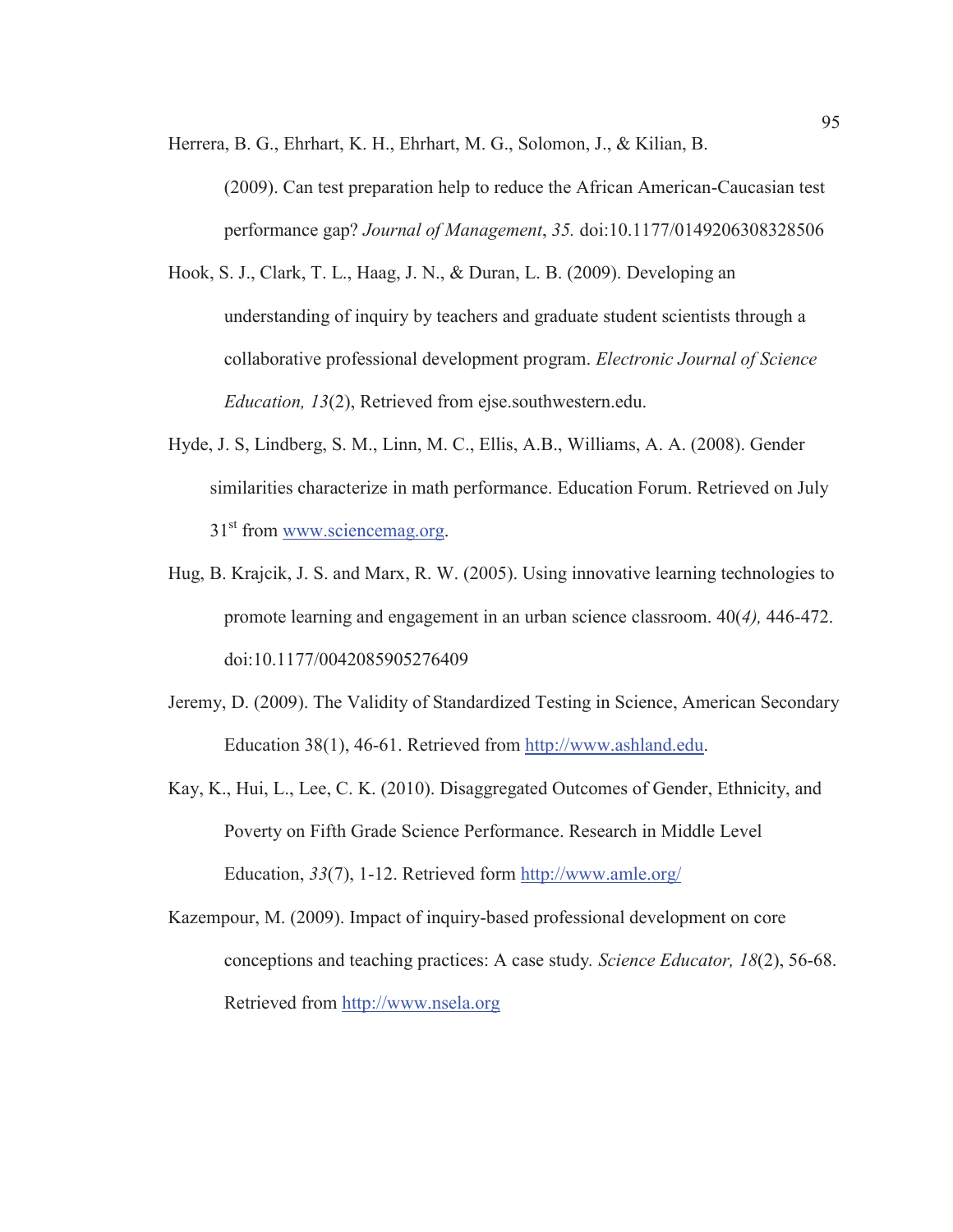Herrera, B. G., Ehrhart, K. H., Ehrhart, M. G., Solomon, J., & Kilian, B. (2009). Can test preparation help to reduce the African American-Caucasian test performance gap? *Journal of Management*, *35.* doi:10.1177/0149206308328506

Hook, S. J., Clark, T. L., Haag, J. N., & Duran, L. B. (2009). Developing an understanding of inquiry by teachers and graduate student scientists through a collaborative professional development program. *Electronic Journal of Science Education, 13*(2), Retrieved from ejse.southwestern.edu.

Hyde, J. S, Lindberg, S. M., Linn, M. C., Ellis, A.B., Williams, A. A. (2008). Gender similarities characterize in math performance. Education Forum. Retrieved on July 31st from www.sciencemag.org.

Hug, B. Krajcik, J. S. and Marx, R. W. (2005). Using innovative learning technologies to promote learning and engagement in an urban science classroom. 40(*4),* 446-472. doi:10.1177/0042085905276409

Jeremy, D. (2009). The Validity of Standardized Testing in Science, American Secondary Education 38(1), 46-61. Retrieved from http://www.ashland.edu.

Kay, K., Hui, L., Lee, C. K. (2010). Disaggregated Outcomes of Gender, Ethnicity, and Poverty on Fifth Grade Science Performance. Research in Middle Level Education, *33*(7), 1-12. Retrieved form http://www.amle.org/

Kazempour, M. (2009). Impact of inquiry-based professional development on core conceptions and teaching practices: A case study. *Science Educator, 18*(2), 56-68. Retrieved from http://www.nsela.org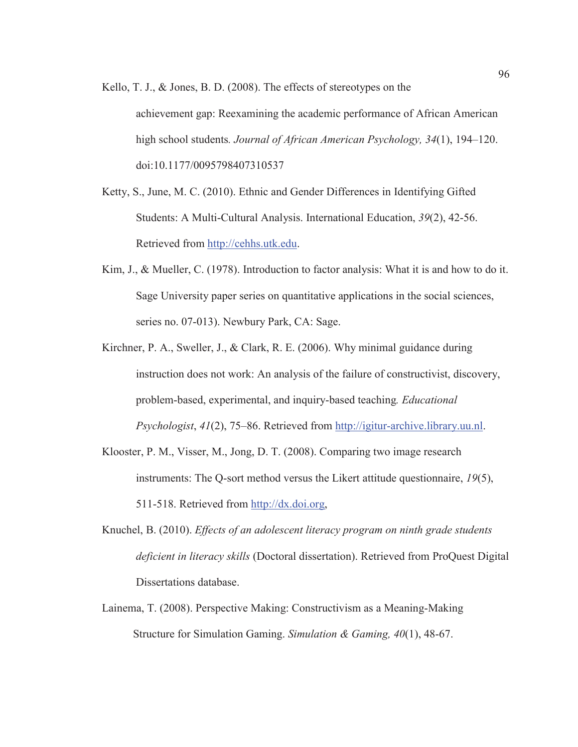Kello, T. J., & Jones, B. D. (2008). The effects of stereotypes on the achievement gap: Reexamining the academic performance of African American high school students. *Journal of African American Psychology, 34*(1), 194–120. doi:10.1177/0095798407310537

Ketty, S., June, M. C. (2010). Ethnic and Gender Differences in Identifying Gifted Students: A Multi-Cultural Analysis. International Education, *39*(2), 42-56. Retrieved from http://cehhs.utk.edu.

Kim, J., & Mueller, C. (1978). Introduction to factor analysis: What it is and how to do it. Sage University paper series on quantitative applications in the social sciences, series no. 07-013). Newbury Park, CA: Sage.

Kirchner, P. A., Sweller, J., & Clark, R. E. (2006). Why minimal guidance during instruction does not work: An analysis of the failure of constructivist, discovery, problem-based, experimental, and inquiry-based teaching. *Educational Psychologist*, *41*(2), 75–86. Retrieved from http://igitur-archive.library.uu.nl.

Klooster, P. M., Visser, M., Jong, D. T. (2008). Comparing two image research instruments: The Q-sort method versus the Likert attitude questionnaire, *19*(5), 511-518. Retrieved from http://dx.doi.org,

Knuchel, B. (2010). *Effects of an adolescent literacy program on ninth grade students deficient in literacy skills* (Doctoral dissertation). Retrieved from ProQuest Digital Dissertations database.

Lainema, T. (2008). Perspective Making: Constructivism as a Meaning-Making Structure for Simulation Gaming. *Simulation & Gaming, 40*(1), 48-67.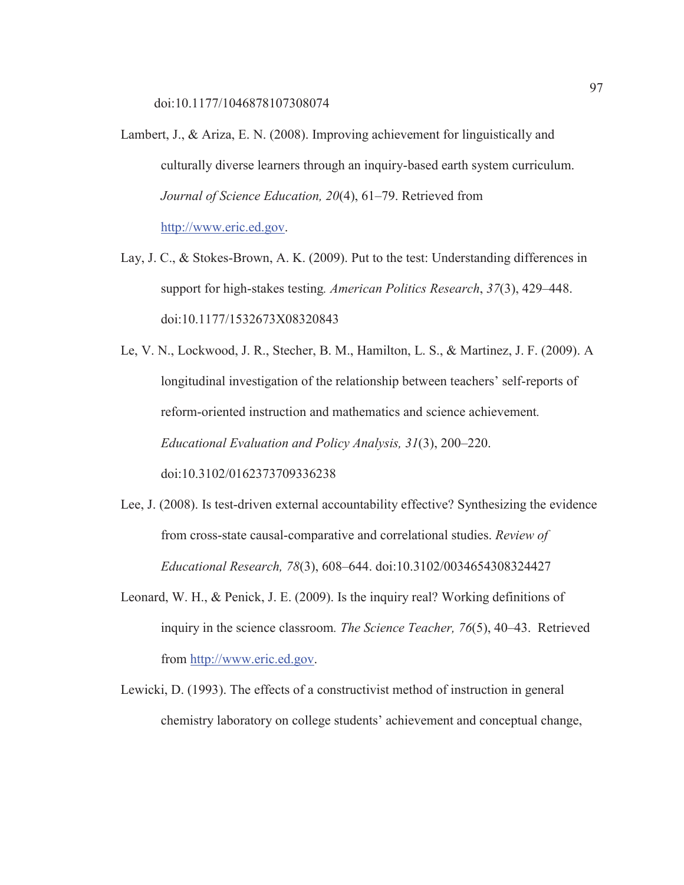doi:10.1177/1046878107308074

Lambert, J., & Ariza, E. N. (2008). Improving achievement for linguistically and culturally diverse learners through an inquiry-based earth system curriculum. *Journal of Science Education, 20*(4), 61–79. Retrieved from http://www.eric.ed.gov.

Lay, J. C., & Stokes-Brown, A. K. (2009). Put to the test: Understanding differences in support for high-stakes testing*. American Politics Research*, *37*(3), 429–448. doi:10.1177/1532673X08320843

Le, V. N., Lockwood, J. R., Stecher, B. M., Hamilton, L. S., & Martinez, J. F. (2009). A longitudinal investigation of the relationship between teachers' self-reports of reform-oriented instruction and mathematics and science achievement*. Educational Evaluation and Policy Analysis, 31*(3), 200–220. doi:10.3102/0162373709336238

Lee, J. (2008). Is test-driven external accountability effective? Synthesizing the evidence from cross-state causal-comparative and correlational studies. *Review of Educational Research, 78*(3), 608–644. doi:10.3102/0034654308324427

Leonard, W. H., & Penick, J. E. (2009). Is the inquiry real? Working definitions of inquiry in the science classroom*. The Science Teacher, 76*(5), 40–43. Retrieved from http://www.eric.ed.gov.

Lewicki, D. (1993). The effects of a constructivist method of instruction in general chemistry laboratory on college students' achievement and conceptual change,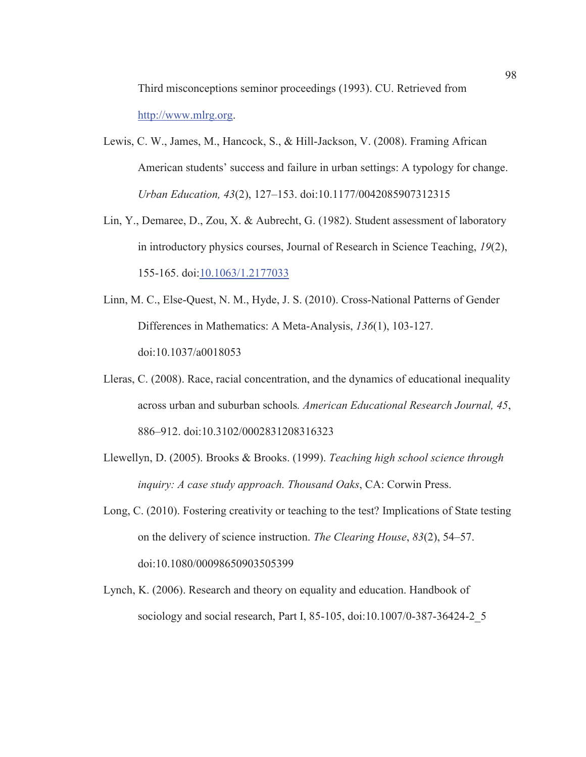Third misconceptions seminor proceedings (1993). CU. Retrieved from http://www.mlrg.org.

Lewis, C. W., James, M., Hancock, S., & Hill-Jackson, V. (2008). Framing African American students' success and failure in urban settings: A typology for change. *Urban Education, 43*(2), 127–153. doi:10.1177/0042085907312315

Lin, Y., Demaree, D., Zou, X. & Aubrecht, G. (1982). Student assessment of laboratory in introductory physics courses, Journal of Research in Science Teaching, *19*(2), 155-165. doi:10.1063/1.2177033

Linn, M. C., Else-Quest, N. M., Hyde, J. S. (2010). Cross-National Patterns of Gender Differences in Mathematics: A Meta-Analysis, *136*(1), 103-127. doi:10.1037/a0018053

Lleras, C. (2008). Race, racial concentration, and the dynamics of educational inequality across urban and suburban schools*. American Educational Research Journal, 45*, 886–912. doi:10.3102/0002831208316323

Llewellyn, D. (2005). Brooks & Brooks. (1999). *Teaching high school science through inquiry: A case study approach. Thousand Oaks*, CA: Corwin Press.

Long, C. (2010). Fostering creativity or teaching to the test? Implications of State testing on the delivery of science instruction. *The Clearing House*, *83*(2), 54–57. doi:10.1080/00098650903505399

Lynch, K. (2006). Research and theory on equality and education. Handbook of sociology and social research, Part I, 85-105, doi:10.1007/0-387-36424-2_5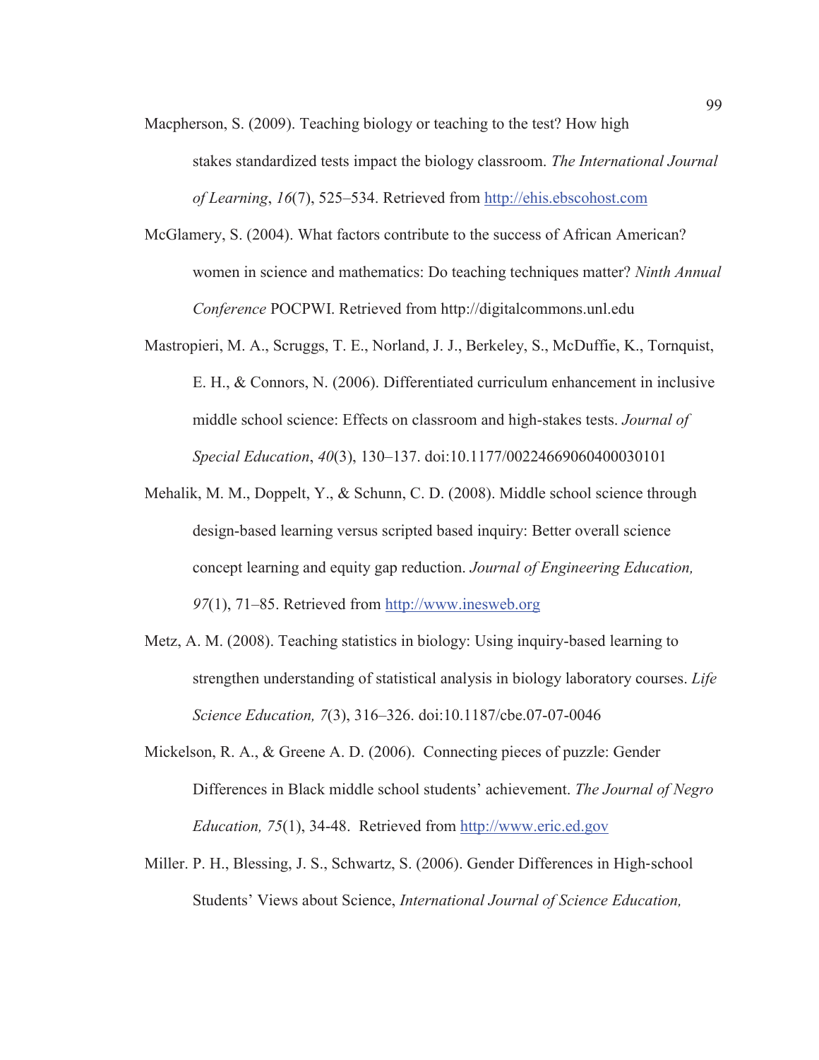Macpherson, S. (2009). Teaching biology or teaching to the test? How high stakes standardized tests impact the biology classroom. *The International Journal of Learning*, *16*(7), 525–534. Retrieved from http://ehis.ebscohost.com

McGlamery, S. (2004). What factors contribute to the success of African American? women in science and mathematics: Do teaching techniques matter? *Ninth Annual Conference* POCPWI. Retrieved from http://digitalcommons.unl.edu

Mastropieri, M. A., Scruggs, T. E., Norland, J. J., Berkeley, S., McDuffie, K., Tornquist, E. H., & Connors, N. (2006). Differentiated curriculum enhancement in inclusive middle school science: Effects on classroom and high-stakes tests. *Journal of Special Education*, *40*(3), 130–137. doi:10.1177/00224669060400030101

Mehalik, M. M., Doppelt, Y., & Schunn, C. D. (2008). Middle school science through design-based learning versus scripted based inquiry: Better overall science concept learning and equity gap reduction. *Journal of Engineering Education, 97*(1), 71–85. Retrieved from http://www.inesweb.org

Metz, A. M. (2008). Teaching statistics in biology: Using inquiry-based learning to strengthen understanding of statistical analysis in biology laboratory courses. *Life Science Education, 7*(3), 316–326. doi:10.1187/cbe.07-07-0046

Mickelson, R. A., & Greene A. D. (2006). Connecting pieces of puzzle: Gender Differences in Black middle school students' achievement. *The Journal of Negro Education, 75*(1), 34-48. Retrieved from http://www.eric.ed.gov

Miller. P. H., Blessing, J. S., Schwartz, S. (2006). Gender Differences in High-school Students' Views about Science, *International Journal of Science Education,*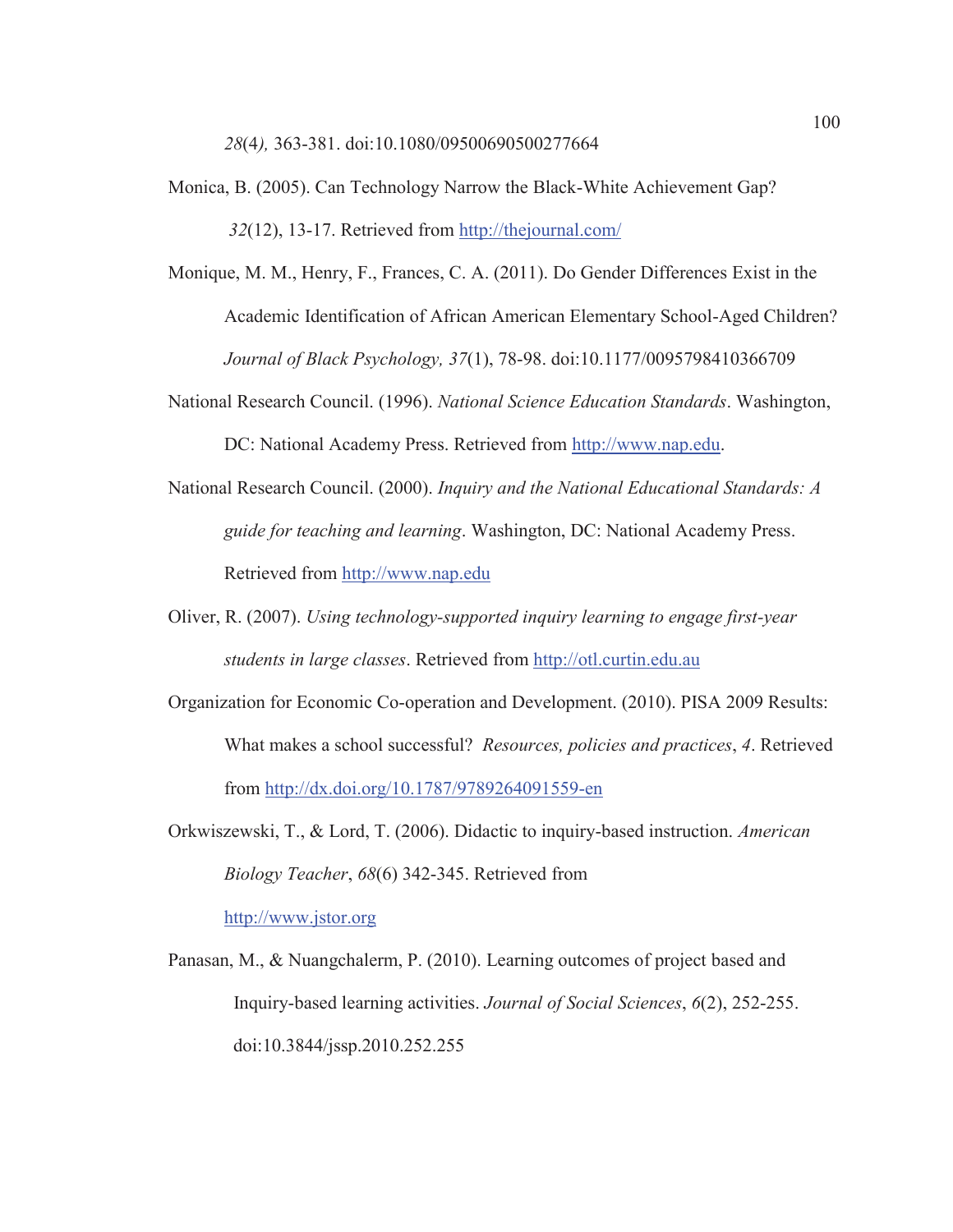*28*(4*),* 363-381. doi:10.1080/09500690500277664

Monica, B. (2005). Can Technology Narrow the Black-White Achievement Gap? *32*(12), 13-17. Retrieved from http://thejournal.com/

Monique, M. M., Henry, F., Frances, C. A. (2011). Do Gender Differences Exist in the Academic Identification of African American Elementary School-Aged Children? *Journal of Black Psychology, 37*(1), 78-98. doi:10.1177/0095798410366709

National Research Council. (1996). *National Science Education Standards*. Washington, DC: National Academy Press. Retrieved from http://www.nap.edu.

National Research Council. (2000). *Inquiry and the National Educational Standards: A guide for teaching and learning*. Washington, DC: National Academy Press. Retrieved from http://www.nap.edu

Oliver, R. (2007). *Using technology-supported inquiry learning to engage first-year students in large classes*. Retrieved from http://otl.curtin.edu.au

Organization for Economic Co-operation and Development. (2010). PISA 2009 Results: What makes a school successful? *Resources, policies and practices*, *4*. Retrieved from http://dx.doi.org/10.1787/9789264091559-en

Orkwiszewski, T., & Lord, T. (2006). Didactic to inquiry-based instruction. *American Biology Teacher*, *68*(6) 342-345. Retrieved from http://www.jstor.org

Panasan, M., & Nuangchalerm, P. (2010). Learning outcomes of project based and Inquiry-based learning activities. *Journal of Social Sciences*, *6*(2), 252-255. doi:10.3844/jssp.2010.252.255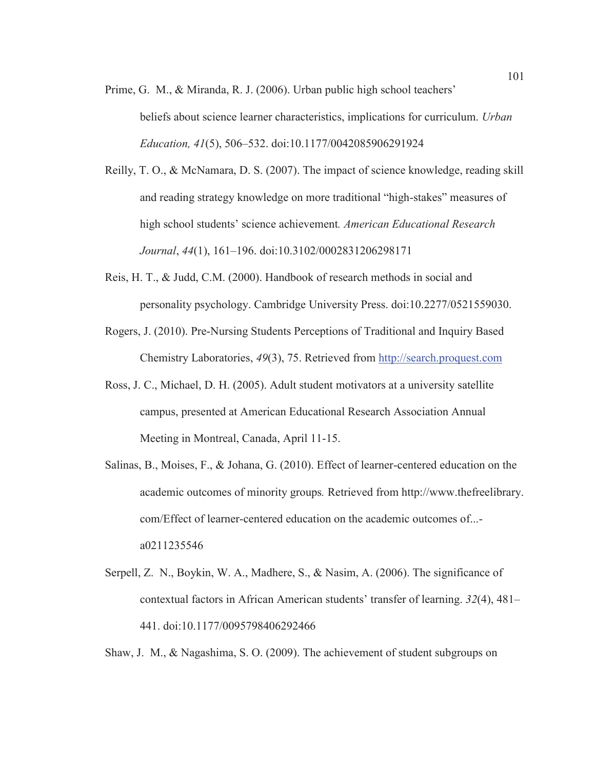Prime, G. M., & Miranda, R. J. (2006). Urban public high school teachers' beliefs about science learner characteristics, implications for curriculum. *Urban Education, 41*(5), 506–532. doi:10.1177/0042085906291924

Reilly, T. O., & McNamara, D. S. (2007). The impact of science knowledge, reading skill and reading strategy knowledge on more traditional "high-stakes" measures of high school students' science achievement*. American Educational Research Journal*, *44*(1), 161–196. doi:10.3102/0002831206298171

Reis, H. T., & Judd, C.M. (2000). Handbook of research methods in social and personality psychology. Cambridge University Press. doi:10.2277/0521559030.

Rogers, J. (2010). Pre-Nursing Students Perceptions of Traditional and Inquiry Based Chemistry Laboratories, *49*(3), 75. Retrieved from http://search.proquest.com

Ross, J. C., Michael, D. H. (2005). Adult student motivators at a university satellite campus, presented at American Educational Research Association Annual Meeting in Montreal, Canada, April 11-15.

Salinas, B., Moises, F., & Johana, G. (2010). Effect of learner-centered education on the academic outcomes of minority groups*.* Retrieved from http://www.thefreelibrary.com/Effect of learner-centered education on the academic outcomes of...-a0211235546

Serpell, Z. N., Boykin, W. A., Madhere, S., & Nasim, A. (2006). The significance of contextual factors in African American students' transfer of learning. *32*(4), 481–441. doi:10.1177/0095798406292466

Shaw, J. M., & Nagashima, S. O. (2009). The achievement of student subgroups on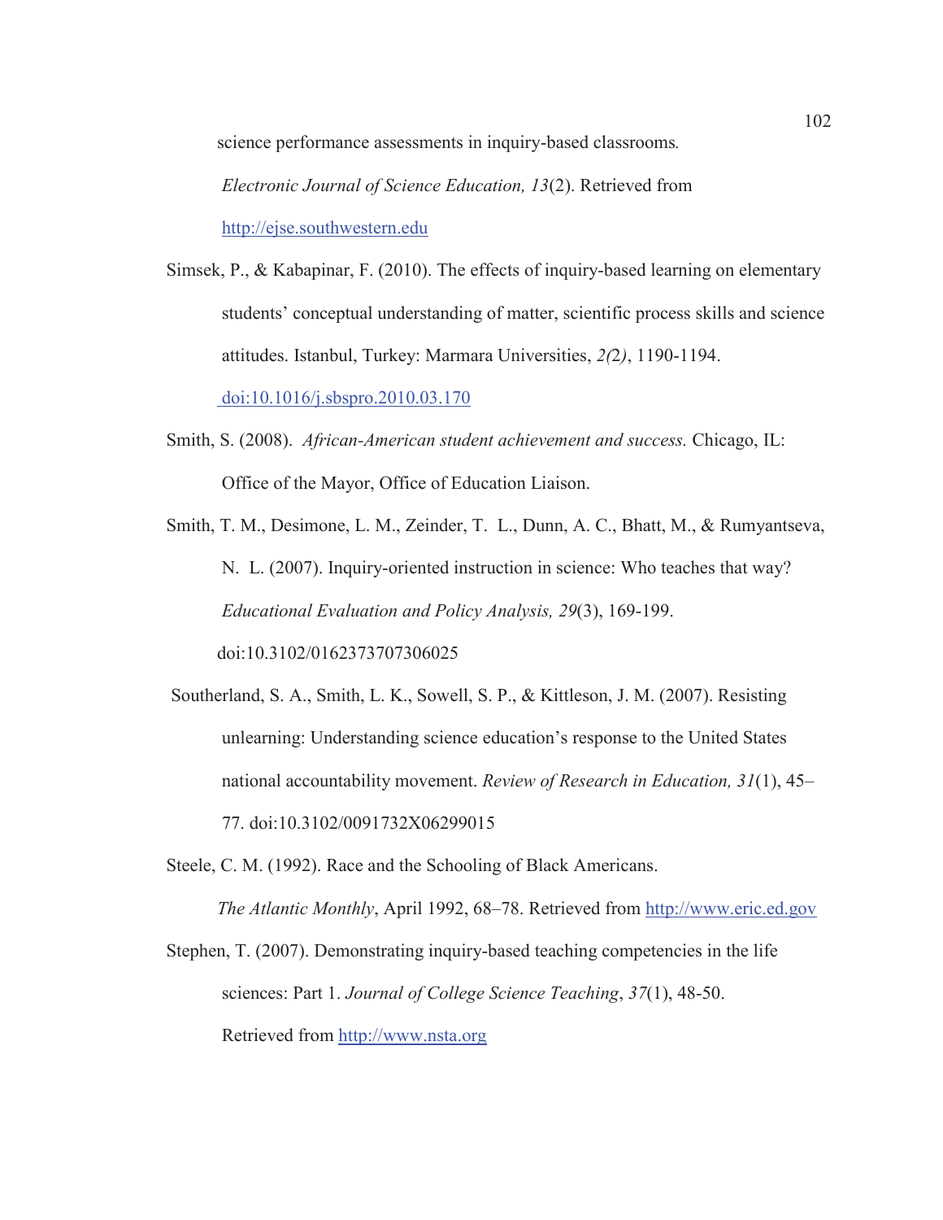science performance assessments in inquiry-based classrooms. *Electronic Journal of Science Education, 13*(2). Retrieved from http://ejse.southwestern.edu

Simsek, P., & Kabapinar, F. (2010). The effects of inquiry-based learning on elementary students' conceptual understanding of matter, scientific process skills and science attitudes. Istanbul, Turkey: Marmara Universities, *2(*2*)*, 1190-1194. doi:10.1016/j.sbspro.2010.03.170

Smith, S. (2008). *African-American student achievement and success.* Chicago, IL: Office of the Mayor, Office of Education Liaison.

Smith, T. M., Desimone, L. M., Zeinder, T. L., Dunn, A. C., Bhatt, M., & Rumyantseva, N. L. (2007). Inquiry-oriented instruction in science: Who teaches that way? *Educational Evaluation and Policy Analysis, 29*(3), 169-199. doi:10.3102/0162373707306025

Southerland, S. A., Smith, L. K., Sowell, S. P., & Kittleson, J. M. (2007). Resisting unlearning: Understanding science education's response to the United States national accountability movement. *Review of Research in Education, 31*(1), 45–77. doi:10.3102/0091732X06299015

Steele, C. M. (1992). Race and the Schooling of Black Americans. *The Atlantic Monthly*, April 1992, 68–78. Retrieved from http://www.eric.ed.gov

Stephen, T. (2007). Demonstrating inquiry-based teaching competencies in the life sciences: Part 1. *Journal of College Science Teaching*, *37*(1), 48-50. Retrieved from http://www.nsta.org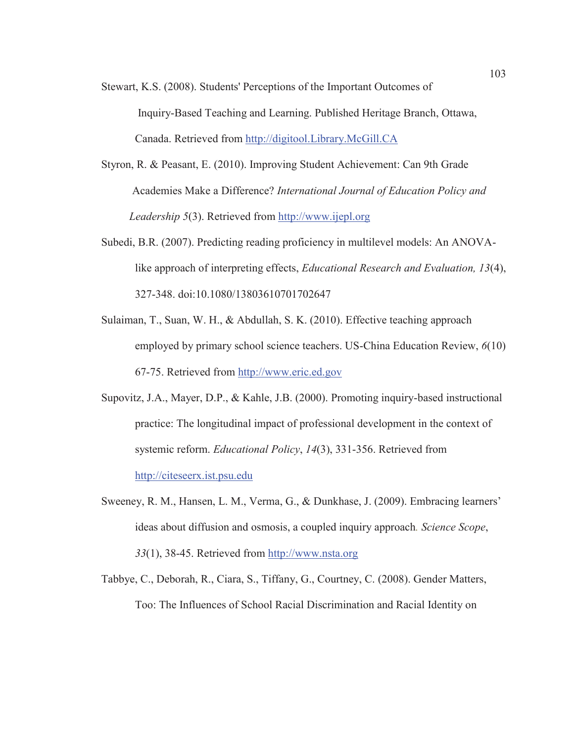Stewart, K.S. (2008). Students' Perceptions of the Important Outcomes of Inquiry-Based Teaching and Learning. Published Heritage Branch, Ottawa, Canada. Retrieved from http://digitool.Library.McGill.CA

Styron, R. & Peasant, E. (2010). Improving Student Achievement: Can 9th Grade Academies Make a Difference? *International Journal of Education Policy and Leadership 5*(3). Retrieved from http://www.ijepl.org

Subedi, B.R. (2007). Predicting reading proficiency in multilevel models: An ANOVA-like approach of interpreting effects, *Educational Research and Evaluation, 13*(4), 327-348. doi:10.1080/13803610701702647

Sulaiman, T., Suan, W. H., & Abdullah, S. K. (2010). Effective teaching approach employed by primary school science teachers. US-China Education Review, *6*(10) 67-75. Retrieved from http://www.eric.ed.gov

Supovitz, J.A., Mayer, D.P., & Kahle, J.B. (2000). Promoting inquiry-based instructional practice: The longitudinal impact of professional development in the context of systemic reform. *Educational Policy*, *14*(3), 331-356. Retrieved from http://citeseerx.ist.psu.edu

Sweeney, R. M., Hansen, L. M., Verma, G., & Dunkhase, J. (2009). Embracing learners' ideas about diffusion and osmosis, a coupled inquiry approach. *Science Scope*, *33*(1), 38-45. Retrieved from http://www.nsta.org

Tabbye, C., Deborah, R., Ciara, S., Tiffany, G., Courtney, C. (2008). Gender Matters, Too: The Influences of School Racial Discrimination and Racial Identity on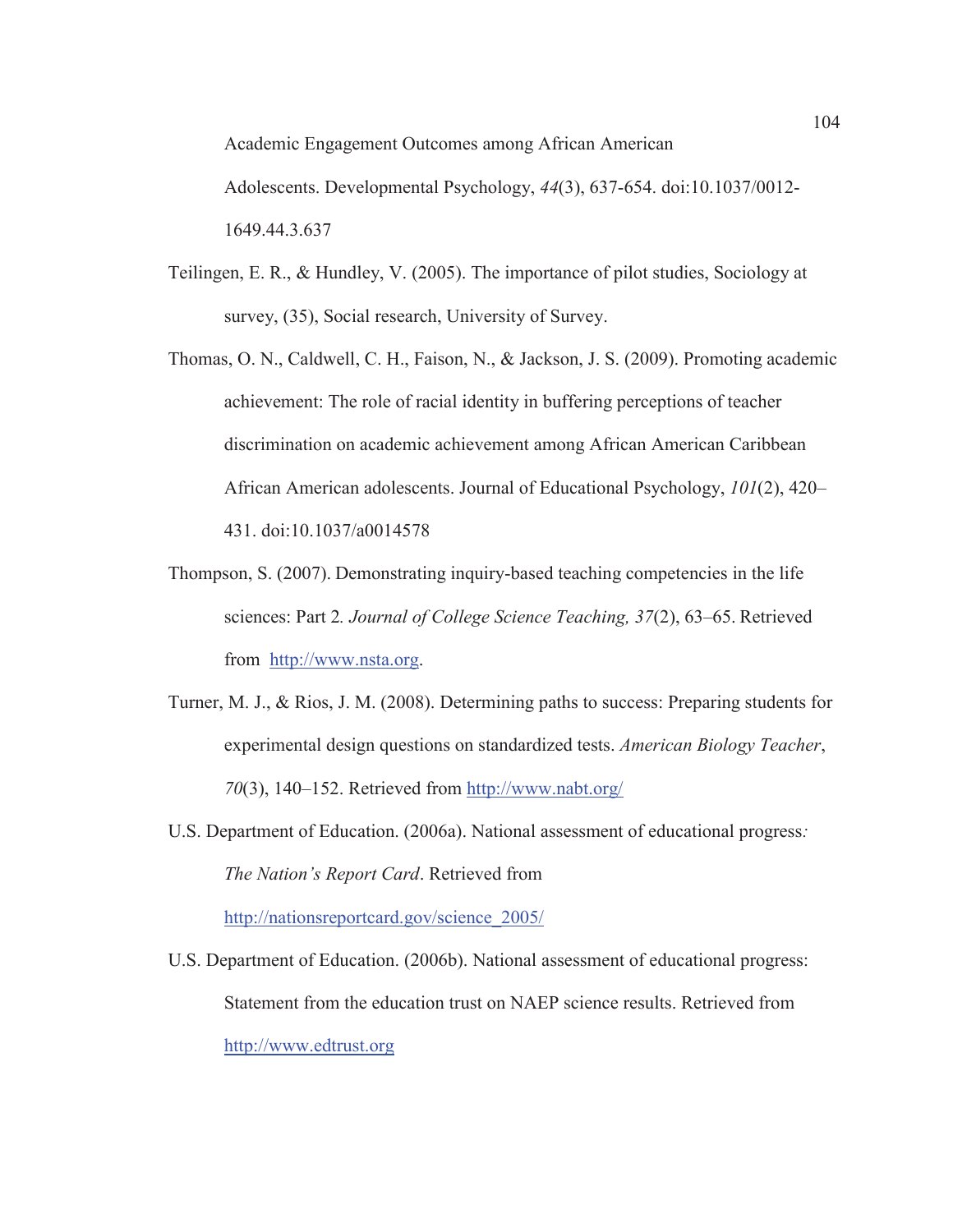Academic Engagement Outcomes among African American Adolescents. Developmental Psychology, *44*(3), 637-654. doi:10.1037/0012-1649.44.3.637

Teilingen, E. R., & Hundley, V. (2005). The importance of pilot studies, Sociology at survey, (35), Social research, University of Survey.

Thomas, O. N., Caldwell, C. H., Faison, N., & Jackson, J. S. (2009). Promoting academic achievement: The role of racial identity in buffering perceptions of teacher discrimination on academic achievement among African American Caribbean African American adolescents. Journal of Educational Psychology, *101*(2), 420–431. doi:10.1037/a0014578

Thompson, S. (2007). Demonstrating inquiry-based teaching competencies in the life sciences: Part 2*. Journal of College Science Teaching, 37*(2), 63–65. Retrieved from http://www.nsta.org.

Turner, M. J., & Rios, J. M. (2008). Determining paths to success: Preparing students for experimental design questions on standardized tests. *American Biology Teacher*, *70*(3), 140–152. Retrieved from http://www.nabt.org/

U.S. Department of Education. (2006a). National assessment of educational progress*: The Nation's Report Card*. Retrieved from http://nationsreportcard.gov/science_2005/

U.S. Department of Education. (2006b). National assessment of educational progress: Statement from the education trust on NAEP science results. Retrieved from http://www.edtrust.org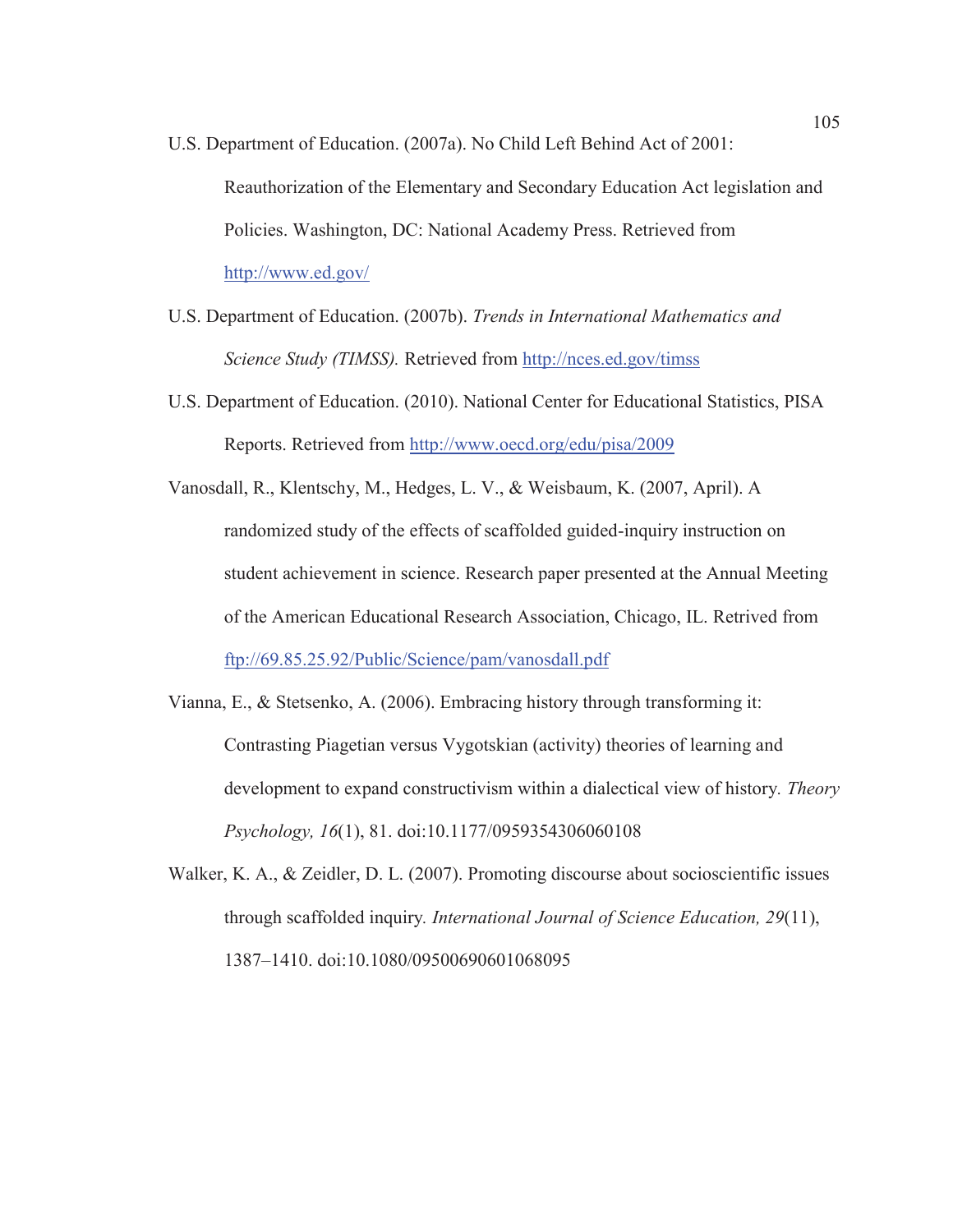U.S. Department of Education. (2007a). No Child Left Behind Act of 2001: Reauthorization of the Elementary and Secondary Education Act legislation and Policies. Washington, DC: National Academy Press. Retrieved from http://www.ed.gov/

U.S. Department of Education. (2007b). *Trends in International Mathematics and Science Study (TIMSS).* Retrieved from http://nces.ed.gov/timss

U.S. Department of Education. (2010). National Center for Educational Statistics, PISA Reports. Retrieved from http://www.oecd.org/edu/pisa/2009

Vanosdall, R., Klentschy, M., Hedges, L. V., & Weisbaum, K. (2007, April). A randomized study of the effects of scaffolded guided-inquiry instruction on student achievement in science. Research paper presented at the Annual Meeting of the American Educational Research Association, Chicago, IL. Retrived from ftp://69.85.25.92/Public/Science/pam/vanosdall.pdf

Vianna, E., & Stetsenko, A. (2006). Embracing history through transforming it: Contrasting Piagetian versus Vygotskian (activity) theories of learning and development to expand constructivism within a dialectical view of history. *Theory Psychology, 16*(1), 81. doi:10.1177/0959354306060108

Walker, K. A., & Zeidler, D. L. (2007). Promoting discourse about socioscientific issues through scaffolded inquiry. *International Journal of Science Education, 29*(11), 1387–1410. doi:10.1080/09500690601068095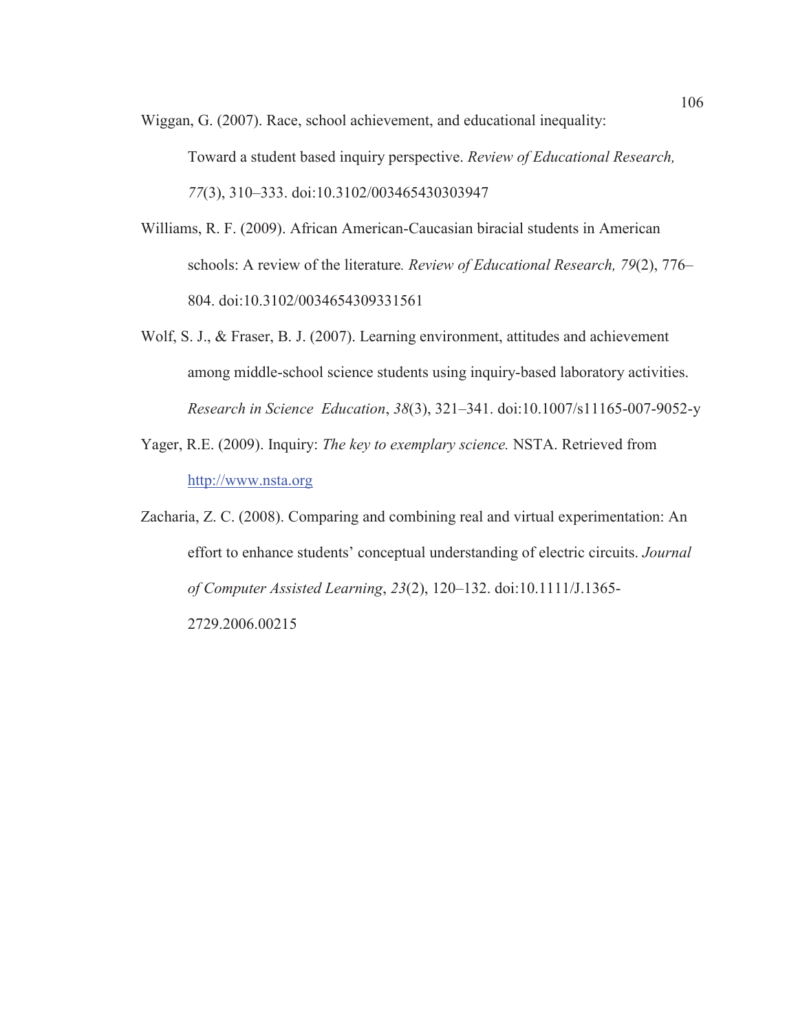Wiggan, G. (2007). Race, school achievement, and educational inequality: Toward a student based inquiry perspective. *Review of Educational Research, 77*(3), 310–333. doi:10.3102/003465430303947

Williams, R. F. (2009). African American-Caucasian biracial students in American schools: A review of the literature*. Review of Educational Research, 79*(2), 776–804. doi:10.3102/0034654309331561

Wolf, S. J., & Fraser, B. J. (2007). Learning environment, attitudes and achievement among middle-school science students using inquiry-based laboratory activities. *Research in Science Education*, *38*(3), 321–341. doi:10.1007/s11165-007-9052-y

Yager, R.E. (2009). Inquiry: *The key to exemplary science.* NSTA. Retrieved from http://www.nsta.org

Zacharia, Z. C. (2008). Comparing and combining real and virtual experimentation: An effort to enhance students' conceptual understanding of electric circuits. *Journal of Computer Assisted Learning*, *23*(2), 120–132. doi:10.1111/J.1365-2729.2006.00215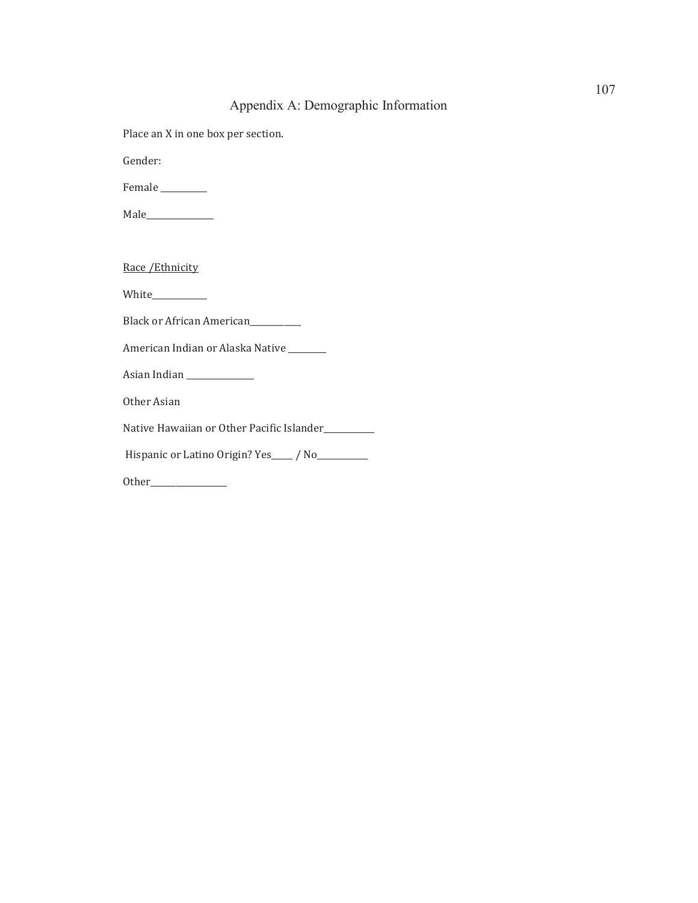# Appendix A: Demographic Information

Place an X in one box per section.

Gender:

Female __________

Male_______________

Race /Ethnicity

White____________

Black or African American____________

American Indian or Alaska Native ________

Asian Indian _______________

Other Asian

Native Hawaiian or Other Pacific Islander___________

Hispanic or Latino Origin? Yes_____ / No___________

Other___________________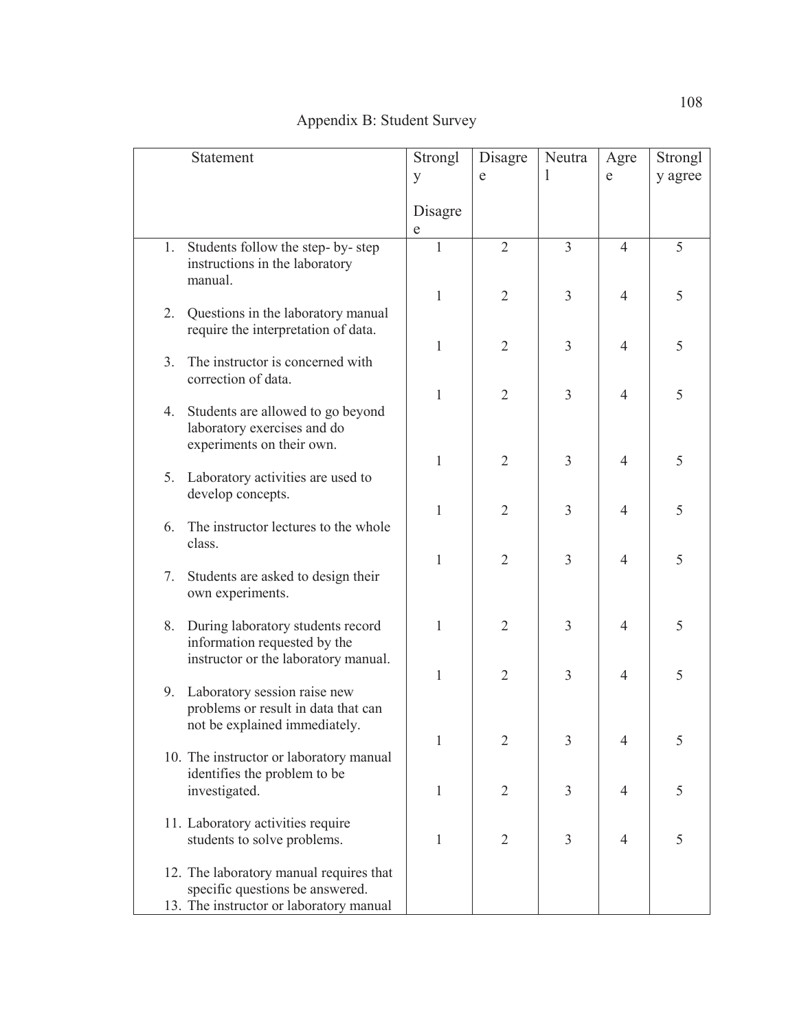# Appendix B: Student Survey

| Statement | Strongly Disagree | Disagree | Neutral | Agree | Strongly agree |
|---|---|---|---|---|---|
| 1. Students follow the step- by- step instructions in the laboratory manual. | 1 | 2 | 3 | 4 | 5 |
| 2. Questions in the laboratory manual require the interpretation of data. | 1 | 2 | 3 | 4 | 5 |
| 3. The instructor is concerned with correction of data. | 1 | 2 | 3 | 4 | 5 |
| 4. Students are allowed to go beyond laboratory exercises and do experiments on their own. | 1 | 2 | 3 | 4 | 5 |
| 5. Laboratory activities are used to develop concepts. | 1 | 2 | 3 | 4 | 5 |
| 6. The instructor lectures to the whole class. | 1 | 2 | 3 | 4 | 5 |
| 7. Students are asked to design their own experiments. | 1 | 2 | 3 | 4 | 5 |
| 8. During laboratory students record information requested by the instructor or the laboratory manual. | 1 | 2 | 3 | 4 | 5 |
| 9. Laboratory session raise new problems or result in data that can not be explained immediately. | 1 | 2 | 3 | 4 | 5 |
| 10. The instructor or laboratory manual identifies the problem to be investigated. | 1 | 2 | 3 | 4 | 5 |
| 11. Laboratory activities require students to solve problems. | 1 | 2 | 3 | 4 | 5 |
| 12. The laboratory manual requires that specific questions be answered. | 1 | 2 | 3 | 4 | 5 |
| 13. The instructor or laboratory manual | | | | | |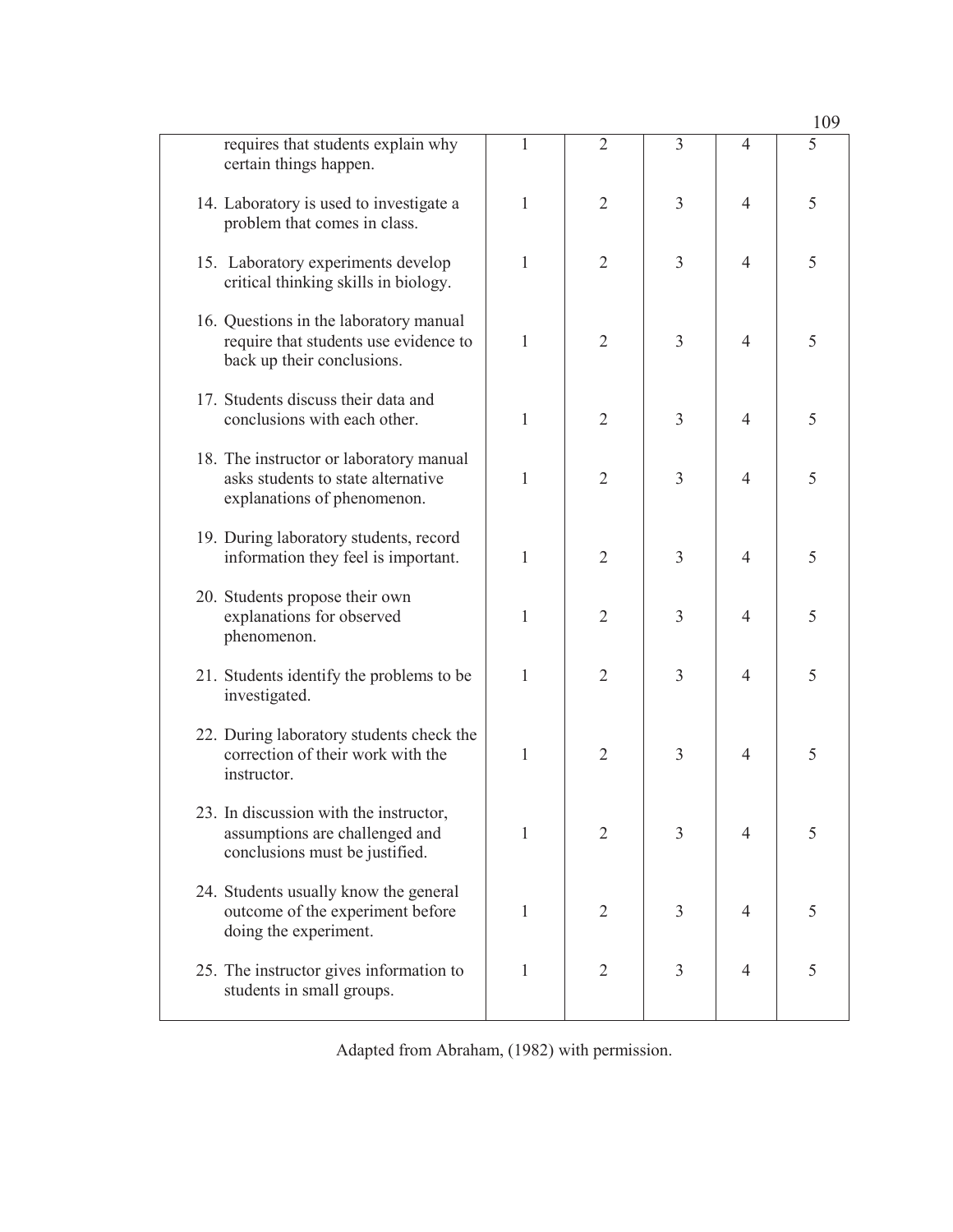| | | | | | |
|---|---|---|---|---|---|
| requires that students explain why certain things happen. | 1 | 2 | 3 | 4 | 5 |
| 14. Laboratory is used to investigate a problem that comes in class. | 1 | 2 | 3 | 4 | 5 |
| 15. Laboratory experiments develop critical thinking skills in biology. | 1 | 2 | 3 | 4 | 5 |
| 16. Questions in the laboratory manual require that students use evidence to back up their conclusions. | 1 | 2 | 3 | 4 | 5 |
| 17. Students discuss their data and conclusions with each other. | 1 | 2 | 3 | 4 | 5 |
| 18. The instructor or laboratory manual asks students to state alternative explanations of phenomenon. | 1 | 2 | 3 | 4 | 5 |
| 19. During laboratory students, record information they feel is important. | 1 | 2 | 3 | 4 | 5 |
| 20. Students propose their own explanations for observed phenomenon. | 1 | 2 | 3 | 4 | 5 |
| 21. Students identify the problems to be investigated. | 1 | 2 | 3 | 4 | 5 |
| 22. During laboratory students check the correction of their work with the instructor. | 1 | 2 | 3 | 4 | 5 |
| 23. In discussion with the instructor, assumptions are challenged and conclusions must be justified. | 1 | 2 | 3 | 4 | 5 |
| 24. Students usually know the general outcome of the experiment before doing the experiment. | 1 | 2 | 3 | 4 | 5 |
| 25. The instructor gives information to students in small groups. | 1 | 2 | 3 | 4 | 5 |

Adapted from Abraham, (1982) with permission.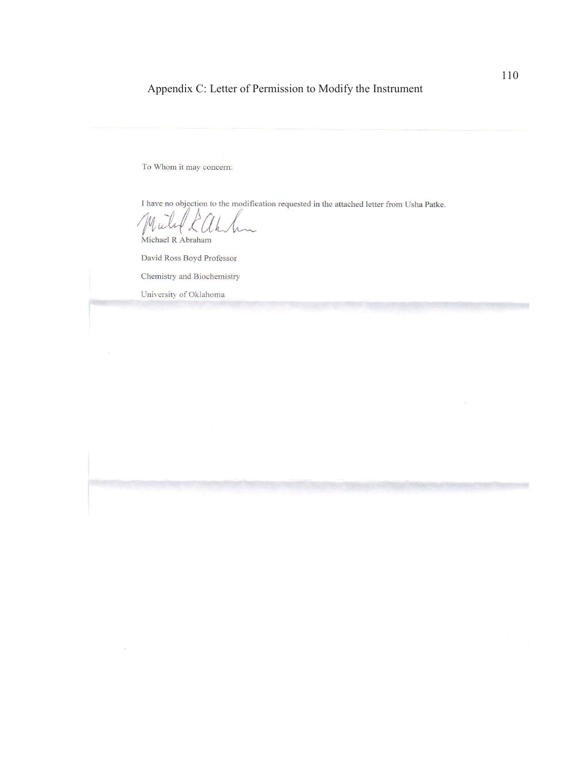# Appendix C: Letter of Permission to Modify the Instrument

To Whom it may concern:

I have no objection to the modification requested in the attached letter from Usha Patke.

Michael R Abraham

David Ross Boyd Professor

Chemistry and Biochemistry

University of Oklahoma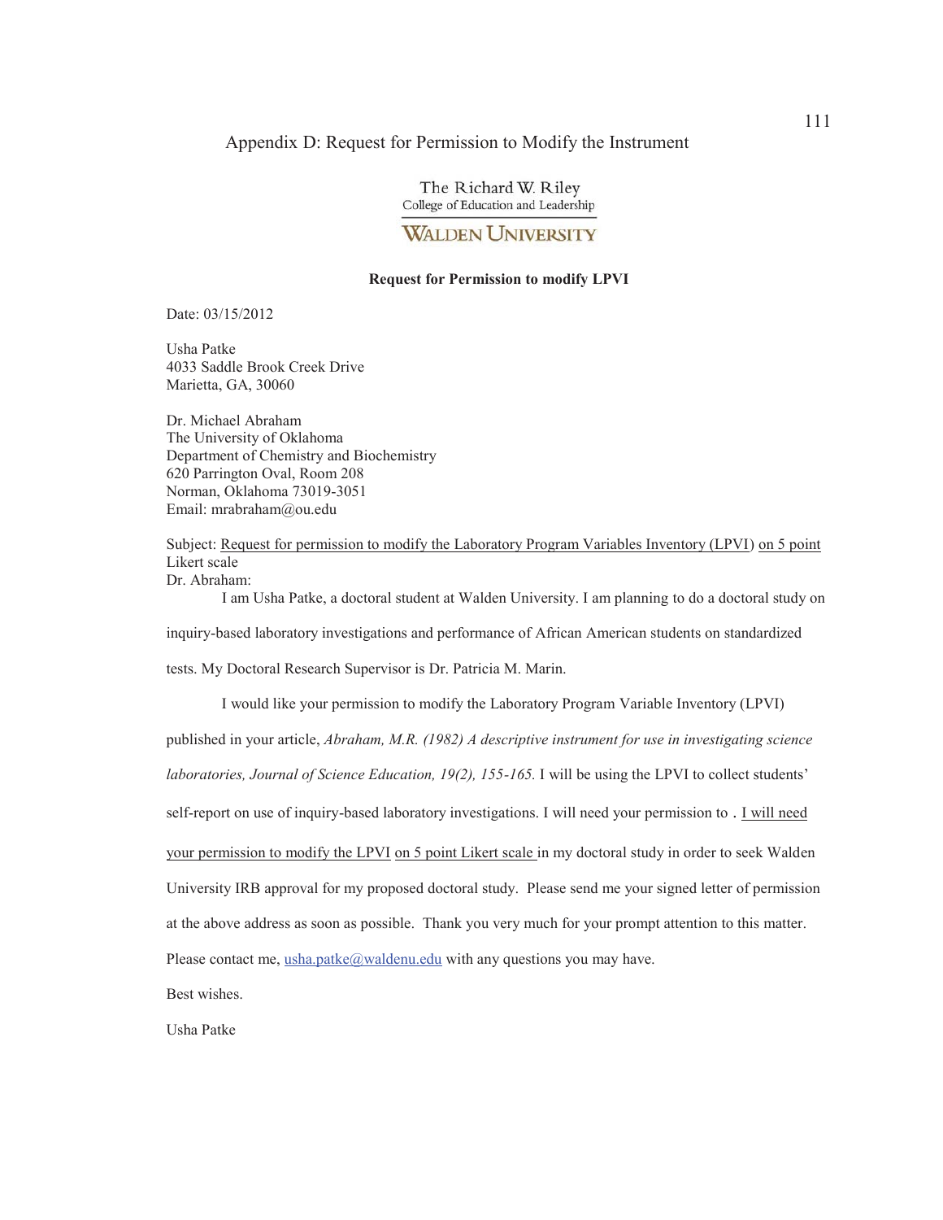## Appendix D: Request for Permission to Modify the Instrument

The Richard W. Riley
College of Education and Leadership

WALDEN UNIVERSITY

**Request for Permission to modify LPVI**

Date: 03/15/2012

Usha Patke
4033 Saddle Brook Creek Drive
Marietta, GA, 30060

Dr. Michael Abraham
The University of Oklahoma
Department of Chemistry and Biochemistry
620 Parrington Oval, Room 208
Norman, Oklahoma 73019-3051
Email: mrabraham@ou.edu

Subject: Request for permission to modify the Laboratory Program Variables Inventory (LPVI) on 5 point Likert scale

Dr. Abraham:

I am Usha Patke, a doctoral student at Walden University. I am planning to do a doctoral study on inquiry-based laboratory investigations and performance of African American students on standardized tests. My Doctoral Research Supervisor is Dr. Patricia M. Marin.

I would like your permission to modify the Laboratory Program Variable Inventory (LPVI) published in your article, *Abraham, M.R. (1982) A descriptive instrument for use in investigating science laboratories, Journal of Science Education, 19(2), 155-165.* I will be using the LPVI to collect students' self-report on use of inquiry-based laboratory investigations. I will need your permission to . I will need your permission to modify the LPVI on 5 point Likert scale in my doctoral study in order to seek Walden University IRB approval for my proposed doctoral study. Please send me your signed letter of permission at the above address as soon as possible. Thank you very much for your prompt attention to this matter. Please contact me, usha.patke@waldenu.edu with any questions you may have.

Best wishes.

Usha Patke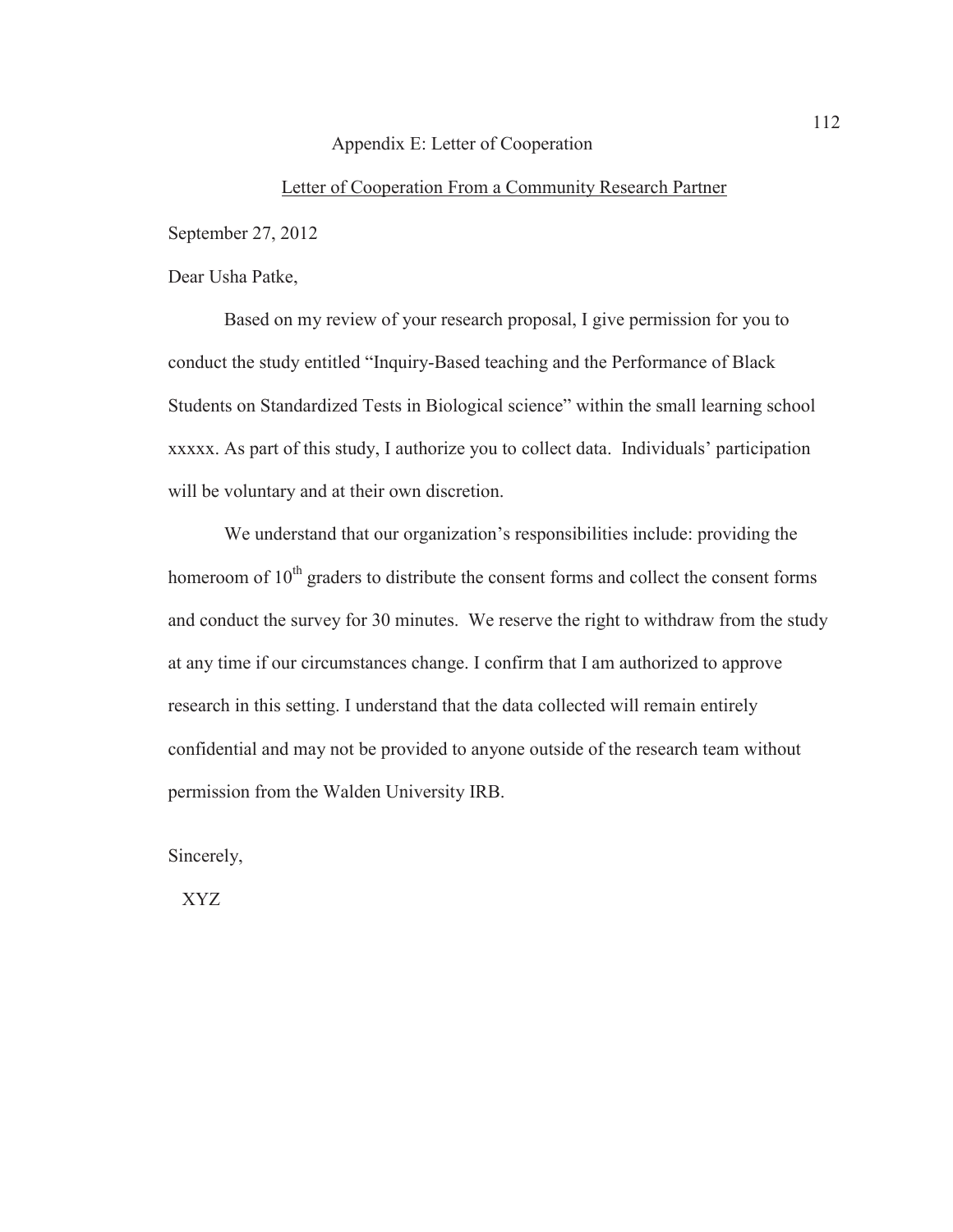# Appendix E: Letter of Cooperation

## Letter of Cooperation From a Community Research Partner

September 27, 2012

Dear Usha Patke,

Based on my review of your research proposal, I give permission for you to conduct the study entitled "Inquiry-Based teaching and the Performance of Black Students on Standardized Tests in Biological science" within the small learning school xxxxx. As part of this study, I authorize you to collect data. Individuals' participation will be voluntary and at their own discretion.

We understand that our organization's responsibilities include: providing the homeroom of 10th graders to distribute the consent forms and collect the consent forms and conduct the survey for 30 minutes. We reserve the right to withdraw from the study at any time if our circumstances change. I confirm that I am authorized to approve research in this setting. I understand that the data collected will remain entirely confidential and may not be provided to anyone outside of the research team without permission from the Walden University IRB.

Sincerely,

XYZ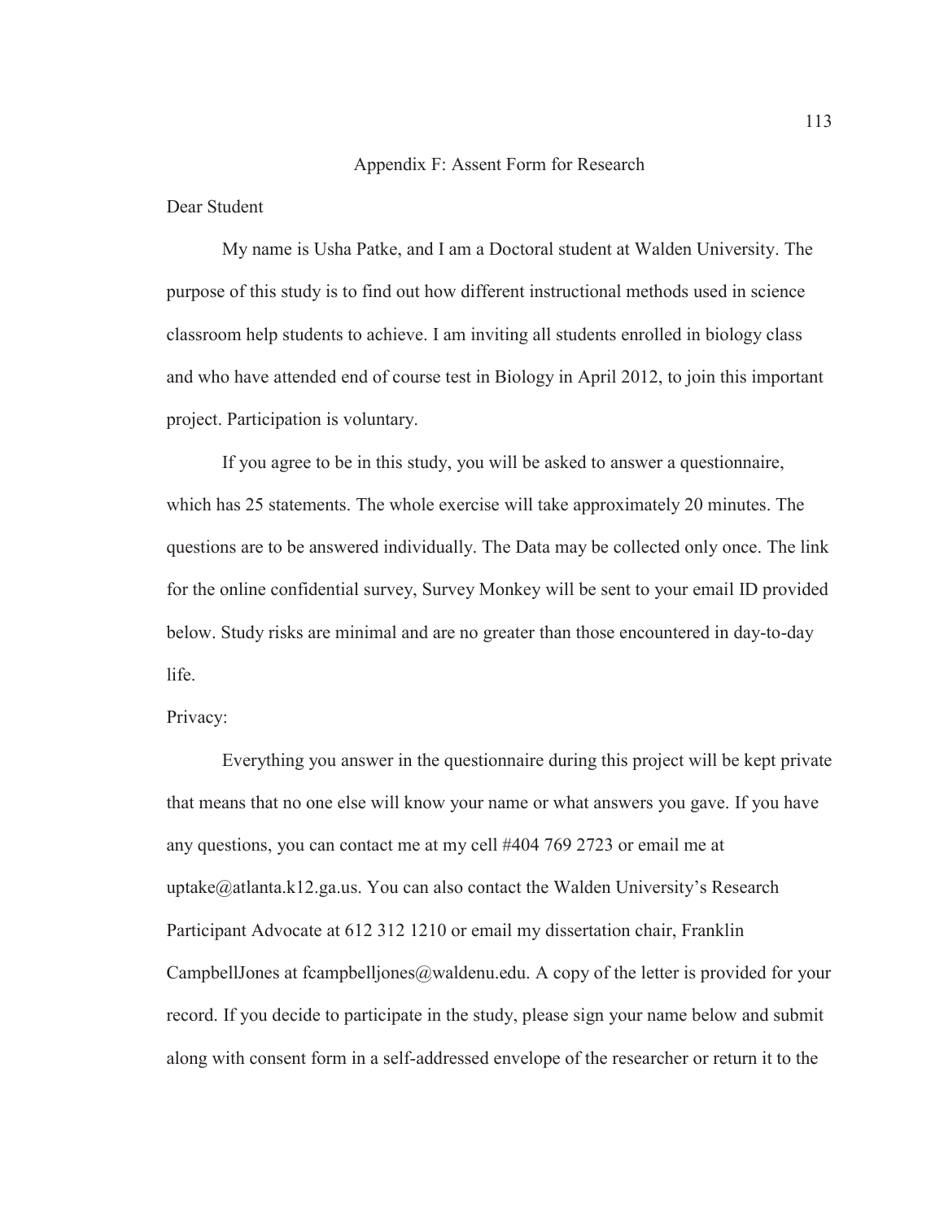## Appendix F: Assent Form for Research

Dear Student

My name is Usha Patke, and I am a Doctoral student at Walden University. The purpose of this study is to find out how different instructional methods used in science classroom help students to achieve. I am inviting all students enrolled in biology class and who have attended end of course test in Biology in April 2012, to join this important project. Participation is voluntary.

If you agree to be in this study, you will be asked to answer a questionnaire, which has 25 statements. The whole exercise will take approximately 20 minutes. The questions are to be answered individually. The Data may be collected only once. The link for the online confidential survey, Survey Monkey will be sent to your email ID provided below. Study risks are minimal and are no greater than those encountered in day-to-day life.

Privacy:

Everything you answer in the questionnaire during this project will be kept private that means that no one else will know your name or what answers you gave. If you have any questions, you can contact me at my cell #404 769 2723 or email me at uptake@atlanta.k12.ga.us. You can also contact the Walden University's Research Participant Advocate at 612 312 1210 or email my dissertation chair, Franklin CampbellJones at fcampbelljones@waldenu.edu. A copy of the letter is provided for your record. If you decide to participate in the study, please sign your name below and submit along with consent form in a self-addressed envelope of the researcher or return it to the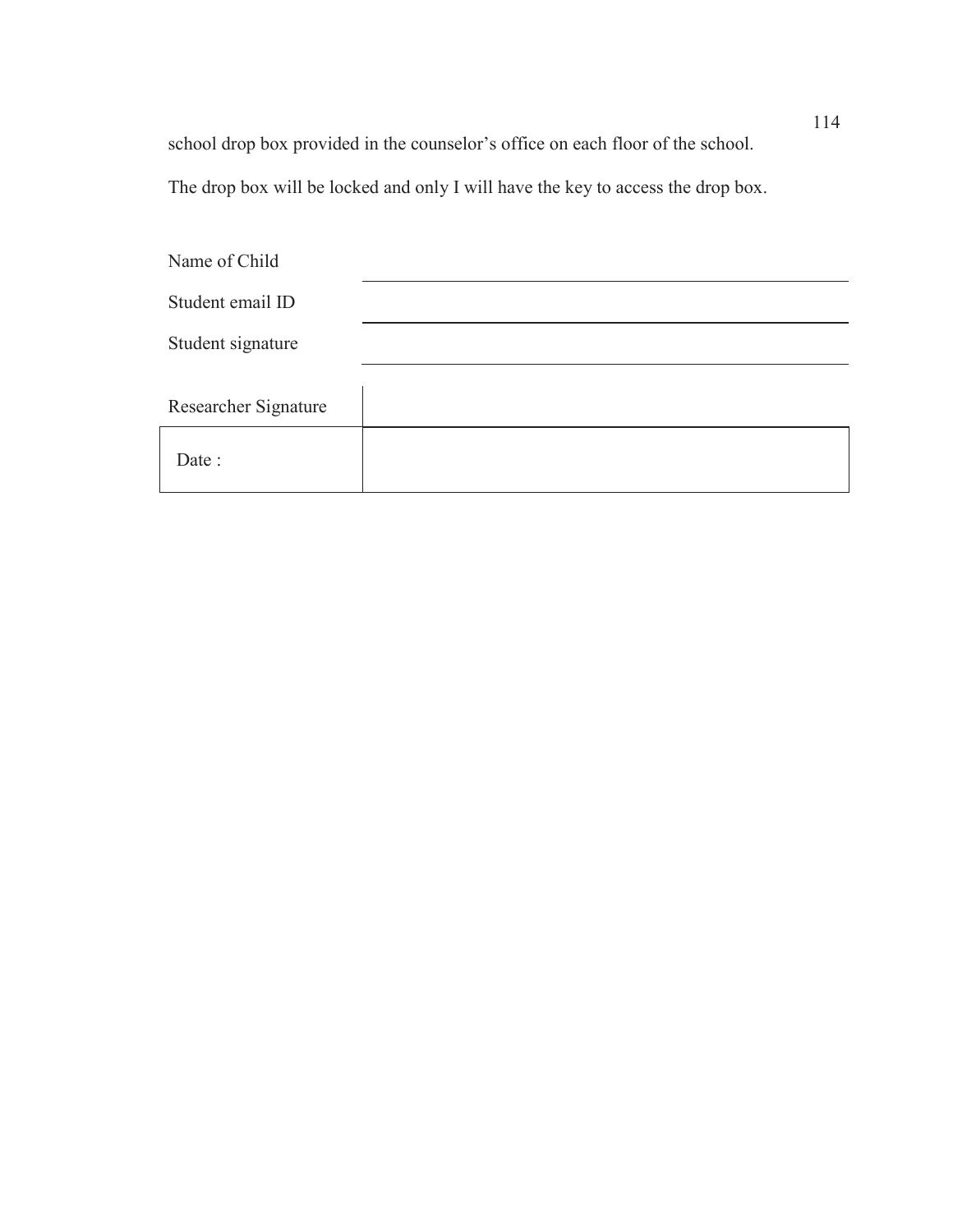school drop box provided in the counselor's office on each floor of the school.

The drop box will be locked and only I will have the key to access the drop box.

| | |
|---|---|
| Name of Child | |
| Student email ID | |
| Student signature | |
| Researcher Signature | |
| Date : | |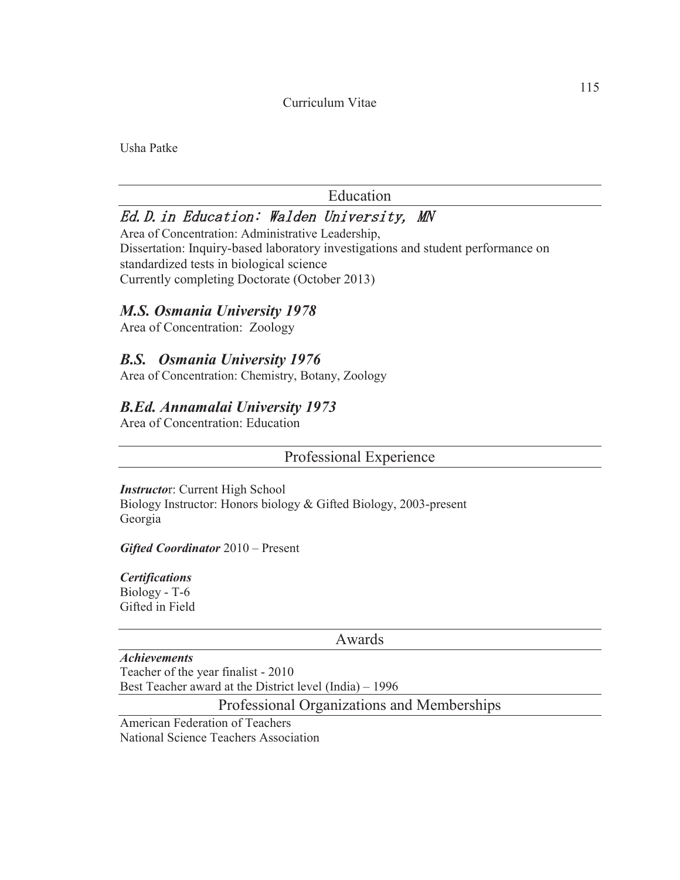# Curriculum Vitae

Usha Patke

## Education

### *Ed.D. in Education: Walden University, MN*

Area of Concentration: Administrative Leadership,
Dissertation: Inquiry-based laboratory investigations and student performance on standardized tests in biological science
Currently completing Doctorate (October 2013)

### ***M.S. Osmania University 1978***

Area of Concentration: Zoology

### ***B.S. Osmania University 1976***

Area of Concentration: Chemistry, Botany, Zoology

### ***B.Ed. Annamalai University 1973***

Area of Concentration: Education

## Professional Experience

***Instructor***: Current High School
Biology Instructor: Honors biology & Gifted Biology, 2003-present
Georgia

***Gifted Coordinator*** 2010 – Present

***Certifications***
Biology - T-6
Gifted in Field

## Awards

***Achievements***
Teacher of the year finalist - 2010
Best Teacher award at the District level (India) – 1996

## Professional Organizations and Memberships

American Federation of Teachers
National Science Teachers Association